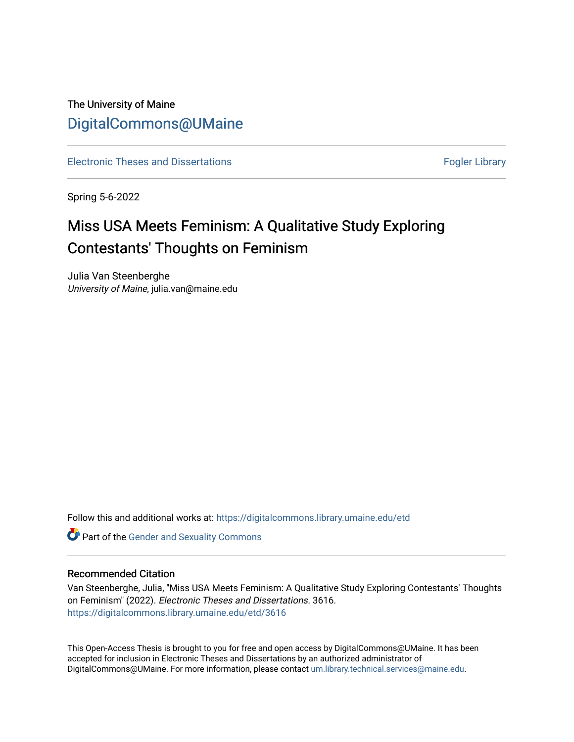The University of Maine

# DigitalCommons@UMaine

Electronic Theses and Dissertations | Fogler Library

Spring 5-6-2022

## Miss USA Meets Feminism: A Qualitative Study Exploring Contestants' Thoughts on Feminism

Julia Van Steenberghe
*University of Maine*, julia.van@maine.edu

Follow this and additional works at: https://digitalcommons.library.umaine.edu/etd

Part of the Gender and Sexuality Commons

### Recommended Citation

Van Steenberghe, Julia, "Miss USA Meets Feminism: A Qualitative Study Exploring Contestants' Thoughts on Feminism" (2022). *Electronic Theses and Dissertations*. 3616.
https://digitalcommons.library.umaine.edu/etd/3616

This Open-Access Thesis is brought to you for free and open access by DigitalCommons@UMaine. It has been accepted for inclusion in Electronic Theses and Dissertations by an authorized administrator of DigitalCommons@UMaine. For more information, please contact um.library.technical.services@maine.edu.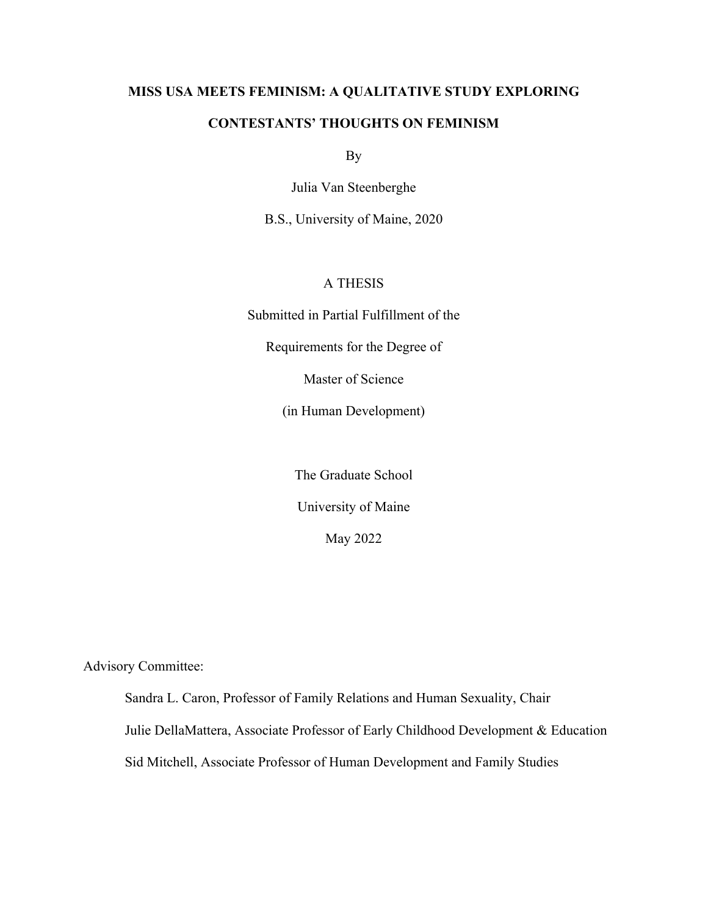# MISS USA MEETS FEMINISM: A QUALITATIVE STUDY EXPLORING CONTESTANTS' THOUGHTS ON FEMINISM

By

Julia Van Steenberghe

B.S., University of Maine, 2020

A THESIS

Submitted in Partial Fulfillment of the

Requirements for the Degree of

Master of Science

(in Human Development)

The Graduate School

University of Maine

May 2022

Advisory Committee:

Sandra L. Caron, Professor of Family Relations and Human Sexuality, Chair

Julie DellaMattera, Associate Professor of Early Childhood Development & Education

Sid Mitchell, Associate Professor of Human Development and Family Studies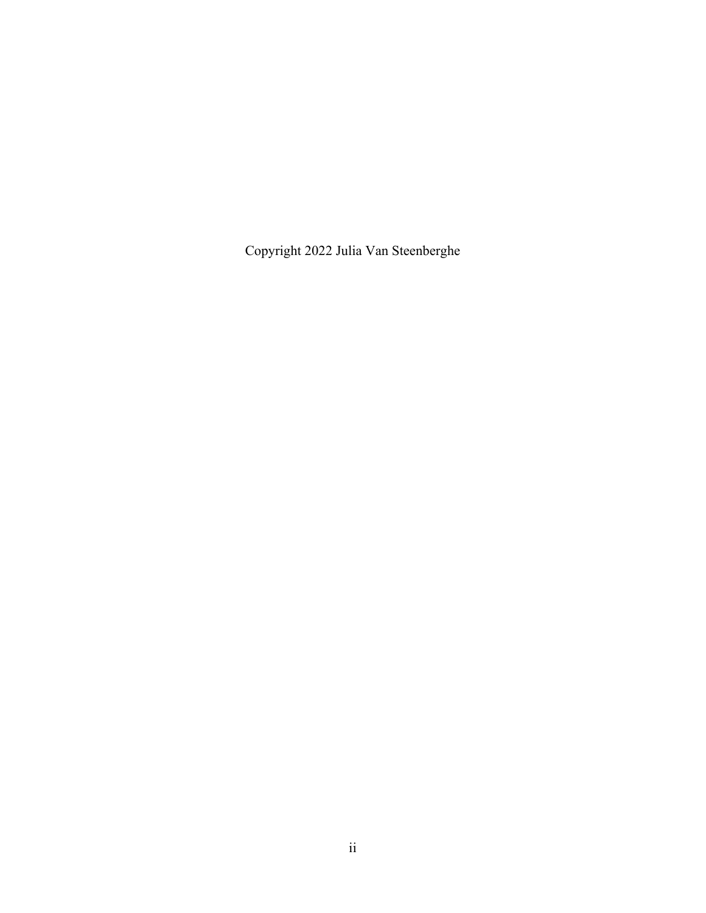Copyright 2022 Julia Van Steenberghe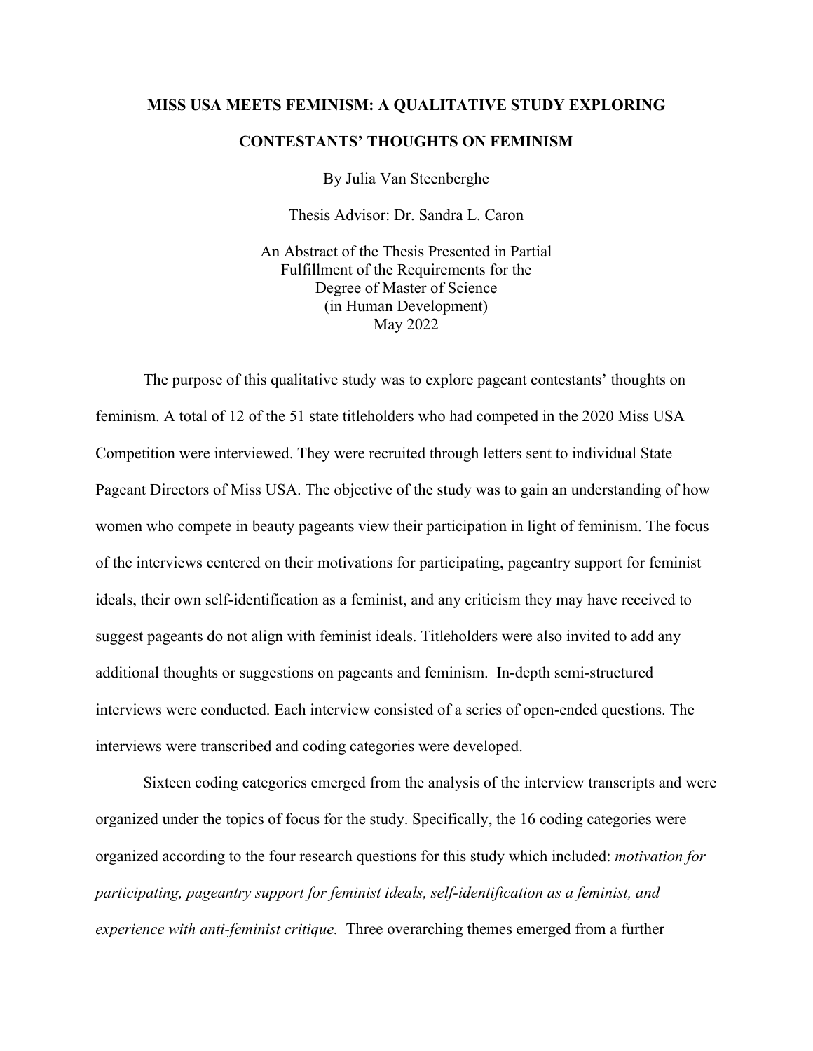**MISS USA MEETS FEMINISM: A QUALITATIVE STUDY EXPLORING CONTESTANTS' THOUGHTS ON FEMINISM**

By Julia Van Steenberghe

Thesis Advisor: Dr. Sandra L. Caron

An Abstract of the Thesis Presented in Partial Fulfillment of the Requirements for the Degree of Master of Science (in Human Development) May 2022

The purpose of this qualitative study was to explore pageant contestants' thoughts on feminism. A total of 12 of the 51 state titleholders who had competed in the 2020 Miss USA Competition were interviewed. They were recruited through letters sent to individual State Pageant Directors of Miss USA. The objective of the study was to gain an understanding of how women who compete in beauty pageants view their participation in light of feminism. The focus of the interviews centered on their motivations for participating, pageantry support for feminist ideals, their own self-identification as a feminist, and any criticism they may have received to suggest pageants do not align with feminist ideals. Titleholders were also invited to add any additional thoughts or suggestions on pageants and feminism. In-depth semi-structured interviews were conducted. Each interview consisted of a series of open-ended questions. The interviews were transcribed and coding categories were developed.

Sixteen coding categories emerged from the analysis of the interview transcripts and were organized under the topics of focus for the study. Specifically, the 16 coding categories were organized according to the four research questions for this study which included: *motivation for participating, pageantry support for feminist ideals, self-identification as a feminist, and experience with anti-feminist critique.* Three overarching themes emerged from a further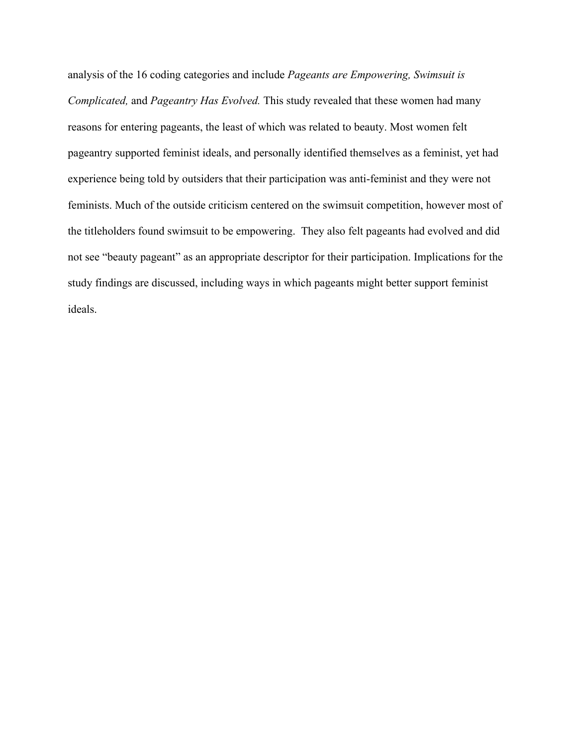analysis of the 16 coding categories and include *Pageants are Empowering, Swimsuit is Complicated,* and *Pageantry Has Evolved.* This study revealed that these women had many reasons for entering pageants, the least of which was related to beauty. Most women felt pageantry supported feminist ideals, and personally identified themselves as a feminist, yet had experience being told by outsiders that their participation was anti-feminist and they were not feminists. Much of the outside criticism centered on the swimsuit competition, however most of the titleholders found swimsuit to be empowering. They also felt pageants had evolved and did not see "beauty pageant" as an appropriate descriptor for their participation. Implications for the study findings are discussed, including ways in which pageants might better support feminist ideals.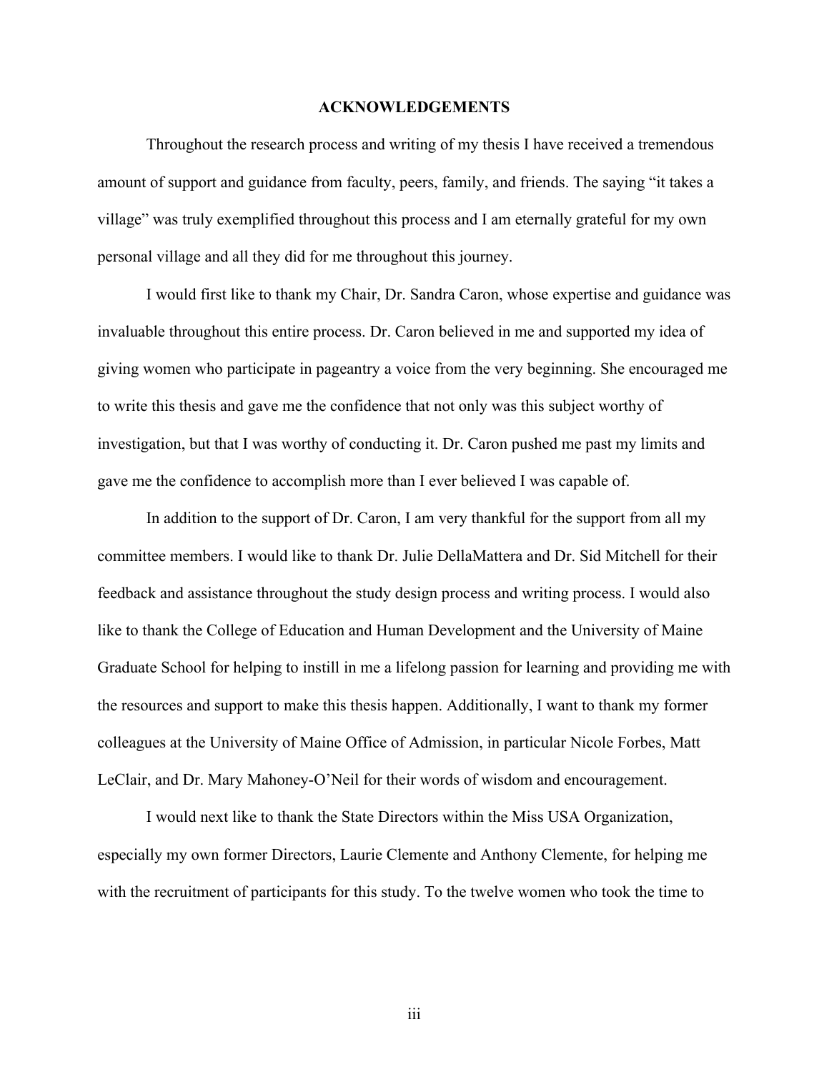# ACKNOWLEDGEMENTS

Throughout the research process and writing of my thesis I have received a tremendous amount of support and guidance from faculty, peers, family, and friends. The saying "it takes a village" was truly exemplified throughout this process and I am eternally grateful for my own personal village and all they did for me throughout this journey.

I would first like to thank my Chair, Dr. Sandra Caron, whose expertise and guidance was invaluable throughout this entire process. Dr. Caron believed in me and supported my idea of giving women who participate in pageantry a voice from the very beginning. She encouraged me to write this thesis and gave me the confidence that not only was this subject worthy of investigation, but that I was worthy of conducting it. Dr. Caron pushed me past my limits and gave me the confidence to accomplish more than I ever believed I was capable of.

In addition to the support of Dr. Caron, I am very thankful for the support from all my committee members. I would like to thank Dr. Julie DellaMattera and Dr. Sid Mitchell for their feedback and assistance throughout the study design process and writing process. I would also like to thank the College of Education and Human Development and the University of Maine Graduate School for helping to instill in me a lifelong passion for learning and providing me with the resources and support to make this thesis happen. Additionally, I want to thank my former colleagues at the University of Maine Office of Admission, in particular Nicole Forbes, Matt LeClair, and Dr. Mary Mahoney-O'Neil for their words of wisdom and encouragement.

I would next like to thank the State Directors within the Miss USA Organization, especially my own former Directors, Laurie Clemente and Anthony Clemente, for helping me with the recruitment of participants for this study. To the twelve women who took the time to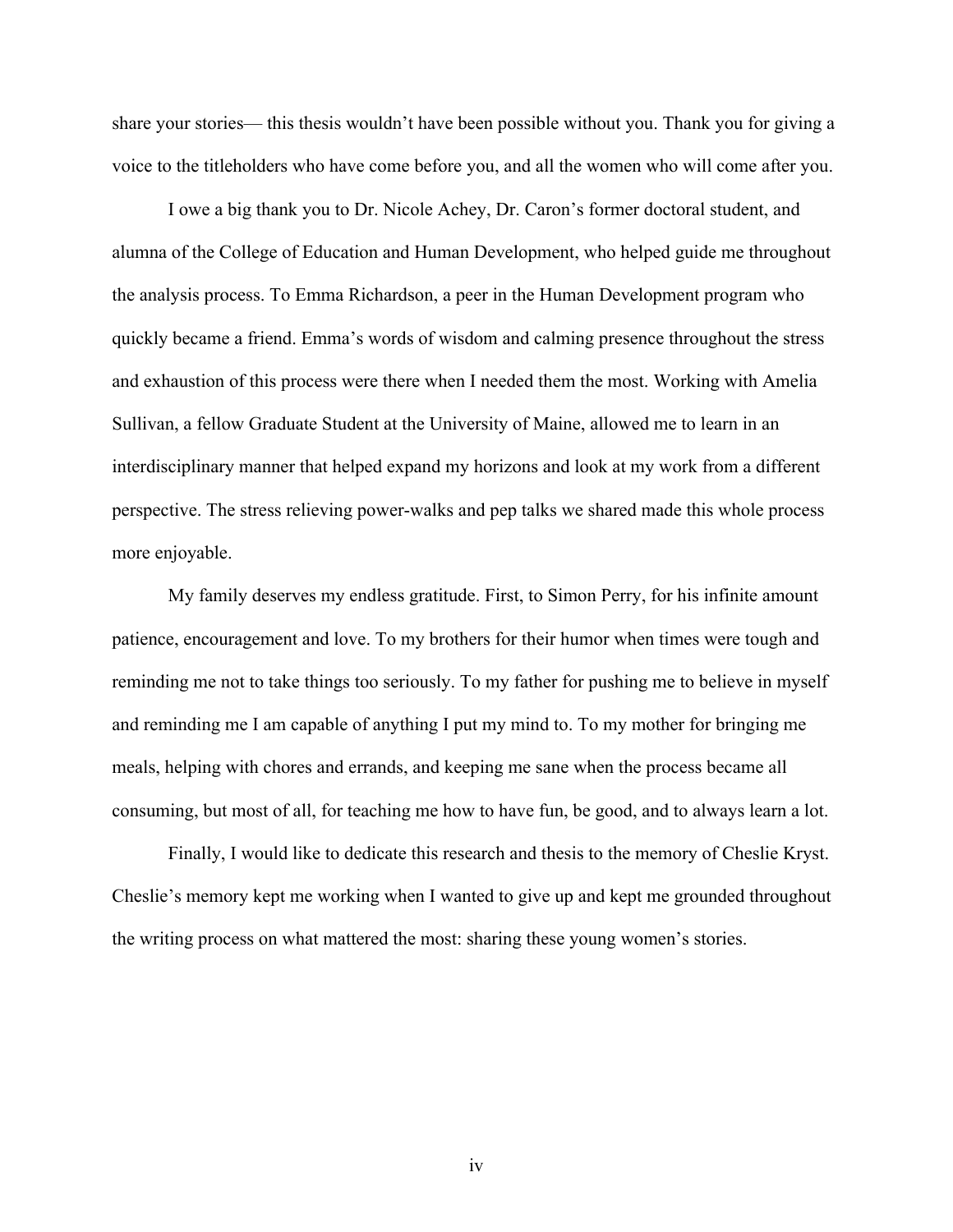share your stories— this thesis wouldn't have been possible without you. Thank you for giving a voice to the titleholders who have come before you, and all the women who will come after you.

I owe a big thank you to Dr. Nicole Achey, Dr. Caron's former doctoral student, and alumna of the College of Education and Human Development, who helped guide me throughout the analysis process. To Emma Richardson, a peer in the Human Development program who quickly became a friend. Emma's words of wisdom and calming presence throughout the stress and exhaustion of this process were there when I needed them the most. Working with Amelia Sullivan, a fellow Graduate Student at the University of Maine, allowed me to learn in an interdisciplinary manner that helped expand my horizons and look at my work from a different perspective. The stress relieving power-walks and pep talks we shared made this whole process more enjoyable.

My family deserves my endless gratitude. First, to Simon Perry, for his infinite amount patience, encouragement and love. To my brothers for their humor when times were tough and reminding me not to take things too seriously. To my father for pushing me to believe in myself and reminding me I am capable of anything I put my mind to. To my mother for bringing me meals, helping with chores and errands, and keeping me sane when the process became all consuming, but most of all, for teaching me how to have fun, be good, and to always learn a lot.

Finally, I would like to dedicate this research and thesis to the memory of Cheslie Kryst. Cheslie's memory kept me working when I wanted to give up and kept me grounded throughout the writing process on what mattered the most: sharing these young women's stories.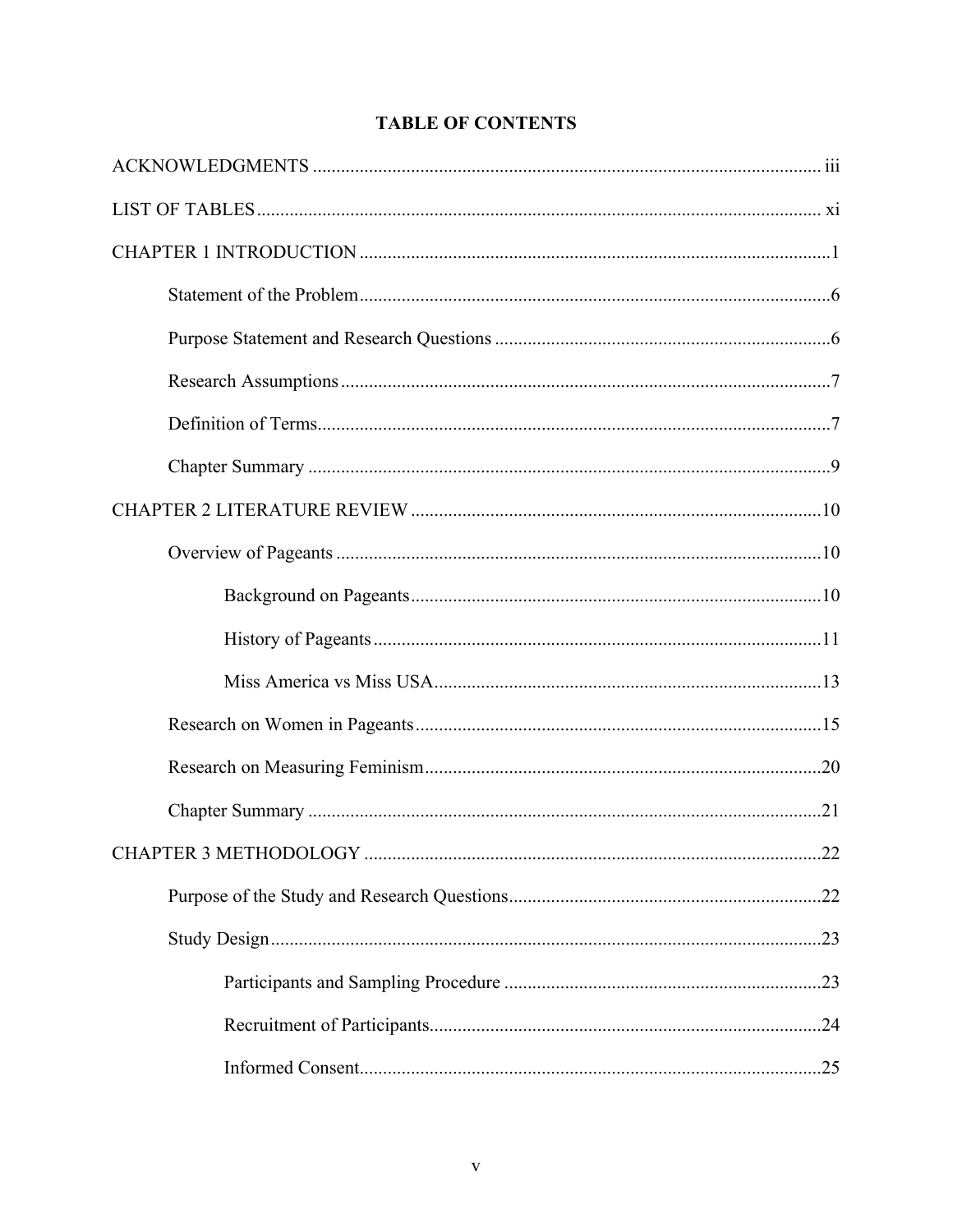# TABLE OF CONTENTS

ACKNOWLEDGMENTS ........................................................................................................ iii

LIST OF TABLES ......................................................................................................... xi

CHAPTER 1 INTRODUCTION ..........................................................................................1

Statement of the Problem ..........................................................................................6

Purpose Statement and Research Questions ............................................................6

Research Assumptions ..............................................................................................7

Definition of Terms ...................................................................................................7

Chapter Summary ......................................................................................................9

CHAPTER 2 LITERATURE REVIEW .............................................................................10

Overview of Pageants ..............................................................................................10

Background on Pageants .................................................................................10

History of Pageants .........................................................................................11

Miss America vs Miss USA ............................................................................13

Research on Women in Pageants ............................................................................15

Research on Measuring Feminism ..........................................................................20

Chapter Summary ....................................................................................................21

CHAPTER 3 METHODOLOGY .......................................................................................22

Purpose of the Study and Research Questions ........................................................22

Study Design ............................................................................................................23

Participants and Sampling Procedure ..............................................................23

Recruitment of Participants .............................................................................24

Informed Consent ............................................................................................25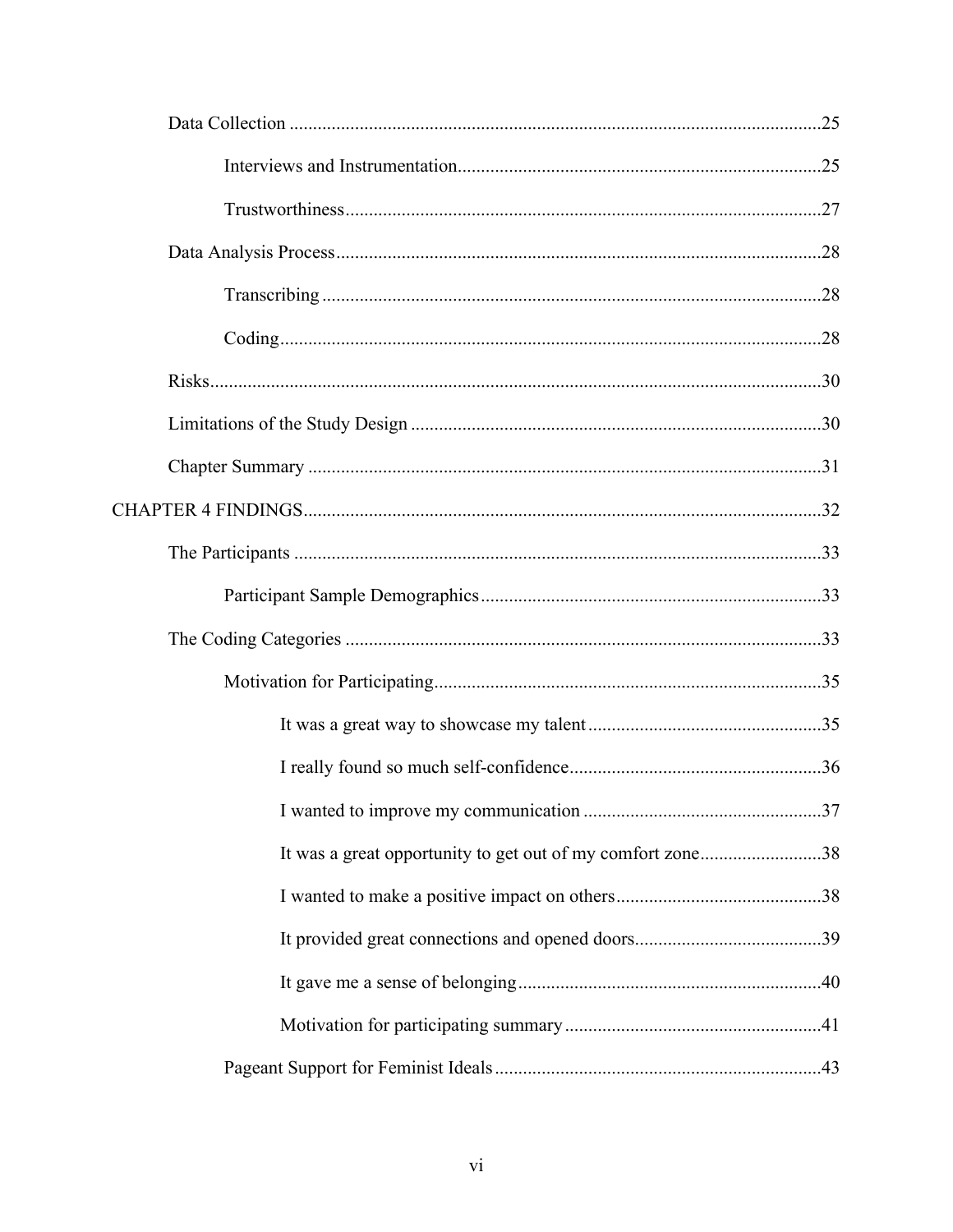Data Collection ....................................................................................................25

Interviews and Instrumentation..........................................................................25

Trustworthiness...................................................................................................27

Data Analysis Process ..........................................................................................28

Transcribing ........................................................................................................28

Coding .................................................................................................................28

Risks.......................................................................................................................30

Limitations of the Study Design ..........................................................................30

Chapter Summary ................................................................................................31

CHAPTER 4 FINDINGS.............................................................................................32

The Participants ....................................................................................................33

Participant Sample Demographics......................................................................33

The Coding Categories ........................................................................................33

Motivation for Participating...............................................................................35

It was a great way to showcase my talent ..............................................35

I really found so much self-confidence...................................................36

I wanted to improve my communication ...............................................37

It was a great opportunity to get out of my comfort zone.......................38

I wanted to make a positive impact on others.........................................38

It provided great connections and opened doors.....................................39

It gave me a sense of belonging..............................................................40

Motivation for participating summary ....................................................41

Pageant Support for Feminist Ideals....................................................................43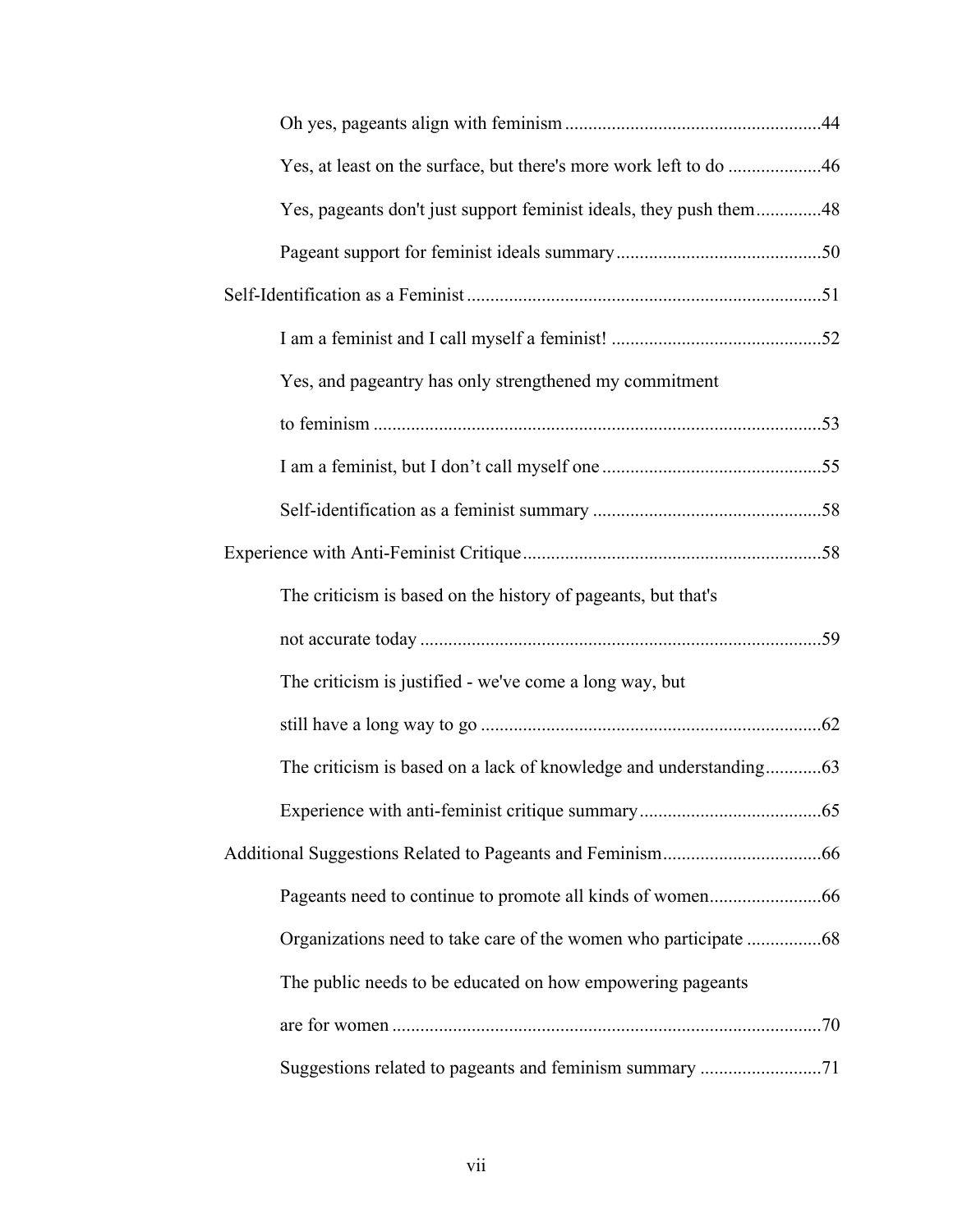Oh yes, pageants align with feminism ......................................................44

Yes, at least on the surface, but there's more work left to do ...................46

Yes, pageants don't just support feminist ideals, they push them.............48

Pageant support for feminist ideals summary............................................50

Self-Identification as a Feminist...........................................................................51

I am a feminist and I call myself a feminist! ............................................52

Yes, and pageantry has only strengthened my commitment to feminism ...............................................................................................53

I am a feminist, but I don't call myself one ...............................................55

Self-identification as a feminist summary .................................................58

Experience with Anti-Feminist Critique...............................................................58

The criticism is based on the history of pageants, but that's not accurate today ......................................................................................59

The criticism is justified - we've come a long way, but still have a long way to go ........................................................................62

The criticism is based on a lack of knowledge and understanding............63

Experience with anti-feminist critique summary......................................65

Additional Suggestions Related to Pageants and Feminism.................................66

Pageants need to continue to promote all kinds of women........................66

Organizations need to take care of the women who participate ................68

The public needs to be educated on how empowering pageants are for women ...........................................................................................70

Suggestions related to pageants and feminism summary ..........................71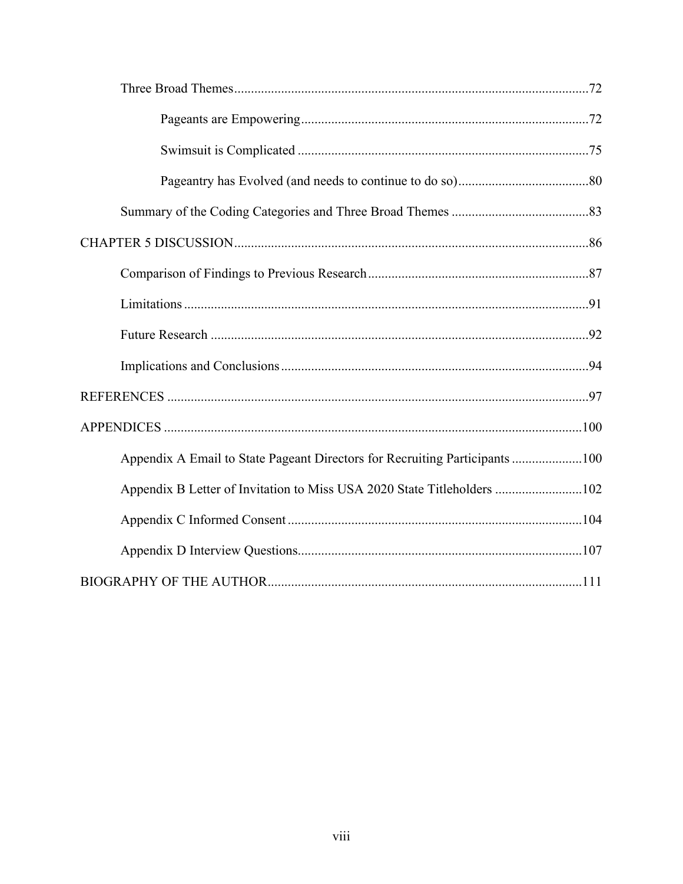Three Broad Themes ........................................................................................................72

Pageants are Empowering .....................................................................................72

Swimsuit is Complicated ......................................................................................75

Pageantry has Evolved (and needs to continue to do so) .......................................80

Summary of the Coding Categories and Three Broad Themes .........................................83

CHAPTER 5 DISCUSSION .........................................................................................................86

Comparison of Findings to Previous Research .................................................................87

Limitations ........................................................................................................................91

Future Research .................................................................................................................92

Implications and Conclusions ...........................................................................................94

REFERENCES .............................................................................................................................97

APPENDICES ............................................................................................................................100

Appendix A Email to State Pageant Directors for Recruiting Participants .....................100

Appendix B Letter of Invitation to Miss USA 2020 State Titleholders ..........................102

Appendix C Informed Consent .......................................................................................104

Appendix D Interview Questions ....................................................................................107

BIOGRAPHY OF THE AUTHOR .............................................................................................111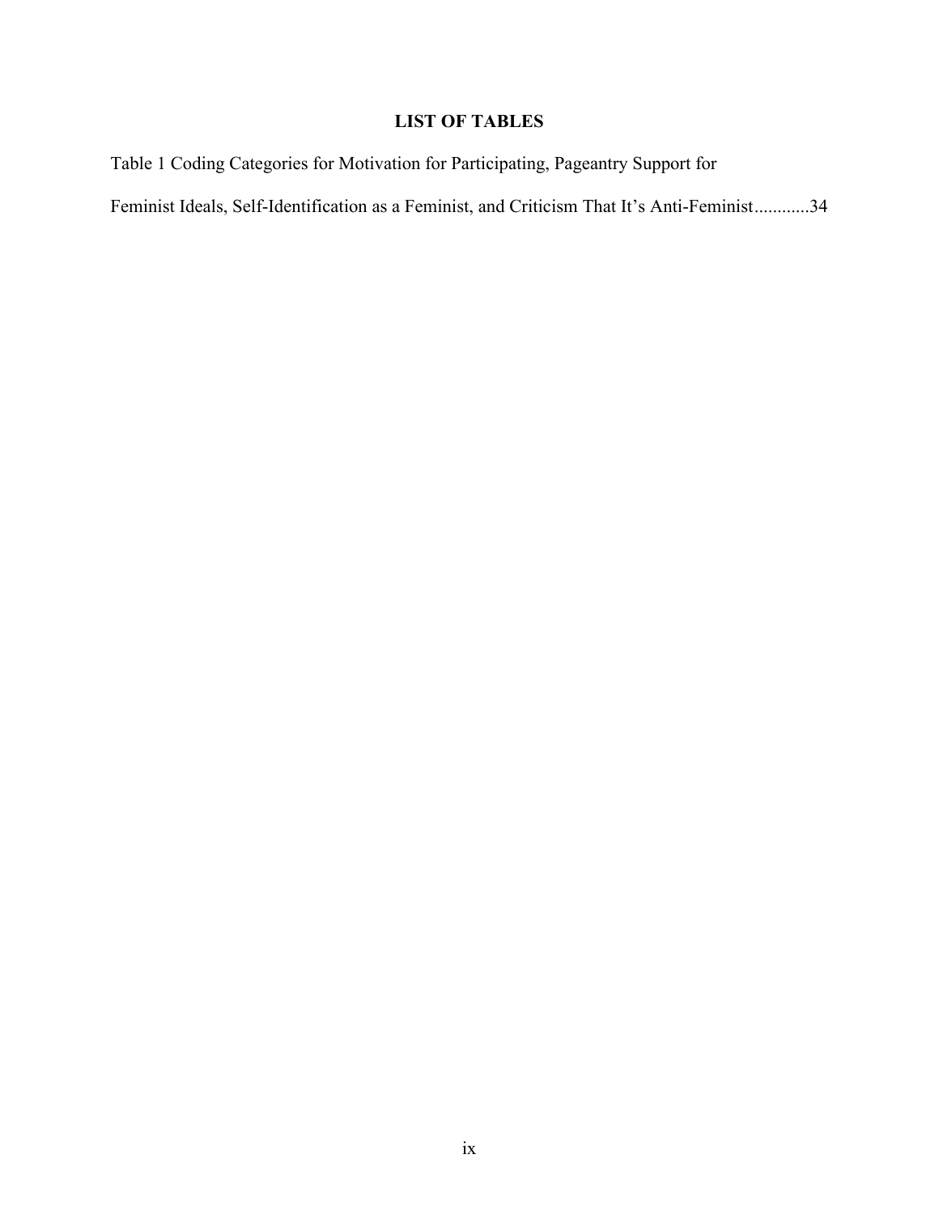## LIST OF TABLES

Table 1 Coding Categories for Motivation for Participating, Pageantry Support for Feminist Ideals, Self-Identification as a Feminist, and Criticism That It's Anti-Feminist............34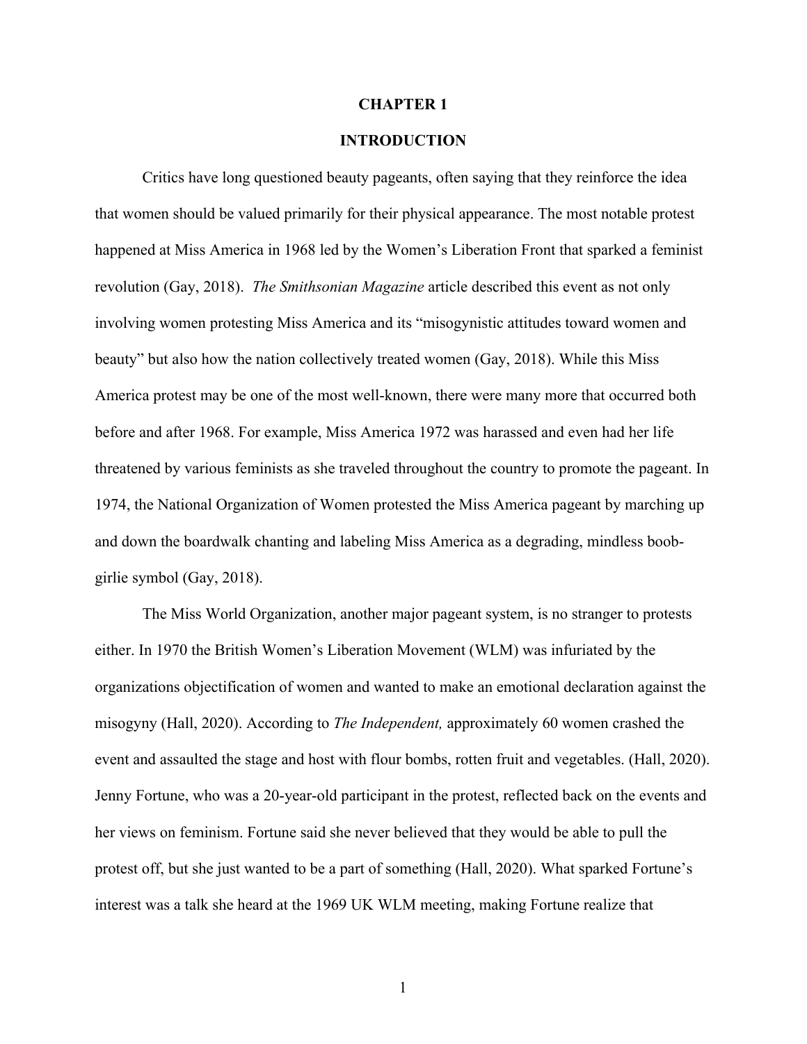# CHAPTER 1

# INTRODUCTION

Critics have long questioned beauty pageants, often saying that they reinforce the idea that women should be valued primarily for their physical appearance. The most notable protest happened at Miss America in 1968 led by the Women's Liberation Front that sparked a feminist revolution (Gay, 2018). *The Smithsonian Magazine* article described this event as not only involving women protesting Miss America and its "misogynistic attitudes toward women and beauty" but also how the nation collectively treated women (Gay, 2018). While this Miss America protest may be one of the most well-known, there were many more that occurred both before and after 1968. For example, Miss America 1972 was harassed and even had her life threatened by various feminists as she traveled throughout the country to promote the pageant. In 1974, the National Organization of Women protested the Miss America pageant by marching up and down the boardwalk chanting and labeling Miss America as a degrading, mindless boob-girlie symbol (Gay, 2018).

The Miss World Organization, another major pageant system, is no stranger to protests either. In 1970 the British Women's Liberation Movement (WLM) was infuriated by the organizations objectification of women and wanted to make an emotional declaration against the misogyny (Hall, 2020). According to *The Independent,* approximately 60 women crashed the event and assaulted the stage and host with flour bombs, rotten fruit and vegetables. (Hall, 2020). Jenny Fortune, who was a 20-year-old participant in the protest, reflected back on the events and her views on feminism. Fortune said she never believed that they would be able to pull the protest off, but she just wanted to be a part of something (Hall, 2020). What sparked Fortune's interest was a talk she heard at the 1969 UK WLM meeting, making Fortune realize that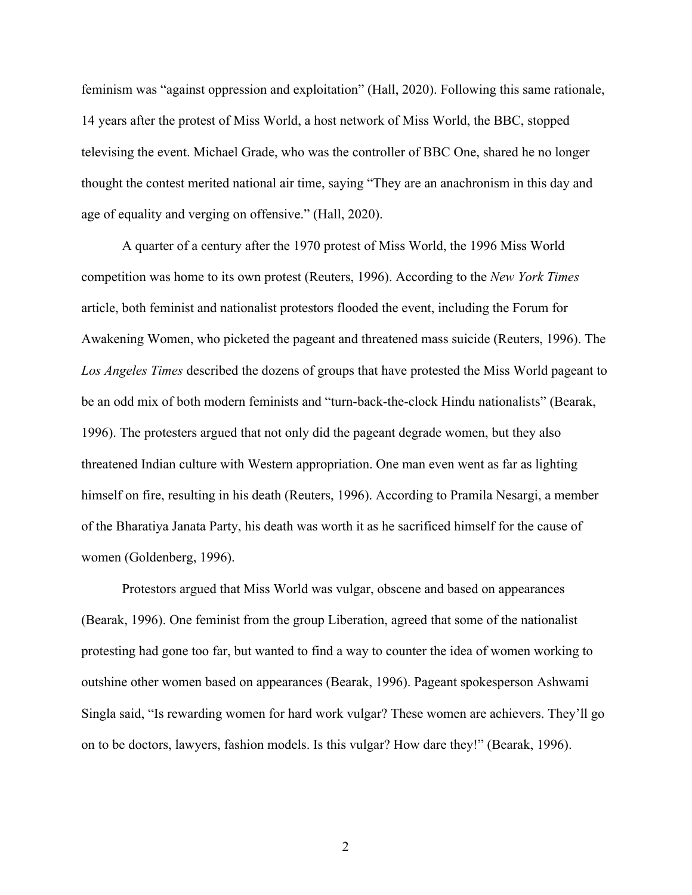feminism was "against oppression and exploitation" (Hall, 2020). Following this same rationale, 14 years after the protest of Miss World, a host network of Miss World, the BBC, stopped televising the event. Michael Grade, who was the controller of BBC One, shared he no longer thought the contest merited national air time, saying "They are an anachronism in this day and age of equality and verging on offensive." (Hall, 2020).

A quarter of a century after the 1970 protest of Miss World, the 1996 Miss World competition was home to its own protest (Reuters, 1996). According to the *New York Times* article, both feminist and nationalist protestors flooded the event, including the Forum for Awakening Women, who picketed the pageant and threatened mass suicide (Reuters, 1996). The *Los Angeles Times* described the dozens of groups that have protested the Miss World pageant to be an odd mix of both modern feminists and "turn-back-the-clock Hindu nationalists" (Bearak, 1996). The protesters argued that not only did the pageant degrade women, but they also threatened Indian culture with Western appropriation. One man even went as far as lighting himself on fire, resulting in his death (Reuters, 1996). According to Pramila Nesargi, a member of the Bharatiya Janata Party, his death was worth it as he sacrificed himself for the cause of women (Goldenberg, 1996).

Protestors argued that Miss World was vulgar, obscene and based on appearances (Bearak, 1996). One feminist from the group Liberation, agreed that some of the nationalist protesting had gone too far, but wanted to find a way to counter the idea of women working to outshine other women based on appearances (Bearak, 1996). Pageant spokesperson Ashwami Singla said, "Is rewarding women for hard work vulgar? These women are achievers. They'll go on to be doctors, lawyers, fashion models. Is this vulgar? How dare they!" (Bearak, 1996).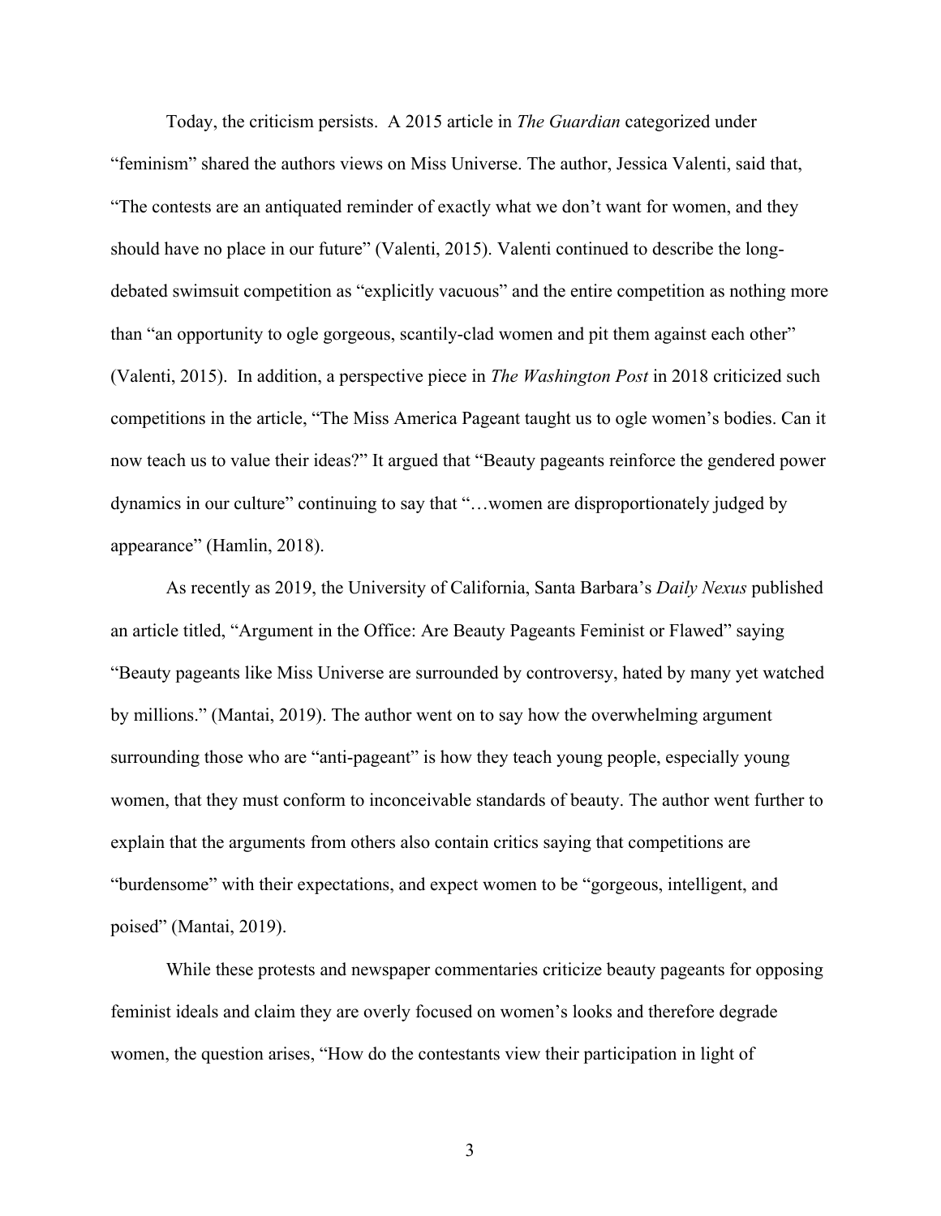Today, the criticism persists. A 2015 article in *The Guardian* categorized under "feminism" shared the authors views on Miss Universe. The author, Jessica Valenti, said that, "The contests are an antiquated reminder of exactly what we don't want for women, and they should have no place in our future" (Valenti, 2015). Valenti continued to describe the long-debated swimsuit competition as "explicitly vacuous" and the entire competition as nothing more than "an opportunity to ogle gorgeous, scantily-clad women and pit them against each other" (Valenti, 2015). In addition, a perspective piece in *The Washington Post* in 2018 criticized such competitions in the article, "The Miss America Pageant taught us to ogle women's bodies. Can it now teach us to value their ideas?" It argued that "Beauty pageants reinforce the gendered power dynamics in our culture" continuing to say that "…women are disproportionately judged by appearance" (Hamlin, 2018).

As recently as 2019, the University of California, Santa Barbara's *Daily Nexus* published an article titled, "Argument in the Office: Are Beauty Pageants Feminist or Flawed" saying "Beauty pageants like Miss Universe are surrounded by controversy, hated by many yet watched by millions." (Mantai, 2019). The author went on to say how the overwhelming argument surrounding those who are "anti-pageant" is how they teach young people, especially young women, that they must conform to inconceivable standards of beauty. The author went further to explain that the arguments from others also contain critics saying that competitions are "burdensome" with their expectations, and expect women to be "gorgeous, intelligent, and poised" (Mantai, 2019).

While these protests and newspaper commentaries criticize beauty pageants for opposing feminist ideals and claim they are overly focused on women's looks and therefore degrade women, the question arises, "How do the contestants view their participation in light of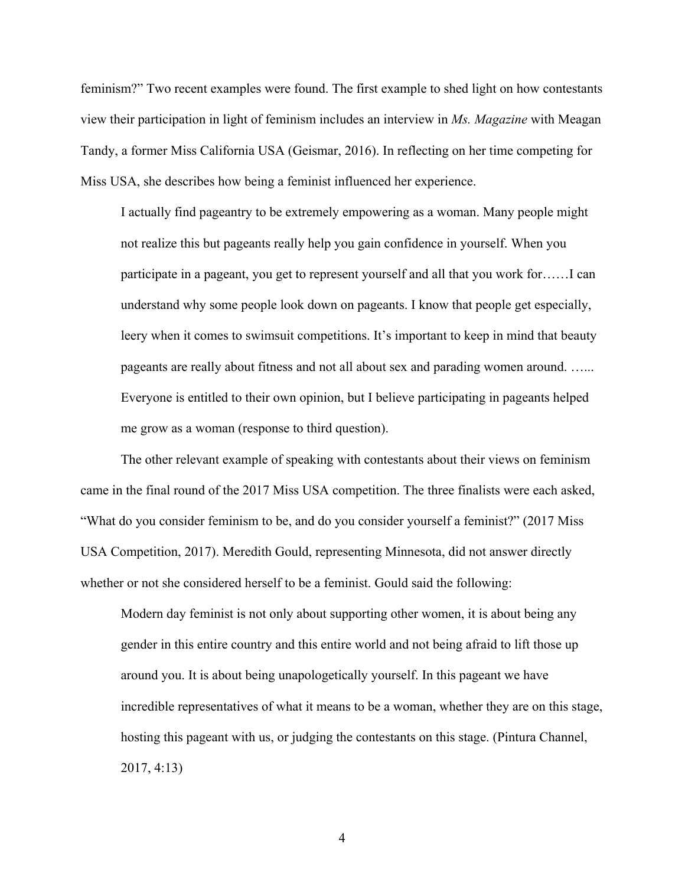feminism?" Two recent examples were found. The first example to shed light on how contestants view their participation in light of feminism includes an interview in *Ms. Magazine* with Meagan Tandy, a former Miss California USA (Geismar, 2016). In reflecting on her time competing for Miss USA, she describes how being a feminist influenced her experience.

> I actually find pageantry to be extremely empowering as a woman. Many people might not realize this but pageants really help you gain confidence in yourself. When you participate in a pageant, you get to represent yourself and all that you work for……I can understand why some people look down on pageants. I know that people get especially, leery when it comes to swimsuit competitions. It's important to keep in mind that beauty pageants are really about fitness and not all about sex and parading women around. …... Everyone is entitled to their own opinion, but I believe participating in pageants helped me grow as a woman (response to third question).

The other relevant example of speaking with contestants about their views on feminism came in the final round of the 2017 Miss USA competition. The three finalists were each asked, "What do you consider feminism to be, and do you consider yourself a feminist?" (2017 Miss USA Competition, 2017). Meredith Gould, representing Minnesota, did not answer directly whether or not she considered herself to be a feminist. Gould said the following:

> Modern day feminist is not only about supporting other women, it is about being any gender in this entire country and this entire world and not being afraid to lift those up around you. It is about being unapologetically yourself. In this pageant we have incredible representatives of what it means to be a woman, whether they are on this stage, hosting this pageant with us, or judging the contestants on this stage. (Pintura Channel, 2017, 4:13)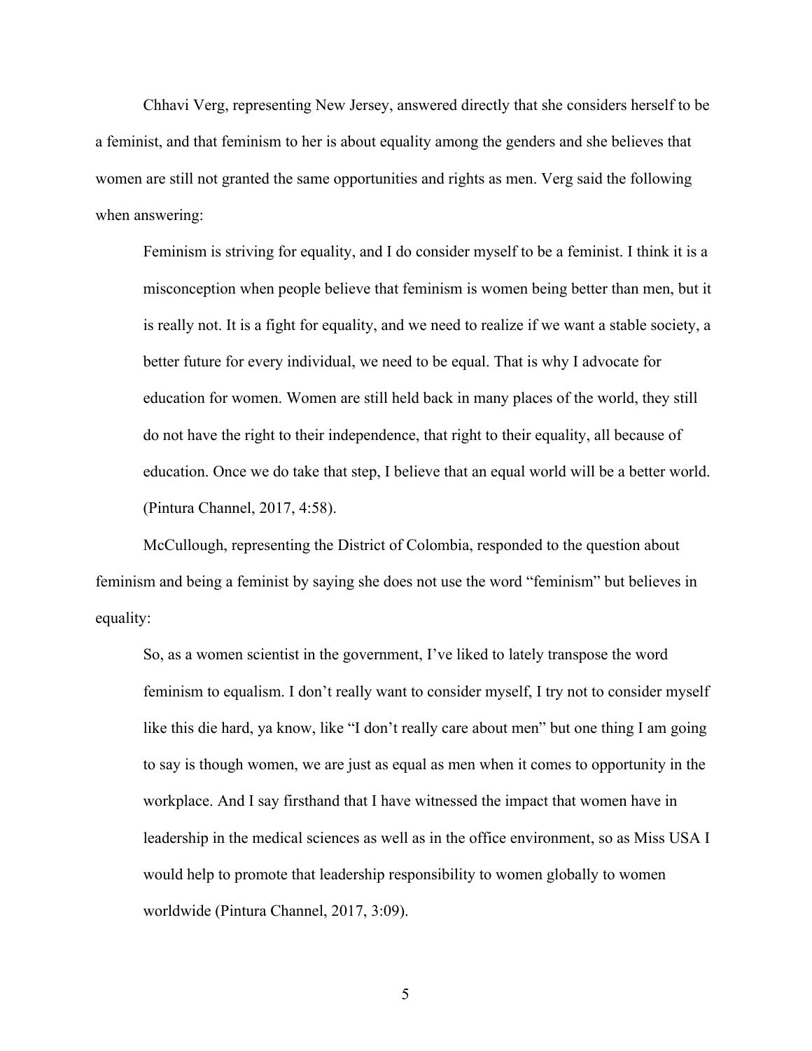Chhavi Verg, representing New Jersey, answered directly that she considers herself to be a feminist, and that feminism to her is about equality among the genders and she believes that women are still not granted the same opportunities and rights as men. Verg said the following when answering:

> Feminism is striving for equality, and I do consider myself to be a feminist. I think it is a misconception when people believe that feminism is women being better than men, but it is really not. It is a fight for equality, and we need to realize if we want a stable society, a better future for every individual, we need to be equal. That is why I advocate for education for women. Women are still held back in many places of the world, they still do not have the right to their independence, that right to their equality, all because of education. Once we do take that step, I believe that an equal world will be a better world. (Pintura Channel, 2017, 4:58).

McCullough, representing the District of Colombia, responded to the question about feminism and being a feminist by saying she does not use the word "feminism" but believes in equality:

> So, as a women scientist in the government, I've liked to lately transpose the word feminism to equalism. I don't really want to consider myself, I try not to consider myself like this die hard, ya know, like "I don't really care about men" but one thing I am going to say is though women, we are just as equal as men when it comes to opportunity in the workplace. And I say firsthand that I have witnessed the impact that women have in leadership in the medical sciences as well as in the office environment, so as Miss USA I would help to promote that leadership responsibility to women globally to women worldwide (Pintura Channel, 2017, 3:09).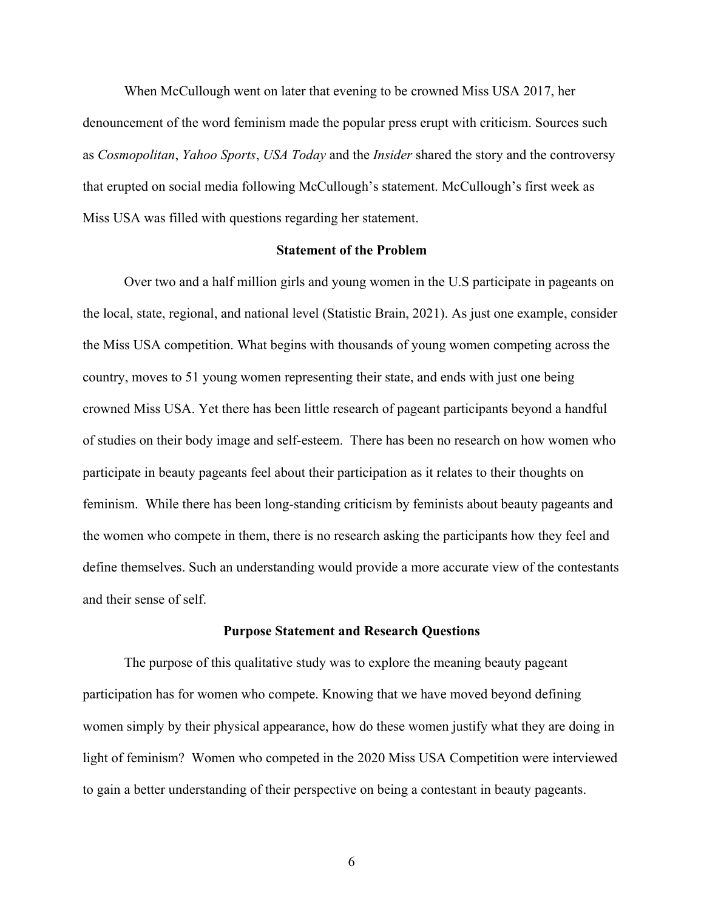When McCullough went on later that evening to be crowned Miss USA 2017, her denouncement of the word feminism made the popular press erupt with criticism. Sources such as *Cosmopolitan*, *Yahoo Sports*, *USA Today* and the *Insider* shared the story and the controversy that erupted on social media following McCullough's statement. McCullough's first week as Miss USA was filled with questions regarding her statement.

## Statement of the Problem

Over two and a half million girls and young women in the U.S participate in pageants on the local, state, regional, and national level (Statistic Brain, 2021). As just one example, consider the Miss USA competition. What begins with thousands of young women competing across the country, moves to 51 young women representing their state, and ends with just one being crowned Miss USA. Yet there has been little research of pageant participants beyond a handful of studies on their body image and self-esteem. There has been no research on how women who participate in beauty pageants feel about their participation as it relates to their thoughts on feminism. While there has been long-standing criticism by feminists about beauty pageants and the women who compete in them, there is no research asking the participants how they feel and define themselves. Such an understanding would provide a more accurate view of the contestants and their sense of self.

## Purpose Statement and Research Questions

The purpose of this qualitative study was to explore the meaning beauty pageant participation has for women who compete. Knowing that we have moved beyond defining women simply by their physical appearance, how do these women justify what they are doing in light of feminism? Women who competed in the 2020 Miss USA Competition were interviewed to gain a better understanding of their perspective on being a contestant in beauty pageants.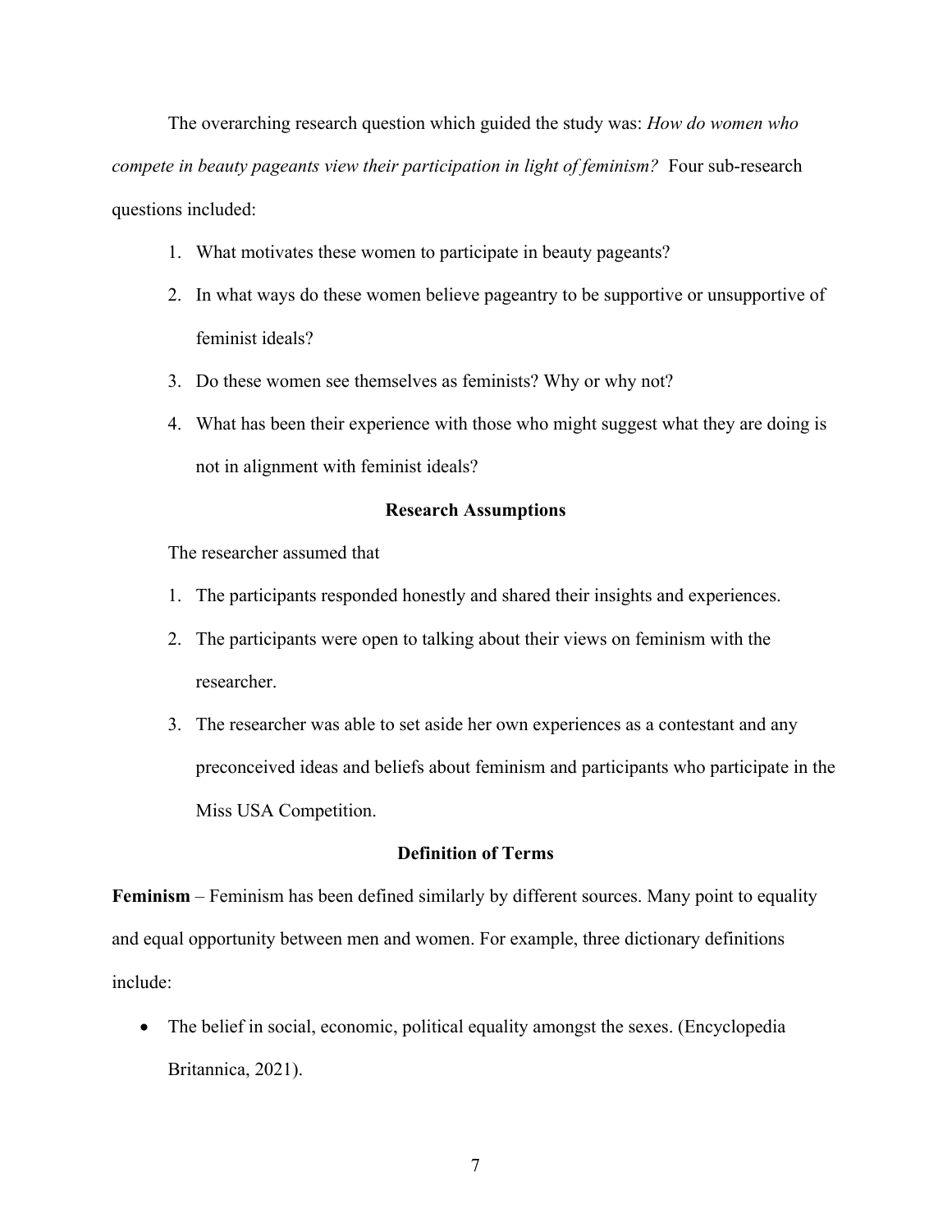The overarching research question which guided the study was: *How do women who compete in beauty pageants view their participation in light of feminism?* Four sub-research questions included:

1. What motivates these women to participate in beauty pageants?
2. In what ways do these women believe pageantry to be supportive or unsupportive of feminist ideals?
3. Do these women see themselves as feminists? Why or why not?
4. What has been their experience with those who might suggest what they are doing is not in alignment with feminist ideals?

## Research Assumptions

The researcher assumed that

1. The participants responded honestly and shared their insights and experiences.
2. The participants were open to talking about their views on feminism with the researcher.
3. The researcher was able to set aside her own experiences as a contestant and any preconceived ideas and beliefs about feminism and participants who participate in the Miss USA Competition.

## Definition of Terms

**Feminism** – Feminism has been defined similarly by different sources. Many point to equality and equal opportunity between men and women. For example, three dictionary definitions include:

- The belief in social, economic, political equality amongst the sexes. (Encyclopedia Britannica, 2021).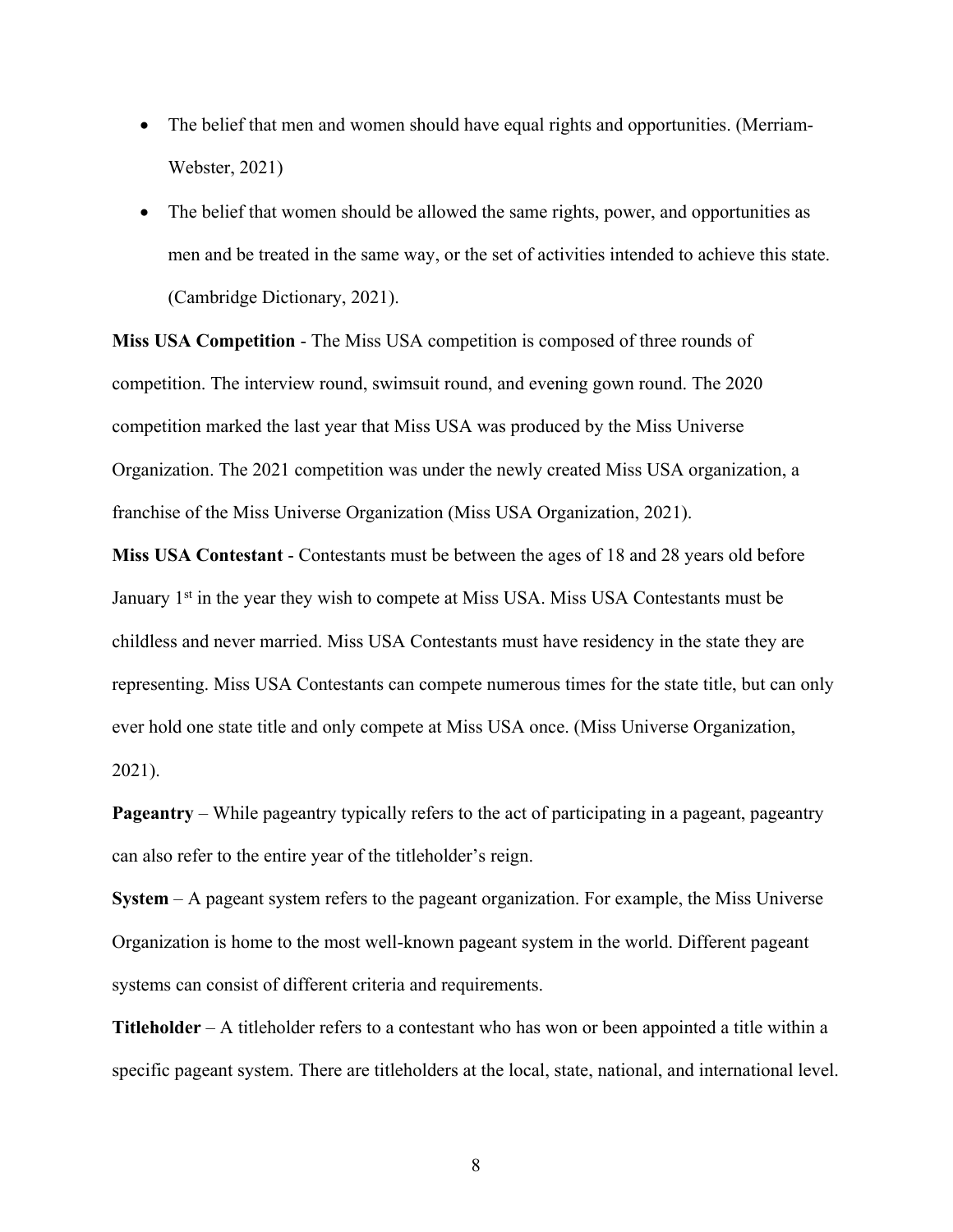- The belief that men and women should have equal rights and opportunities. (Merriam-Webster, 2021)
- The belief that women should be allowed the same rights, power, and opportunities as men and be treated in the same way, or the set of activities intended to achieve this state. (Cambridge Dictionary, 2021).

**Miss USA Competition** - The Miss USA competition is composed of three rounds of competition. The interview round, swimsuit round, and evening gown round. The 2020 competition marked the last year that Miss USA was produced by the Miss Universe Organization. The 2021 competition was under the newly created Miss USA organization, a franchise of the Miss Universe Organization (Miss USA Organization, 2021).

**Miss USA Contestant** - Contestants must be between the ages of 18 and 28 years old before January 1st in the year they wish to compete at Miss USA. Miss USA Contestants must be childless and never married. Miss USA Contestants must have residency in the state they are representing. Miss USA Contestants can compete numerous times for the state title, but can only ever hold one state title and only compete at Miss USA once. (Miss Universe Organization, 2021).

**Pageantry** – While pageantry typically refers to the act of participating in a pageant, pageantry can also refer to the entire year of the titleholder's reign.

**System** – A pageant system refers to the pageant organization. For example, the Miss Universe Organization is home to the most well-known pageant system in the world. Different pageant systems can consist of different criteria and requirements.

**Titleholder** – A titleholder refers to a contestant who has won or been appointed a title within a specific pageant system. There are titleholders at the local, state, national, and international level.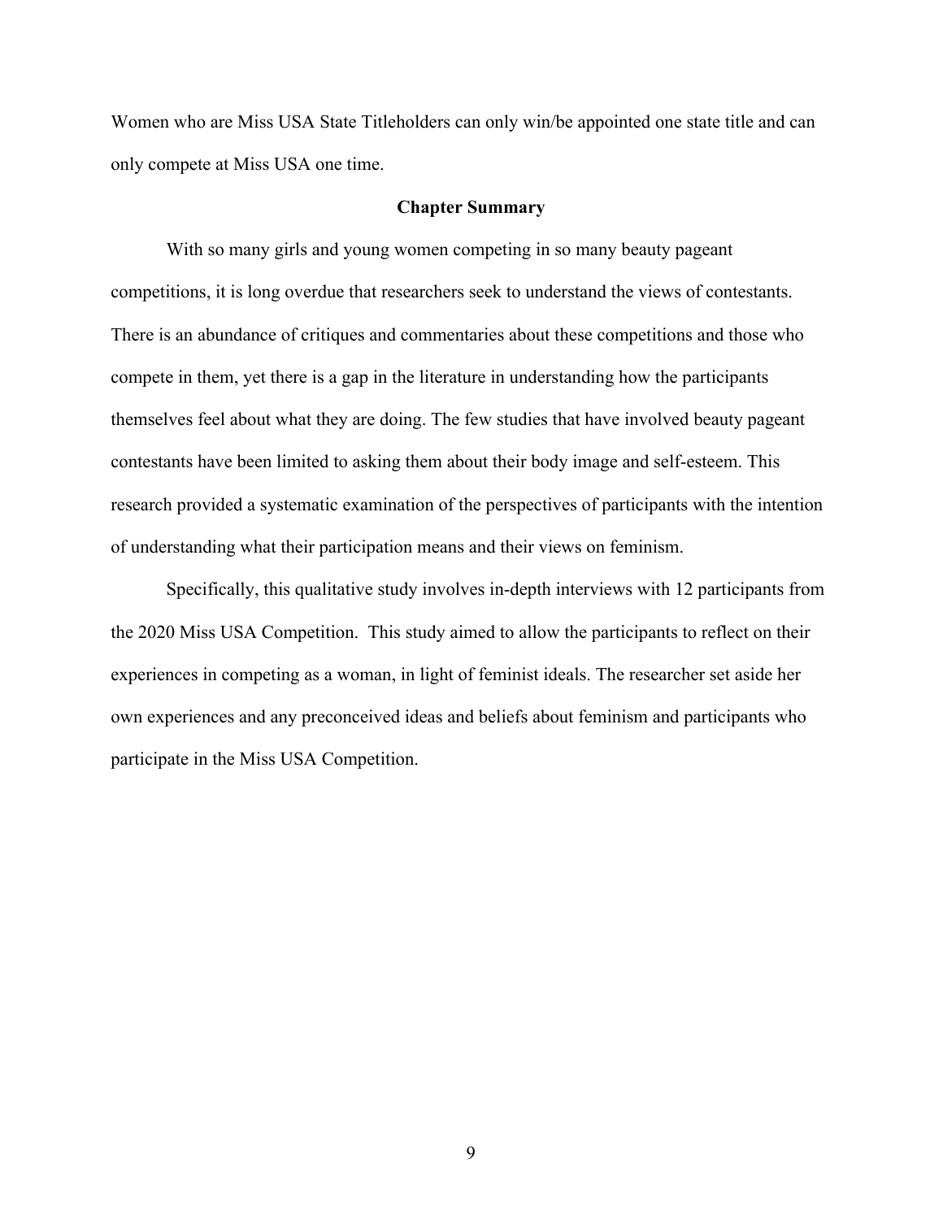Women who are Miss USA State Titleholders can only win/be appointed one state title and can only compete at Miss USA one time.

## Chapter Summary

With so many girls and young women competing in so many beauty pageant competitions, it is long overdue that researchers seek to understand the views of contestants. There is an abundance of critiques and commentaries about these competitions and those who compete in them, yet there is a gap in the literature in understanding how the participants themselves feel about what they are doing. The few studies that have involved beauty pageant contestants have been limited to asking them about their body image and self-esteem. This research provided a systematic examination of the perspectives of participants with the intention of understanding what their participation means and their views on feminism.

Specifically, this qualitative study involves in-depth interviews with 12 participants from the 2020 Miss USA Competition. This study aimed to allow the participants to reflect on their experiences in competing as a woman, in light of feminist ideals. The researcher set aside her own experiences and any preconceived ideas and beliefs about feminism and participants who participate in the Miss USA Competition.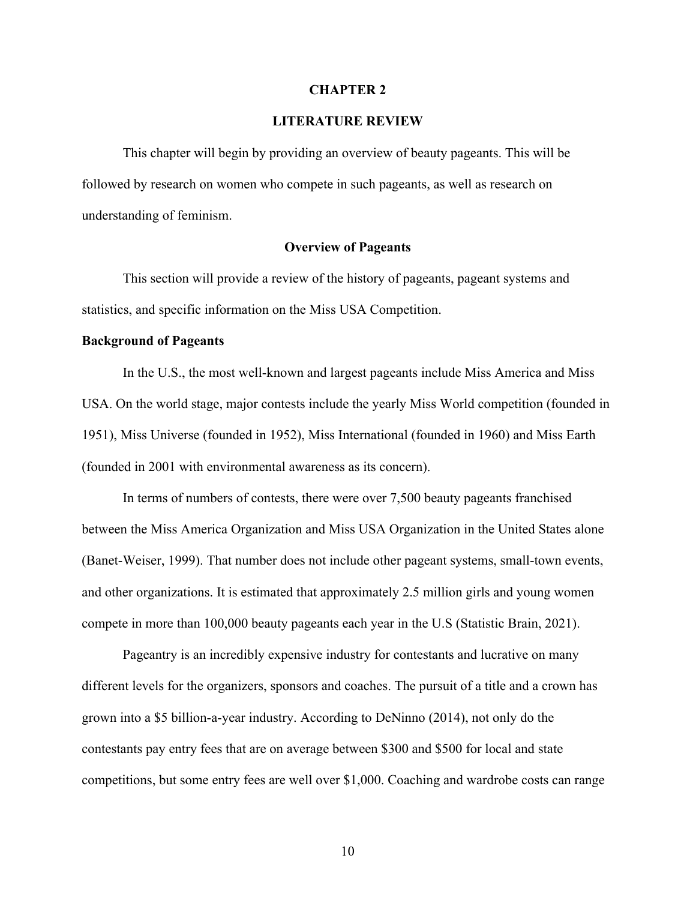# CHAPTER 2

# LITERATURE REVIEW

This chapter will begin by providing an overview of beauty pageants. This will be followed by research on women who compete in such pageants, as well as research on understanding of feminism.

## Overview of Pageants

This section will provide a review of the history of pageants, pageant systems and statistics, and specific information on the Miss USA Competition.

### Background of Pageants

In the U.S., the most well-known and largest pageants include Miss America and Miss USA. On the world stage, major contests include the yearly Miss World competition (founded in 1951), Miss Universe (founded in 1952), Miss International (founded in 1960) and Miss Earth (founded in 2001 with environmental awareness as its concern).

In terms of numbers of contests, there were over 7,500 beauty pageants franchised between the Miss America Organization and Miss USA Organization in the United States alone (Banet-Weiser, 1999). That number does not include other pageant systems, small-town events, and other organizations. It is estimated that approximately 2.5 million girls and young women compete in more than 100,000 beauty pageants each year in the U.S (Statistic Brain, 2021).

Pageantry is an incredibly expensive industry for contestants and lucrative on many different levels for the organizers, sponsors and coaches. The pursuit of a title and a crown has grown into a $5 billion-a-year industry. According to DeNinno (2014), not only do the contestants pay entry fees that are on average between $300 and $500 for local and state competitions, but some entry fees are well over $1,000. Coaching and wardrobe costs can range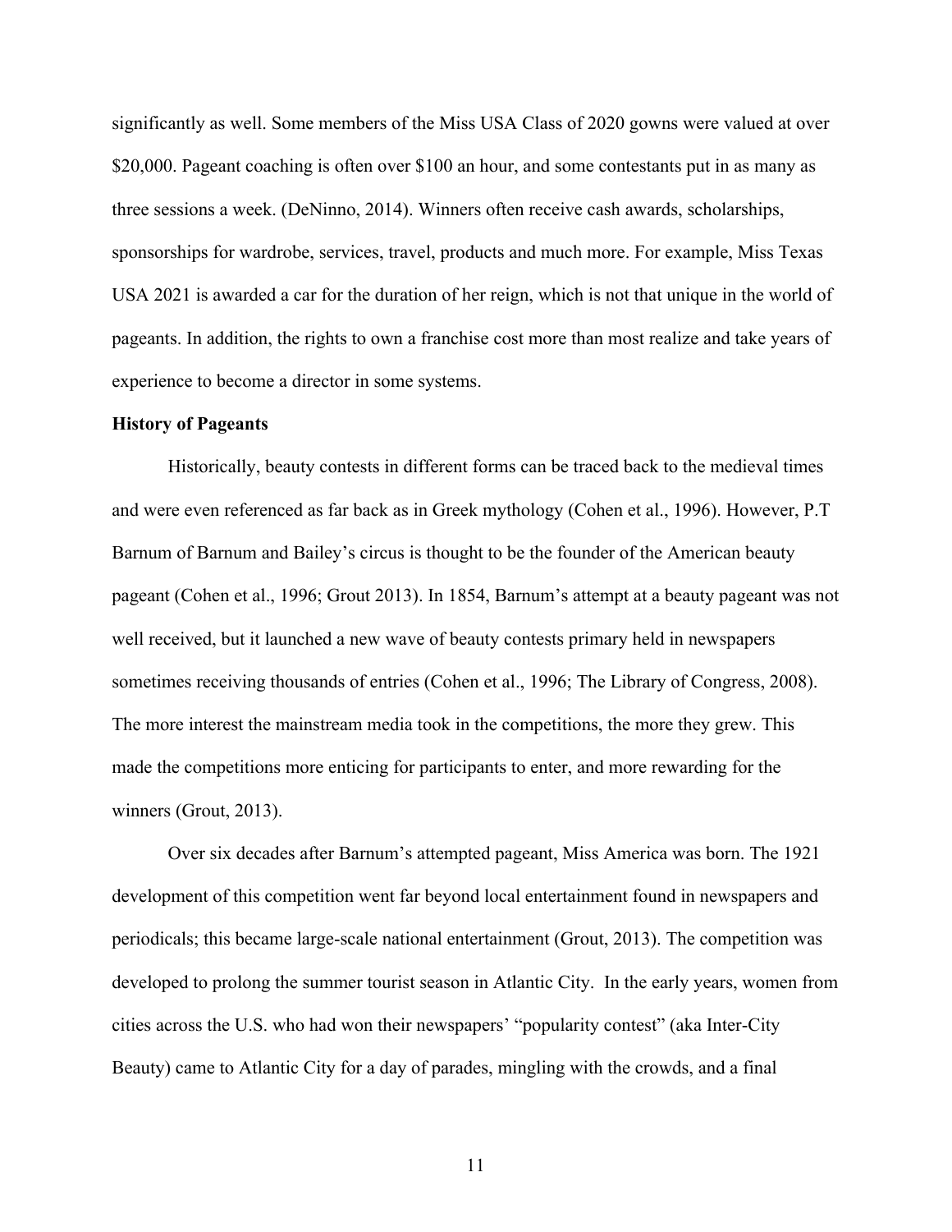significantly as well. Some members of the Miss USA Class of 2020 gowns were valued at over $20,000. Pageant coaching is often over $100 an hour, and some contestants put in as many as three sessions a week. (DeNinno, 2014). Winners often receive cash awards, scholarships, sponsorships for wardrobe, services, travel, products and much more. For example, Miss Texas USA 2021 is awarded a car for the duration of her reign, which is not that unique in the world of pageants. In addition, the rights to own a franchise cost more than most realize and take years of experience to become a director in some systems.

**History of Pageants**

Historically, beauty contests in different forms can be traced back to the medieval times and were even referenced as far back as in Greek mythology (Cohen et al., 1996). However, P.T Barnum of Barnum and Bailey's circus is thought to be the founder of the American beauty pageant (Cohen et al., 1996; Grout 2013). In 1854, Barnum's attempt at a beauty pageant was not well received, but it launched a new wave of beauty contests primary held in newspapers sometimes receiving thousands of entries (Cohen et al., 1996; The Library of Congress, 2008). The more interest the mainstream media took in the competitions, the more they grew. This made the competitions more enticing for participants to enter, and more rewarding for the winners (Grout, 2013).

Over six decades after Barnum's attempted pageant, Miss America was born. The 1921 development of this competition went far beyond local entertainment found in newspapers and periodicals; this became large-scale national entertainment (Grout, 2013). The competition was developed to prolong the summer tourist season in Atlantic City. In the early years, women from cities across the U.S. who had won their newspapers' "popularity contest" (aka Inter-City Beauty) came to Atlantic City for a day of parades, mingling with the crowds, and a final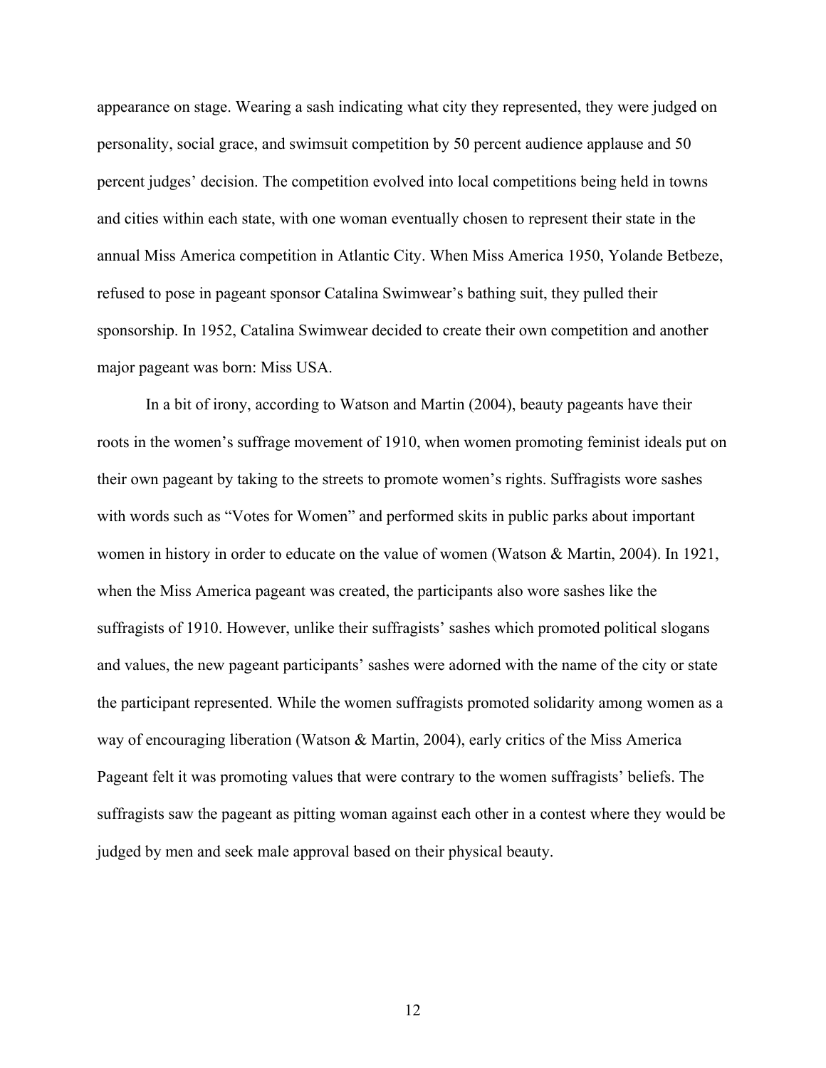appearance on stage. Wearing a sash indicating what city they represented, they were judged on personality, social grace, and swimsuit competition by 50 percent audience applause and 50 percent judges' decision. The competition evolved into local competitions being held in towns and cities within each state, with one woman eventually chosen to represent their state in the annual Miss America competition in Atlantic City. When Miss America 1950, Yolande Betbeze, refused to pose in pageant sponsor Catalina Swimwear's bathing suit, they pulled their sponsorship. In 1952, Catalina Swimwear decided to create their own competition and another major pageant was born: Miss USA.

In a bit of irony, according to Watson and Martin (2004), beauty pageants have their roots in the women's suffrage movement of 1910, when women promoting feminist ideals put on their own pageant by taking to the streets to promote women's rights. Suffragists wore sashes with words such as "Votes for Women" and performed skits in public parks about important women in history in order to educate on the value of women (Watson & Martin, 2004). In 1921, when the Miss America pageant was created, the participants also wore sashes like the suffragists of 1910. However, unlike their suffragists' sashes which promoted political slogans and values, the new pageant participants' sashes were adorned with the name of the city or state the participant represented. While the women suffragists promoted solidarity among women as a way of encouraging liberation (Watson & Martin, 2004), early critics of the Miss America Pageant felt it was promoting values that were contrary to the women suffragists' beliefs. The suffragists saw the pageant as pitting woman against each other in a contest where they would be judged by men and seek male approval based on their physical beauty.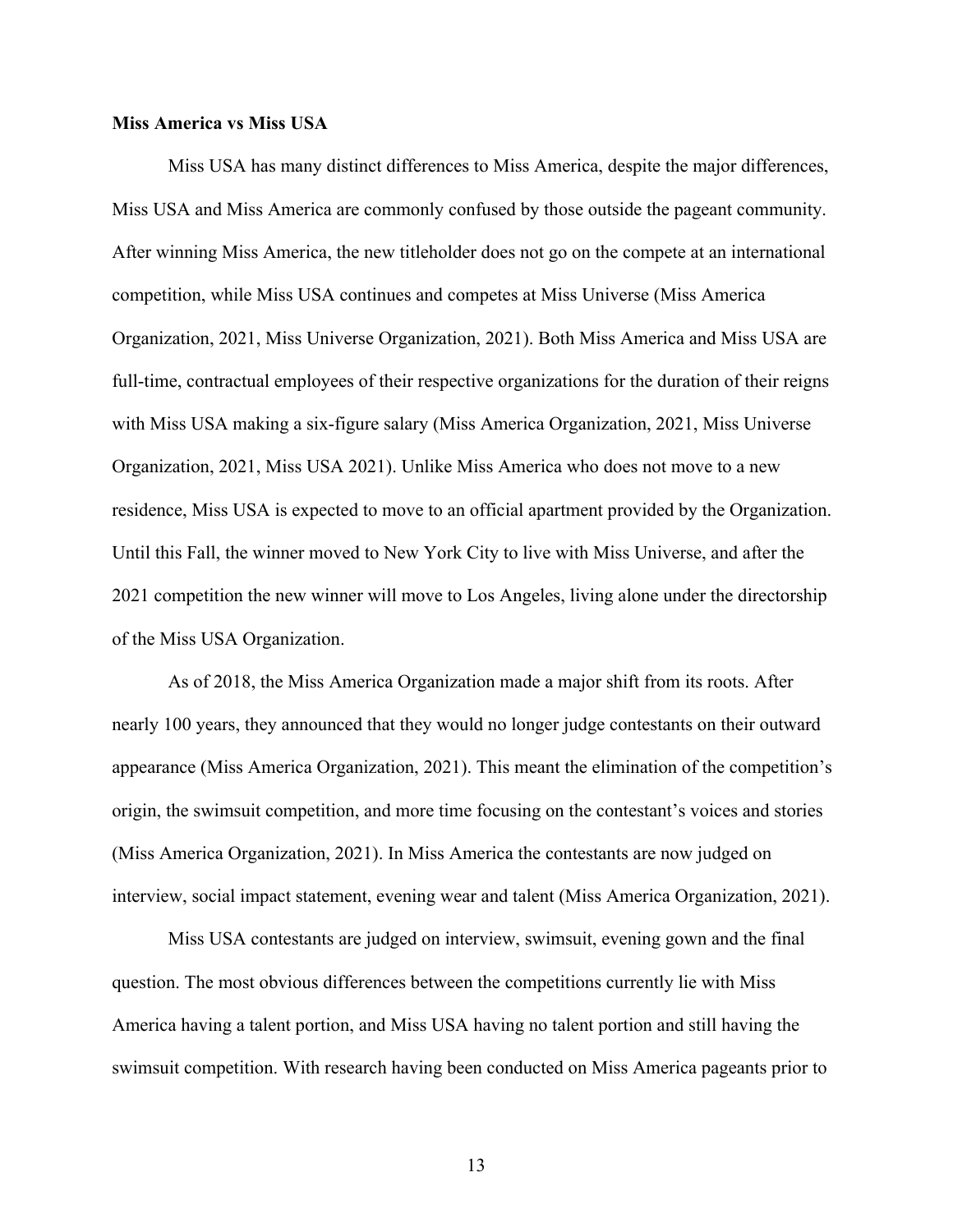**Miss America vs Miss USA**

Miss USA has many distinct differences to Miss America, despite the major differences, Miss USA and Miss America are commonly confused by those outside the pageant community. After winning Miss America, the new titleholder does not go on the compete at an international competition, while Miss USA continues and competes at Miss Universe (Miss America Organization, 2021, Miss Universe Organization, 2021). Both Miss America and Miss USA are full-time, contractual employees of their respective organizations for the duration of their reigns with Miss USA making a six-figure salary (Miss America Organization, 2021, Miss Universe Organization, 2021, Miss USA 2021). Unlike Miss America who does not move to a new residence, Miss USA is expected to move to an official apartment provided by the Organization. Until this Fall, the winner moved to New York City to live with Miss Universe, and after the 2021 competition the new winner will move to Los Angeles, living alone under the directorship of the Miss USA Organization.

As of 2018, the Miss America Organization made a major shift from its roots. After nearly 100 years, they announced that they would no longer judge contestants on their outward appearance (Miss America Organization, 2021). This meant the elimination of the competition's origin, the swimsuit competition, and more time focusing on the contestant's voices and stories (Miss America Organization, 2021). In Miss America the contestants are now judged on interview, social impact statement, evening wear and talent (Miss America Organization, 2021).

Miss USA contestants are judged on interview, swimsuit, evening gown and the final question. The most obvious differences between the competitions currently lie with Miss America having a talent portion, and Miss USA having no talent portion and still having the swimsuit competition. With research having been conducted on Miss America pageants prior to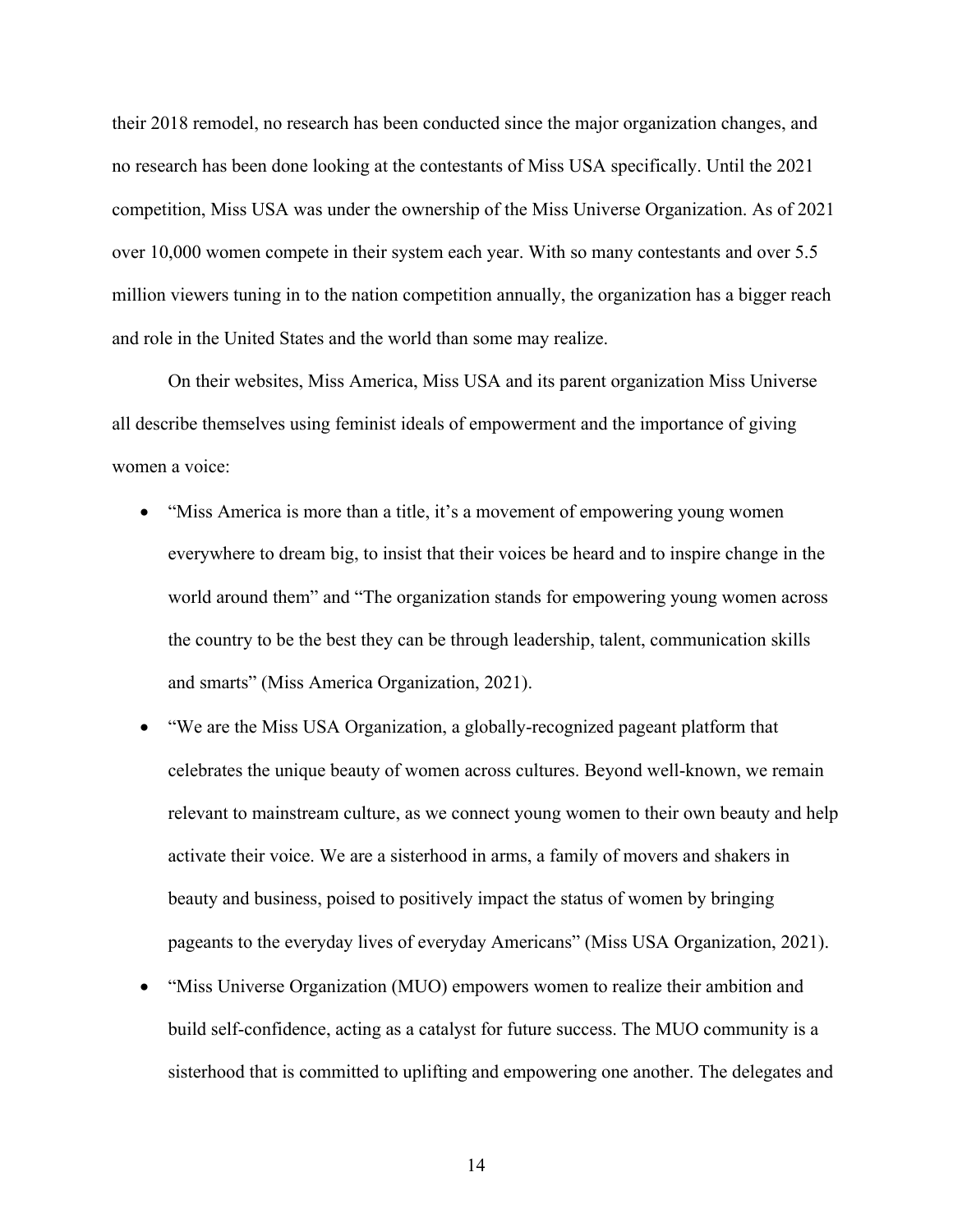their 2018 remodel, no research has been conducted since the major organization changes, and no research has been done looking at the contestants of Miss USA specifically. Until the 2021 competition, Miss USA was under the ownership of the Miss Universe Organization. As of 2021 over 10,000 women compete in their system each year. With so many contestants and over 5.5 million viewers tuning in to the nation competition annually, the organization has a bigger reach and role in the United States and the world than some may realize.

On their websites, Miss America, Miss USA and its parent organization Miss Universe all describe themselves using feminist ideals of empowerment and the importance of giving women a voice:

- "Miss America is more than a title, it's a movement of empowering young women everywhere to dream big, to insist that their voices be heard and to inspire change in the world around them" and "The organization stands for empowering young women across the country to be the best they can be through leadership, talent, communication skills and smarts" (Miss America Organization, 2021).
- "We are the Miss USA Organization, a globally-recognized pageant platform that celebrates the unique beauty of women across cultures. Beyond well-known, we remain relevant to mainstream culture, as we connect young women to their own beauty and help activate their voice. We are a sisterhood in arms, a family of movers and shakers in beauty and business, poised to positively impact the status of women by bringing pageants to the everyday lives of everyday Americans" (Miss USA Organization, 2021).
- "Miss Universe Organization (MUO) empowers women to realize their ambition and build self-confidence, acting as a catalyst for future success. The MUO community is a sisterhood that is committed to uplifting and empowering one another. The delegates and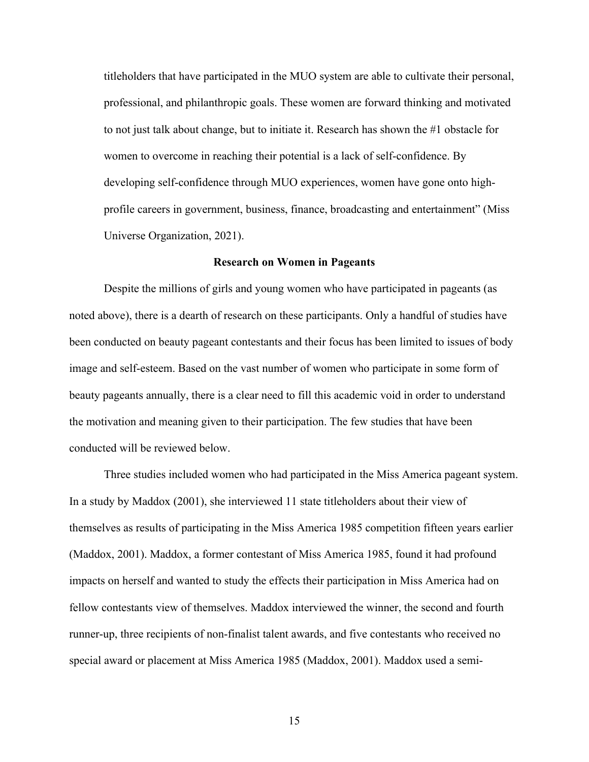titleholders that have participated in the MUO system are able to cultivate their personal, professional, and philanthropic goals. These women are forward thinking and motivated to not just talk about change, but to initiate it. Research has shown the #1 obstacle for women to overcome in reaching their potential is a lack of self-confidence. By developing self-confidence through MUO experiences, women have gone onto high-profile careers in government, business, finance, broadcasting and entertainment" (Miss Universe Organization, 2021).

## Research on Women in Pageants

Despite the millions of girls and young women who have participated in pageants (as noted above), there is a dearth of research on these participants. Only a handful of studies have been conducted on beauty pageant contestants and their focus has been limited to issues of body image and self-esteem. Based on the vast number of women who participate in some form of beauty pageants annually, there is a clear need to fill this academic void in order to understand the motivation and meaning given to their participation. The few studies that have been conducted will be reviewed below.

Three studies included women who had participated in the Miss America pageant system. In a study by Maddox (2001), she interviewed 11 state titleholders about their view of themselves as results of participating in the Miss America 1985 competition fifteen years earlier (Maddox, 2001). Maddox, a former contestant of Miss America 1985, found it had profound impacts on herself and wanted to study the effects their participation in Miss America had on fellow contestants view of themselves. Maddox interviewed the winner, the second and fourth runner-up, three recipients of non-finalist talent awards, and five contestants who received no special award or placement at Miss America 1985 (Maddox, 2001). Maddox used a semi-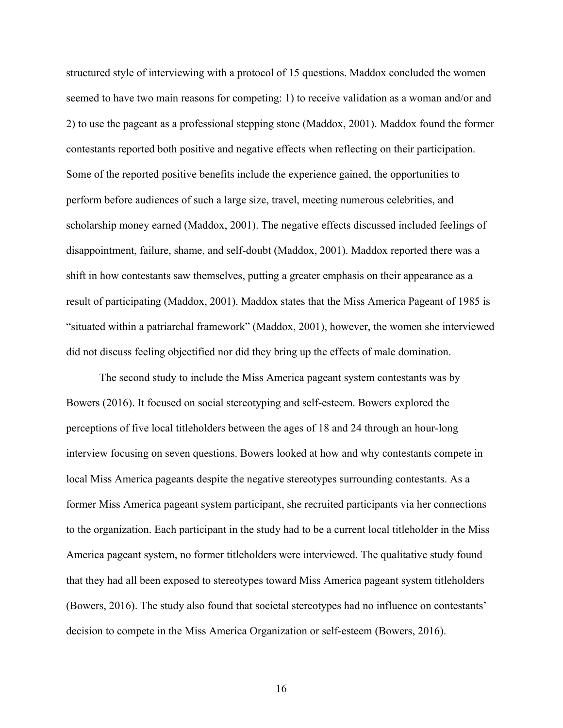structured style of interviewing with a protocol of 15 questions. Maddox concluded the women seemed to have two main reasons for competing: 1) to receive validation as a woman and/or and 2) to use the pageant as a professional stepping stone (Maddox, 2001). Maddox found the former contestants reported both positive and negative effects when reflecting on their participation. Some of the reported positive benefits include the experience gained, the opportunities to perform before audiences of such a large size, travel, meeting numerous celebrities, and scholarship money earned (Maddox, 2001). The negative effects discussed included feelings of disappointment, failure, shame, and self-doubt (Maddox, 2001). Maddox reported there was a shift in how contestants saw themselves, putting a greater emphasis on their appearance as a result of participating (Maddox, 2001). Maddox states that the Miss America Pageant of 1985 is "situated within a patriarchal framework" (Maddox, 2001), however, the women she interviewed did not discuss feeling objectified nor did they bring up the effects of male domination.

The second study to include the Miss America pageant system contestants was by Bowers (2016). It focused on social stereotyping and self-esteem. Bowers explored the perceptions of five local titleholders between the ages of 18 and 24 through an hour-long interview focusing on seven questions. Bowers looked at how and why contestants compete in local Miss America pageants despite the negative stereotypes surrounding contestants. As a former Miss America pageant system participant, she recruited participants via her connections to the organization. Each participant in the study had to be a current local titleholder in the Miss America pageant system, no former titleholders were interviewed. The qualitative study found that they had all been exposed to stereotypes toward Miss America pageant system titleholders (Bowers, 2016). The study also found that societal stereotypes had no influence on contestants' decision to compete in the Miss America Organization or self-esteem (Bowers, 2016).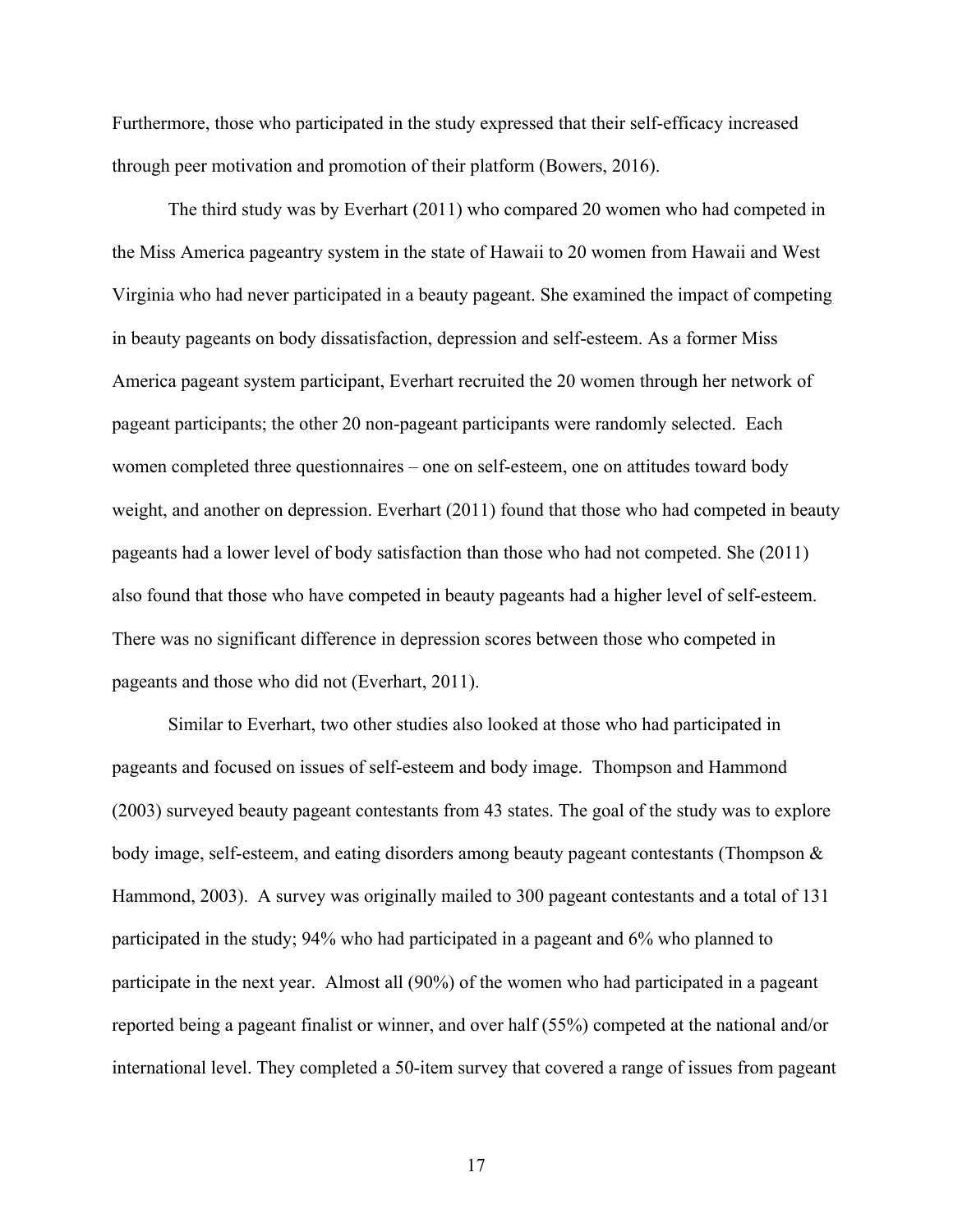Furthermore, those who participated in the study expressed that their self-efficacy increased through peer motivation and promotion of their platform (Bowers, 2016).

The third study was by Everhart (2011) who compared 20 women who had competed in the Miss America pageantry system in the state of Hawaii to 20 women from Hawaii and West Virginia who had never participated in a beauty pageant. She examined the impact of competing in beauty pageants on body dissatisfaction, depression and self-esteem. As a former Miss America pageant system participant, Everhart recruited the 20 women through her network of pageant participants; the other 20 non-pageant participants were randomly selected. Each women completed three questionnaires – one on self-esteem, one on attitudes toward body weight, and another on depression. Everhart (2011) found that those who had competed in beauty pageants had a lower level of body satisfaction than those who had not competed. She (2011) also found that those who have competed in beauty pageants had a higher level of self-esteem. There was no significant difference in depression scores between those who competed in pageants and those who did not (Everhart, 2011).

Similar to Everhart, two other studies also looked at those who had participated in pageants and focused on issues of self-esteem and body image. Thompson and Hammond (2003) surveyed beauty pageant contestants from 43 states. The goal of the study was to explore body image, self-esteem, and eating disorders among beauty pageant contestants (Thompson & Hammond, 2003). A survey was originally mailed to 300 pageant contestants and a total of 131 participated in the study; 94% who had participated in a pageant and 6% who planned to participate in the next year. Almost all (90%) of the women who had participated in a pageant reported being a pageant finalist or winner, and over half (55%) competed at the national and/or international level. They completed a 50-item survey that covered a range of issues from pageant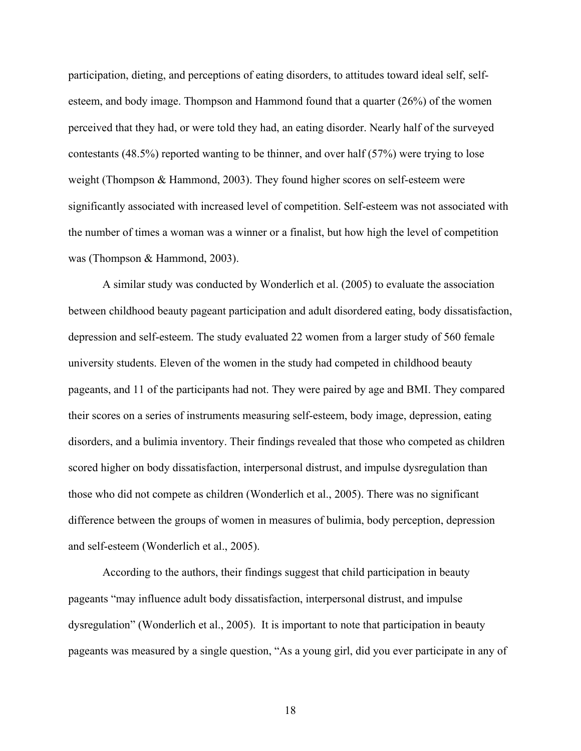participation, dieting, and perceptions of eating disorders, to attitudes toward ideal self, self-esteem, and body image. Thompson and Hammond found that a quarter (26%) of the women perceived that they had, or were told they had, an eating disorder. Nearly half of the surveyed contestants (48.5%) reported wanting to be thinner, and over half (57%) were trying to lose weight (Thompson & Hammond, 2003). They found higher scores on self-esteem were significantly associated with increased level of competition. Self-esteem was not associated with the number of times a woman was a winner or a finalist, but how high the level of competition was (Thompson & Hammond, 2003).

A similar study was conducted by Wonderlich et al. (2005) to evaluate the association between childhood beauty pageant participation and adult disordered eating, body dissatisfaction, depression and self-esteem. The study evaluated 22 women from a larger study of 560 female university students. Eleven of the women in the study had competed in childhood beauty pageants, and 11 of the participants had not. They were paired by age and BMI. They compared their scores on a series of instruments measuring self-esteem, body image, depression, eating disorders, and a bulimia inventory. Their findings revealed that those who competed as children scored higher on body dissatisfaction, interpersonal distrust, and impulse dysregulation than those who did not compete as children (Wonderlich et al., 2005). There was no significant difference between the groups of women in measures of bulimia, body perception, depression and self-esteem (Wonderlich et al., 2005).

According to the authors, their findings suggest that child participation in beauty pageants "may influence adult body dissatisfaction, interpersonal distrust, and impulse dysregulation" (Wonderlich et al., 2005). It is important to note that participation in beauty pageants was measured by a single question, "As a young girl, did you ever participate in any of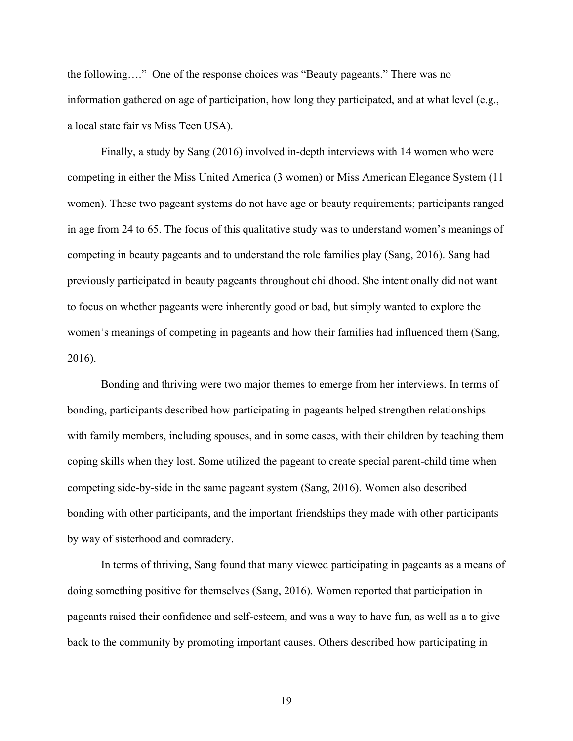the following…." One of the response choices was "Beauty pageants." There was no information gathered on age of participation, how long they participated, and at what level (e.g., a local state fair vs Miss Teen USA).

Finally, a study by Sang (2016) involved in-depth interviews with 14 women who were competing in either the Miss United America (3 women) or Miss American Elegance System (11 women). These two pageant systems do not have age or beauty requirements; participants ranged in age from 24 to 65. The focus of this qualitative study was to understand women's meanings of competing in beauty pageants and to understand the role families play (Sang, 2016). Sang had previously participated in beauty pageants throughout childhood. She intentionally did not want to focus on whether pageants were inherently good or bad, but simply wanted to explore the women's meanings of competing in pageants and how their families had influenced them (Sang, 2016).

Bonding and thriving were two major themes to emerge from her interviews. In terms of bonding, participants described how participating in pageants helped strengthen relationships with family members, including spouses, and in some cases, with their children by teaching them coping skills when they lost. Some utilized the pageant to create special parent-child time when competing side-by-side in the same pageant system (Sang, 2016). Women also described bonding with other participants, and the important friendships they made with other participants by way of sisterhood and comradery.

In terms of thriving, Sang found that many viewed participating in pageants as a means of doing something positive for themselves (Sang, 2016). Women reported that participation in pageants raised their confidence and self-esteem, and was a way to have fun, as well as a to give back to the community by promoting important causes. Others described how participating in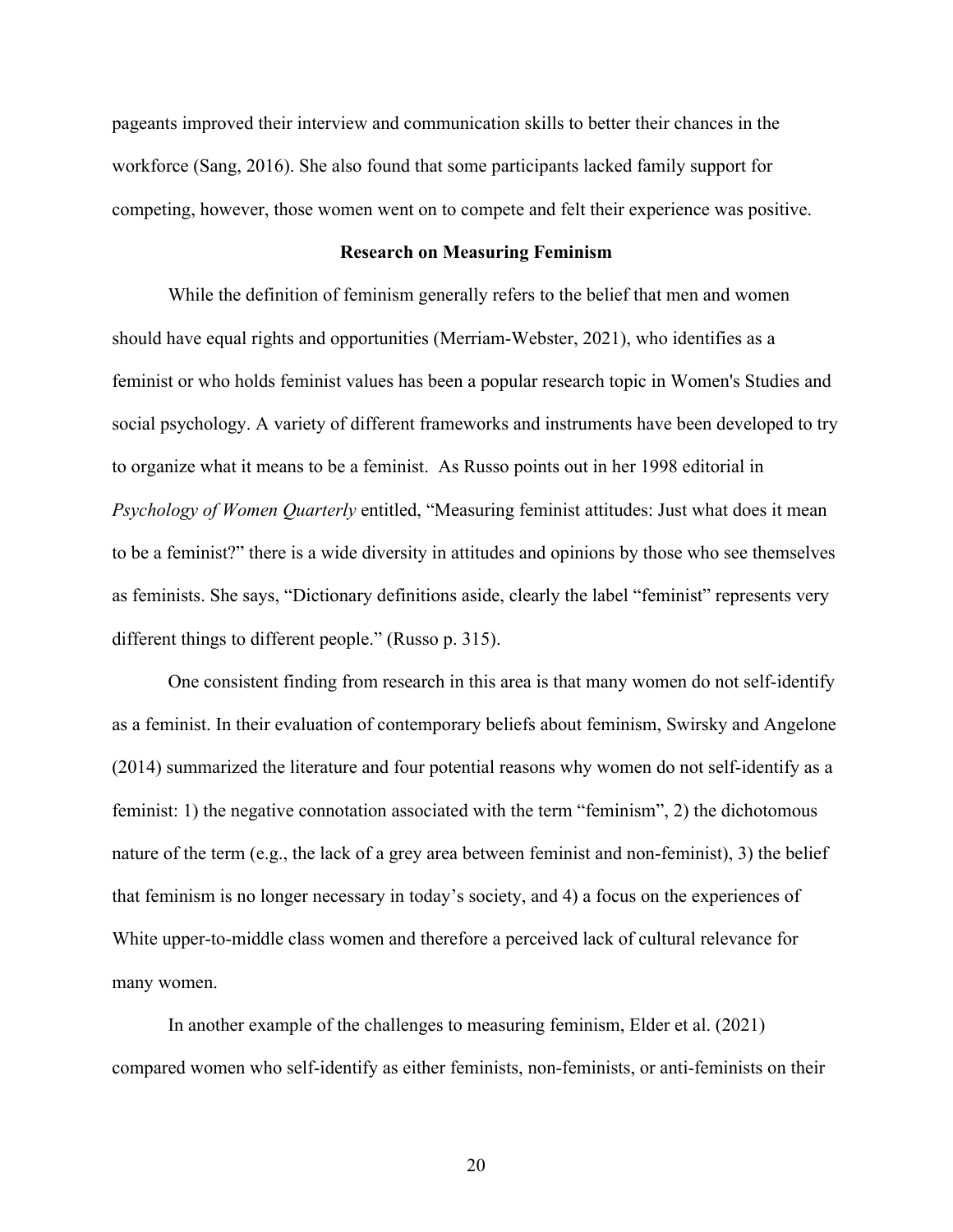pageants improved their interview and communication skills to better their chances in the workforce (Sang, 2016). She also found that some participants lacked family support for competing, however, those women went on to compete and felt their experience was positive.

## Research on Measuring Feminism

While the definition of feminism generally refers to the belief that men and women should have equal rights and opportunities (Merriam-Webster, 2021), who identifies as a feminist or who holds feminist values has been a popular research topic in Women's Studies and social psychology. A variety of different frameworks and instruments have been developed to try to organize what it means to be a feminist. As Russo points out in her 1998 editorial in *Psychology of Women Quarterly* entitled, "Measuring feminist attitudes: Just what does it mean to be a feminist?" there is a wide diversity in attitudes and opinions by those who see themselves as feminists. She says, "Dictionary definitions aside, clearly the label "feminist" represents very different things to different people." (Russo p. 315).

One consistent finding from research in this area is that many women do not self-identify as a feminist. In their evaluation of contemporary beliefs about feminism, Swirsky and Angelone (2014) summarized the literature and four potential reasons why women do not self-identify as a feminist: 1) the negative connotation associated with the term "feminism", 2) the dichotomous nature of the term (e.g., the lack of a grey area between feminist and non-feminist), 3) the belief that feminism is no longer necessary in today's society, and 4) a focus on the experiences of White upper-to-middle class women and therefore a perceived lack of cultural relevance for many women.

In another example of the challenges to measuring feminism, Elder et al. (2021) compared women who self-identify as either feminists, non-feminists, or anti-feminists on their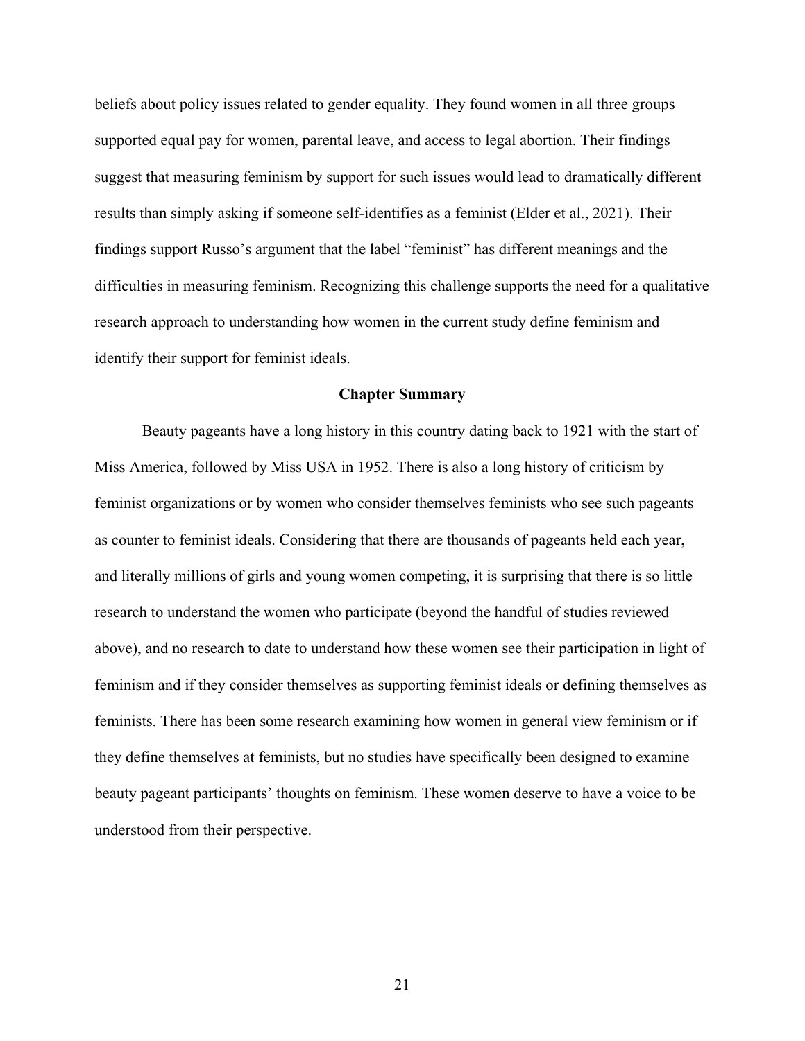beliefs about policy issues related to gender equality. They found women in all three groups supported equal pay for women, parental leave, and access to legal abortion. Their findings suggest that measuring feminism by support for such issues would lead to dramatically different results than simply asking if someone self-identifies as a feminist (Elder et al., 2021). Their findings support Russo's argument that the label "feminist" has different meanings and the difficulties in measuring feminism. Recognizing this challenge supports the need for a qualitative research approach to understanding how women in the current study define feminism and identify their support for feminist ideals.

## Chapter Summary

Beauty pageants have a long history in this country dating back to 1921 with the start of Miss America, followed by Miss USA in 1952. There is also a long history of criticism by feminist organizations or by women who consider themselves feminists who see such pageants as counter to feminist ideals. Considering that there are thousands of pageants held each year, and literally millions of girls and young women competing, it is surprising that there is so little research to understand the women who participate (beyond the handful of studies reviewed above), and no research to date to understand how these women see their participation in light of feminism and if they consider themselves as supporting feminist ideals or defining themselves as feminists. There has been some research examining how women in general view feminism or if they define themselves at feminists, but no studies have specifically been designed to examine beauty pageant participants' thoughts on feminism. These women deserve to have a voice to be understood from their perspective.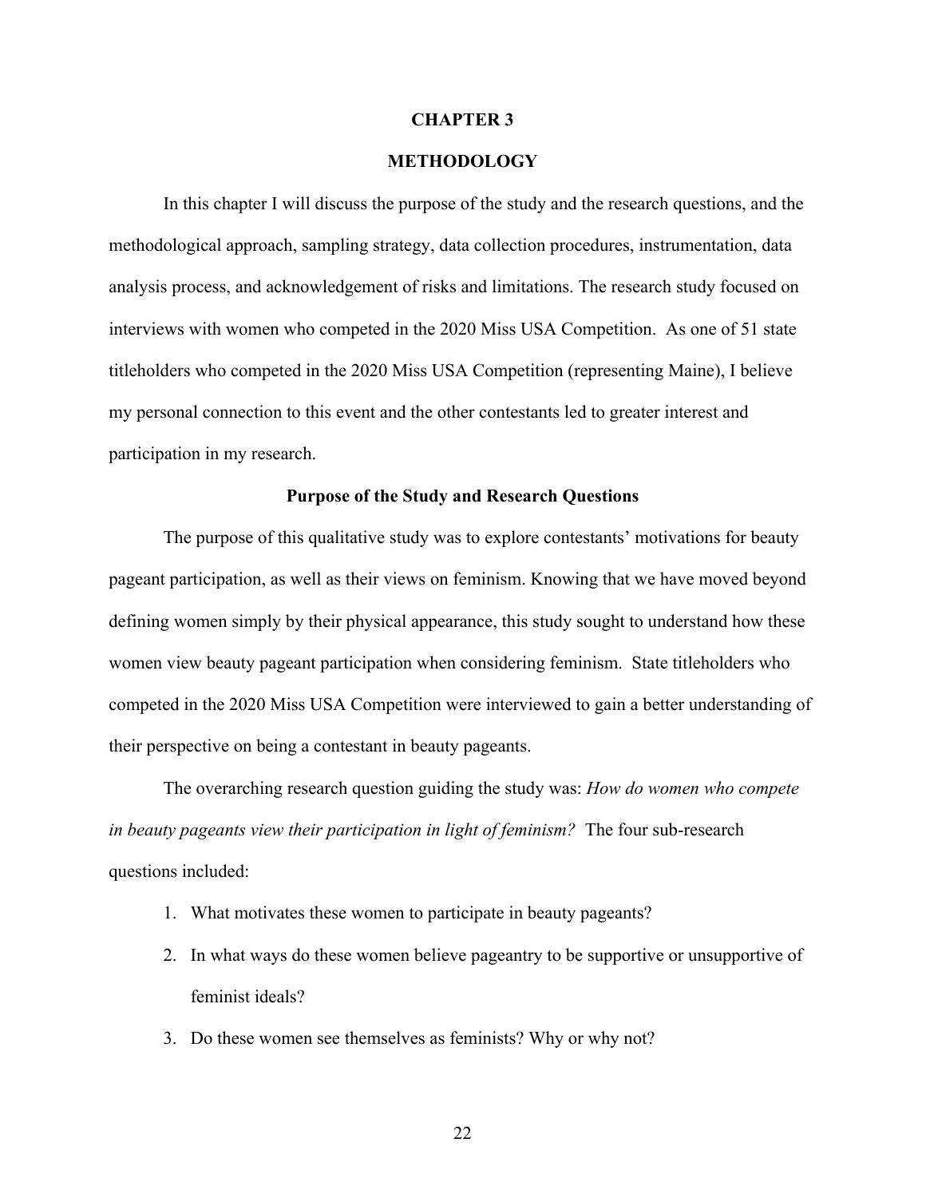# CHAPTER 3

# METHODOLOGY

In this chapter I will discuss the purpose of the study and the research questions, and the methodological approach, sampling strategy, data collection procedures, instrumentation, data analysis process, and acknowledgement of risks and limitations. The research study focused on interviews with women who competed in the 2020 Miss USA Competition. As one of 51 state titleholders who competed in the 2020 Miss USA Competition (representing Maine), I believe my personal connection to this event and the other contestants led to greater interest and participation in my research.

## Purpose of the Study and Research Questions

The purpose of this qualitative study was to explore contestants' motivations for beauty pageant participation, as well as their views on feminism. Knowing that we have moved beyond defining women simply by their physical appearance, this study sought to understand how these women view beauty pageant participation when considering feminism. State titleholders who competed in the 2020 Miss USA Competition were interviewed to gain a better understanding of their perspective on being a contestant in beauty pageants.

The overarching research question guiding the study was: *How do women who compete in beauty pageants view their participation in light of feminism?* The four sub-research questions included:

1. What motivates these women to participate in beauty pageants?
2. In what ways do these women believe pageantry to be supportive or unsupportive of feminist ideals?
3. Do these women see themselves as feminists? Why or why not?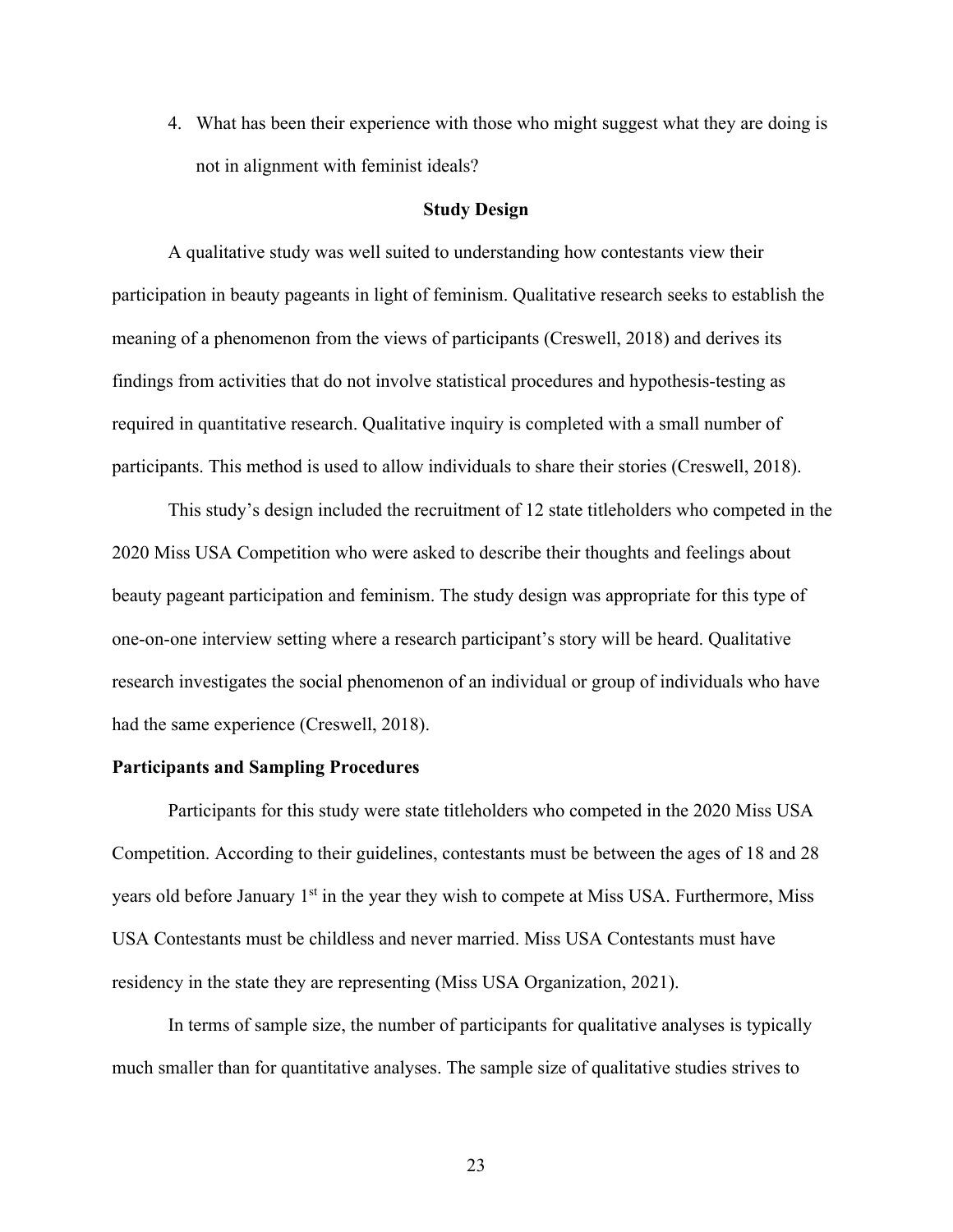4. What has been their experience with those who might suggest what they are doing is not in alignment with feminist ideals?

## Study Design

A qualitative study was well suited to understanding how contestants view their participation in beauty pageants in light of feminism. Qualitative research seeks to establish the meaning of a phenomenon from the views of participants (Creswell, 2018) and derives its findings from activities that do not involve statistical procedures and hypothesis-testing as required in quantitative research. Qualitative inquiry is completed with a small number of participants. This method is used to allow individuals to share their stories (Creswell, 2018).

This study's design included the recruitment of 12 state titleholders who competed in the 2020 Miss USA Competition who were asked to describe their thoughts and feelings about beauty pageant participation and feminism. The study design was appropriate for this type of one-on-one interview setting where a research participant's story will be heard. Qualitative research investigates the social phenomenon of an individual or group of individuals who have had the same experience (Creswell, 2018).

### Participants and Sampling Procedures

Participants for this study were state titleholders who competed in the 2020 Miss USA Competition. According to their guidelines, contestants must be between the ages of 18 and 28 years old before January 1st in the year they wish to compete at Miss USA. Furthermore, Miss USA Contestants must be childless and never married. Miss USA Contestants must have residency in the state they are representing (Miss USA Organization, 2021).

In terms of sample size, the number of participants for qualitative analyses is typically much smaller than for quantitative analyses. The sample size of qualitative studies strives to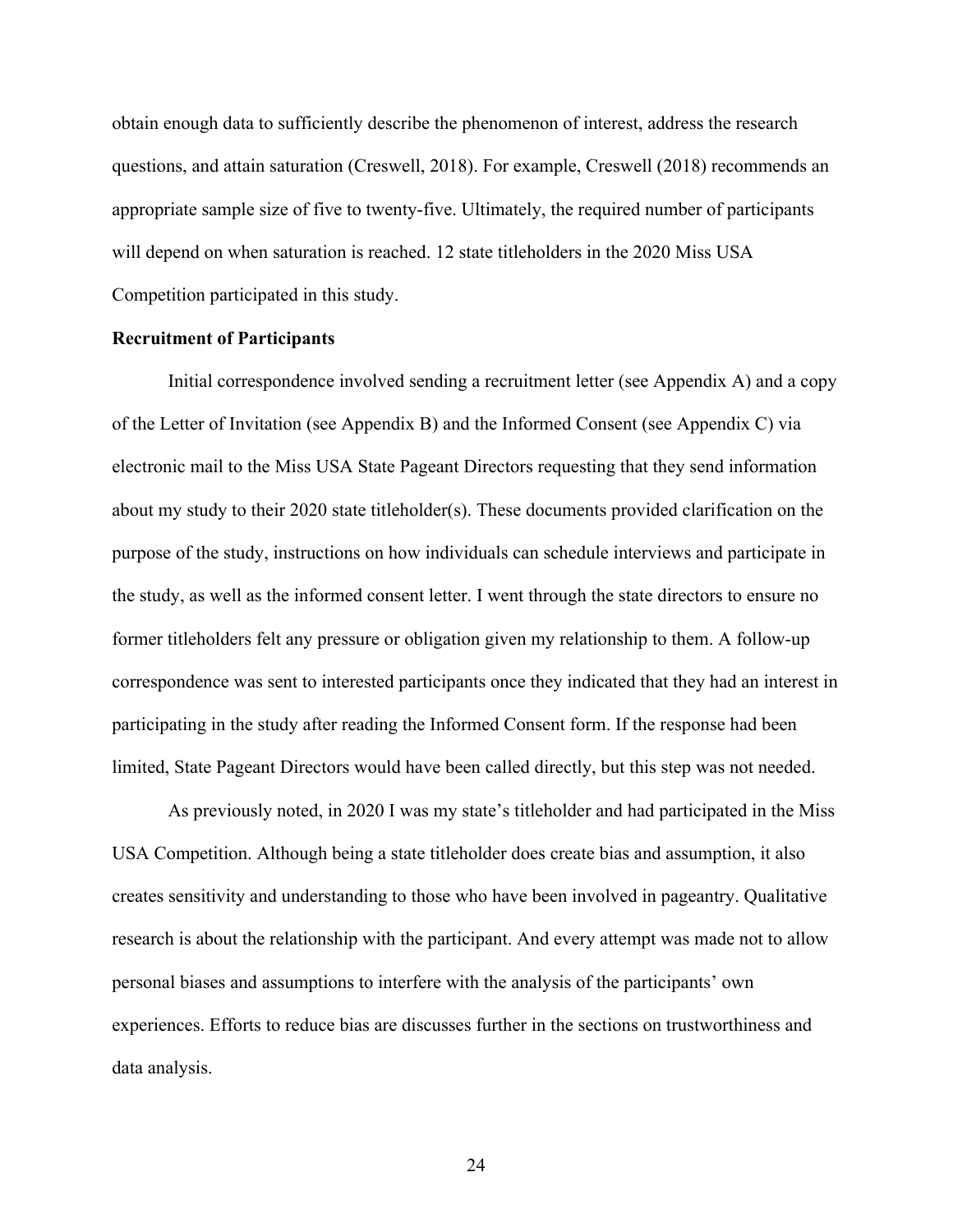obtain enough data to sufficiently describe the phenomenon of interest, address the research questions, and attain saturation (Creswell, 2018). For example, Creswell (2018) recommends an appropriate sample size of five to twenty-five. Ultimately, the required number of participants will depend on when saturation is reached. 12 state titleholders in the 2020 Miss USA Competition participated in this study.

**Recruitment of Participants**

Initial correspondence involved sending a recruitment letter (see Appendix A) and a copy of the Letter of Invitation (see Appendix B) and the Informed Consent (see Appendix C) via electronic mail to the Miss USA State Pageant Directors requesting that they send information about my study to their 2020 state titleholder(s). These documents provided clarification on the purpose of the study, instructions on how individuals can schedule interviews and participate in the study, as well as the informed consent letter. I went through the state directors to ensure no former titleholders felt any pressure or obligation given my relationship to them. A follow-up correspondence was sent to interested participants once they indicated that they had an interest in participating in the study after reading the Informed Consent form. If the response had been limited, State Pageant Directors would have been called directly, but this step was not needed.

As previously noted, in 2020 I was my state's titleholder and had participated in the Miss USA Competition. Although being a state titleholder does create bias and assumption, it also creates sensitivity and understanding to those who have been involved in pageantry. Qualitative research is about the relationship with the participant. And every attempt was made not to allow personal biases and assumptions to interfere with the analysis of the participants' own experiences. Efforts to reduce bias are discusses further in the sections on trustworthiness and data analysis.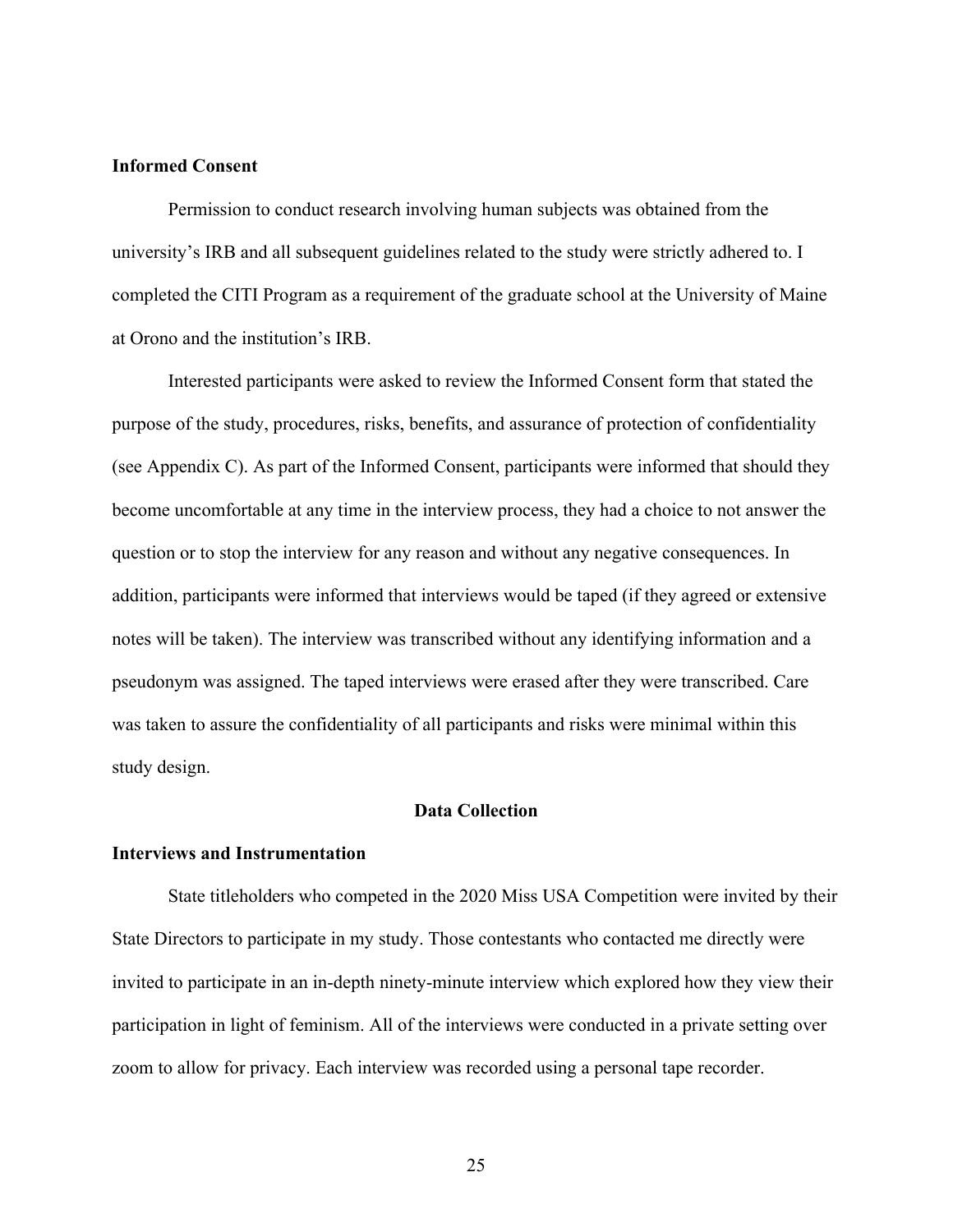### Informed Consent

Permission to conduct research involving human subjects was obtained from the university's IRB and all subsequent guidelines related to the study were strictly adhered to. I completed the CITI Program as a requirement of the graduate school at the University of Maine at Orono and the institution's IRB.

Interested participants were asked to review the Informed Consent form that stated the purpose of the study, procedures, risks, benefits, and assurance of protection of confidentiality (see Appendix C). As part of the Informed Consent, participants were informed that should they become uncomfortable at any time in the interview process, they had a choice to not answer the question or to stop the interview for any reason and without any negative consequences. In addition, participants were informed that interviews would be taped (if they agreed or extensive notes will be taken). The interview was transcribed without any identifying information and a pseudonym was assigned. The taped interviews were erased after they were transcribed. Care was taken to assure the confidentiality of all participants and risks were minimal within this study design.

## Data Collection

### Interviews and Instrumentation

State titleholders who competed in the 2020 Miss USA Competition were invited by their State Directors to participate in my study. Those contestants who contacted me directly were invited to participate in an in-depth ninety-minute interview which explored how they view their participation in light of feminism. All of the interviews were conducted in a private setting over zoom to allow for privacy. Each interview was recorded using a personal tape recorder.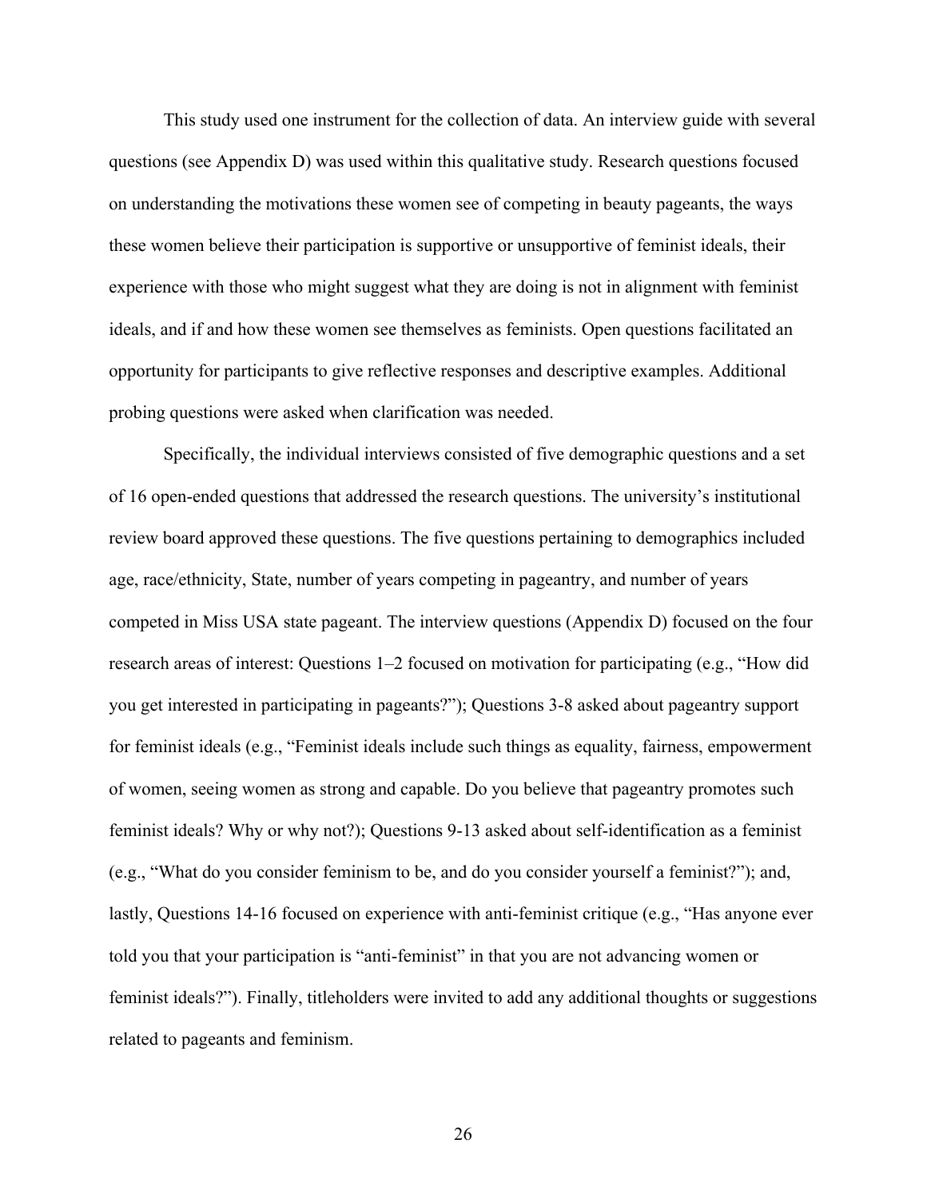This study used one instrument for the collection of data. An interview guide with several questions (see Appendix D) was used within this qualitative study. Research questions focused on understanding the motivations these women see of competing in beauty pageants, the ways these women believe their participation is supportive or unsupportive of feminist ideals, their experience with those who might suggest what they are doing is not in alignment with feminist ideals, and if and how these women see themselves as feminists. Open questions facilitated an opportunity for participants to give reflective responses and descriptive examples. Additional probing questions were asked when clarification was needed.

Specifically, the individual interviews consisted of five demographic questions and a set of 16 open-ended questions that addressed the research questions. The university's institutional review board approved these questions. The five questions pertaining to demographics included age, race/ethnicity, State, number of years competing in pageantry, and number of years competed in Miss USA state pageant. The interview questions (Appendix D) focused on the four research areas of interest: Questions 1–2 focused on motivation for participating (e.g., "How did you get interested in participating in pageants?"); Questions 3-8 asked about pageantry support for feminist ideals (e.g., "Feminist ideals include such things as equality, fairness, empowerment of women, seeing women as strong and capable. Do you believe that pageantry promotes such feminist ideals? Why or why not?); Questions 9-13 asked about self-identification as a feminist (e.g., "What do you consider feminism to be, and do you consider yourself a feminist?"); and, lastly, Questions 14-16 focused on experience with anti-feminist critique (e.g., "Has anyone ever told you that your participation is "anti-feminist" in that you are not advancing women or feminist ideals?"). Finally, titleholders were invited to add any additional thoughts or suggestions related to pageants and feminism.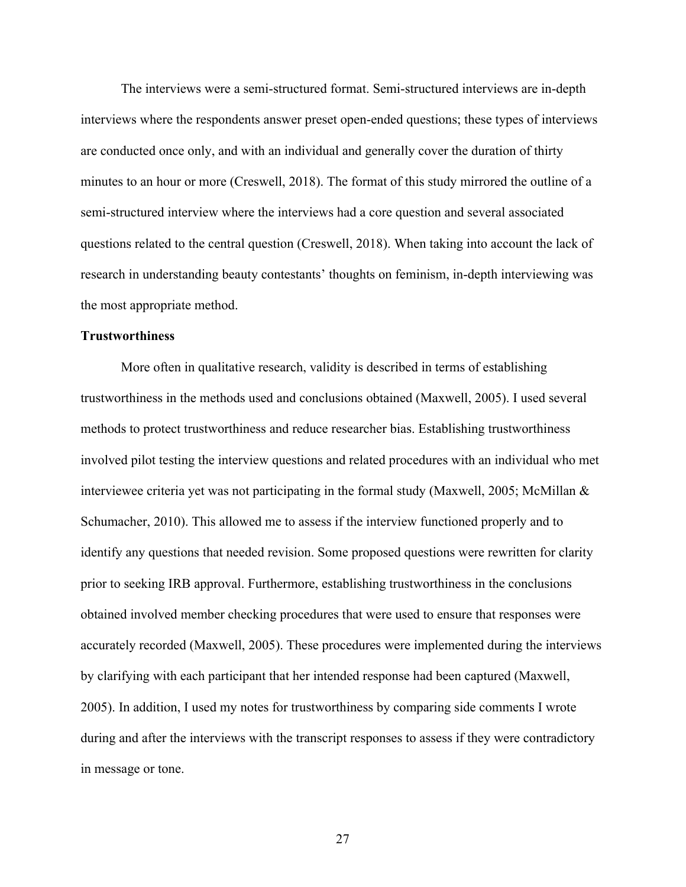The interviews were a semi-structured format. Semi-structured interviews are in-depth interviews where the respondents answer preset open-ended questions; these types of interviews are conducted once only, and with an individual and generally cover the duration of thirty minutes to an hour or more (Creswell, 2018). The format of this study mirrored the outline of a semi-structured interview where the interviews had a core question and several associated questions related to the central question (Creswell, 2018). When taking into account the lack of research in understanding beauty contestants' thoughts on feminism, in-depth interviewing was the most appropriate method.

**Trustworthiness**

More often in qualitative research, validity is described in terms of establishing trustworthiness in the methods used and conclusions obtained (Maxwell, 2005). I used several methods to protect trustworthiness and reduce researcher bias. Establishing trustworthiness involved pilot testing the interview questions and related procedures with an individual who met interviewee criteria yet was not participating in the formal study (Maxwell, 2005; McMillan & Schumacher, 2010). This allowed me to assess if the interview functioned properly and to identify any questions that needed revision. Some proposed questions were rewritten for clarity prior to seeking IRB approval. Furthermore, establishing trustworthiness in the conclusions obtained involved member checking procedures that were used to ensure that responses were accurately recorded (Maxwell, 2005). These procedures were implemented during the interviews by clarifying with each participant that her intended response had been captured (Maxwell, 2005). In addition, I used my notes for trustworthiness by comparing side comments I wrote during and after the interviews with the transcript responses to assess if they were contradictory in message or tone.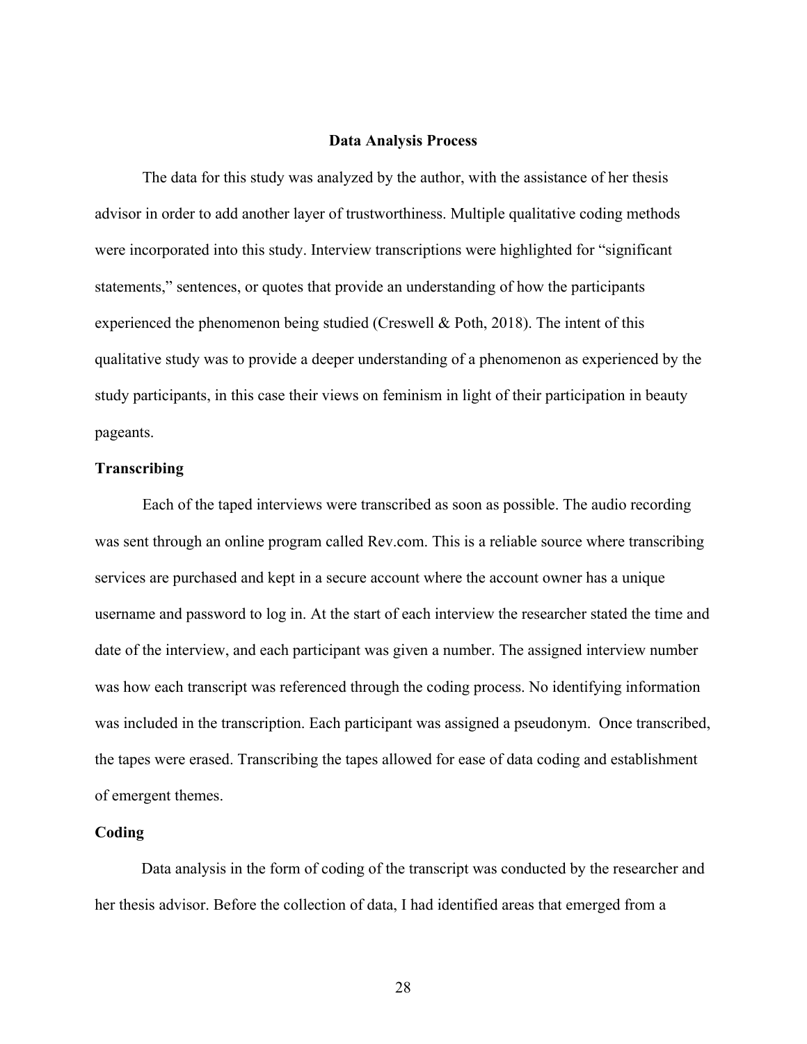## Data Analysis Process

The data for this study was analyzed by the author, with the assistance of her thesis advisor in order to add another layer of trustworthiness. Multiple qualitative coding methods were incorporated into this study. Interview transcriptions were highlighted for "significant statements," sentences, or quotes that provide an understanding of how the participants experienced the phenomenon being studied (Creswell & Poth, 2018). The intent of this qualitative study was to provide a deeper understanding of a phenomenon as experienced by the study participants, in this case their views on feminism in light of their participation in beauty pageants.

### Transcribing

Each of the taped interviews were transcribed as soon as possible. The audio recording was sent through an online program called Rev.com. This is a reliable source where transcribing services are purchased and kept in a secure account where the account owner has a unique username and password to log in. At the start of each interview the researcher stated the time and date of the interview, and each participant was given a number. The assigned interview number was how each transcript was referenced through the coding process. No identifying information was included in the transcription. Each participant was assigned a pseudonym. Once transcribed, the tapes were erased. Transcribing the tapes allowed for ease of data coding and establishment of emergent themes.

### Coding

Data analysis in the form of coding of the transcript was conducted by the researcher and her thesis advisor. Before the collection of data, I had identified areas that emerged from a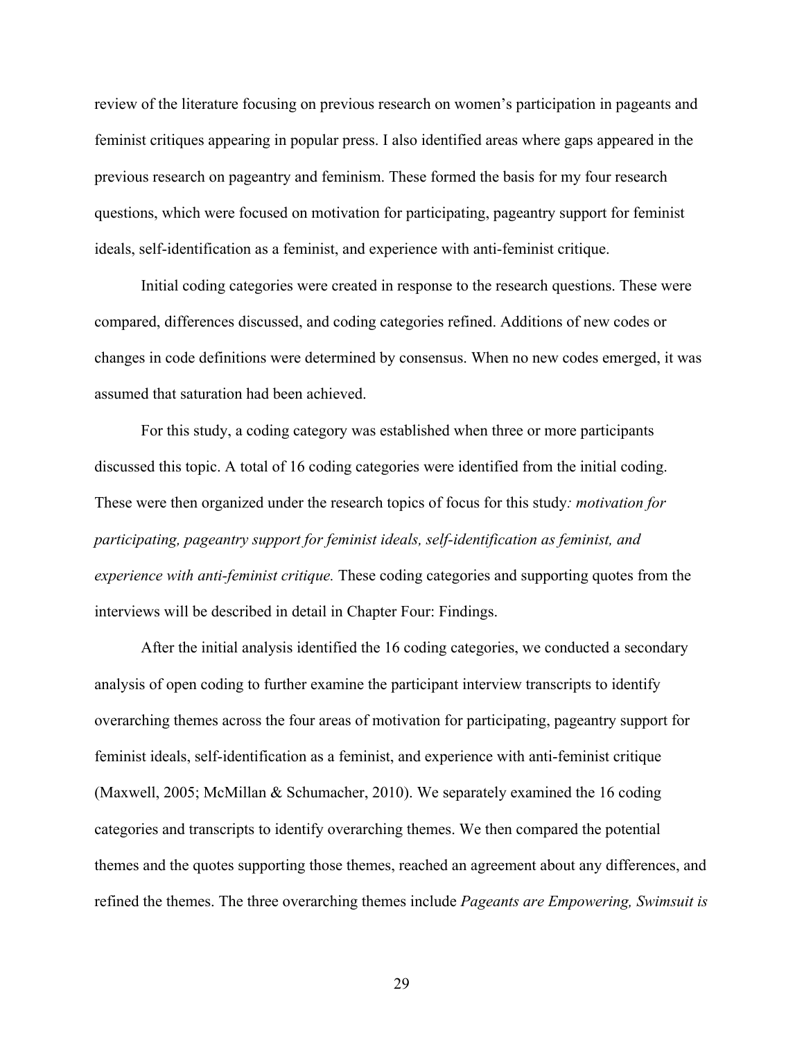review of the literature focusing on previous research on women's participation in pageants and feminist critiques appearing in popular press. I also identified areas where gaps appeared in the previous research on pageantry and feminism. These formed the basis for my four research questions, which were focused on motivation for participating, pageantry support for feminist ideals, self-identification as a feminist, and experience with anti-feminist critique.

Initial coding categories were created in response to the research questions. These were compared, differences discussed, and coding categories refined. Additions of new codes or changes in code definitions were determined by consensus. When no new codes emerged, it was assumed that saturation had been achieved.

For this study, a coding category was established when three or more participants discussed this topic. A total of 16 coding categories were identified from the initial coding. These were then organized under the research topics of focus for this study*: motivation for participating, pageantry support for feminist ideals, self-identification as feminist, and experience with anti-feminist critique.* These coding categories and supporting quotes from the interviews will be described in detail in Chapter Four: Findings.

After the initial analysis identified the 16 coding categories, we conducted a secondary analysis of open coding to further examine the participant interview transcripts to identify overarching themes across the four areas of motivation for participating, pageantry support for feminist ideals, self-identification as a feminist, and experience with anti-feminist critique (Maxwell, 2005; McMillan & Schumacher, 2010). We separately examined the 16 coding categories and transcripts to identify overarching themes. We then compared the potential themes and the quotes supporting those themes, reached an agreement about any differences, and refined the themes. The three overarching themes include *Pageants are Empowering, Swimsuit is*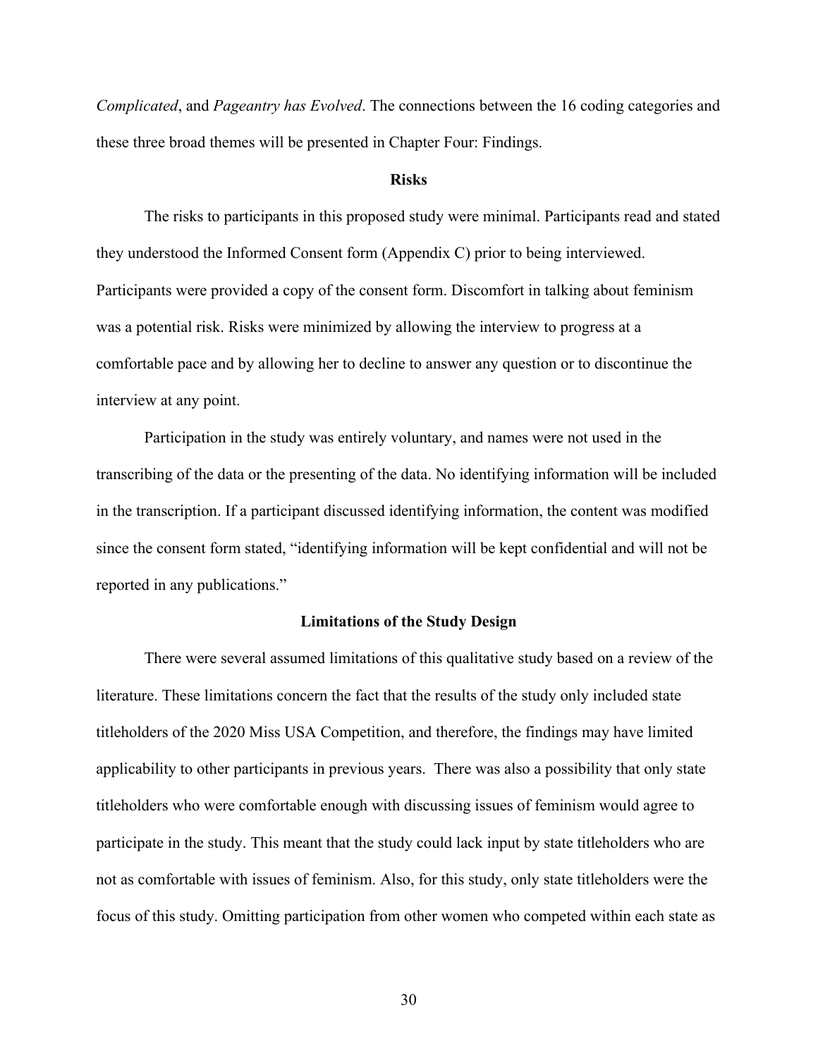*Complicated*, and *Pageantry has Evolved*. The connections between the 16 coding categories and these three broad themes will be presented in Chapter Four: Findings.

## Risks

The risks to participants in this proposed study were minimal. Participants read and stated they understood the Informed Consent form (Appendix C) prior to being interviewed. Participants were provided a copy of the consent form. Discomfort in talking about feminism was a potential risk. Risks were minimized by allowing the interview to progress at a comfortable pace and by allowing her to decline to answer any question or to discontinue the interview at any point.

Participation in the study was entirely voluntary, and names were not used in the transcribing of the data or the presenting of the data. No identifying information will be included in the transcription. If a participant discussed identifying information, the content was modified since the consent form stated, "identifying information will be kept confidential and will not be reported in any publications."

## Limitations of the Study Design

There were several assumed limitations of this qualitative study based on a review of the literature. These limitations concern the fact that the results of the study only included state titleholders of the 2020 Miss USA Competition, and therefore, the findings may have limited applicability to other participants in previous years. There was also a possibility that only state titleholders who were comfortable enough with discussing issues of feminism would agree to participate in the study. This meant that the study could lack input by state titleholders who are not as comfortable with issues of feminism. Also, for this study, only state titleholders were the focus of this study. Omitting participation from other women who competed within each state as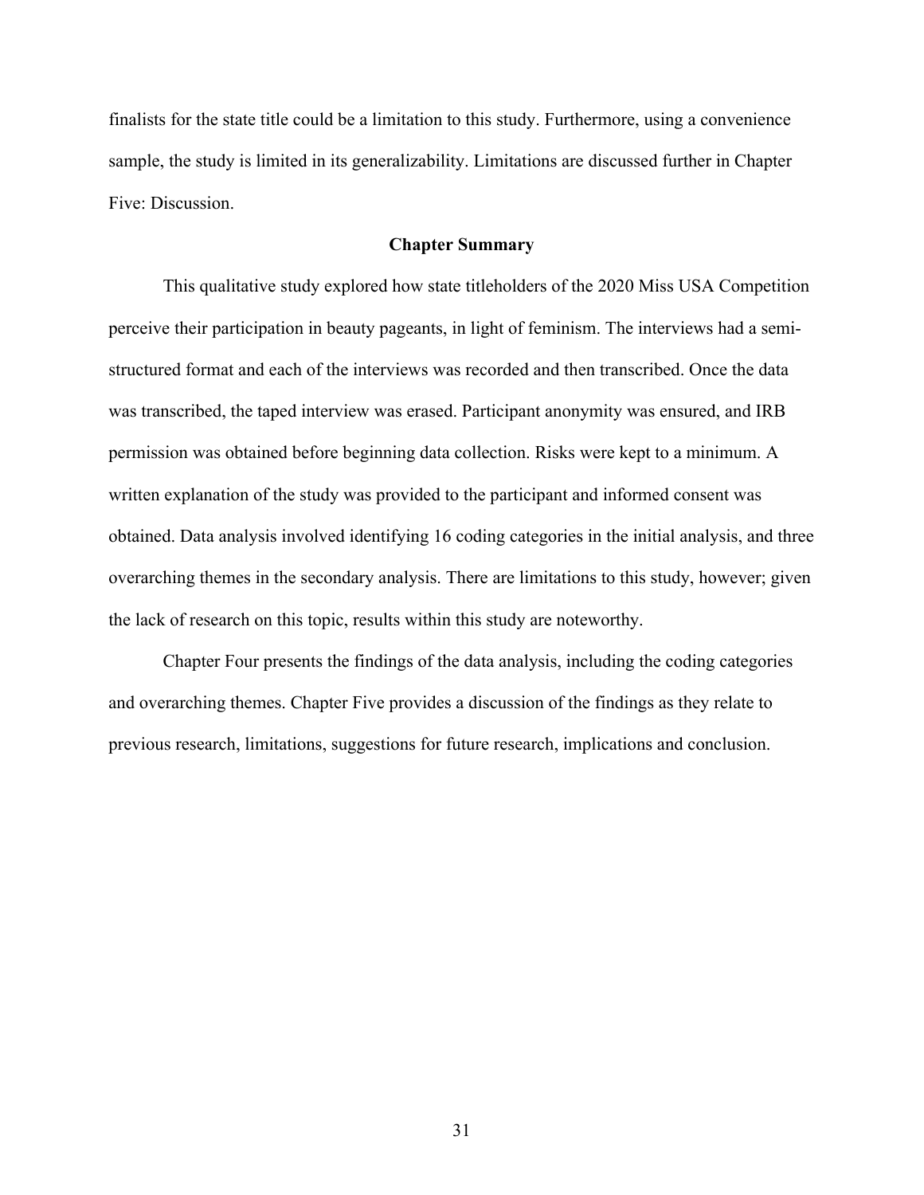finalists for the state title could be a limitation to this study. Furthermore, using a convenience sample, the study is limited in its generalizability. Limitations are discussed further in Chapter Five: Discussion.

## Chapter Summary

This qualitative study explored how state titleholders of the 2020 Miss USA Competition perceive their participation in beauty pageants, in light of feminism. The interviews had a semi-structured format and each of the interviews was recorded and then transcribed. Once the data was transcribed, the taped interview was erased. Participant anonymity was ensured, and IRB permission was obtained before beginning data collection. Risks were kept to a minimum. A written explanation of the study was provided to the participant and informed consent was obtained. Data analysis involved identifying 16 coding categories in the initial analysis, and three overarching themes in the secondary analysis. There are limitations to this study, however; given the lack of research on this topic, results within this study are noteworthy.

Chapter Four presents the findings of the data analysis, including the coding categories and overarching themes. Chapter Five provides a discussion of the findings as they relate to previous research, limitations, suggestions for future research, implications and conclusion.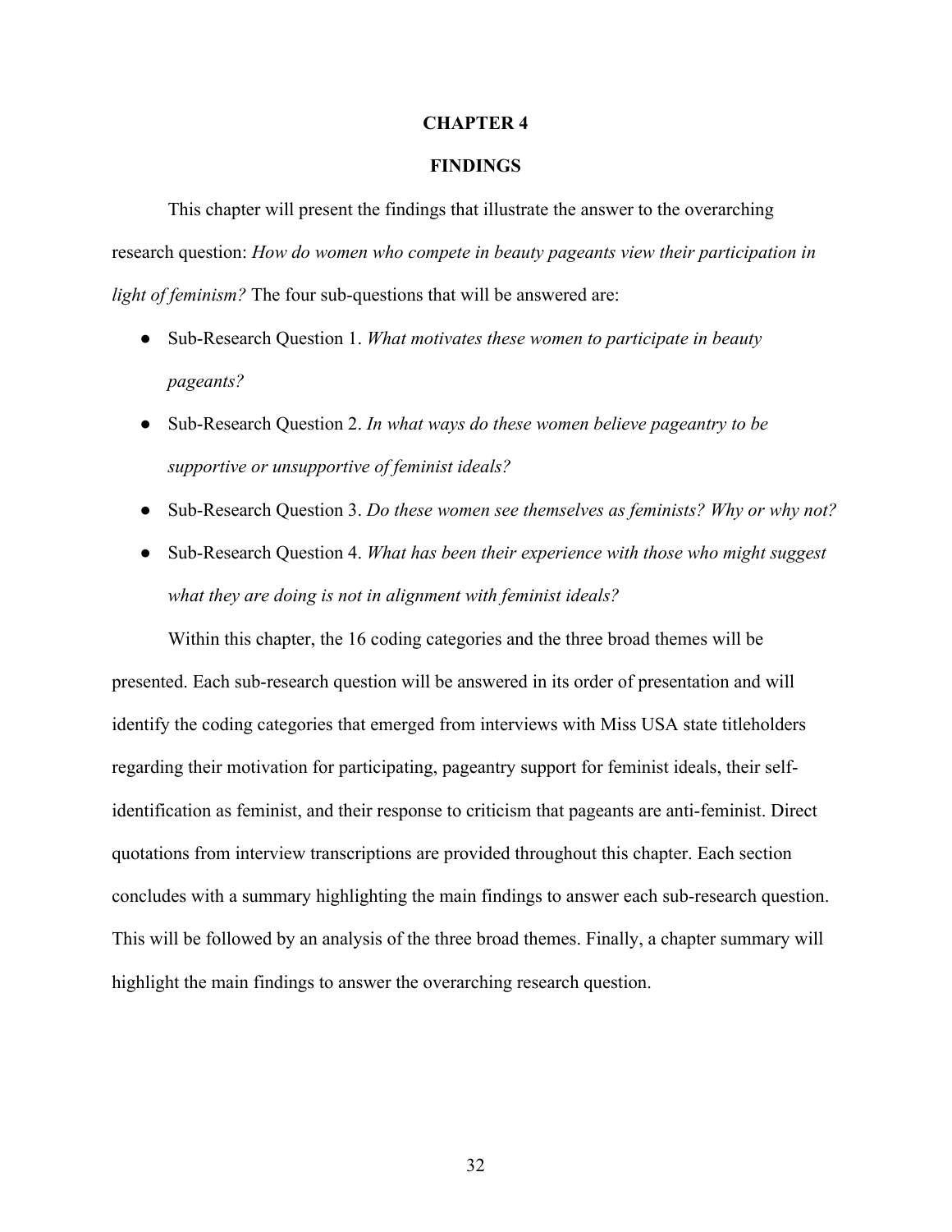# CHAPTER 4

# FINDINGS

This chapter will present the findings that illustrate the answer to the overarching research question: *How do women who compete in beauty pageants view their participation in light of feminism?* The four sub-questions that will be answered are:

- Sub-Research Question 1. *What motivates these women to participate in beauty pageants?*
- Sub-Research Question 2. *In what ways do these women believe pageantry to be supportive or unsupportive of feminist ideals?*
- Sub-Research Question 3. *Do these women see themselves as feminists? Why or why not?*
- Sub-Research Question 4. *What has been their experience with those who might suggest what they are doing is not in alignment with feminist ideals?*

Within this chapter, the 16 coding categories and the three broad themes will be presented. Each sub-research question will be answered in its order of presentation and will identify the coding categories that emerged from interviews with Miss USA state titleholders regarding their motivation for participating, pageantry support for feminist ideals, their self-identification as feminist, and their response to criticism that pageants are anti-feminist. Direct quotations from interview transcriptions are provided throughout this chapter. Each section concludes with a summary highlighting the main findings to answer each sub-research question. This will be followed by an analysis of the three broad themes. Finally, a chapter summary will highlight the main findings to answer the overarching research question.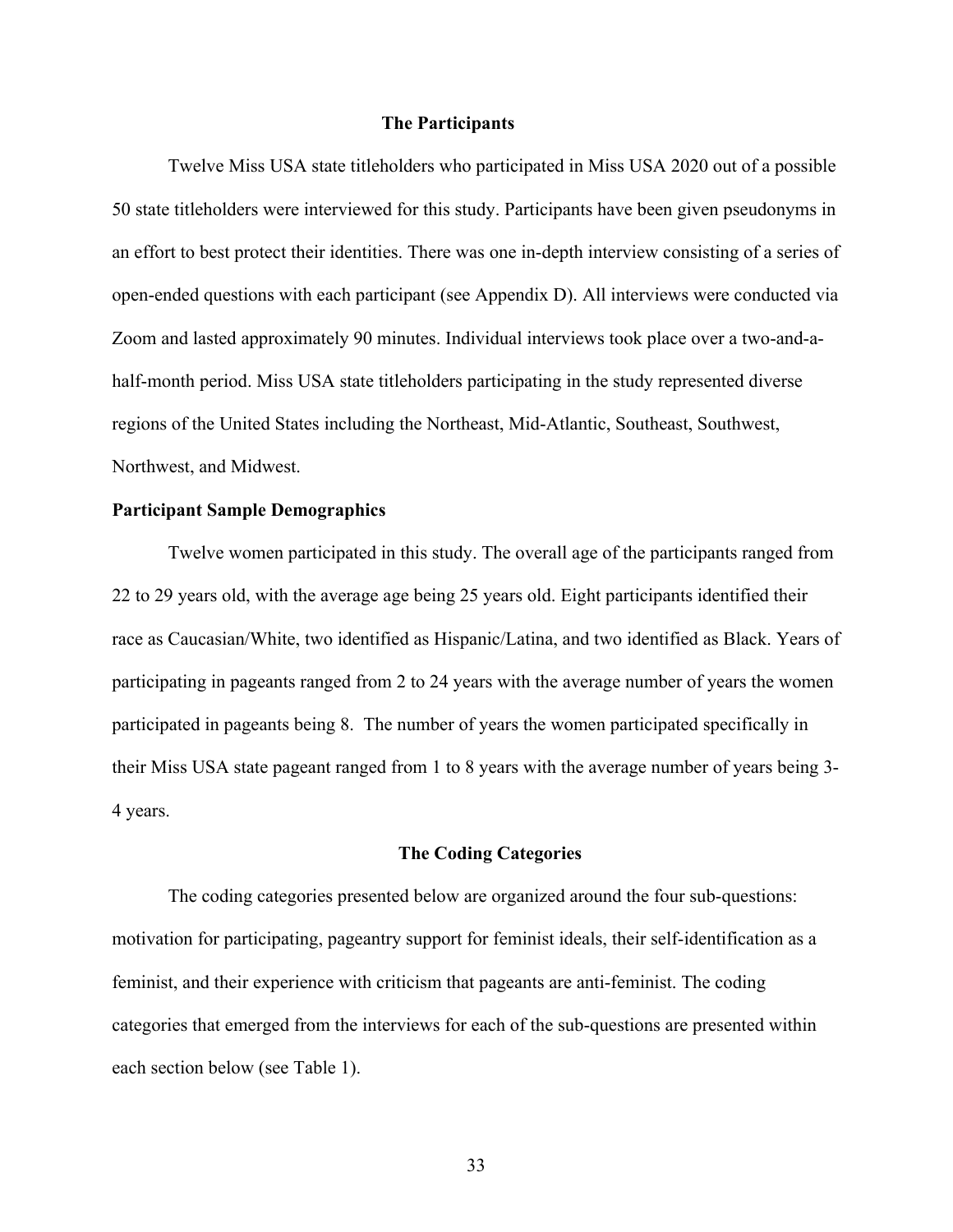## The Participants

Twelve Miss USA state titleholders who participated in Miss USA 2020 out of a possible 50 state titleholders were interviewed for this study. Participants have been given pseudonyms in an effort to best protect their identities. There was one in-depth interview consisting of a series of open-ended questions with each participant (see Appendix D). All interviews were conducted via Zoom and lasted approximately 90 minutes. Individual interviews took place over a two-and-a-half-month period. Miss USA state titleholders participating in the study represented diverse regions of the United States including the Northeast, Mid-Atlantic, Southeast, Southwest, Northwest, and Midwest.

### Participant Sample Demographics

Twelve women participated in this study. The overall age of the participants ranged from 22 to 29 years old, with the average age being 25 years old. Eight participants identified their race as Caucasian/White, two identified as Hispanic/Latina, and two identified as Black. Years of participating in pageants ranged from 2 to 24 years with the average number of years the women participated in pageants being 8. The number of years the women participated specifically in their Miss USA state pageant ranged from 1 to 8 years with the average number of years being 3-4 years.

## The Coding Categories

The coding categories presented below are organized around the four sub-questions: motivation for participating, pageantry support for feminist ideals, their self-identification as a feminist, and their experience with criticism that pageants are anti-feminist. The coding categories that emerged from the interviews for each of the sub-questions are presented within each section below (see Table 1).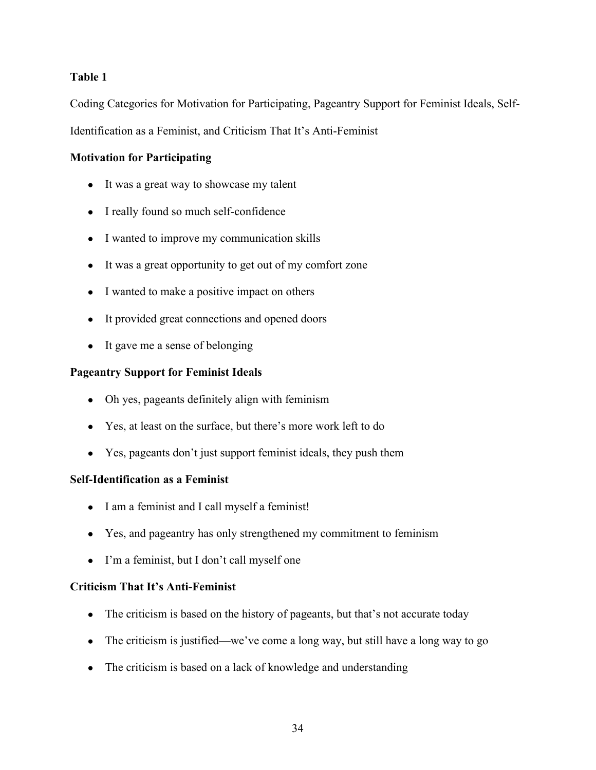**Table 1**

Coding Categories for Motivation for Participating, Pageantry Support for Feminist Ideals, Self-Identification as a Feminist, and Criticism That It's Anti-Feminist

**Motivation for Participating**

- It was a great way to showcase my talent
- I really found so much self-confidence
- I wanted to improve my communication skills
- It was a great opportunity to get out of my comfort zone
- I wanted to make a positive impact on others
- It provided great connections and opened doors
- It gave me a sense of belonging

**Pageantry Support for Feminist Ideals**

- Oh yes, pageants definitely align with feminism
- Yes, at least on the surface, but there's more work left to do
- Yes, pageants don't just support feminist ideals, they push them

**Self-Identification as a Feminist**

- I am a feminist and I call myself a feminist!
- Yes, and pageantry has only strengthened my commitment to feminism
- I'm a feminist, but I don't call myself one

**Criticism That It's Anti-Feminist**

- The criticism is based on the history of pageants, but that's not accurate today
- The criticism is justified—we've come a long way, but still have a long way to go
- The criticism is based on a lack of knowledge and understanding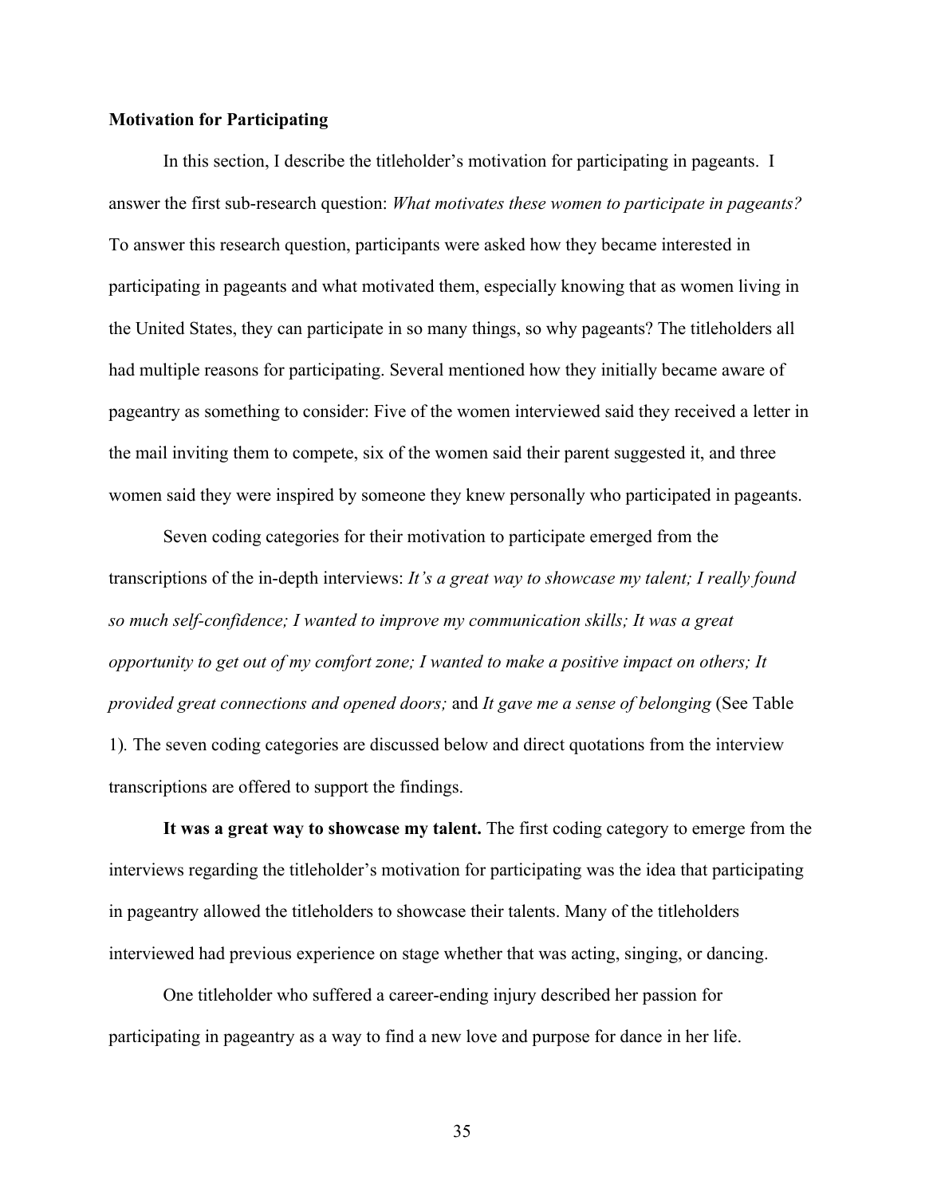## Motivation for Participating

In this section, I describe the titleholder's motivation for participating in pageants. I answer the first sub-research question: *What motivates these women to participate in pageants?* To answer this research question, participants were asked how they became interested in participating in pageants and what motivated them, especially knowing that as women living in the United States, they can participate in so many things, so why pageants? The titleholders all had multiple reasons for participating. Several mentioned how they initially became aware of pageantry as something to consider: Five of the women interviewed said they received a letter in the mail inviting them to compete, six of the women said their parent suggested it, and three women said they were inspired by someone they knew personally who participated in pageants.

Seven coding categories for their motivation to participate emerged from the transcriptions of the in-depth interviews: *It's a great way to showcase my talent; I really found so much self-confidence; I wanted to improve my communication skills; It was a great opportunity to get out of my comfort zone; I wanted to make a positive impact on others; It provided great connections and opened doors;* and *It gave me a sense of belonging* (See Table 1). The seven coding categories are discussed below and direct quotations from the interview transcriptions are offered to support the findings.

**It was a great way to showcase my talent.** The first coding category to emerge from the interviews regarding the titleholder's motivation for participating was the idea that participating in pageantry allowed the titleholders to showcase their talents. Many of the titleholders interviewed had previous experience on stage whether that was acting, singing, or dancing.

One titleholder who suffered a career-ending injury described her passion for participating in pageantry as a way to find a new love and purpose for dance in her life.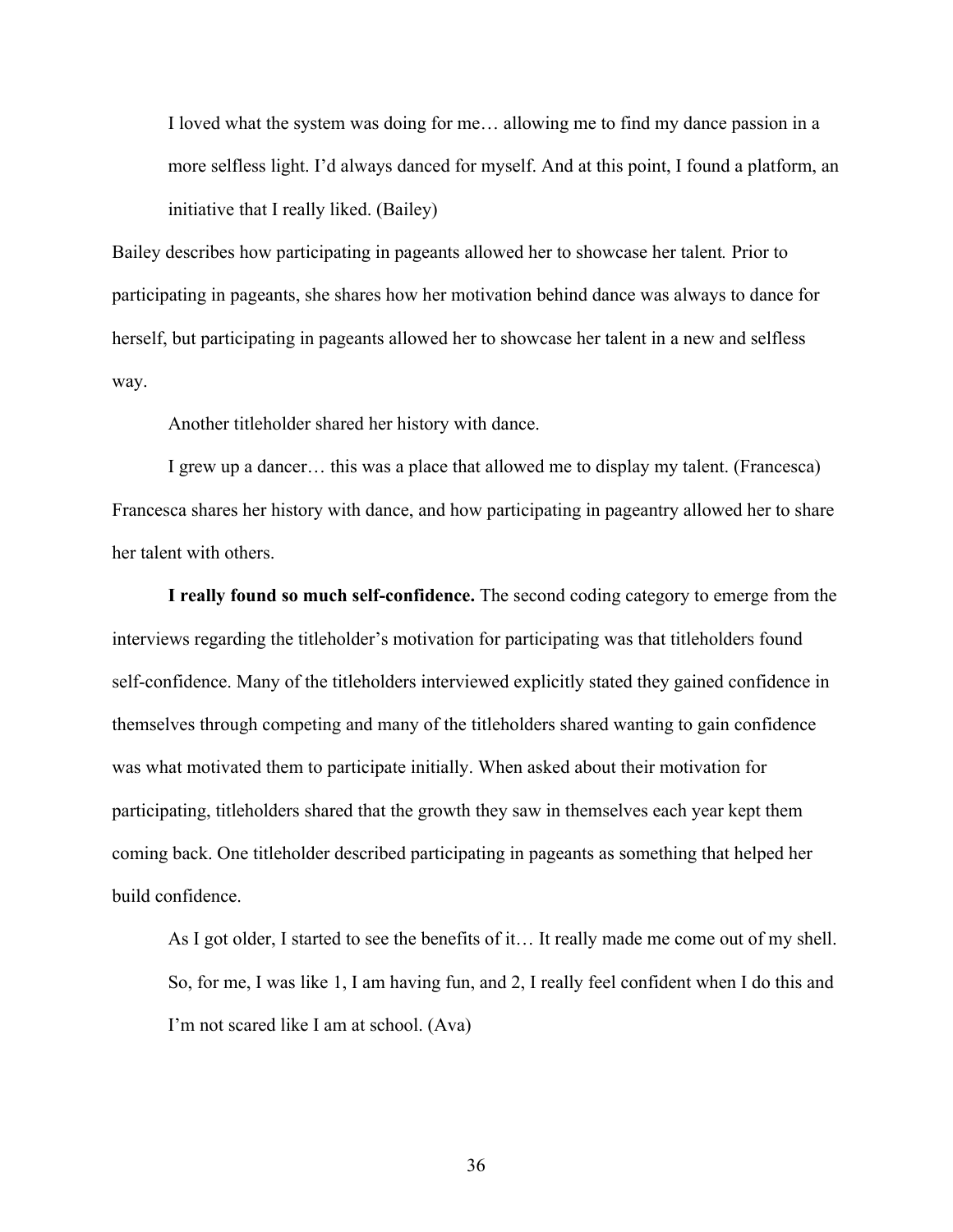> I loved what the system was doing for me… allowing me to find my dance passion in a more selfless light. I'd always danced for myself. And at this point, I found a platform, an initiative that I really liked. (Bailey)

Bailey describes how participating in pageants allowed her to showcase her talent. Prior to participating in pageants, she shares how her motivation behind dance was always to dance for herself, but participating in pageants allowed her to showcase her talent in a new and selfless way.

Another titleholder shared her history with dance.

> I grew up a dancer… this was a place that allowed me to display my talent. (Francesca)

Francesca shares her history with dance, and how participating in pageantry allowed her to share her talent with others.

**I really found so much self-confidence.** The second coding category to emerge from the interviews regarding the titleholder's motivation for participating was that titleholders found self-confidence. Many of the titleholders interviewed explicitly stated they gained confidence in themselves through competing and many of the titleholders shared wanting to gain confidence was what motivated them to participate initially. When asked about their motivation for participating, titleholders shared that the growth they saw in themselves each year kept them coming back. One titleholder described participating in pageants as something that helped her build confidence.

> As I got older, I started to see the benefits of it… It really made me come out of my shell. So, for me, I was like 1, I am having fun, and 2, I really feel confident when I do this and I'm not scared like I am at school. (Ava)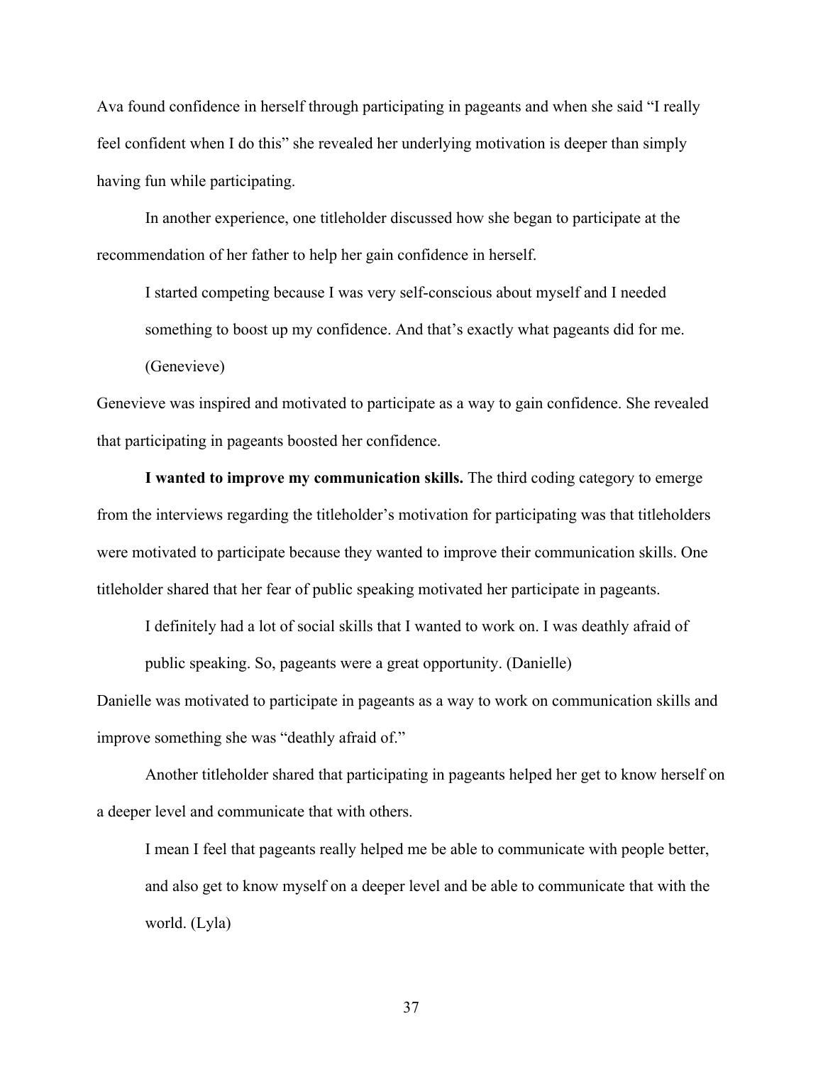Ava found confidence in herself through participating in pageants and when she said "I really feel confident when I do this" she revealed her underlying motivation is deeper than simply having fun while participating.

In another experience, one titleholder discussed how she began to participate at the recommendation of her father to help her gain confidence in herself.

> I started competing because I was very self-conscious about myself and I needed something to boost up my confidence. And that's exactly what pageants did for me. (Genevieve)

Genevieve was inspired and motivated to participate as a way to gain confidence. She revealed that participating in pageants boosted her confidence.

**I wanted to improve my communication skills.** The third coding category to emerge from the interviews regarding the titleholder's motivation for participating was that titleholders were motivated to participate because they wanted to improve their communication skills. One titleholder shared that her fear of public speaking motivated her participate in pageants.

> I definitely had a lot of social skills that I wanted to work on. I was deathly afraid of public speaking. So, pageants were a great opportunity. (Danielle)

Danielle was motivated to participate in pageants as a way to work on communication skills and improve something she was "deathly afraid of."

Another titleholder shared that participating in pageants helped her get to know herself on a deeper level and communicate that with others.

> I mean I feel that pageants really helped me be able to communicate with people better, and also get to know myself on a deeper level and be able to communicate that with the world. (Lyla)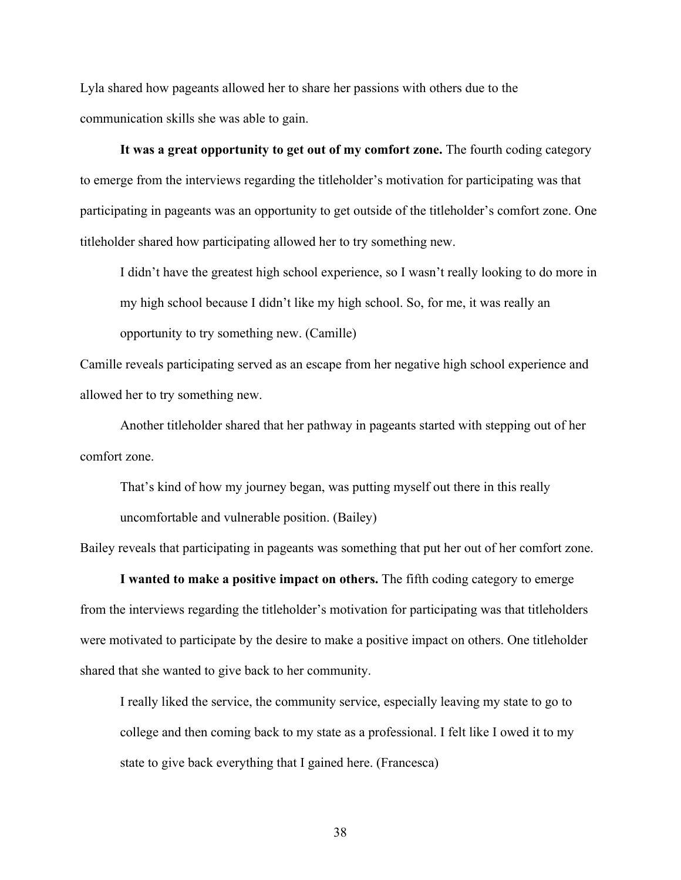Lyla shared how pageants allowed her to share her passions with others due to the communication skills she was able to gain.

**It was a great opportunity to get out of my comfort zone.** The fourth coding category to emerge from the interviews regarding the titleholder's motivation for participating was that participating in pageants was an opportunity to get outside of the titleholder's comfort zone. One titleholder shared how participating allowed her to try something new.

> I didn't have the greatest high school experience, so I wasn't really looking to do more in my high school because I didn't like my high school. So, for me, it was really an opportunity to try something new. (Camille)

Camille reveals participating served as an escape from her negative high school experience and allowed her to try something new.

Another titleholder shared that her pathway in pageants started with stepping out of her comfort zone.

> That's kind of how my journey began, was putting myself out there in this really uncomfortable and vulnerable position. (Bailey)

Bailey reveals that participating in pageants was something that put her out of her comfort zone.

**I wanted to make a positive impact on others.** The fifth coding category to emerge from the interviews regarding the titleholder's motivation for participating was that titleholders were motivated to participate by the desire to make a positive impact on others. One titleholder shared that she wanted to give back to her community.

> I really liked the service, the community service, especially leaving my state to go to college and then coming back to my state as a professional. I felt like I owed it to my state to give back everything that I gained here. (Francesca)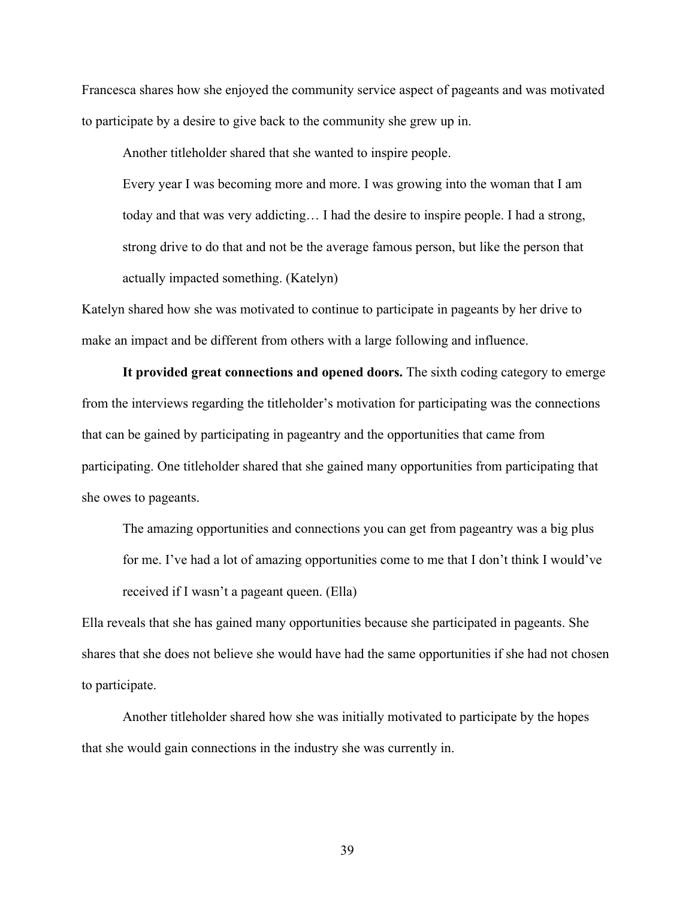Francesca shares how she enjoyed the community service aspect of pageants and was motivated to participate by a desire to give back to the community she grew up in.

Another titleholder shared that she wanted to inspire people.

> Every year I was becoming more and more. I was growing into the woman that I am today and that was very addicting… I had the desire to inspire people. I had a strong, strong drive to do that and not be the average famous person, but like the person that actually impacted something. (Katelyn)

Katelyn shared how she was motivated to continue to participate in pageants by her drive to make an impact and be different from others with a large following and influence.

**It provided great connections and opened doors.** The sixth coding category to emerge from the interviews regarding the titleholder's motivation for participating was the connections that can be gained by participating in pageantry and the opportunities that came from participating. One titleholder shared that she gained many opportunities from participating that she owes to pageants.

> The amazing opportunities and connections you can get from pageantry was a big plus for me. I've had a lot of amazing opportunities come to me that I don't think I would've received if I wasn't a pageant queen. (Ella)

Ella reveals that she has gained many opportunities because she participated in pageants. She shares that she does not believe she would have had the same opportunities if she had not chosen to participate.

Another titleholder shared how she was initially motivated to participate by the hopes that she would gain connections in the industry she was currently in.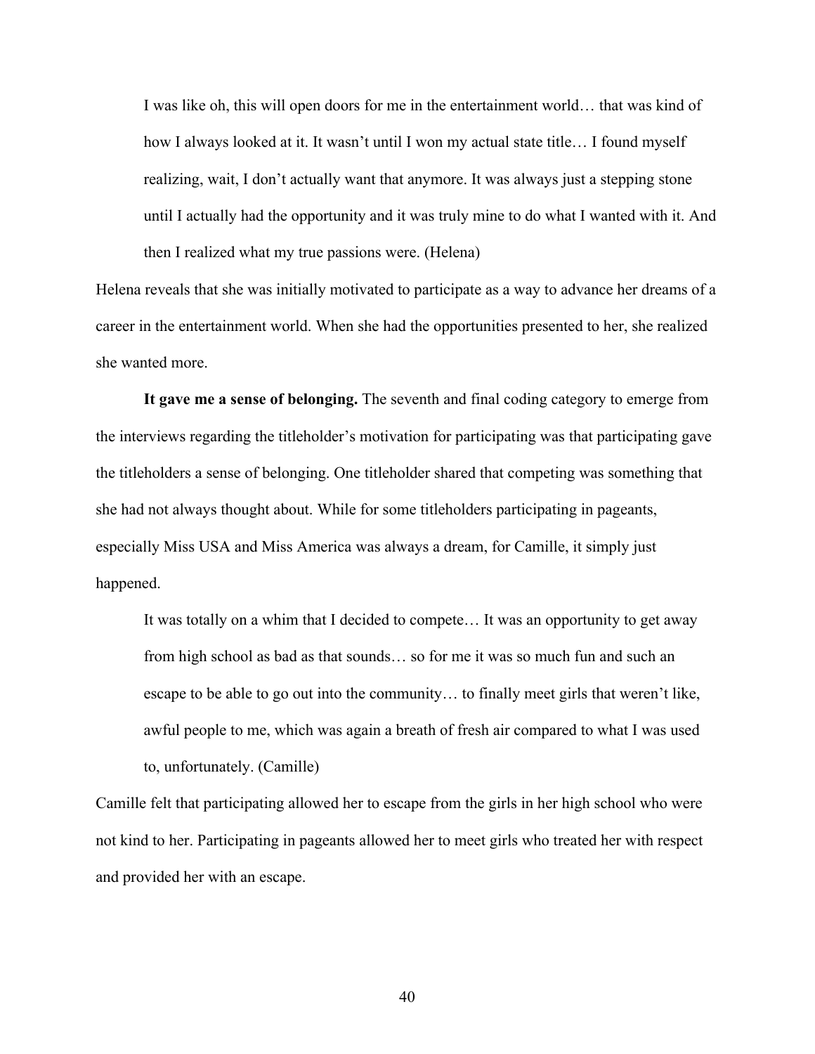> I was like oh, this will open doors for me in the entertainment world… that was kind of how I always looked at it. It wasn't until I won my actual state title… I found myself realizing, wait, I don't actually want that anymore. It was always just a stepping stone until I actually had the opportunity and it was truly mine to do what I wanted with it. And then I realized what my true passions were. (Helena)

Helena reveals that she was initially motivated to participate as a way to advance her dreams of a career in the entertainment world. When she had the opportunities presented to her, she realized she wanted more.

**It gave me a sense of belonging.** The seventh and final coding category to emerge from the interviews regarding the titleholder's motivation for participating was that participating gave the titleholders a sense of belonging. One titleholder shared that competing was something that she had not always thought about. While for some titleholders participating in pageants, especially Miss USA and Miss America was always a dream, for Camille, it simply just happened.

> It was totally on a whim that I decided to compete… It was an opportunity to get away from high school as bad as that sounds… so for me it was so much fun and such an escape to be able to go out into the community… to finally meet girls that weren't like, awful people to me, which was again a breath of fresh air compared to what I was used to, unfortunately. (Camille)

Camille felt that participating allowed her to escape from the girls in her high school who were not kind to her. Participating in pageants allowed her to meet girls who treated her with respect and provided her with an escape.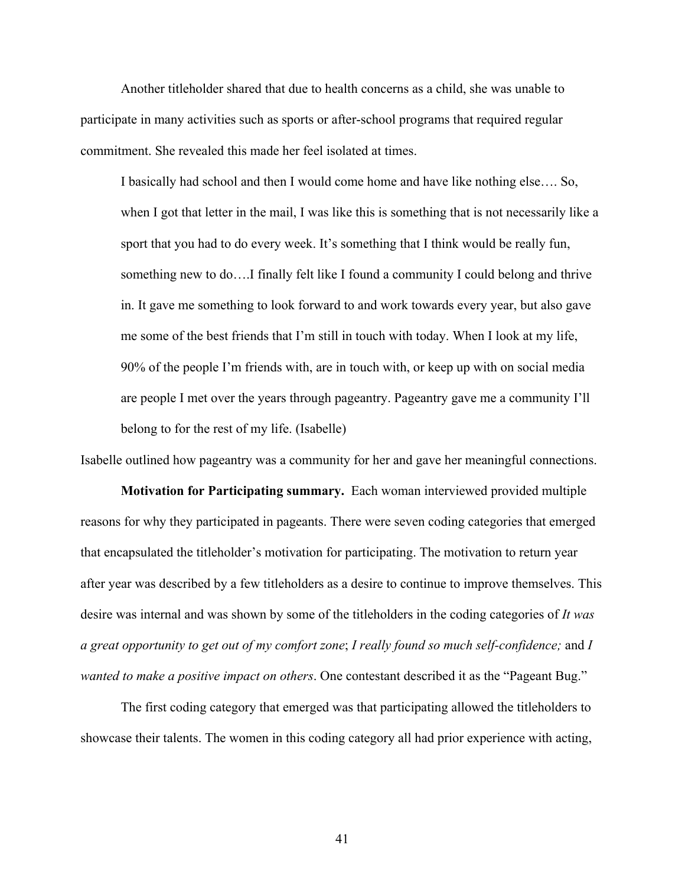Another titleholder shared that due to health concerns as a child, she was unable to participate in many activities such as sports or after-school programs that required regular commitment. She revealed this made her feel isolated at times.

> I basically had school and then I would come home and have like nothing else…. So, when I got that letter in the mail, I was like this is something that is not necessarily like a sport that you had to do every week. It's something that I think would be really fun, something new to do….I finally felt like I found a community I could belong and thrive in. It gave me something to look forward to and work towards every year, but also gave me some of the best friends that I'm still in touch with today. When I look at my life, 90% of the people I'm friends with, are in touch with, or keep up with on social media are people I met over the years through pageantry. Pageantry gave me a community I'll belong to for the rest of my life. (Isabelle)

Isabelle outlined how pageantry was a community for her and gave her meaningful connections.

**Motivation for Participating summary.** Each woman interviewed provided multiple reasons for why they participated in pageants. There were seven coding categories that emerged that encapsulated the titleholder's motivation for participating. The motivation to return year after year was described by a few titleholders as a desire to continue to improve themselves. This desire was internal and was shown by some of the titleholders in the coding categories of *It was a great opportunity to get out of my comfort zone*; *I really found so much self-confidence;* and *I wanted to make a positive impact on others*. One contestant described it as the "Pageant Bug."

The first coding category that emerged was that participating allowed the titleholders to showcase their talents. The women in this coding category all had prior experience with acting,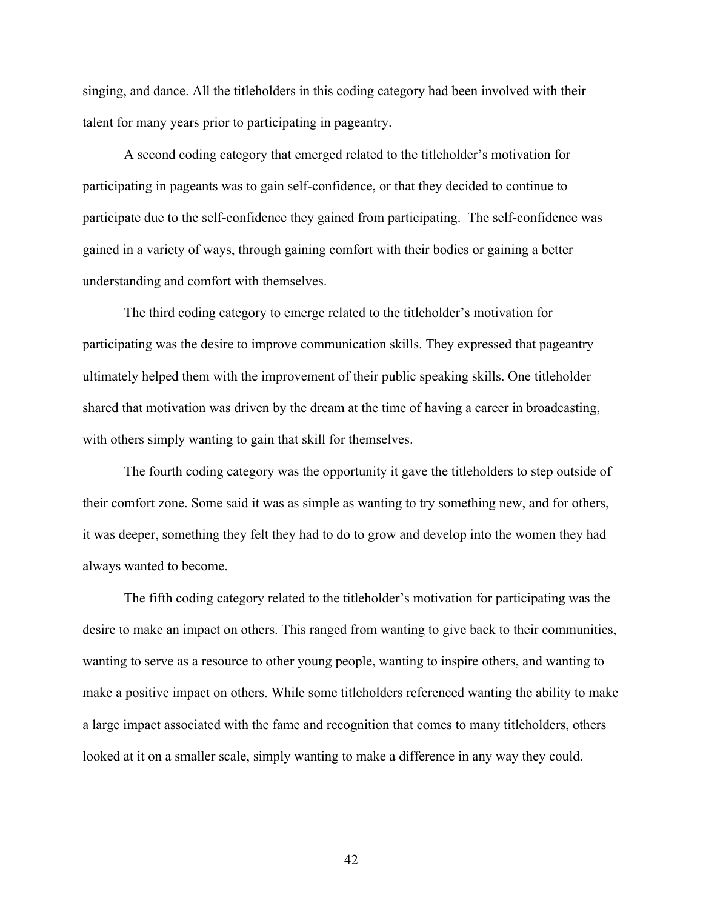singing, and dance. All the titleholders in this coding category had been involved with their talent for many years prior to participating in pageantry.

A second coding category that emerged related to the titleholder's motivation for participating in pageants was to gain self-confidence, or that they decided to continue to participate due to the self-confidence they gained from participating. The self-confidence was gained in a variety of ways, through gaining comfort with their bodies or gaining a better understanding and comfort with themselves.

The third coding category to emerge related to the titleholder's motivation for participating was the desire to improve communication skills. They expressed that pageantry ultimately helped them with the improvement of their public speaking skills. One titleholder shared that motivation was driven by the dream at the time of having a career in broadcasting, with others simply wanting to gain that skill for themselves.

The fourth coding category was the opportunity it gave the titleholders to step outside of their comfort zone. Some said it was as simple as wanting to try something new, and for others, it was deeper, something they felt they had to do to grow and develop into the women they had always wanted to become.

The fifth coding category related to the titleholder's motivation for participating was the desire to make an impact on others. This ranged from wanting to give back to their communities, wanting to serve as a resource to other young people, wanting to inspire others, and wanting to make a positive impact on others. While some titleholders referenced wanting the ability to make a large impact associated with the fame and recognition that comes to many titleholders, others looked at it on a smaller scale, simply wanting to make a difference in any way they could.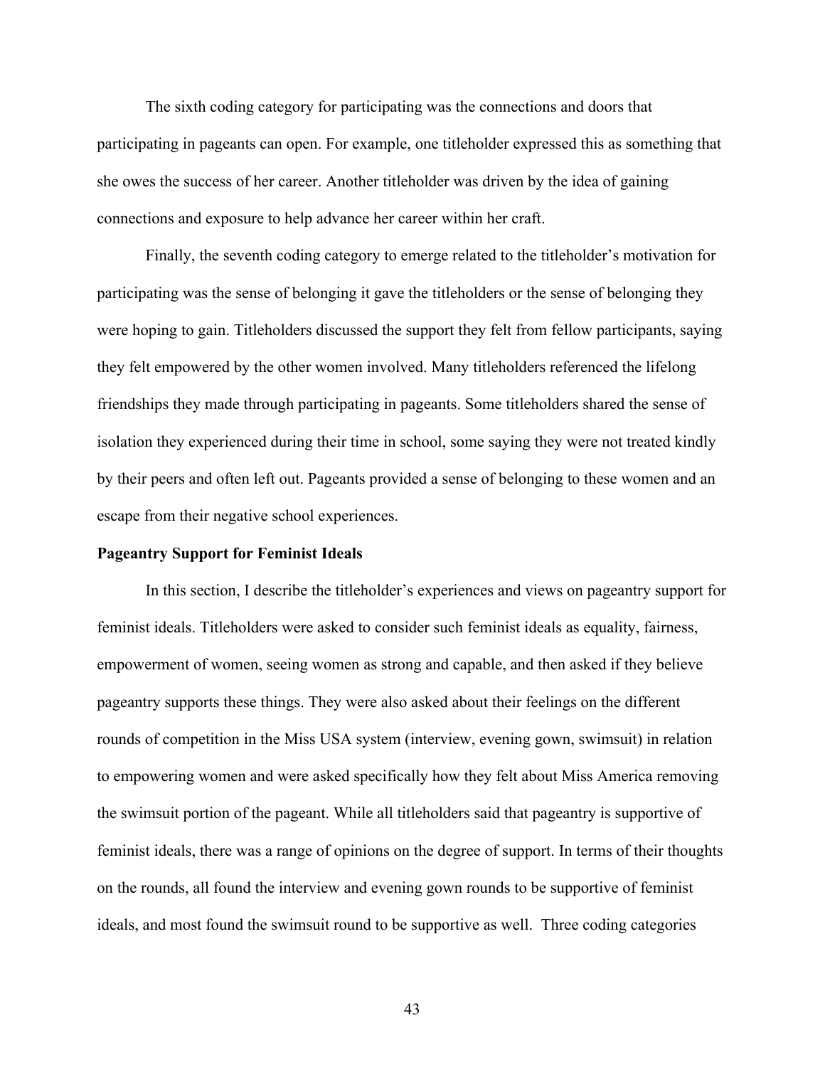The sixth coding category for participating was the connections and doors that participating in pageants can open. For example, one titleholder expressed this as something that she owes the success of her career. Another titleholder was driven by the idea of gaining connections and exposure to help advance her career within her craft.

Finally, the seventh coding category to emerge related to the titleholder's motivation for participating was the sense of belonging it gave the titleholders or the sense of belonging they were hoping to gain. Titleholders discussed the support they felt from fellow participants, saying they felt empowered by the other women involved. Many titleholders referenced the lifelong friendships they made through participating in pageants. Some titleholders shared the sense of isolation they experienced during their time in school, some saying they were not treated kindly by their peers and often left out. Pageants provided a sense of belonging to these women and an escape from their negative school experiences.

**Pageantry Support for Feminist Ideals**

In this section, I describe the titleholder's experiences and views on pageantry support for feminist ideals. Titleholders were asked to consider such feminist ideals as equality, fairness, empowerment of women, seeing women as strong and capable, and then asked if they believe pageantry supports these things. They were also asked about their feelings on the different rounds of competition in the Miss USA system (interview, evening gown, swimsuit) in relation to empowering women and were asked specifically how they felt about Miss America removing the swimsuit portion of the pageant. While all titleholders said that pageantry is supportive of feminist ideals, there was a range of opinions on the degree of support. In terms of their thoughts on the rounds, all found the interview and evening gown rounds to be supportive of feminist ideals, and most found the swimsuit round to be supportive as well. Three coding categories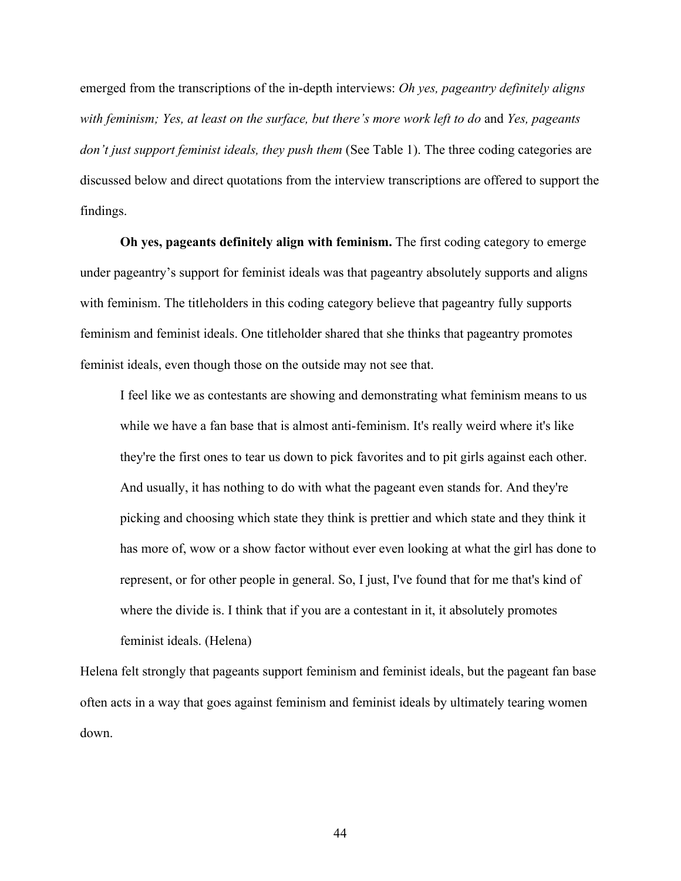emerged from the transcriptions of the in-depth interviews: *Oh yes, pageantry definitely aligns with feminism; Yes, at least on the surface, but there's more work left to do* and *Yes, pageants don't just support feminist ideals, they push them* (See Table 1). The three coding categories are discussed below and direct quotations from the interview transcriptions are offered to support the findings.

**Oh yes, pageants definitely align with feminism.** The first coding category to emerge under pageantry's support for feminist ideals was that pageantry absolutely supports and aligns with feminism. The titleholders in this coding category believe that pageantry fully supports feminism and feminist ideals. One titleholder shared that she thinks that pageantry promotes feminist ideals, even though those on the outside may not see that.

> I feel like we as contestants are showing and demonstrating what feminism means to us while we have a fan base that is almost anti-feminism. It's really weird where it's like they're the first ones to tear us down to pick favorites and to pit girls against each other. And usually, it has nothing to do with what the pageant even stands for. And they're picking and choosing which state they think is prettier and which state and they think it has more of, wow or a show factor without ever even looking at what the girl has done to represent, or for other people in general. So, I just, I've found that for me that's kind of where the divide is. I think that if you are a contestant in it, it absolutely promotes feminist ideals. (Helena)

Helena felt strongly that pageants support feminism and feminist ideals, but the pageant fan base often acts in a way that goes against feminism and feminist ideals by ultimately tearing women down.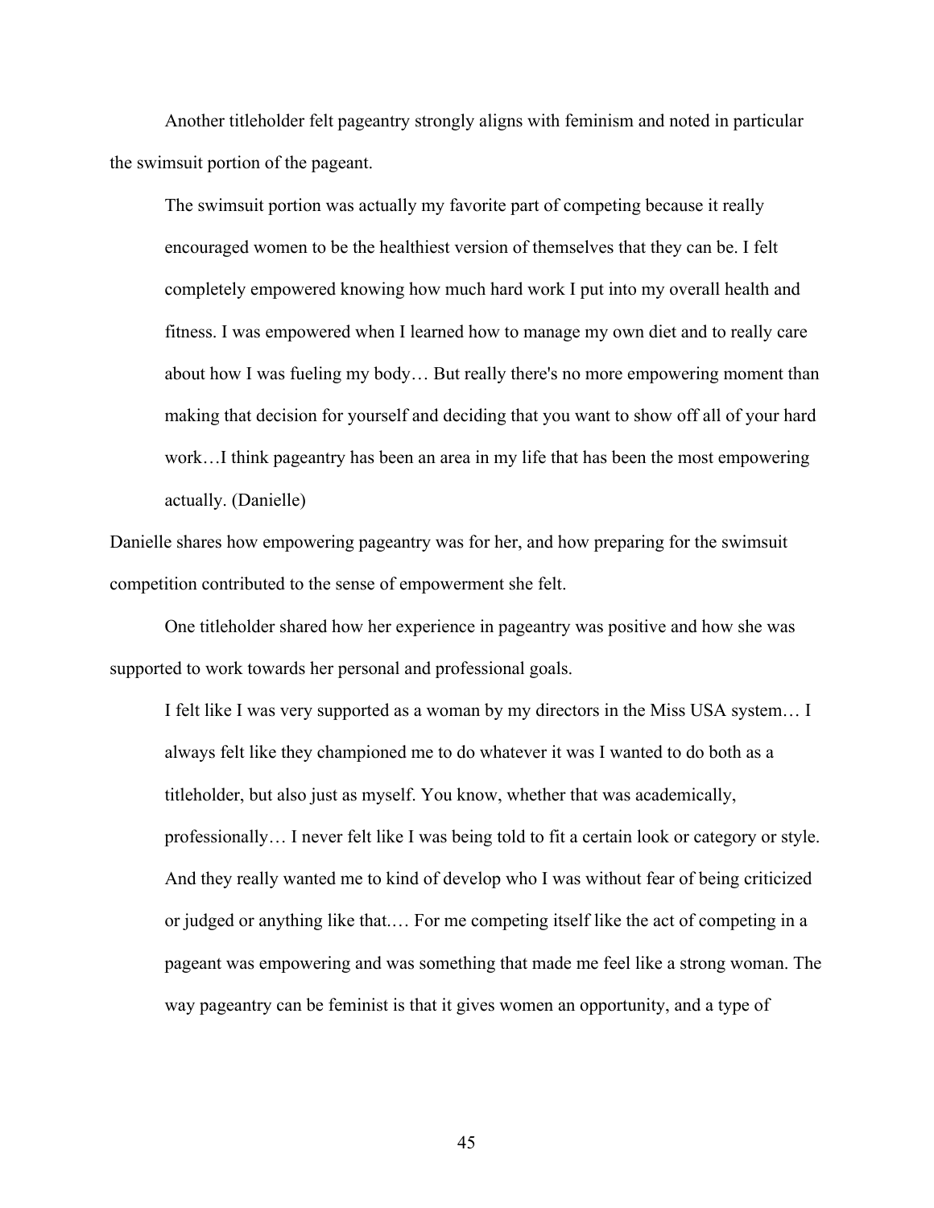Another titleholder felt pageantry strongly aligns with feminism and noted in particular the swimsuit portion of the pageant.

> The swimsuit portion was actually my favorite part of competing because it really encouraged women to be the healthiest version of themselves that they can be. I felt completely empowered knowing how much hard work I put into my overall health and fitness. I was empowered when I learned how to manage my own diet and to really care about how I was fueling my body… But really there's no more empowering moment than making that decision for yourself and deciding that you want to show off all of your hard work…I think pageantry has been an area in my life that has been the most empowering actually. (Danielle)

Danielle shares how empowering pageantry was for her, and how preparing for the swimsuit competition contributed to the sense of empowerment she felt.

One titleholder shared how her experience in pageantry was positive and how she was supported to work towards her personal and professional goals.

> I felt like I was very supported as a woman by my directors in the Miss USA system… I always felt like they championed me to do whatever it was I wanted to do both as a titleholder, but also just as myself. You know, whether that was academically, professionally… I never felt like I was being told to fit a certain look or category or style. And they really wanted me to kind of develop who I was without fear of being criticized or judged or anything like that.… For me competing itself like the act of competing in a pageant was empowering and was something that made me feel like a strong woman. The way pageantry can be feminist is that it gives women an opportunity, and a type of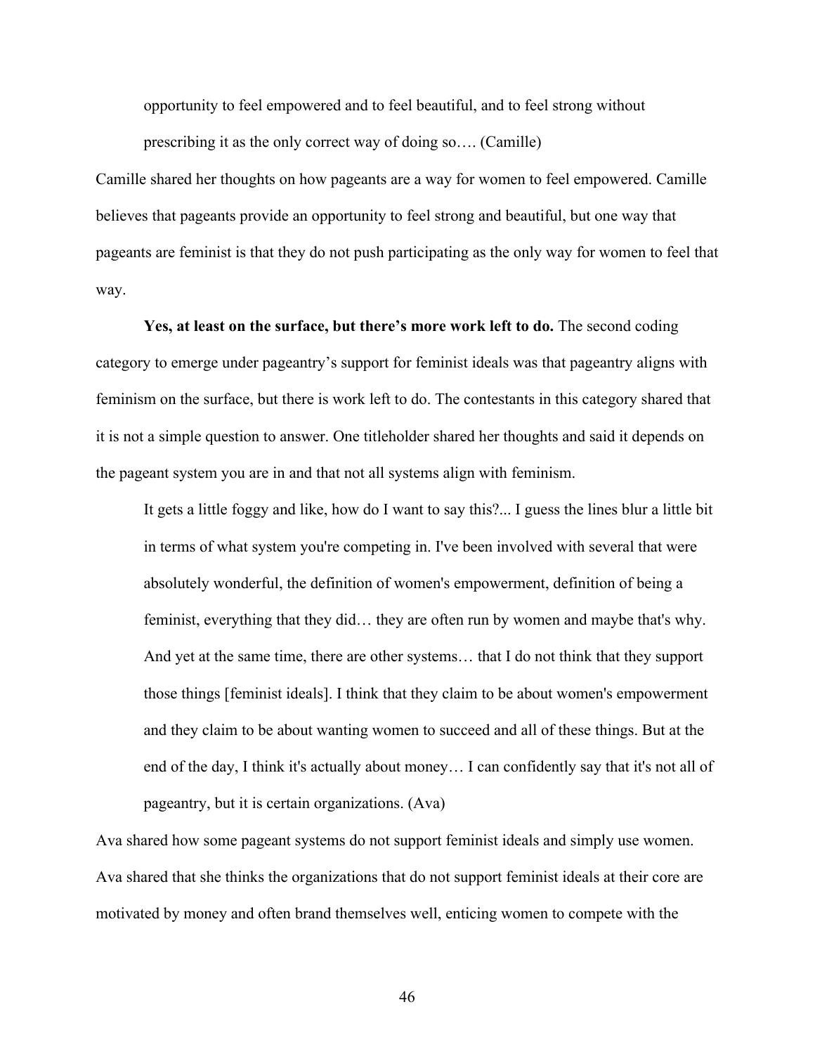> opportunity to feel empowered and to feel beautiful, and to feel strong without prescribing it as the only correct way of doing so…. (Camille)

Camille shared her thoughts on how pageants are a way for women to feel empowered. Camille believes that pageants provide an opportunity to feel strong and beautiful, but one way that pageants are feminist is that they do not push participating as the only way for women to feel that way.

**Yes, at least on the surface, but there's more work left to do.** The second coding category to emerge under pageantry's support for feminist ideals was that pageantry aligns with feminism on the surface, but there is work left to do. The contestants in this category shared that it is not a simple question to answer. One titleholder shared her thoughts and said it depends on the pageant system you are in and that not all systems align with feminism.

> It gets a little foggy and like, how do I want to say this?... I guess the lines blur a little bit in terms of what system you're competing in. I've been involved with several that were absolutely wonderful, the definition of women's empowerment, definition of being a feminist, everything that they did… they are often run by women and maybe that's why. And yet at the same time, there are other systems… that I do not think that they support those things [feminist ideals]. I think that they claim to be about women's empowerment and they claim to be about wanting women to succeed and all of these things. But at the end of the day, I think it's actually about money… I can confidently say that it's not all of pageantry, but it is certain organizations. (Ava)

Ava shared how some pageant systems do not support feminist ideals and simply use women. Ava shared that she thinks the organizations that do not support feminist ideals at their core are motivated by money and often brand themselves well, enticing women to compete with the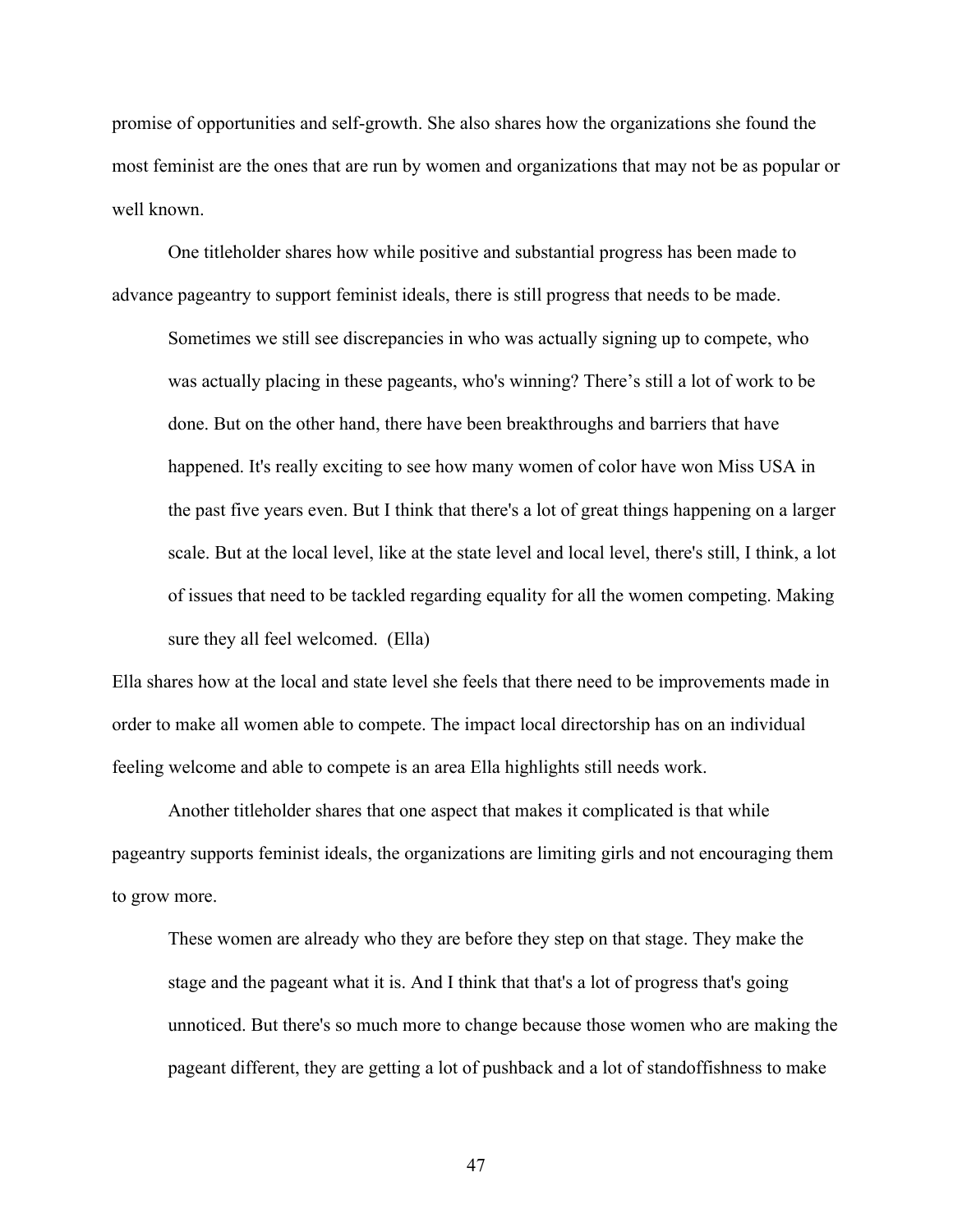promise of opportunities and self-growth. She also shares how the organizations she found the most feminist are the ones that are run by women and organizations that may not be as popular or well known.

One titleholder shares how while positive and substantial progress has been made to advance pageantry to support feminist ideals, there is still progress that needs to be made.

> Sometimes we still see discrepancies in who was actually signing up to compete, who was actually placing in these pageants, who's winning? There's still a lot of work to be done. But on the other hand, there have been breakthroughs and barriers that have happened. It's really exciting to see how many women of color have won Miss USA in the past five years even. But I think that there's a lot of great things happening on a larger scale. But at the local level, like at the state level and local level, there's still, I think, a lot of issues that need to be tackled regarding equality for all the women competing. Making sure they all feel welcomed. (Ella)

Ella shares how at the local and state level she feels that there need to be improvements made in order to make all women able to compete. The impact local directorship has on an individual feeling welcome and able to compete is an area Ella highlights still needs work.

Another titleholder shares that one aspect that makes it complicated is that while pageantry supports feminist ideals, the organizations are limiting girls and not encouraging them to grow more.

> These women are already who they are before they step on that stage. They make the stage and the pageant what it is. And I think that that's a lot of progress that's going unnoticed. But there's so much more to change because those women who are making the pageant different, they are getting a lot of pushback and a lot of standoffishness to make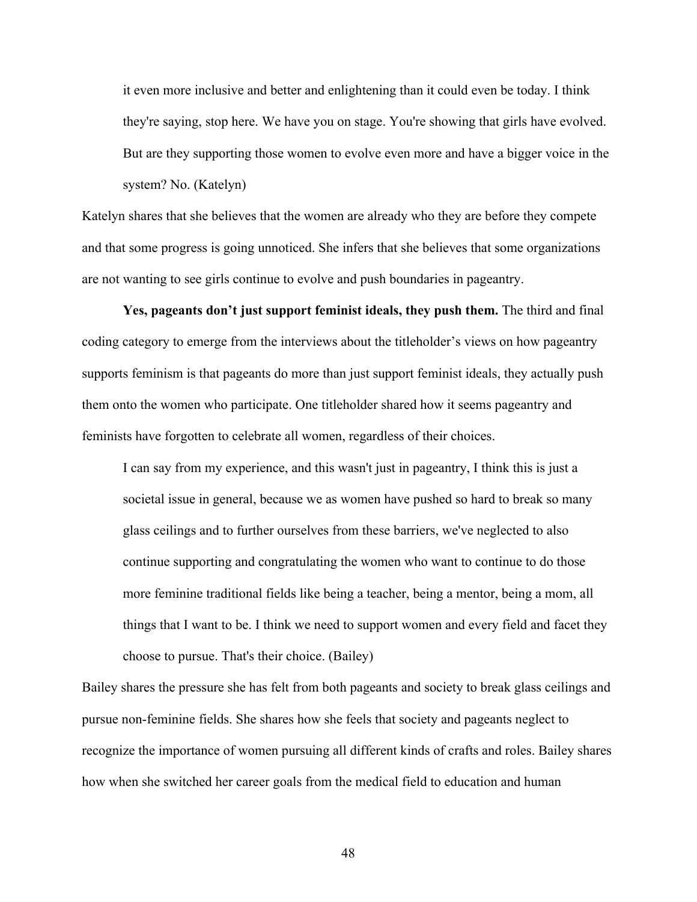> it even more inclusive and better and enlightening than it could even be today. I think they're saying, stop here. We have you on stage. You're showing that girls have evolved. But are they supporting those women to evolve even more and have a bigger voice in the system? No. (Katelyn)

Katelyn shares that she believes that the women are already who they are before they compete and that some progress is going unnoticed. She infers that she believes that some organizations are not wanting to see girls continue to evolve and push boundaries in pageantry.

**Yes, pageants don't just support feminist ideals, they push them.** The third and final coding category to emerge from the interviews about the titleholder's views on how pageantry supports feminism is that pageants do more than just support feminist ideals, they actually push them onto the women who participate. One titleholder shared how it seems pageantry and feminists have forgotten to celebrate all women, regardless of their choices.

> I can say from my experience, and this wasn't just in pageantry, I think this is just a societal issue in general, because we as women have pushed so hard to break so many glass ceilings and to further ourselves from these barriers, we've neglected to also continue supporting and congratulating the women who want to continue to do those more feminine traditional fields like being a teacher, being a mentor, being a mom, all things that I want to be. I think we need to support women and every field and facet they choose to pursue. That's their choice. (Bailey)

Bailey shares the pressure she has felt from both pageants and society to break glass ceilings and pursue non-feminine fields. She shares how she feels that society and pageants neglect to recognize the importance of women pursuing all different kinds of crafts and roles. Bailey shares how when she switched her career goals from the medical field to education and human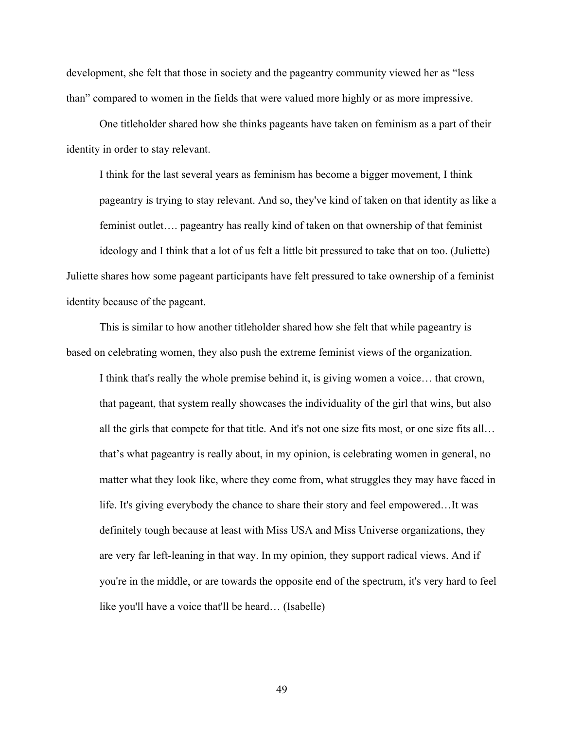development, she felt that those in society and the pageantry community viewed her as "less than" compared to women in the fields that were valued more highly or as more impressive.

One titleholder shared how she thinks pageants have taken on feminism as a part of their identity in order to stay relevant.

> I think for the last several years as feminism has become a bigger movement, I think pageantry is trying to stay relevant. And so, they've kind of taken on that identity as like a feminist outlet…. pageantry has really kind of taken on that ownership of that feminist ideology and I think that a lot of us felt a little bit pressured to take that on too. (Juliette)

Juliette shares how some pageant participants have felt pressured to take ownership of a feminist identity because of the pageant.

This is similar to how another titleholder shared how she felt that while pageantry is based on celebrating women, they also push the extreme feminist views of the organization.

> I think that's really the whole premise behind it, is giving women a voice… that crown, that pageant, that system really showcases the individuality of the girl that wins, but also all the girls that compete for that title. And it's not one size fits most, or one size fits all… that's what pageantry is really about, in my opinion, is celebrating women in general, no matter what they look like, where they come from, what struggles they may have faced in life. It's giving everybody the chance to share their story and feel empowered…It was definitely tough because at least with Miss USA and Miss Universe organizations, they are very far left-leaning in that way. In my opinion, they support radical views. And if you're in the middle, or are towards the opposite end of the spectrum, it's very hard to feel like you'll have a voice that'll be heard… (Isabelle)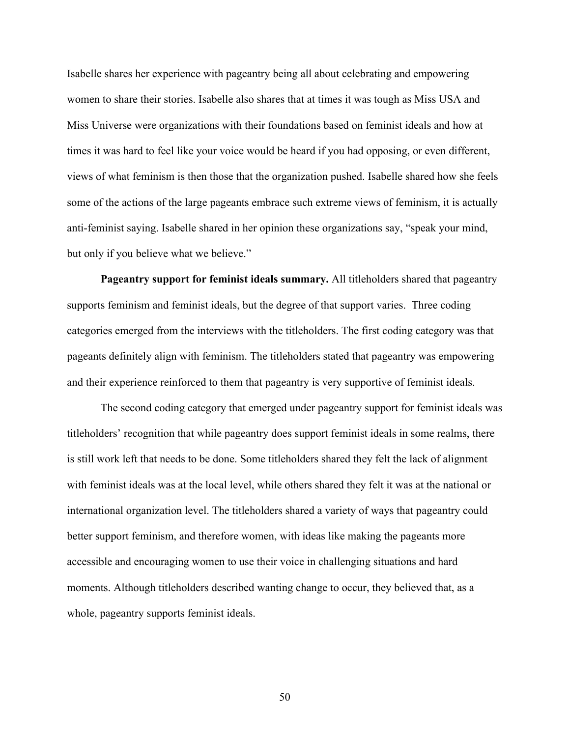Isabelle shares her experience with pageantry being all about celebrating and empowering women to share their stories. Isabelle also shares that at times it was tough as Miss USA and Miss Universe were organizations with their foundations based on feminist ideals and how at times it was hard to feel like your voice would be heard if you had opposing, or even different, views of what feminism is then those that the organization pushed. Isabelle shared how she feels some of the actions of the large pageants embrace such extreme views of feminism, it is actually anti-feminist saying. Isabelle shared in her opinion these organizations say, "speak your mind, but only if you believe what we believe."

**Pageantry support for feminist ideals summary.** All titleholders shared that pageantry supports feminism and feminist ideals, but the degree of that support varies. Three coding categories emerged from the interviews with the titleholders. The first coding category was that pageants definitely align with feminism. The titleholders stated that pageantry was empowering and their experience reinforced to them that pageantry is very supportive of feminist ideals.

The second coding category that emerged under pageantry support for feminist ideals was titleholders' recognition that while pageantry does support feminist ideals in some realms, there is still work left that needs to be done. Some titleholders shared they felt the lack of alignment with feminist ideals was at the local level, while others shared they felt it was at the national or international organization level. The titleholders shared a variety of ways that pageantry could better support feminism, and therefore women, with ideas like making the pageants more accessible and encouraging women to use their voice in challenging situations and hard moments. Although titleholders described wanting change to occur, they believed that, as a whole, pageantry supports feminist ideals.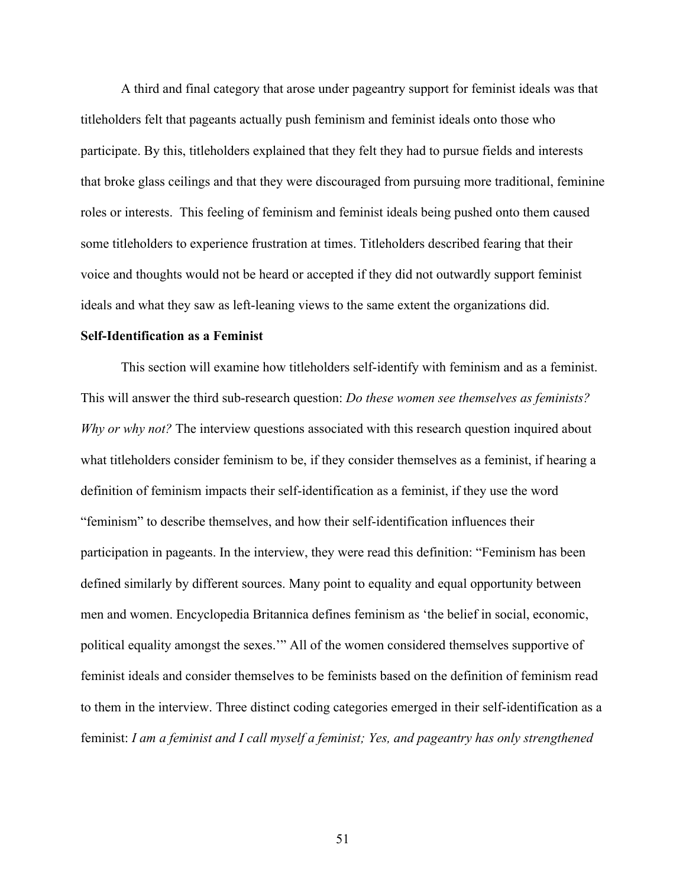A third and final category that arose under pageantry support for feminist ideals was that titleholders felt that pageants actually push feminism and feminist ideals onto those who participate. By this, titleholders explained that they felt they had to pursue fields and interests that broke glass ceilings and that they were discouraged from pursuing more traditional, feminine roles or interests. This feeling of feminism and feminist ideals being pushed onto them caused some titleholders to experience frustration at times. Titleholders described fearing that their voice and thoughts would not be heard or accepted if they did not outwardly support feminist ideals and what they saw as left-leaning views to the same extent the organizations did.

**Self-Identification as a Feminist**

This section will examine how titleholders self-identify with feminism and as a feminist. This will answer the third sub-research question: *Do these women see themselves as feminists? Why or why not?* The interview questions associated with this research question inquired about what titleholders consider feminism to be, if they consider themselves as a feminist, if hearing a definition of feminism impacts their self-identification as a feminist, if they use the word "feminism" to describe themselves, and how their self-identification influences their participation in pageants. In the interview, they were read this definition: "Feminism has been defined similarly by different sources. Many point to equality and equal opportunity between men and women. Encyclopedia Britannica defines feminism as 'the belief in social, economic, political equality amongst the sexes.'" All of the women considered themselves supportive of feminist ideals and consider themselves to be feminists based on the definition of feminism read to them in the interview. Three distinct coding categories emerged in their self-identification as a feminist: *I am a feminist and I call myself a feminist; Yes, and pageantry has only strengthened*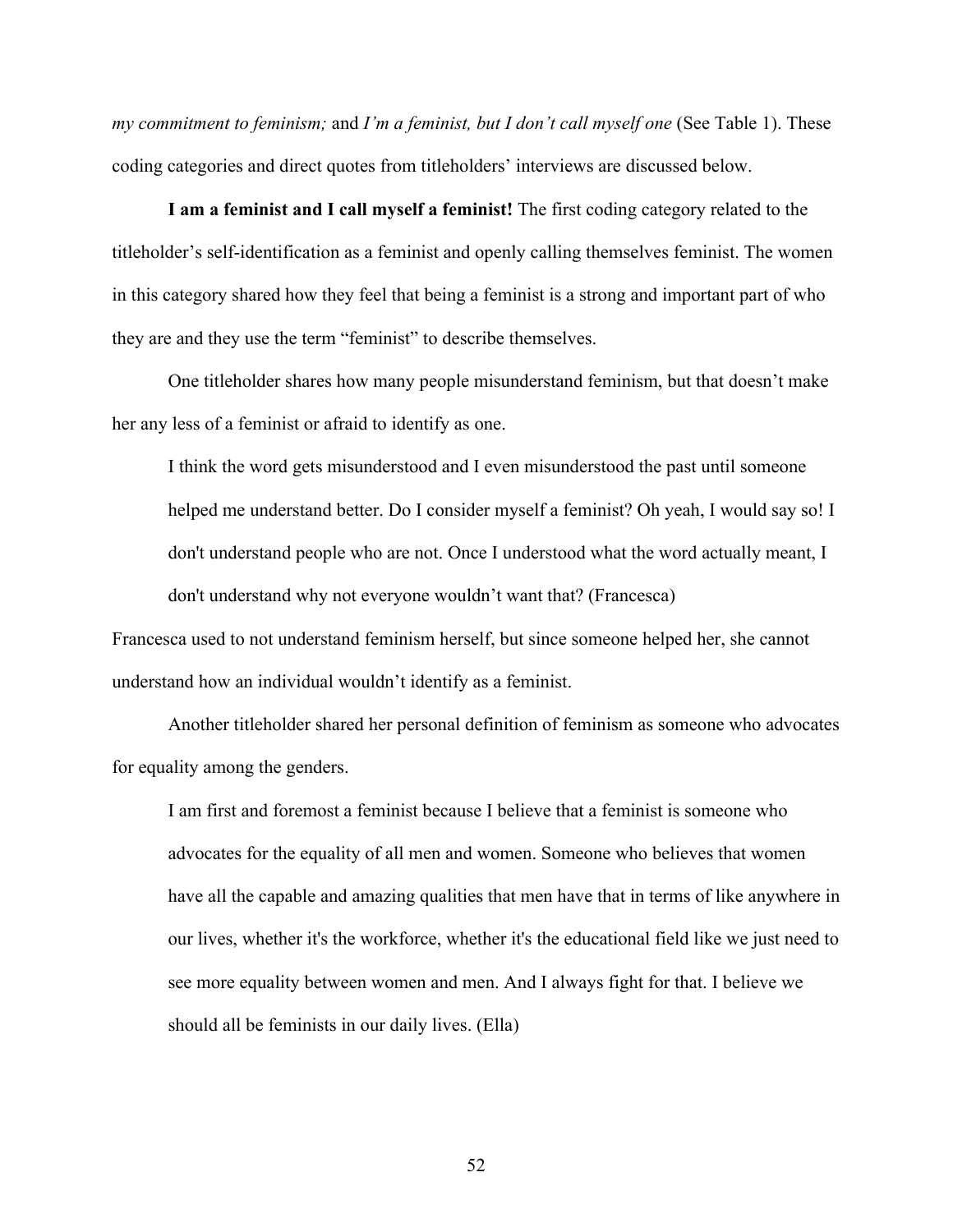*my commitment to feminism;* and *I'm a feminist, but I don't call myself one* (See Table 1). These coding categories and direct quotes from titleholders' interviews are discussed below.

**I am a feminist and I call myself a feminist!** The first coding category related to the titleholder's self-identification as a feminist and openly calling themselves feminist. The women in this category shared how they feel that being a feminist is a strong and important part of who they are and they use the term "feminist" to describe themselves.

One titleholder shares how many people misunderstand feminism, but that doesn't make her any less of a feminist or afraid to identify as one.

> I think the word gets misunderstood and I even misunderstood the past until someone helped me understand better. Do I consider myself a feminist? Oh yeah, I would say so! I don't understand people who are not. Once I understood what the word actually meant, I don't understand why not everyone wouldn't want that? (Francesca)

Francesca used to not understand feminism herself, but since someone helped her, she cannot understand how an individual wouldn't identify as a feminist.

Another titleholder shared her personal definition of feminism as someone who advocates for equality among the genders.

> I am first and foremost a feminist because I believe that a feminist is someone who advocates for the equality of all men and women. Someone who believes that women have all the capable and amazing qualities that men have that in terms of like anywhere in our lives, whether it's the workforce, whether it's the educational field like we just need to see more equality between women and men. And I always fight for that. I believe we should all be feminists in our daily lives. (Ella)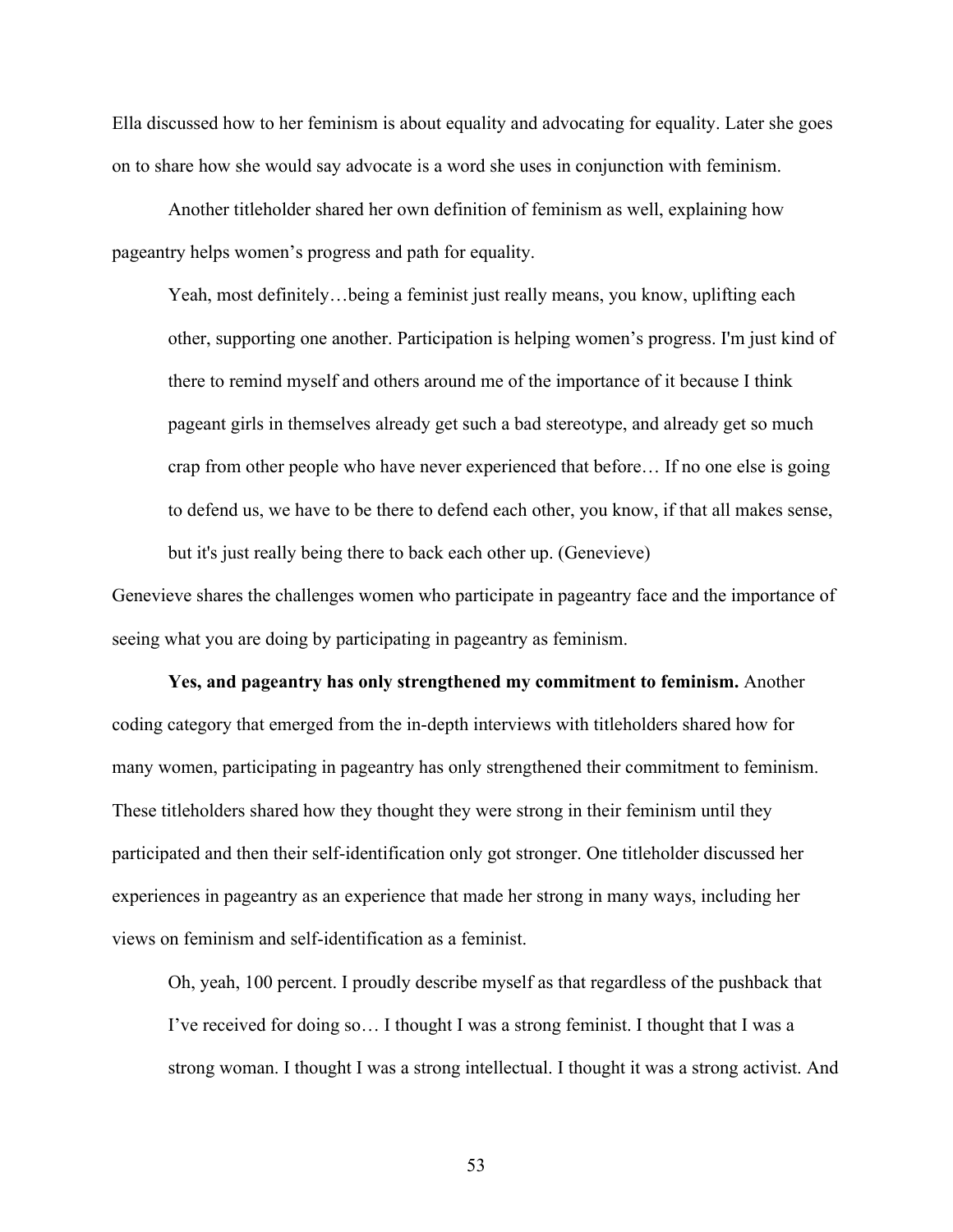Ella discussed how to her feminism is about equality and advocating for equality. Later she goes on to share how she would say advocate is a word she uses in conjunction with feminism.

Another titleholder shared her own definition of feminism as well, explaining how pageantry helps women's progress and path for equality.

> Yeah, most definitely…being a feminist just really means, you know, uplifting each other, supporting one another. Participation is helping women's progress. I'm just kind of there to remind myself and others around me of the importance of it because I think pageant girls in themselves already get such a bad stereotype, and already get so much crap from other people who have never experienced that before… If no one else is going to defend us, we have to be there to defend each other, you know, if that all makes sense, but it's just really being there to back each other up. (Genevieve)

Genevieve shares the challenges women who participate in pageantry face and the importance of seeing what you are doing by participating in pageantry as feminism.

**Yes, and pageantry has only strengthened my commitment to feminism.** Another coding category that emerged from the in-depth interviews with titleholders shared how for many women, participating in pageantry has only strengthened their commitment to feminism. These titleholders shared how they thought they were strong in their feminism until they participated and then their self-identification only got stronger. One titleholder discussed her experiences in pageantry as an experience that made her strong in many ways, including her views on feminism and self-identification as a feminist.

> Oh, yeah, 100 percent. I proudly describe myself as that regardless of the pushback that I've received for doing so… I thought I was a strong feminist. I thought that I was a strong woman. I thought I was a strong intellectual. I thought it was a strong activist. And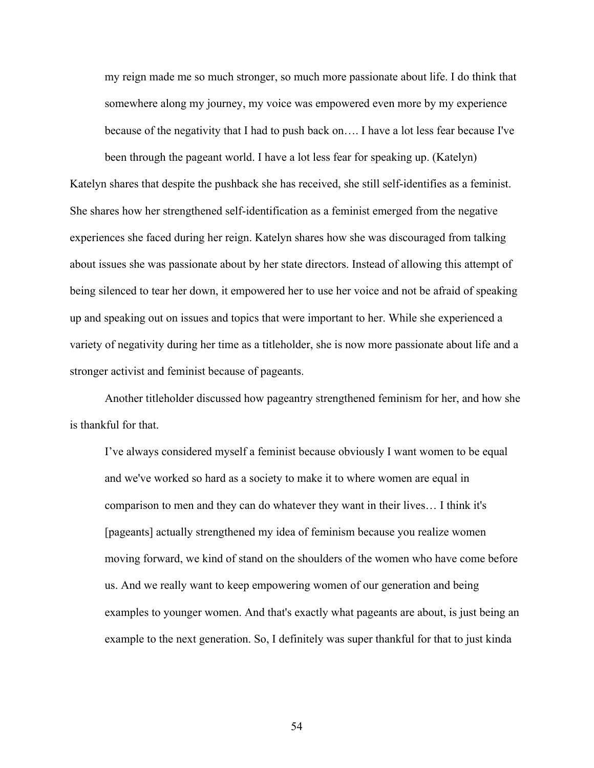> my reign made me so much stronger, so much more passionate about life. I do think that somewhere along my journey, my voice was empowered even more by my experience because of the negativity that I had to push back on…. I have a lot less fear because I've been through the pageant world. I have a lot less fear for speaking up. (Katelyn)

Katelyn shares that despite the pushback she has received, she still self-identifies as a feminist. She shares how her strengthened self-identification as a feminist emerged from the negative experiences she faced during her reign. Katelyn shares how she was discouraged from talking about issues she was passionate about by her state directors. Instead of allowing this attempt of being silenced to tear her down, it empowered her to use her voice and not be afraid of speaking up and speaking out on issues and topics that were important to her. While she experienced a variety of negativity during her time as a titleholder, she is now more passionate about life and a stronger activist and feminist because of pageants.

Another titleholder discussed how pageantry strengthened feminism for her, and how she is thankful for that.

> I've always considered myself a feminist because obviously I want women to be equal and we've worked so hard as a society to make it to where women are equal in comparison to men and they can do whatever they want in their lives… I think it's [pageants] actually strengthened my idea of feminism because you realize women moving forward, we kind of stand on the shoulders of the women who have come before us. And we really want to keep empowering women of our generation and being examples to younger women. And that's exactly what pageants are about, is just being an example to the next generation. So, I definitely was super thankful for that to just kinda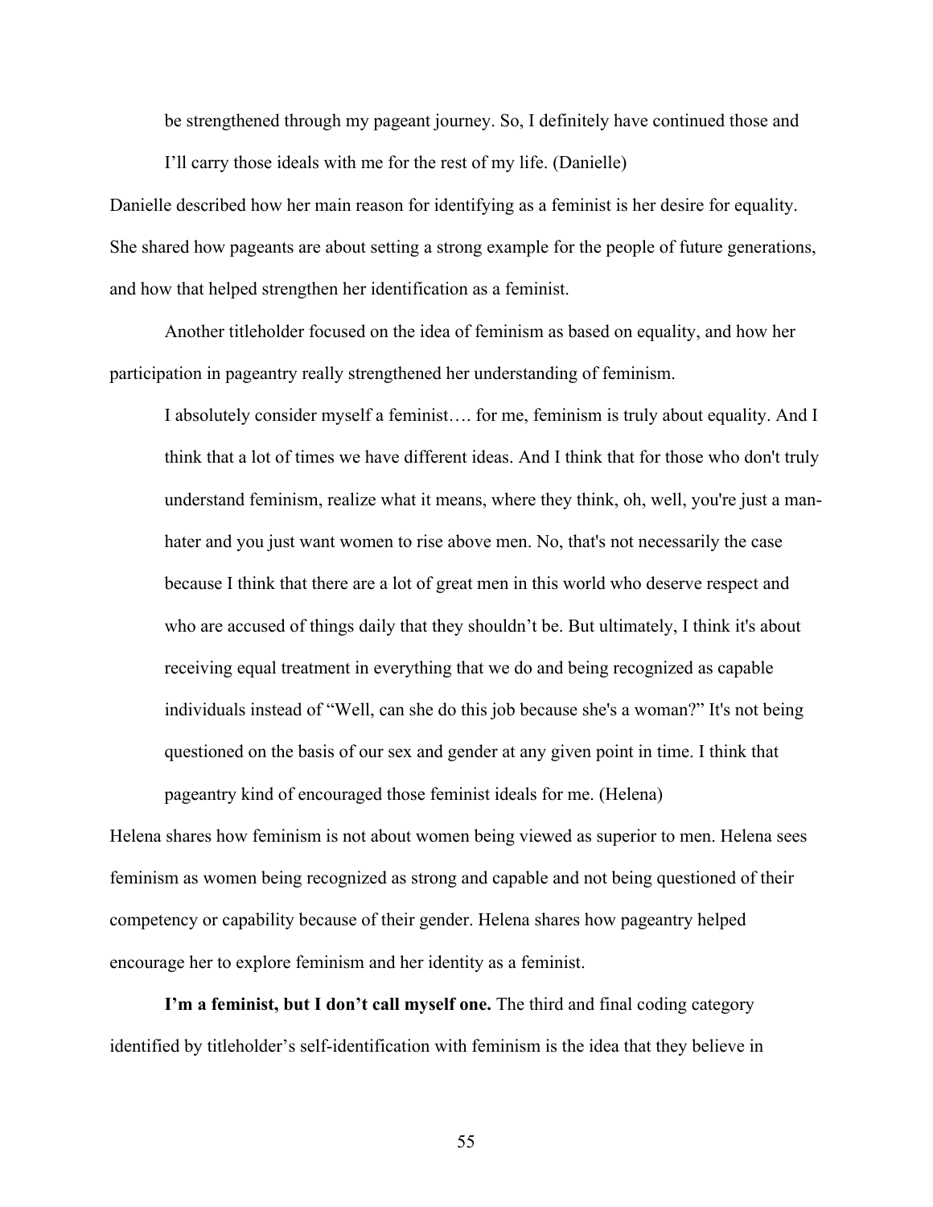> be strengthened through my pageant journey. So, I definitely have continued those and I'll carry those ideals with me for the rest of my life. (Danielle)

Danielle described how her main reason for identifying as a feminist is her desire for equality. She shared how pageants are about setting a strong example for the people of future generations, and how that helped strengthen her identification as a feminist.

Another titleholder focused on the idea of feminism as based on equality, and how her participation in pageantry really strengthened her understanding of feminism.

> I absolutely consider myself a feminist…. for me, feminism is truly about equality. And I think that a lot of times we have different ideas. And I think that for those who don't truly understand feminism, realize what it means, where they think, oh, well, you're just a man-hater and you just want women to rise above men. No, that's not necessarily the case because I think that there are a lot of great men in this world who deserve respect and who are accused of things daily that they shouldn't be. But ultimately, I think it's about receiving equal treatment in everything that we do and being recognized as capable individuals instead of "Well, can she do this job because she's a woman?" It's not being questioned on the basis of our sex and gender at any given point in time. I think that pageantry kind of encouraged those feminist ideals for me. (Helena)

Helena shares how feminism is not about women being viewed as superior to men. Helena sees feminism as women being recognized as strong and capable and not being questioned of their competency or capability because of their gender. Helena shares how pageantry helped encourage her to explore feminism and her identity as a feminist.

**I'm a feminist, but I don't call myself one.** The third and final coding category identified by titleholder's self-identification with feminism is the idea that they believe in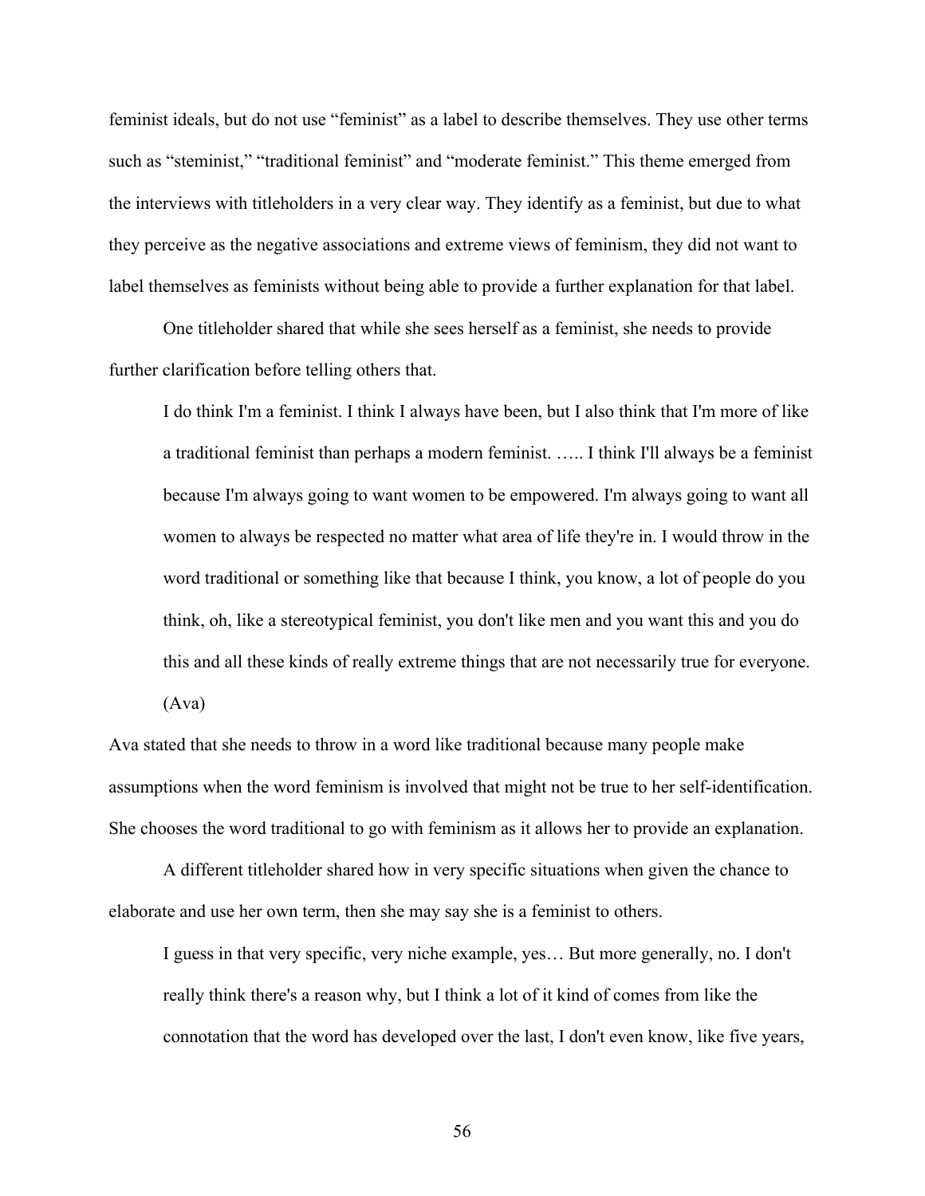feminist ideals, but do not use "feminist" as a label to describe themselves. They use other terms such as "steminist," "traditional feminist" and "moderate feminist." This theme emerged from the interviews with titleholders in a very clear way. They identify as a feminist, but due to what they perceive as the negative associations and extreme views of feminism, they did not want to label themselves as feminists without being able to provide a further explanation for that label.

One titleholder shared that while she sees herself as a feminist, she needs to provide further clarification before telling others that.

> I do think I'm a feminist. I think I always have been, but I also think that I'm more of like a traditional feminist than perhaps a modern feminist. ….. I think I'll always be a feminist because I'm always going to want women to be empowered. I'm always going to want all women to always be respected no matter what area of life they're in. I would throw in the word traditional or something like that because I think, you know, a lot of people do you think, oh, like a stereotypical feminist, you don't like men and you want this and you do this and all these kinds of really extreme things that are not necessarily true for everyone. (Ava)

Ava stated that she needs to throw in a word like traditional because many people make assumptions when the word feminism is involved that might not be true to her self-identification. She chooses the word traditional to go with feminism as it allows her to provide an explanation.

A different titleholder shared how in very specific situations when given the chance to elaborate and use her own term, then she may say she is a feminist to others.

> I guess in that very specific, very niche example, yes… But more generally, no. I don't really think there's a reason why, but I think a lot of it kind of comes from like the connotation that the word has developed over the last, I don't even know, like five years,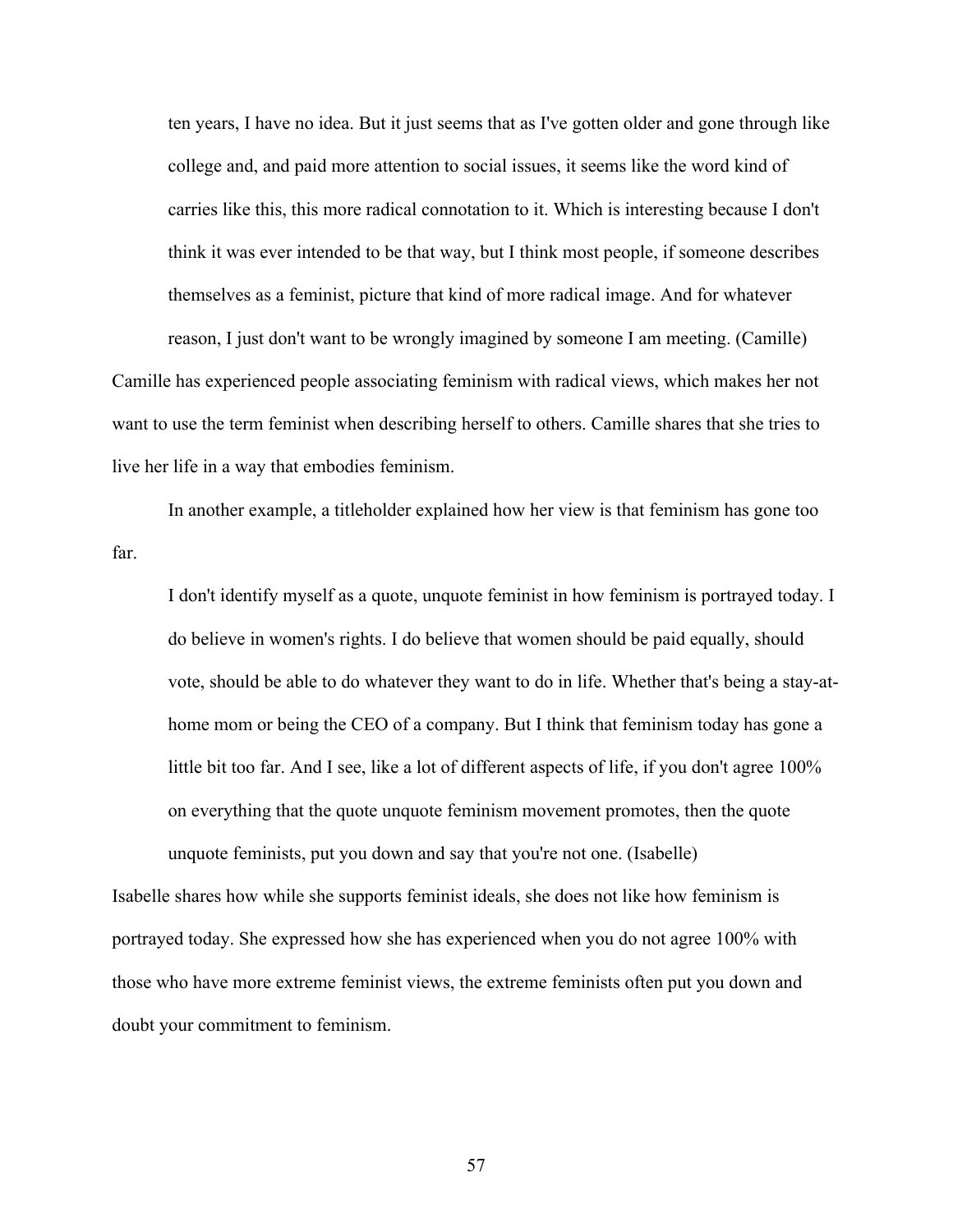> ten years, I have no idea. But it just seems that as I've gotten older and gone through like college and, and paid more attention to social issues, it seems like the word kind of carries like this, this more radical connotation to it. Which is interesting because I don't think it was ever intended to be that way, but I think most people, if someone describes themselves as a feminist, picture that kind of more radical image. And for whatever reason, I just don't want to be wrongly imagined by someone I am meeting. (Camille)

Camille has experienced people associating feminism with radical views, which makes her not want to use the term feminist when describing herself to others. Camille shares that she tries to live her life in a way that embodies feminism.

In another example, a titleholder explained how her view is that feminism has gone too far.

> I don't identify myself as a quote, unquote feminist in how feminism is portrayed today. I do believe in women's rights. I do believe that women should be paid equally, should vote, should be able to do whatever they want to do in life. Whether that's being a stay-at-home mom or being the CEO of a company. But I think that feminism today has gone a little bit too far. And I see, like a lot of different aspects of life, if you don't agree 100% on everything that the quote unquote feminism movement promotes, then the quote unquote feminists, put you down and say that you're not one. (Isabelle)

Isabelle shares how while she supports feminist ideals, she does not like how feminism is portrayed today. She expressed how she has experienced when you do not agree 100% with those who have more extreme feminist views, the extreme feminists often put you down and doubt your commitment to feminism.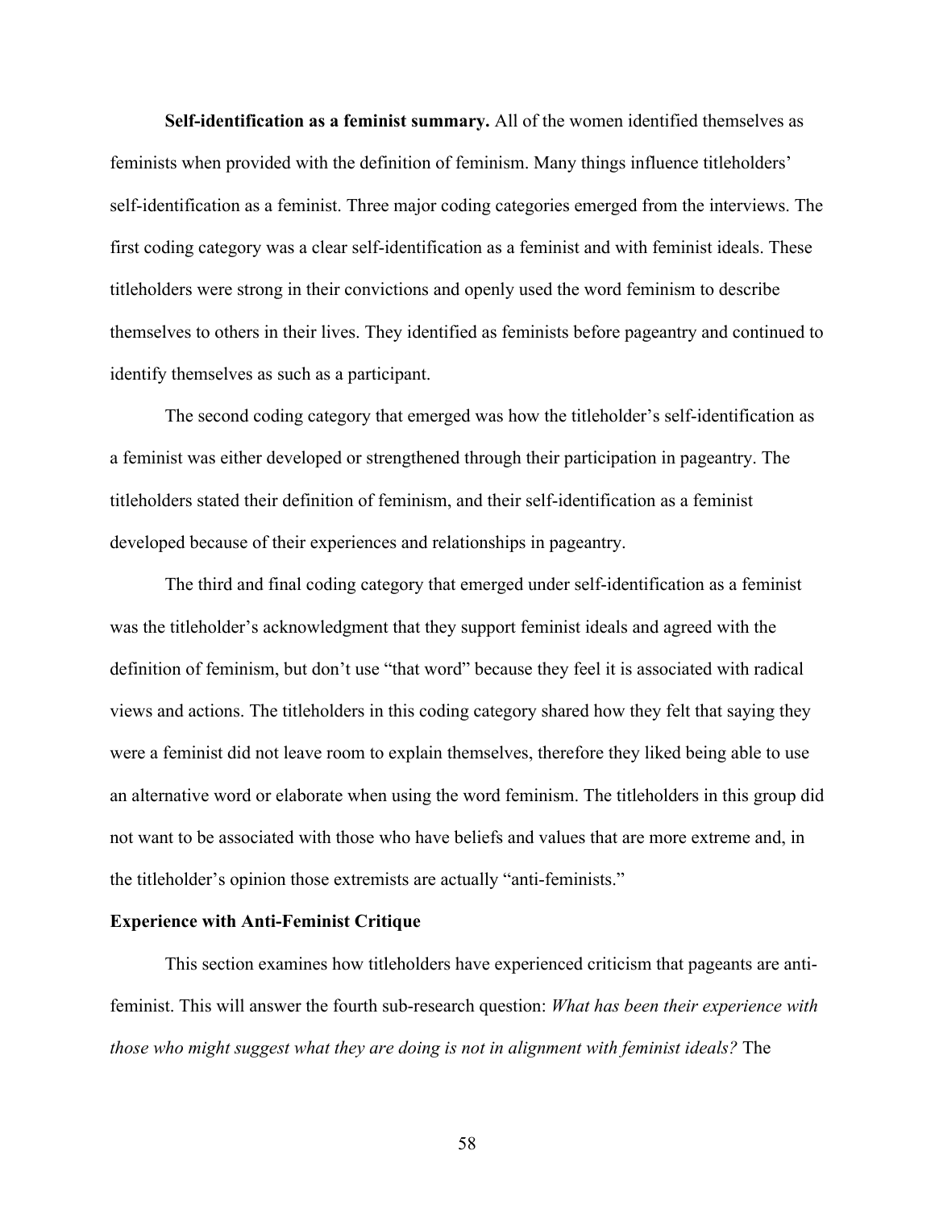**Self-identification as a feminist summary.** All of the women identified themselves as feminists when provided with the definition of feminism. Many things influence titleholders' self-identification as a feminist. Three major coding categories emerged from the interviews. The first coding category was a clear self-identification as a feminist and with feminist ideals. These titleholders were strong in their convictions and openly used the word feminism to describe themselves to others in their lives. They identified as feminists before pageantry and continued to identify themselves as such as a participant.

The second coding category that emerged was how the titleholder's self-identification as a feminist was either developed or strengthened through their participation in pageantry. The titleholders stated their definition of feminism, and their self-identification as a feminist developed because of their experiences and relationships in pageantry.

The third and final coding category that emerged under self-identification as a feminist was the titleholder's acknowledgment that they support feminist ideals and agreed with the definition of feminism, but don't use "that word" because they feel it is associated with radical views and actions. The titleholders in this coding category shared how they felt that saying they were a feminist did not leave room to explain themselves, therefore they liked being able to use an alternative word or elaborate when using the word feminism. The titleholders in this group did not want to be associated with those who have beliefs and values that are more extreme and, in the titleholder's opinion those extremists are actually "anti-feminists."

### Experience with Anti-Feminist Critique

This section examines how titleholders have experienced criticism that pageants are anti-feminist. This will answer the fourth sub-research question: *What has been their experience with those who might suggest what they are doing is not in alignment with feminist ideals?* The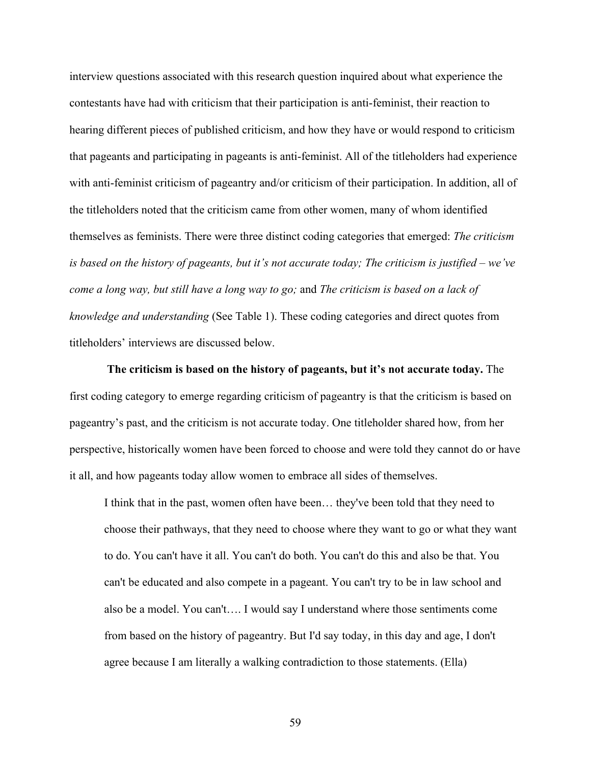interview questions associated with this research question inquired about what experience the contestants have had with criticism that their participation is anti-feminist, their reaction to hearing different pieces of published criticism, and how they have or would respond to criticism that pageants and participating in pageants is anti-feminist. All of the titleholders had experience with anti-feminist criticism of pageantry and/or criticism of their participation. In addition, all of the titleholders noted that the criticism came from other women, many of whom identified themselves as feminists. There were three distinct coding categories that emerged: *The criticism is based on the history of pageants, but it's not accurate today; The criticism is justified – we've come a long way, but still have a long way to go;* and *The criticism is based on a lack of knowledge and understanding* (See Table 1). These coding categories and direct quotes from titleholders' interviews are discussed below.

**The criticism is based on the history of pageants, but it's not accurate today.** The first coding category to emerge regarding criticism of pageantry is that the criticism is based on pageantry's past, and the criticism is not accurate today. One titleholder shared how, from her perspective, historically women have been forced to choose and were told they cannot do or have it all, and how pageants today allow women to embrace all sides of themselves.

> I think that in the past, women often have been… they've been told that they need to choose their pathways, that they need to choose where they want to go or what they want to do. You can't have it all. You can't do both. You can't do this and also be that. You can't be educated and also compete in a pageant. You can't try to be in law school and also be a model. You can't…. I would say I understand where those sentiments come from based on the history of pageantry. But I'd say today, in this day and age, I don't agree because I am literally a walking contradiction to those statements. (Ella)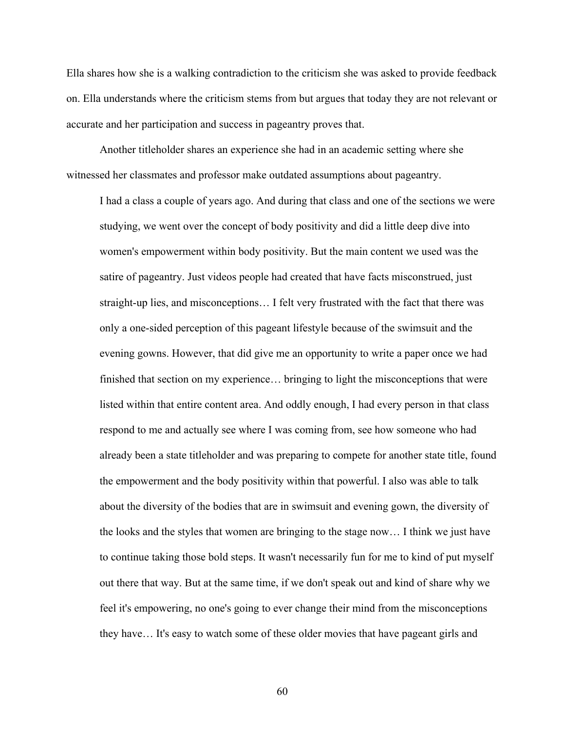Ella shares how she is a walking contradiction to the criticism she was asked to provide feedback on. Ella understands where the criticism stems from but argues that today they are not relevant or accurate and her participation and success in pageantry proves that.

Another titleholder shares an experience she had in an academic setting where she witnessed her classmates and professor make outdated assumptions about pageantry.

> I had a class a couple of years ago. And during that class and one of the sections we were studying, we went over the concept of body positivity and did a little deep dive into women's empowerment within body positivity. But the main content we used was the satire of pageantry. Just videos people had created that have facts misconstrued, just straight-up lies, and misconceptions… I felt very frustrated with the fact that there was only a one-sided perception of this pageant lifestyle because of the swimsuit and the evening gowns. However, that did give me an opportunity to write a paper once we had finished that section on my experience… bringing to light the misconceptions that were listed within that entire content area. And oddly enough, I had every person in that class respond to me and actually see where I was coming from, see how someone who had already been a state titleholder and was preparing to compete for another state title, found the empowerment and the body positivity within that powerful. I also was able to talk about the diversity of the bodies that are in swimsuit and evening gown, the diversity of the looks and the styles that women are bringing to the stage now… I think we just have to continue taking those bold steps. It wasn't necessarily fun for me to kind of put myself out there that way. But at the same time, if we don't speak out and kind of share why we feel it's empowering, no one's going to ever change their mind from the misconceptions they have… It's easy to watch some of these older movies that have pageant girls and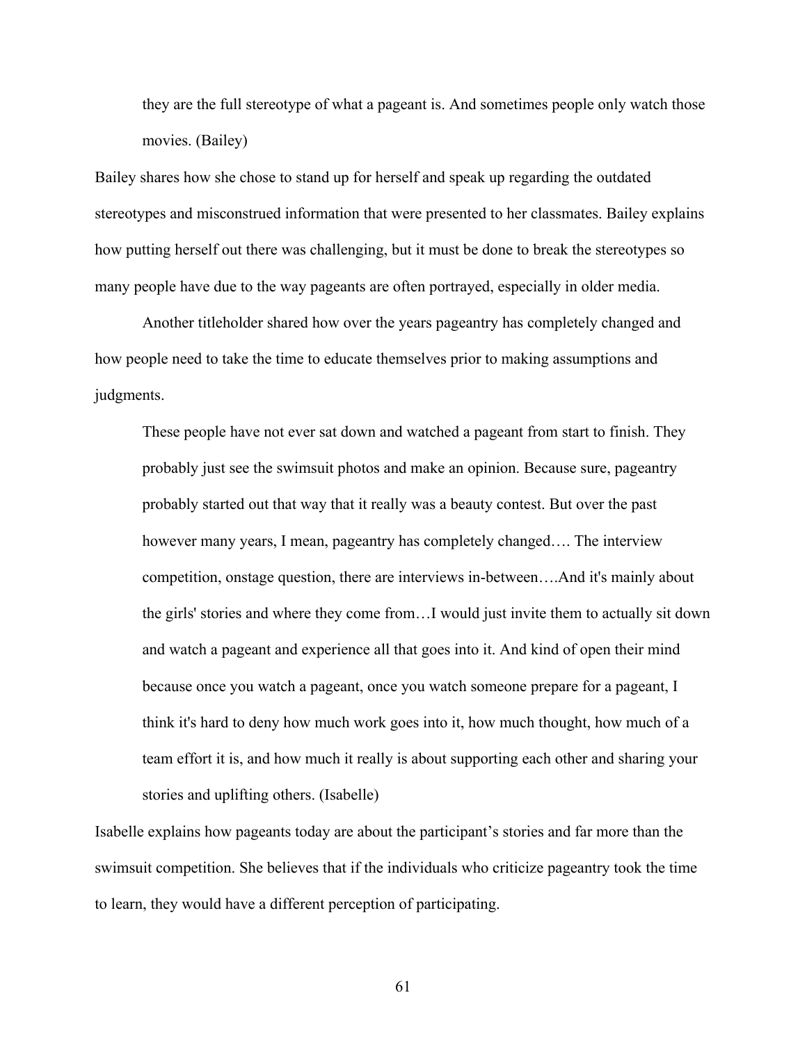> they are the full stereotype of what a pageant is. And sometimes people only watch those movies. (Bailey)

Bailey shares how she chose to stand up for herself and speak up regarding the outdated stereotypes and misconstrued information that were presented to her classmates. Bailey explains how putting herself out there was challenging, but it must be done to break the stereotypes so many people have due to the way pageants are often portrayed, especially in older media.

Another titleholder shared how over the years pageantry has completely changed and how people need to take the time to educate themselves prior to making assumptions and judgments.

> These people have not ever sat down and watched a pageant from start to finish. They probably just see the swimsuit photos and make an opinion. Because sure, pageantry probably started out that way that it really was a beauty contest. But over the past however many years, I mean, pageantry has completely changed…. The interview competition, onstage question, there are interviews in-between….And it's mainly about the girls' stories and where they come from…I would just invite them to actually sit down and watch a pageant and experience all that goes into it. And kind of open their mind because once you watch a pageant, once you watch someone prepare for a pageant, I think it's hard to deny how much work goes into it, how much thought, how much of a team effort it is, and how much it really is about supporting each other and sharing your stories and uplifting others. (Isabelle)

Isabelle explains how pageants today are about the participant's stories and far more than the swimsuit competition. She believes that if the individuals who criticize pageantry took the time to learn, they would have a different perception of participating.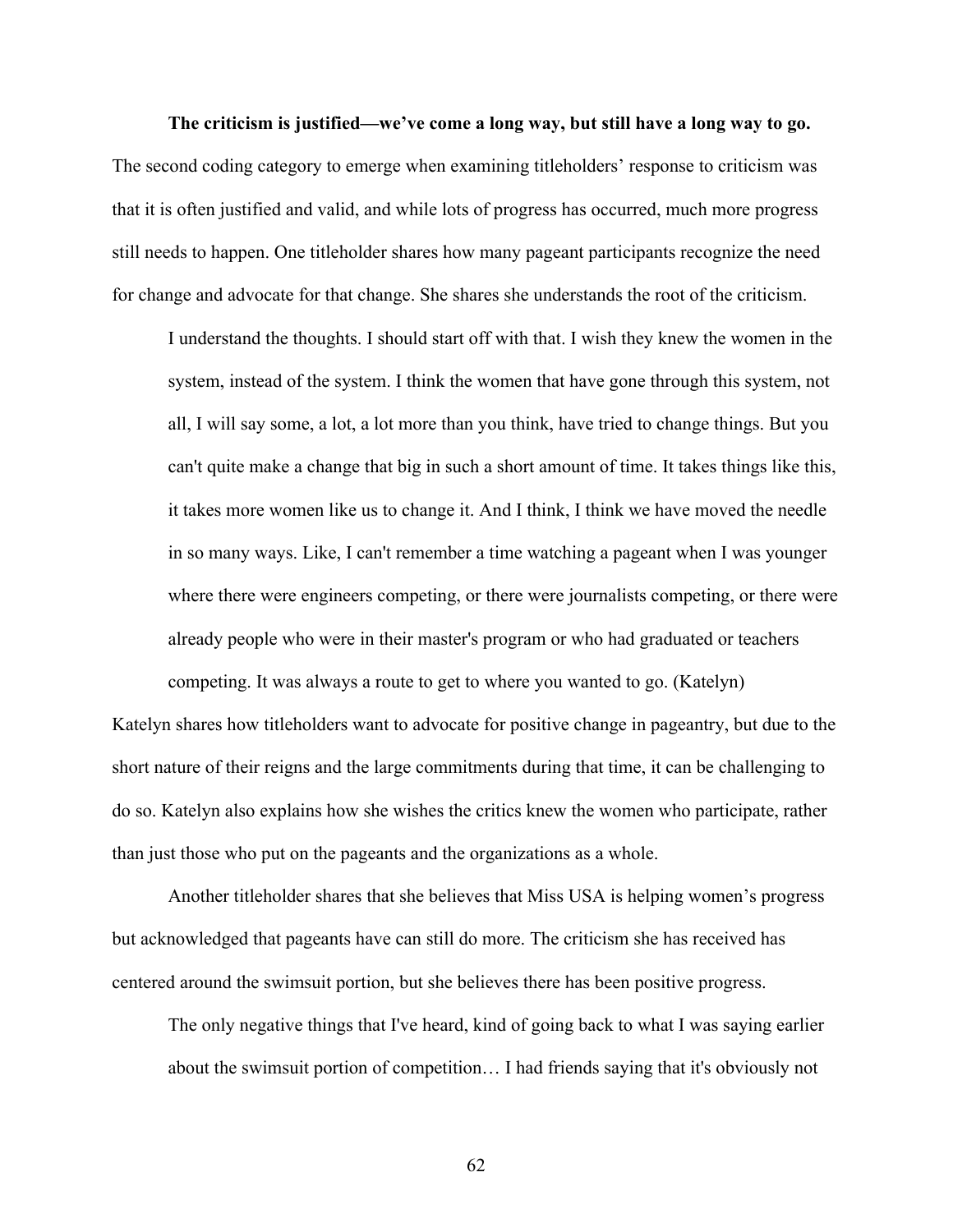**The criticism is justified—we've come a long way, but still have a long way to go.** The second coding category to emerge when examining titleholders' response to criticism was that it is often justified and valid, and while lots of progress has occurred, much more progress still needs to happen. One titleholder shares how many pageant participants recognize the need for change and advocate for that change. She shares she understands the root of the criticism.

> I understand the thoughts. I should start off with that. I wish they knew the women in the system, instead of the system. I think the women that have gone through this system, not all, I will say some, a lot, a lot more than you think, have tried to change things. But you can't quite make a change that big in such a short amount of time. It takes things like this, it takes more women like us to change it. And I think, I think we have moved the needle in so many ways. Like, I can't remember a time watching a pageant when I was younger where there were engineers competing, or there were journalists competing, or there were already people who were in their master's program or who had graduated or teachers competing. It was always a route to get to where you wanted to go. (Katelyn)

Katelyn shares how titleholders want to advocate for positive change in pageantry, but due to the short nature of their reigns and the large commitments during that time, it can be challenging to do so. Katelyn also explains how she wishes the critics knew the women who participate, rather than just those who put on the pageants and the organizations as a whole.

Another titleholder shares that she believes that Miss USA is helping women's progress but acknowledged that pageants have can still do more. The criticism she has received has centered around the swimsuit portion, but she believes there has been positive progress.

> The only negative things that I've heard, kind of going back to what I was saying earlier about the swimsuit portion of competition… I had friends saying that it's obviously not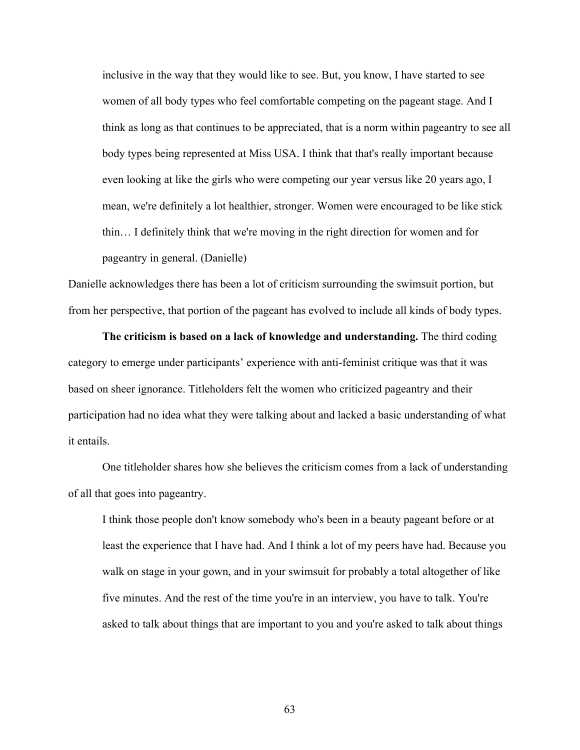> inclusive in the way that they would like to see. But, you know, I have started to see women of all body types who feel comfortable competing on the pageant stage. And I think as long as that continues to be appreciated, that is a norm within pageantry to see all body types being represented at Miss USA. I think that that's really important because even looking at like the girls who were competing our year versus like 20 years ago, I mean, we're definitely a lot healthier, stronger. Women were encouraged to be like stick thin… I definitely think that we're moving in the right direction for women and for pageantry in general. (Danielle)

Danielle acknowledges there has been a lot of criticism surrounding the swimsuit portion, but from her perspective, that portion of the pageant has evolved to include all kinds of body types.

**The criticism is based on a lack of knowledge and understanding.** The third coding category to emerge under participants' experience with anti-feminist critique was that it was based on sheer ignorance. Titleholders felt the women who criticized pageantry and their participation had no idea what they were talking about and lacked a basic understanding of what it entails.

One titleholder shares how she believes the criticism comes from a lack of understanding of all that goes into pageantry.

> I think those people don't know somebody who's been in a beauty pageant before or at least the experience that I have had. And I think a lot of my peers have had. Because you walk on stage in your gown, and in your swimsuit for probably a total altogether of like five minutes. And the rest of the time you're in an interview, you have to talk. You're asked to talk about things that are important to you and you're asked to talk about things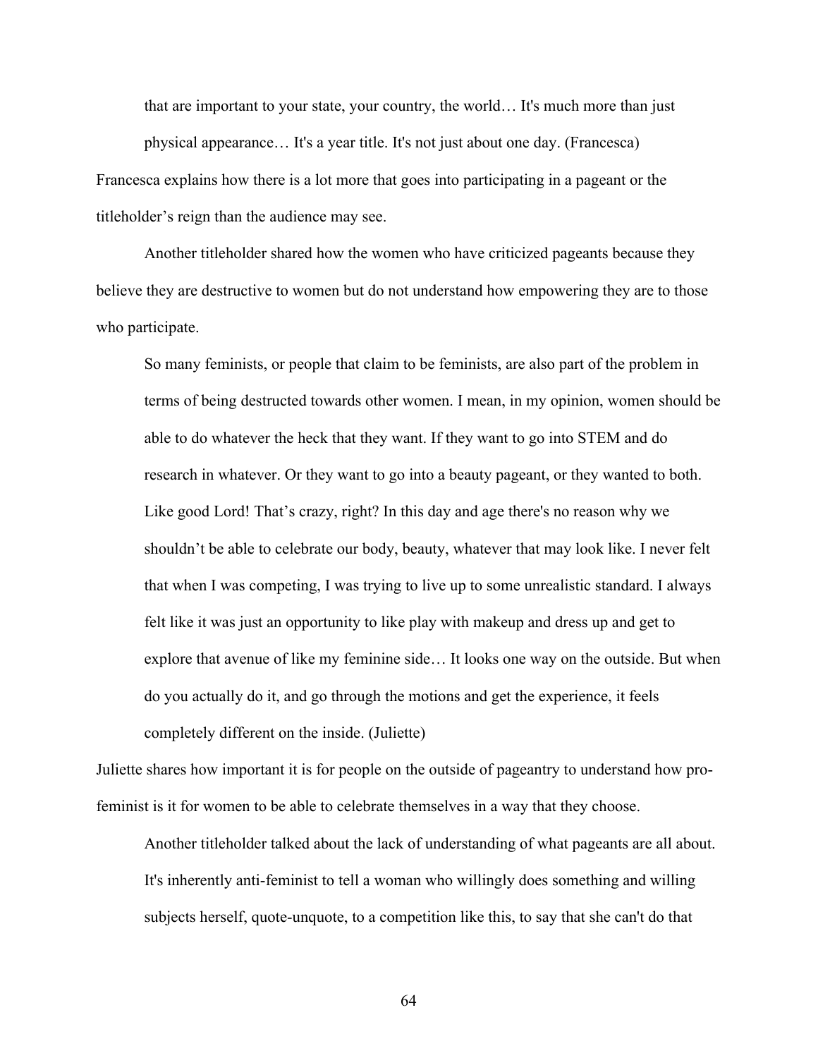> that are important to your state, your country, the world… It's much more than just physical appearance… It's a year title. It's not just about one day. (Francesca)

Francesca explains how there is a lot more that goes into participating in a pageant or the titleholder's reign than the audience may see.

Another titleholder shared how the women who have criticized pageants because they believe they are destructive to women but do not understand how empowering they are to those who participate.

> So many feminists, or people that claim to be feminists, are also part of the problem in terms of being destructed towards other women. I mean, in my opinion, women should be able to do whatever the heck that they want. If they want to go into STEM and do research in whatever. Or they want to go into a beauty pageant, or they wanted to both. Like good Lord! That's crazy, right? In this day and age there's no reason why we shouldn't be able to celebrate our body, beauty, whatever that may look like. I never felt that when I was competing, I was trying to live up to some unrealistic standard. I always felt like it was just an opportunity to like play with makeup and dress up and get to explore that avenue of like my feminine side… It looks one way on the outside. But when do you actually do it, and go through the motions and get the experience, it feels completely different on the inside. (Juliette)

Juliette shares how important it is for people on the outside of pageantry to understand how pro-feminist is it for women to be able to celebrate themselves in a way that they choose.

Another titleholder talked about the lack of understanding of what pageants are all about.

> It's inherently anti-feminist to tell a woman who willingly does something and willing subjects herself, quote-unquote, to a competition like this, to say that she can't do that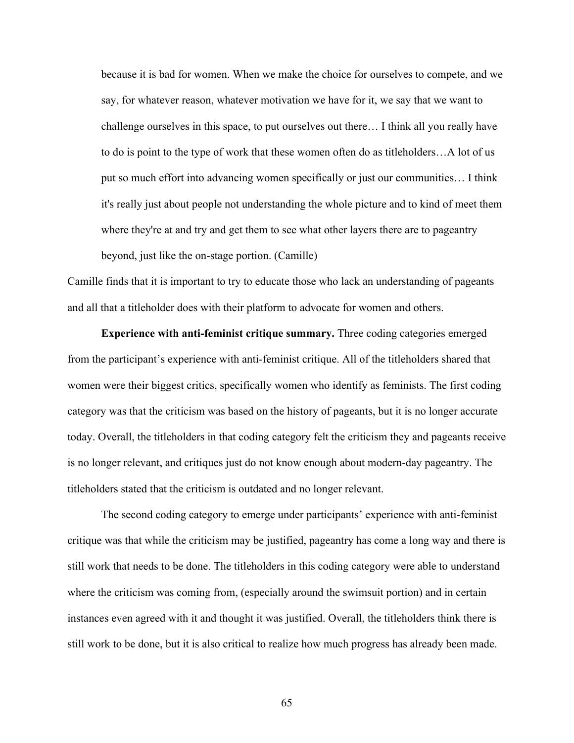> because it is bad for women. When we make the choice for ourselves to compete, and we say, for whatever reason, whatever motivation we have for it, we say that we want to challenge ourselves in this space, to put ourselves out there… I think all you really have to do is point to the type of work that these women often do as titleholders…A lot of us put so much effort into advancing women specifically or just our communities… I think it's really just about people not understanding the whole picture and to kind of meet them where they're at and try and get them to see what other layers there are to pageantry beyond, just like the on-stage portion. (Camille)

Camille finds that it is important to try to educate those who lack an understanding of pageants and all that a titleholder does with their platform to advocate for women and others.

**Experience with anti-feminist critique summary.** Three coding categories emerged from the participant's experience with anti-feminist critique. All of the titleholders shared that women were their biggest critics, specifically women who identify as feminists. The first coding category was that the criticism was based on the history of pageants, but it is no longer accurate today. Overall, the titleholders in that coding category felt the criticism they and pageants receive is no longer relevant, and critiques just do not know enough about modern-day pageantry. The titleholders stated that the criticism is outdated and no longer relevant.

The second coding category to emerge under participants' experience with anti-feminist critique was that while the criticism may be justified, pageantry has come a long way and there is still work that needs to be done. The titleholders in this coding category were able to understand where the criticism was coming from, (especially around the swimsuit portion) and in certain instances even agreed with it and thought it was justified. Overall, the titleholders think there is still work to be done, but it is also critical to realize how much progress has already been made.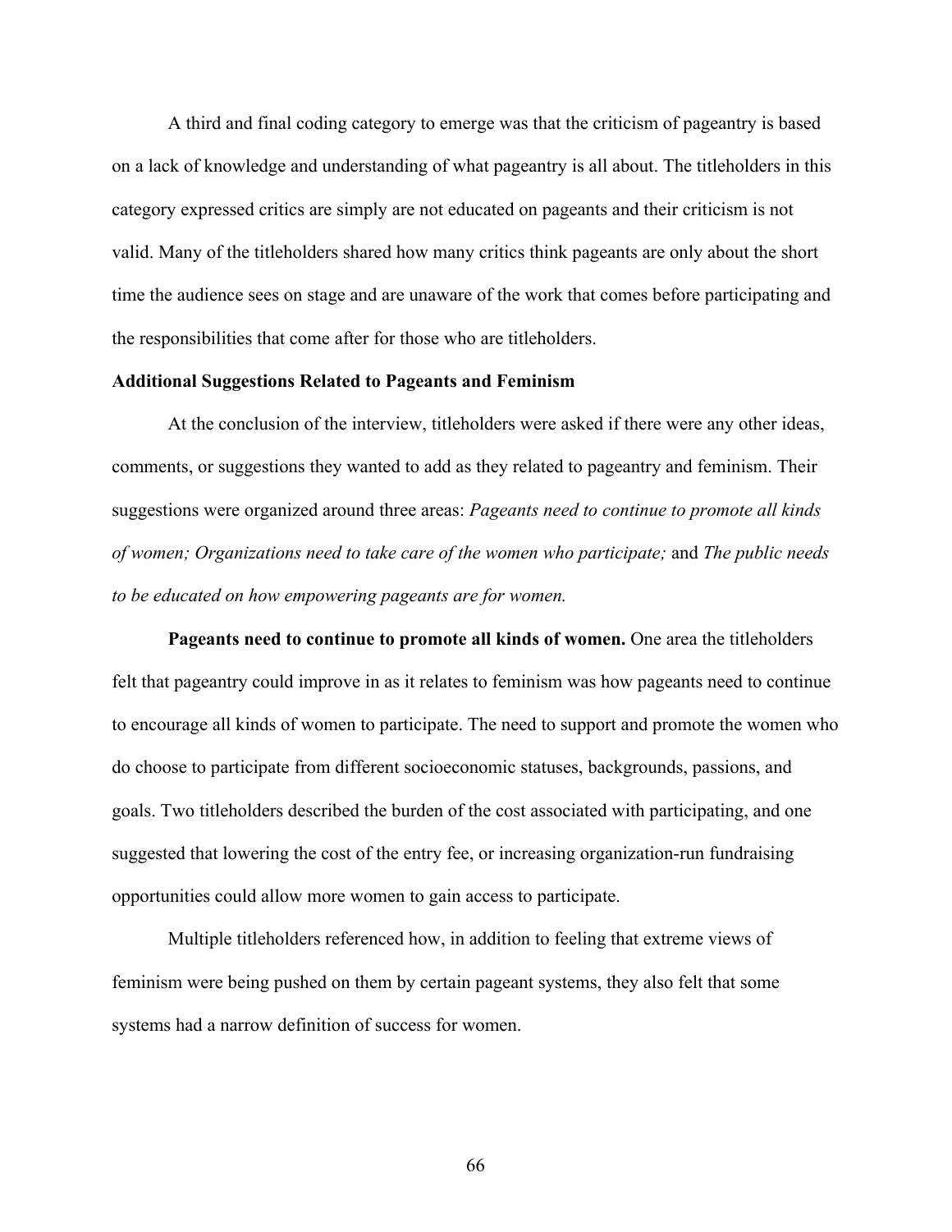A third and final coding category to emerge was that the criticism of pageantry is based on a lack of knowledge and understanding of what pageantry is all about. The titleholders in this category expressed critics are simply are not educated on pageants and their criticism is not valid. Many of the titleholders shared how many critics think pageants are only about the short time the audience sees on stage and are unaware of the work that comes before participating and the responsibilities that come after for those who are titleholders.

### Additional Suggestions Related to Pageants and Feminism

At the conclusion of the interview, titleholders were asked if there were any other ideas, comments, or suggestions they wanted to add as they related to pageantry and feminism. Their suggestions were organized around three areas: *Pageants need to continue to promote all kinds of women; Organizations need to take care of the women who participate;* and *The public needs to be educated on how empowering pageants are for women.*

**Pageants need to continue to promote all kinds of women.** One area the titleholders felt that pageantry could improve in as it relates to feminism was how pageants need to continue to encourage all kinds of women to participate. The need to support and promote the women who do choose to participate from different socioeconomic statuses, backgrounds, passions, and goals. Two titleholders described the burden of the cost associated with participating, and one suggested that lowering the cost of the entry fee, or increasing organization-run fundraising opportunities could allow more women to gain access to participate.

Multiple titleholders referenced how, in addition to feeling that extreme views of feminism were being pushed on them by certain pageant systems, they also felt that some systems had a narrow definition of success for women.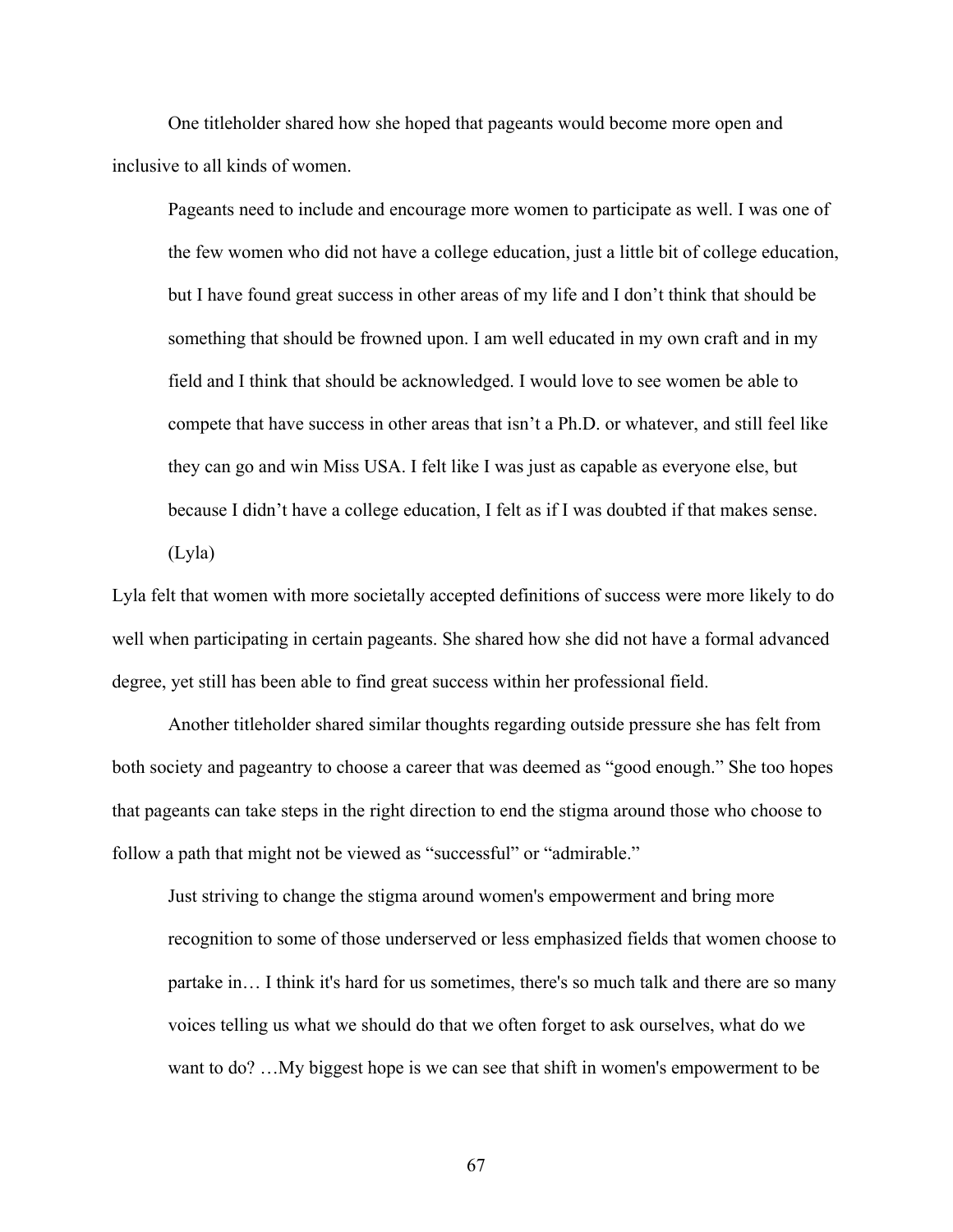One titleholder shared how she hoped that pageants would become more open and inclusive to all kinds of women.

> Pageants need to include and encourage more women to participate as well. I was one of the few women who did not have a college education, just a little bit of college education, but I have found great success in other areas of my life and I don't think that should be something that should be frowned upon. I am well educated in my own craft and in my field and I think that should be acknowledged. I would love to see women be able to compete that have success in other areas that isn't a Ph.D. or whatever, and still feel like they can go and win Miss USA. I felt like I was just as capable as everyone else, but because I didn't have a college education, I felt as if I was doubted if that makes sense. (Lyla)

Lyla felt that women with more societally accepted definitions of success were more likely to do well when participating in certain pageants. She shared how she did not have a formal advanced degree, yet still has been able to find great success within her professional field.

Another titleholder shared similar thoughts regarding outside pressure she has felt from both society and pageantry to choose a career that was deemed as "good enough." She too hopes that pageants can take steps in the right direction to end the stigma around those who choose to follow a path that might not be viewed as "successful" or "admirable."

> Just striving to change the stigma around women's empowerment and bring more recognition to some of those underserved or less emphasized fields that women choose to partake in… I think it's hard for us sometimes, there's so much talk and there are so many voices telling us what we should do that we often forget to ask ourselves, what do we want to do? …My biggest hope is we can see that shift in women's empowerment to be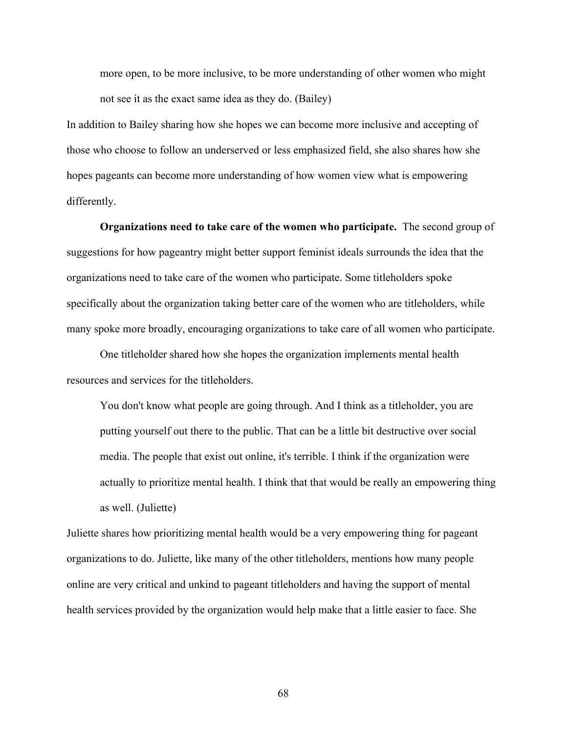> more open, to be more inclusive, to be more understanding of other women who might not see it as the exact same idea as they do. (Bailey)

In addition to Bailey sharing how she hopes we can become more inclusive and accepting of those who choose to follow an underserved or less emphasized field, she also shares how she hopes pageants can become more understanding of how women view what is empowering differently.

**Organizations need to take care of the women who participate.** The second group of suggestions for how pageantry might better support feminist ideals surrounds the idea that the organizations need to take care of the women who participate. Some titleholders spoke specifically about the organization taking better care of the women who are titleholders, while many spoke more broadly, encouraging organizations to take care of all women who participate.

One titleholder shared how she hopes the organization implements mental health resources and services for the titleholders.

> You don't know what people are going through. And I think as a titleholder, you are putting yourself out there to the public. That can be a little bit destructive over social media. The people that exist out online, it's terrible. I think if the organization were actually to prioritize mental health. I think that that would be really an empowering thing as well. (Juliette)

Juliette shares how prioritizing mental health would be a very empowering thing for pageant organizations to do. Juliette, like many of the other titleholders, mentions how many people online are very critical and unkind to pageant titleholders and having the support of mental health services provided by the organization would help make that a little easier to face. She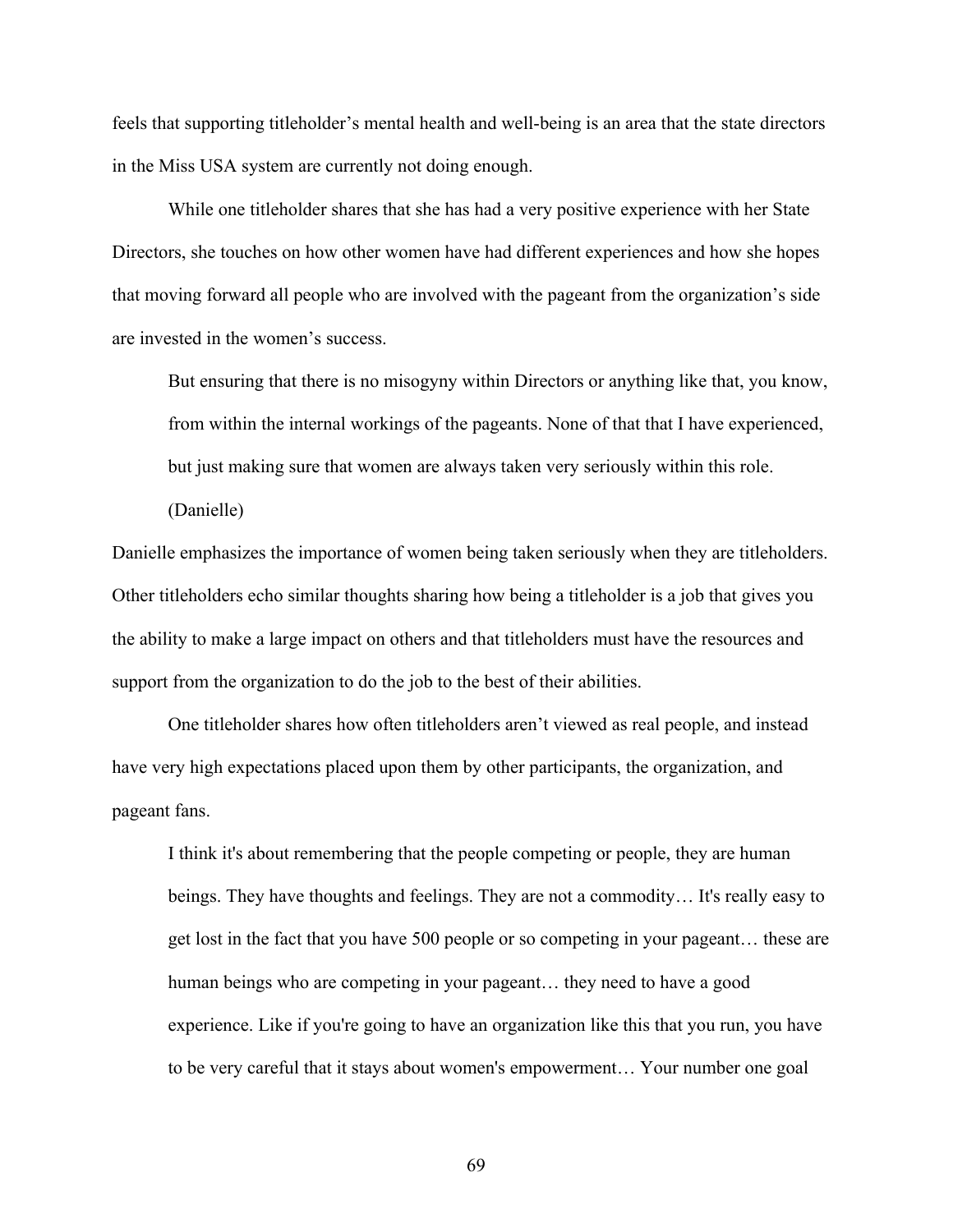feels that supporting titleholder's mental health and well-being is an area that the state directors in the Miss USA system are currently not doing enough.

While one titleholder shares that she has had a very positive experience with her State Directors, she touches on how other women have had different experiences and how she hopes that moving forward all people who are involved with the pageant from the organization's side are invested in the women's success.

> But ensuring that there is no misogyny within Directors or anything like that, you know, from within the internal workings of the pageants. None of that that I have experienced, but just making sure that women are always taken very seriously within this role. (Danielle)

Danielle emphasizes the importance of women being taken seriously when they are titleholders. Other titleholders echo similar thoughts sharing how being a titleholder is a job that gives you the ability to make a large impact on others and that titleholders must have the resources and support from the organization to do the job to the best of their abilities.

One titleholder shares how often titleholders aren't viewed as real people, and instead have very high expectations placed upon them by other participants, the organization, and pageant fans.

> I think it's about remembering that the people competing or people, they are human beings. They have thoughts and feelings. They are not a commodity… It's really easy to get lost in the fact that you have 500 people or so competing in your pageant… these are human beings who are competing in your pageant… they need to have a good experience. Like if you're going to have an organization like this that you run, you have to be very careful that it stays about women's empowerment… Your number one goal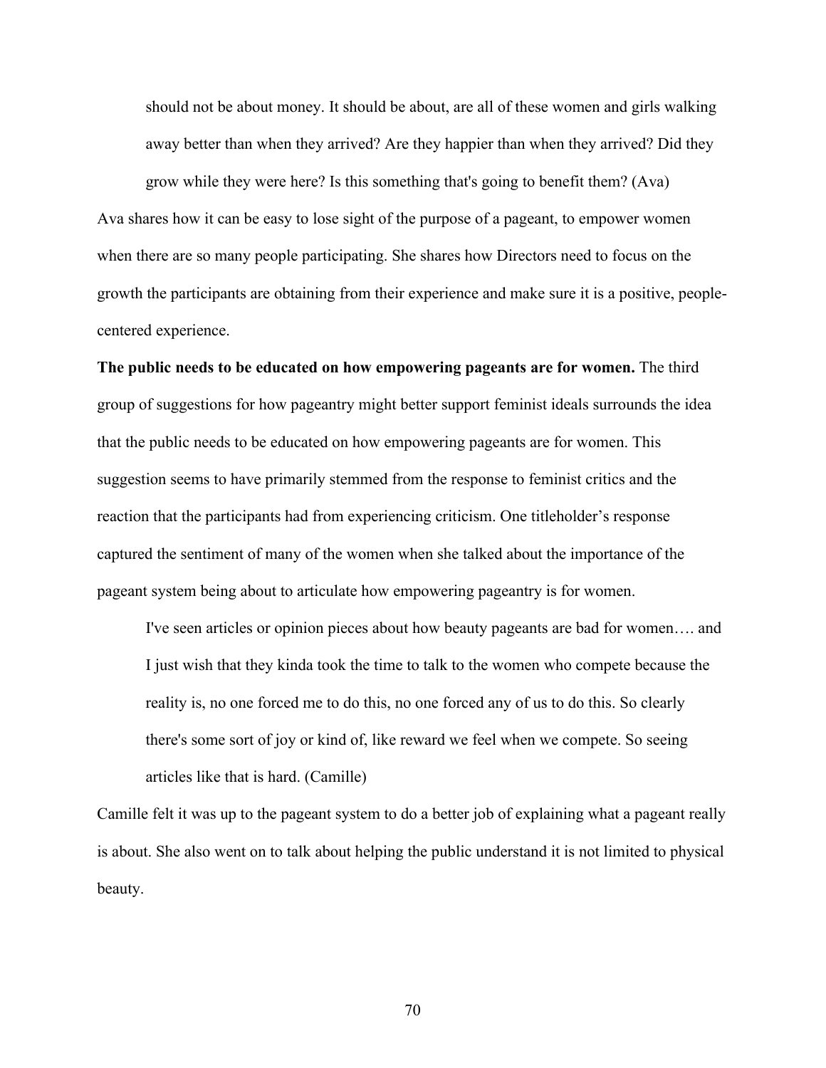> should not be about money. It should be about, are all of these women and girls walking away better than when they arrived? Are they happier than when they arrived? Did they grow while they were here? Is this something that's going to benefit them? (Ava)

Ava shares how it can be easy to lose sight of the purpose of a pageant, to empower women when there are so many people participating. She shares how Directors need to focus on the growth the participants are obtaining from their experience and make sure it is a positive, people-centered experience.

**The public needs to be educated on how empowering pageants are for women.** The third group of suggestions for how pageantry might better support feminist ideals surrounds the idea that the public needs to be educated on how empowering pageants are for women. This suggestion seems to have primarily stemmed from the response to feminist critics and the reaction that the participants had from experiencing criticism. One titleholder's response captured the sentiment of many of the women when she talked about the importance of the pageant system being about to articulate how empowering pageantry is for women.

> I've seen articles or opinion pieces about how beauty pageants are bad for women…. and I just wish that they kinda took the time to talk to the women who compete because the reality is, no one forced me to do this, no one forced any of us to do this. So clearly there's some sort of joy or kind of, like reward we feel when we compete. So seeing articles like that is hard. (Camille)

Camille felt it was up to the pageant system to do a better job of explaining what a pageant really is about. She also went on to talk about helping the public understand it is not limited to physical beauty.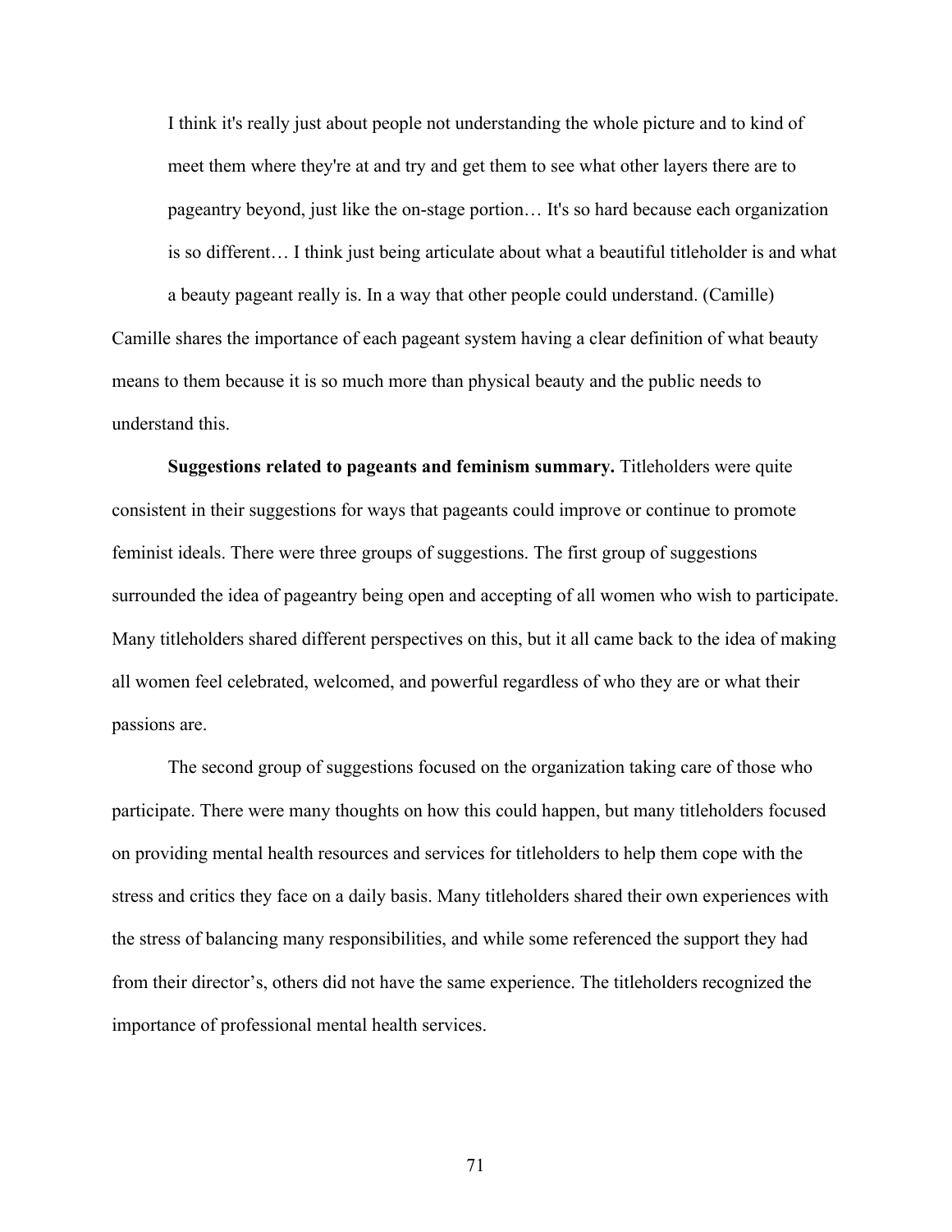> I think it's really just about people not understanding the whole picture and to kind of meet them where they're at and try and get them to see what other layers there are to pageantry beyond, just like the on-stage portion… It's so hard because each organization is so different… I think just being articulate about what a beautiful titleholder is and what a beauty pageant really is. In a way that other people could understand. (Camille)

Camille shares the importance of each pageant system having a clear definition of what beauty means to them because it is so much more than physical beauty and the public needs to understand this.

**Suggestions related to pageants and feminism summary.** Titleholders were quite consistent in their suggestions for ways that pageants could improve or continue to promote feminist ideals. There were three groups of suggestions. The first group of suggestions surrounded the idea of pageantry being open and accepting of all women who wish to participate. Many titleholders shared different perspectives on this, but it all came back to the idea of making all women feel celebrated, welcomed, and powerful regardless of who they are or what their passions are.

The second group of suggestions focused on the organization taking care of those who participate. There were many thoughts on how this could happen, but many titleholders focused on providing mental health resources and services for titleholders to help them cope with the stress and critics they face on a daily basis. Many titleholders shared their own experiences with the stress of balancing many responsibilities, and while some referenced the support they had from their director's, others did not have the same experience. The titleholders recognized the importance of professional mental health services.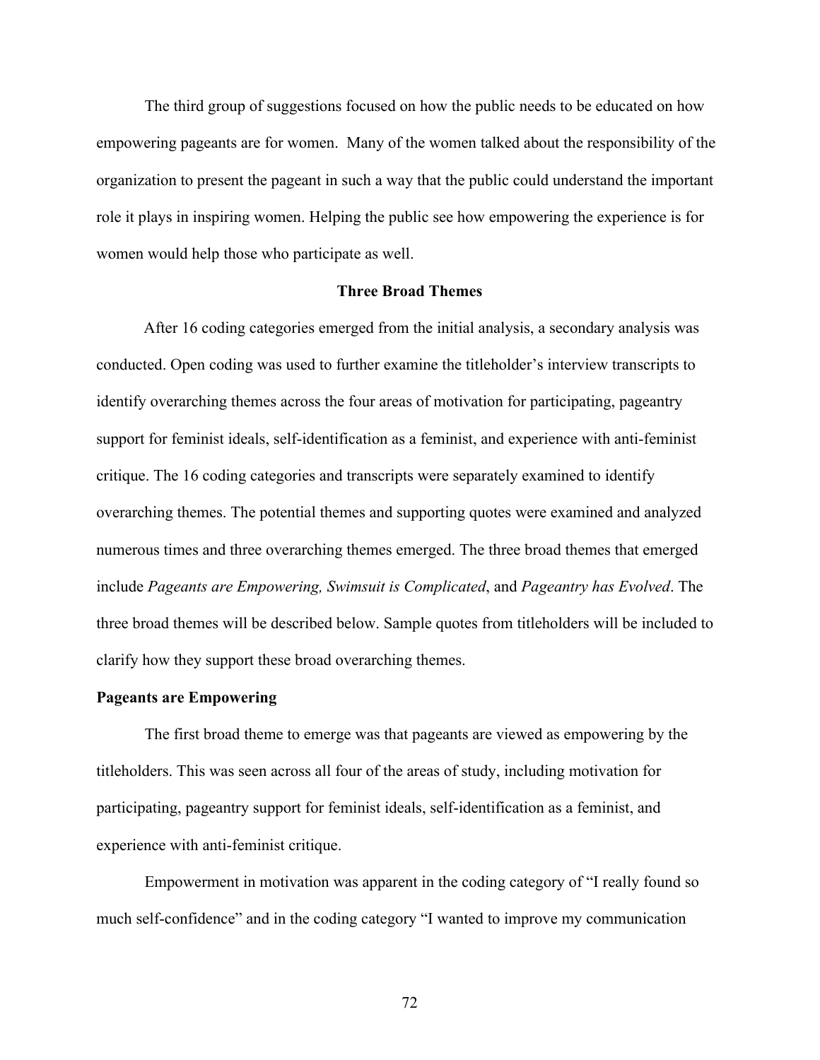The third group of suggestions focused on how the public needs to be educated on how empowering pageants are for women. Many of the women talked about the responsibility of the organization to present the pageant in such a way that the public could understand the important role it plays in inspiring women. Helping the public see how empowering the experience is for women would help those who participate as well.

## Three Broad Themes

After 16 coding categories emerged from the initial analysis, a secondary analysis was conducted. Open coding was used to further examine the titleholder's interview transcripts to identify overarching themes across the four areas of motivation for participating, pageantry support for feminist ideals, self-identification as a feminist, and experience with anti-feminist critique. The 16 coding categories and transcripts were separately examined to identify overarching themes. The potential themes and supporting quotes were examined and analyzed numerous times and three overarching themes emerged. The three broad themes that emerged include *Pageants are Empowering, Swimsuit is Complicated*, and *Pageantry has Evolved*. The three broad themes will be described below. Sample quotes from titleholders will be included to clarify how they support these broad overarching themes.

### Pageants are Empowering

The first broad theme to emerge was that pageants are viewed as empowering by the titleholders. This was seen across all four of the areas of study, including motivation for participating, pageantry support for feminist ideals, self-identification as a feminist, and experience with anti-feminist critique.

Empowerment in motivation was apparent in the coding category of "I really found so much self-confidence" and in the coding category "I wanted to improve my communication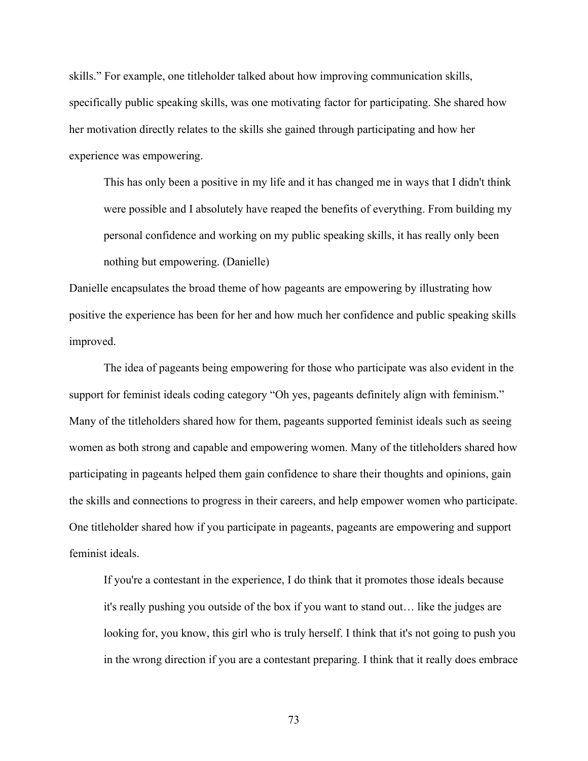skills." For example, one titleholder talked about how improving communication skills, specifically public speaking skills, was one motivating factor for participating. She shared how her motivation directly relates to the skills she gained through participating and how her experience was empowering.

> This has only been a positive in my life and it has changed me in ways that I didn't think were possible and I absolutely have reaped the benefits of everything. From building my personal confidence and working on my public speaking skills, it has really only been nothing but empowering. (Danielle)

Danielle encapsulates the broad theme of how pageants are empowering by illustrating how positive the experience has been for her and how much her confidence and public speaking skills improved.

The idea of pageants being empowering for those who participate was also evident in the support for feminist ideals coding category "Oh yes, pageants definitely align with feminism." Many of the titleholders shared how for them, pageants supported feminist ideals such as seeing women as both strong and capable and empowering women. Many of the titleholders shared how participating in pageants helped them gain confidence to share their thoughts and opinions, gain the skills and connections to progress in their careers, and help empower women who participate. One titleholder shared how if you participate in pageants, pageants are empowering and support feminist ideals.

> If you're a contestant in the experience, I do think that it promotes those ideals because it's really pushing you outside of the box if you want to stand out… like the judges are looking for, you know, this girl who is truly herself. I think that it's not going to push you in the wrong direction if you are a contestant preparing. I think that it really does embrace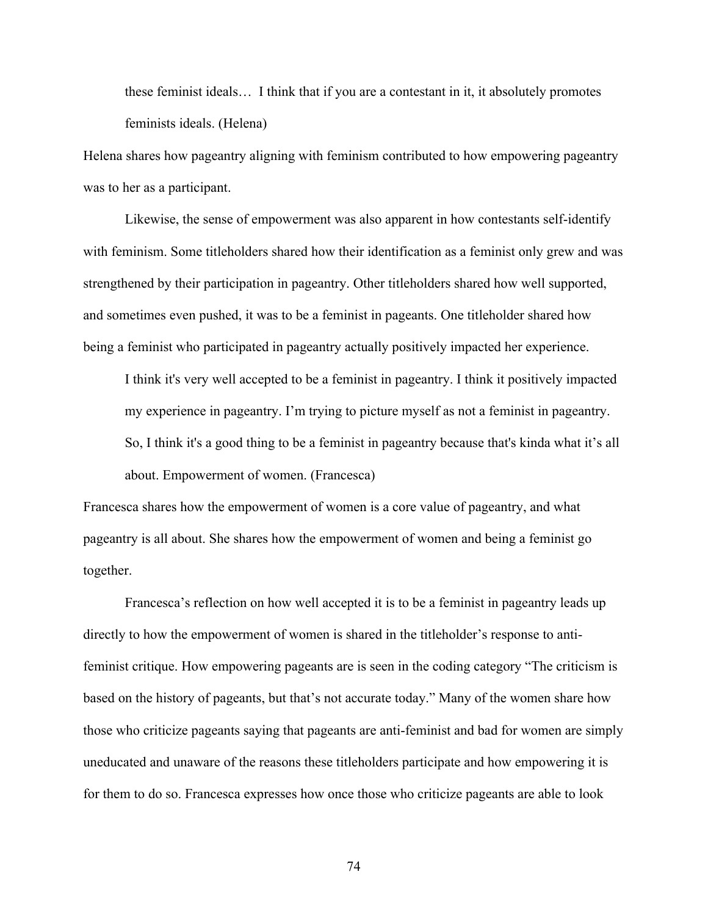> these feminist ideals… I think that if you are a contestant in it, it absolutely promotes feminists ideals. (Helena)

Helena shares how pageantry aligning with feminism contributed to how empowering pageantry was to her as a participant.

Likewise, the sense of empowerment was also apparent in how contestants self-identify with feminism. Some titleholders shared how their identification as a feminist only grew and was strengthened by their participation in pageantry. Other titleholders shared how well supported, and sometimes even pushed, it was to be a feminist in pageants. One titleholder shared how being a feminist who participated in pageantry actually positively impacted her experience.

> I think it's very well accepted to be a feminist in pageantry. I think it positively impacted my experience in pageantry. I'm trying to picture myself as not a feminist in pageantry. So, I think it's a good thing to be a feminist in pageantry because that's kinda what it's all about. Empowerment of women. (Francesca)

Francesca shares how the empowerment of women is a core value of pageantry, and what pageantry is all about. She shares how the empowerment of women and being a feminist go together.

Francesca's reflection on how well accepted it is to be a feminist in pageantry leads up directly to how the empowerment of women is shared in the titleholder's response to anti-feminist critique. How empowering pageants are is seen in the coding category "The criticism is based on the history of pageants, but that's not accurate today." Many of the women share how those who criticize pageants saying that pageants are anti-feminist and bad for women are simply uneducated and unaware of the reasons these titleholders participate and how empowering it is for them to do so. Francesca expresses how once those who criticize pageants are able to look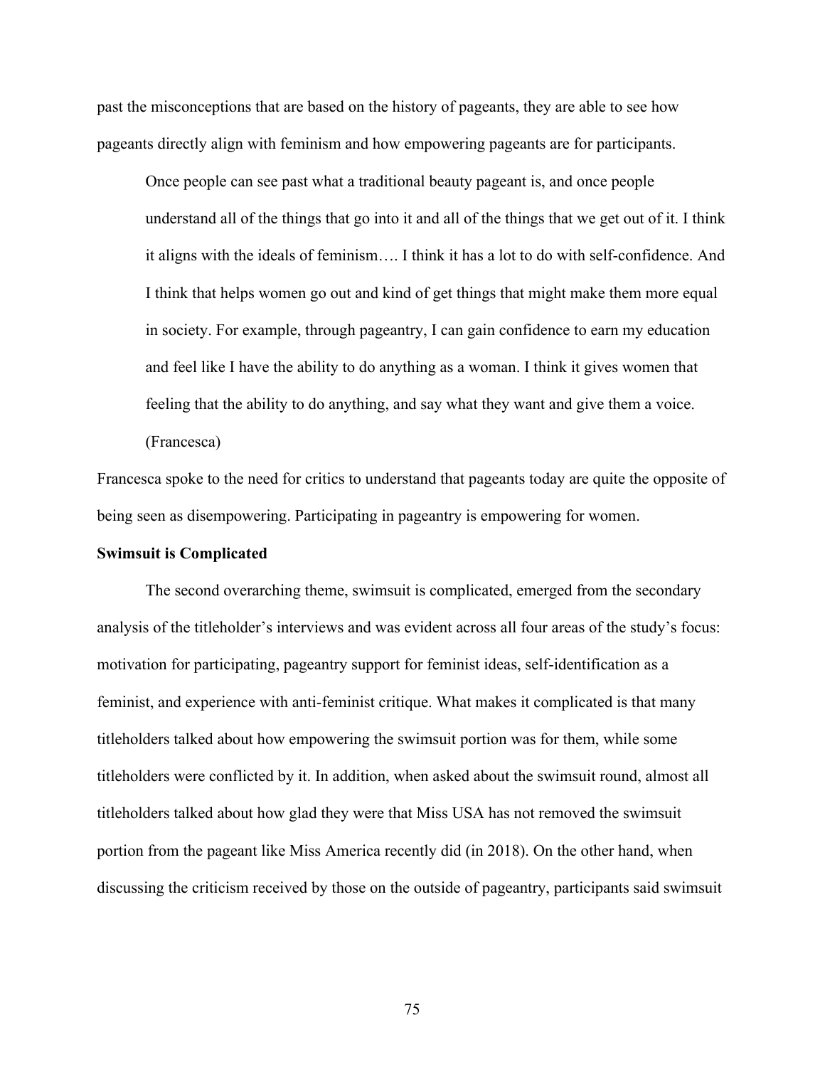past the misconceptions that are based on the history of pageants, they are able to see how pageants directly align with feminism and how empowering pageants are for participants.

> Once people can see past what a traditional beauty pageant is, and once people understand all of the things that go into it and all of the things that we get out of it. I think it aligns with the ideals of feminism…. I think it has a lot to do with self-confidence. And I think that helps women go out and kind of get things that might make them more equal in society. For example, through pageantry, I can gain confidence to earn my education and feel like I have the ability to do anything as a woman. I think it gives women that feeling that the ability to do anything, and say what they want and give them a voice. (Francesca)

Francesca spoke to the need for critics to understand that pageants today are quite the opposite of being seen as disempowering. Participating in pageantry is empowering for women.

**Swimsuit is Complicated**

The second overarching theme, swimsuit is complicated, emerged from the secondary analysis of the titleholder's interviews and was evident across all four areas of the study's focus: motivation for participating, pageantry support for feminist ideas, self-identification as a feminist, and experience with anti-feminist critique. What makes it complicated is that many titleholders talked about how empowering the swimsuit portion was for them, while some titleholders were conflicted by it. In addition, when asked about the swimsuit round, almost all titleholders talked about how glad they were that Miss USA has not removed the swimsuit portion from the pageant like Miss America recently did (in 2018). On the other hand, when discussing the criticism received by those on the outside of pageantry, participants said swimsuit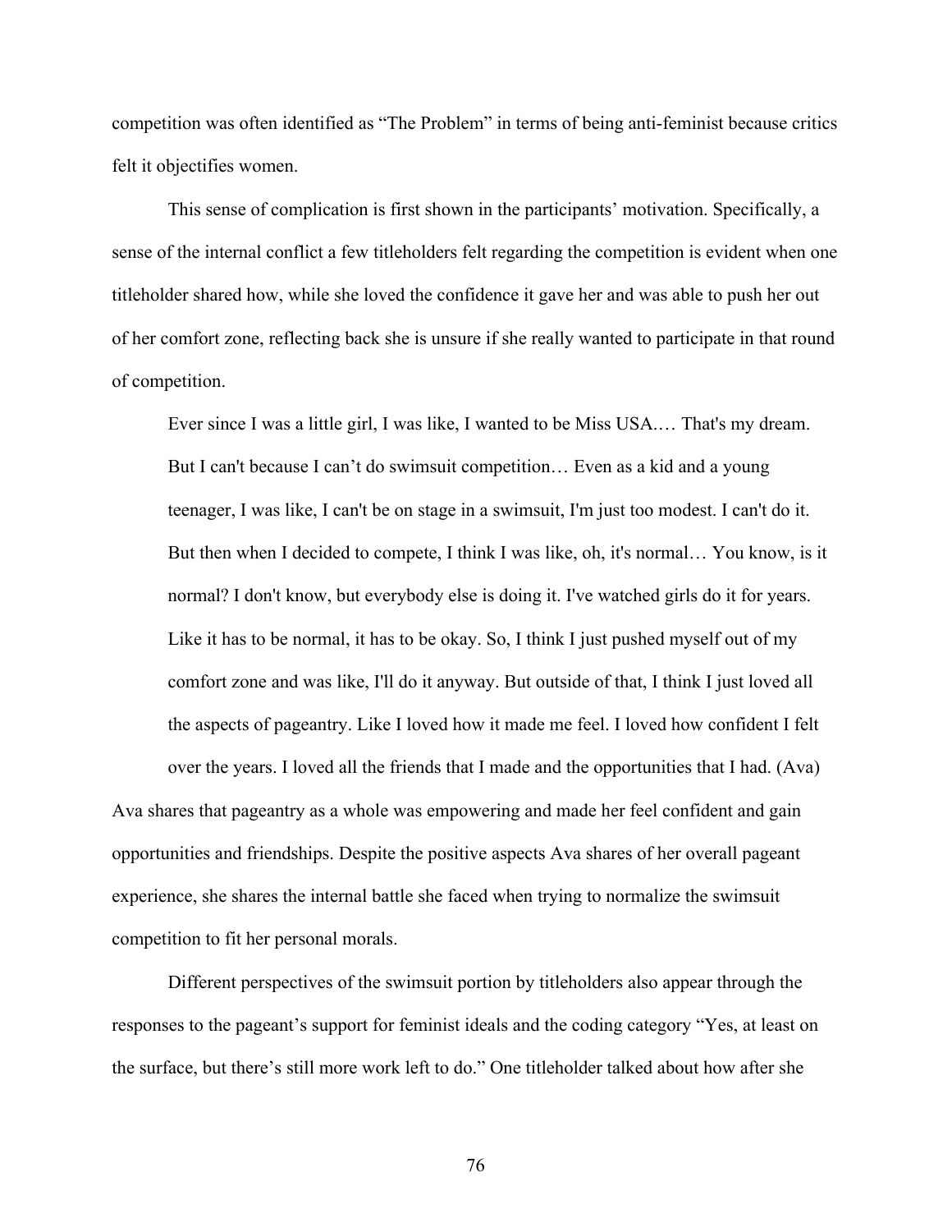competition was often identified as "The Problem" in terms of being anti-feminist because critics felt it objectifies women.

This sense of complication is first shown in the participants' motivation. Specifically, a sense of the internal conflict a few titleholders felt regarding the competition is evident when one titleholder shared how, while she loved the confidence it gave her and was able to push her out of her comfort zone, reflecting back she is unsure if she really wanted to participate in that round of competition.

> Ever since I was a little girl, I was like, I wanted to be Miss USA.… That's my dream. But I can't because I can't do swimsuit competition… Even as a kid and a young teenager, I was like, I can't be on stage in a swimsuit, I'm just too modest. I can't do it. But then when I decided to compete, I think I was like, oh, it's normal… You know, is it normal? I don't know, but everybody else is doing it. I've watched girls do it for years. Like it has to be normal, it has to be okay. So, I think I just pushed myself out of my comfort zone and was like, I'll do it anyway. But outside of that, I think I just loved all the aspects of pageantry. Like I loved how it made me feel. I loved how confident I felt over the years. I loved all the friends that I made and the opportunities that I had. (Ava)

Ava shares that pageantry as a whole was empowering and made her feel confident and gain opportunities and friendships. Despite the positive aspects Ava shares of her overall pageant experience, she shares the internal battle she faced when trying to normalize the swimsuit competition to fit her personal morals.

Different perspectives of the swimsuit portion by titleholders also appear through the responses to the pageant's support for feminist ideals and the coding category "Yes, at least on the surface, but there's still more work left to do." One titleholder talked about how after she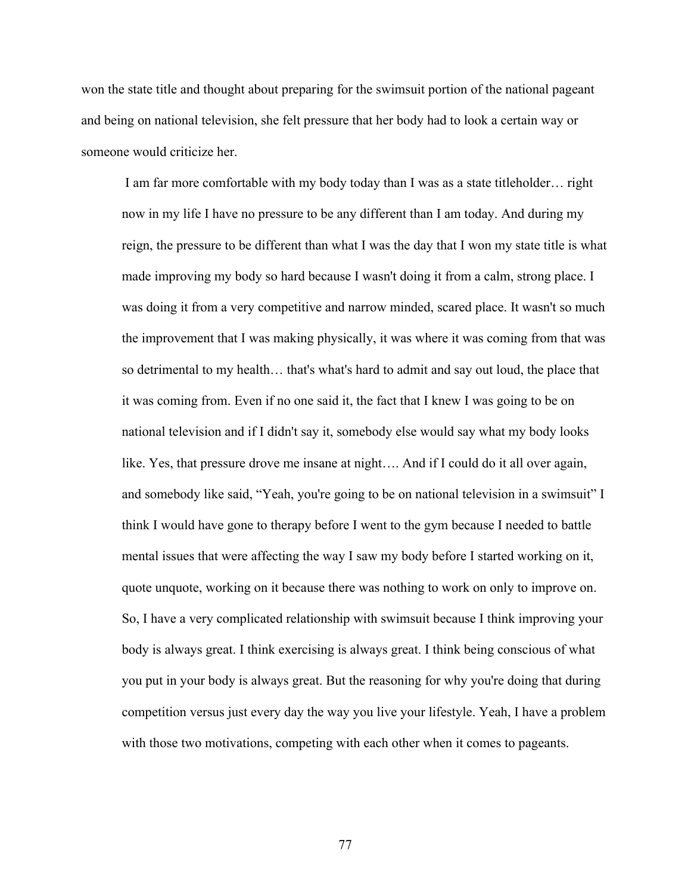won the state title and thought about preparing for the swimsuit portion of the national pageant and being on national television, she felt pressure that her body had to look a certain way or someone would criticize her.

> I am far more comfortable with my body today than I was as a state titleholder… right now in my life I have no pressure to be any different than I am today. And during my reign, the pressure to be different than what I was the day that I won my state title is what made improving my body so hard because I wasn't doing it from a calm, strong place. I was doing it from a very competitive and narrow minded, scared place. It wasn't so much the improvement that I was making physically, it was where it was coming from that was so detrimental to my health… that's what's hard to admit and say out loud, the place that it was coming from. Even if no one said it, the fact that I knew I was going to be on national television and if I didn't say it, somebody else would say what my body looks like. Yes, that pressure drove me insane at night…. And if I could do it all over again, and somebody like said, "Yeah, you're going to be on national television in a swimsuit" I think I would have gone to therapy before I went to the gym because I needed to battle mental issues that were affecting the way I saw my body before I started working on it, quote unquote, working on it because there was nothing to work on only to improve on. So, I have a very complicated relationship with swimsuit because I think improving your body is always great. I think exercising is always great. I think being conscious of what you put in your body is always great. But the reasoning for why you're doing that during competition versus just every day the way you live your lifestyle. Yeah, I have a problem with those two motivations, competing with each other when it comes to pageants.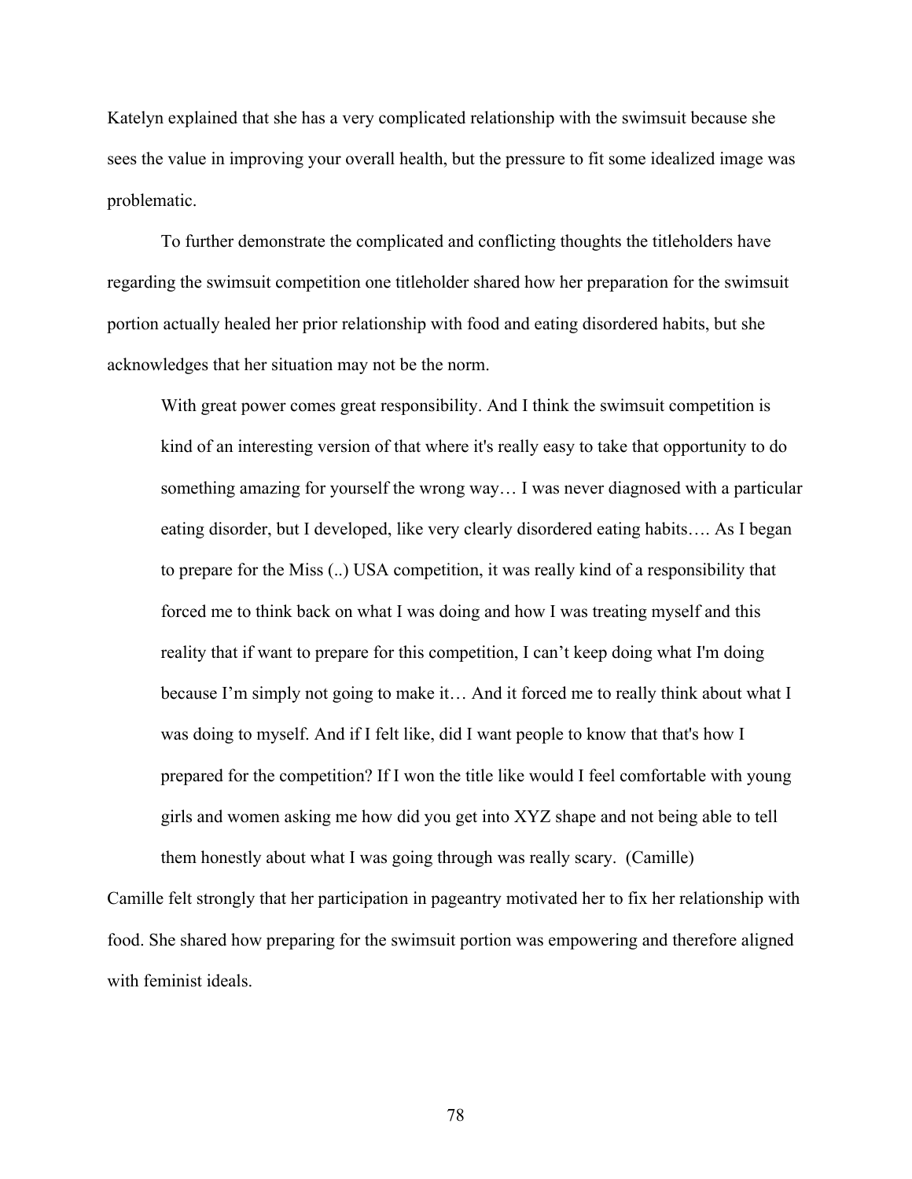Katelyn explained that she has a very complicated relationship with the swimsuit because she sees the value in improving your overall health, but the pressure to fit some idealized image was problematic.

To further demonstrate the complicated and conflicting thoughts the titleholders have regarding the swimsuit competition one titleholder shared how her preparation for the swimsuit portion actually healed her prior relationship with food and eating disordered habits, but she acknowledges that her situation may not be the norm.

> With great power comes great responsibility. And I think the swimsuit competition is kind of an interesting version of that where it's really easy to take that opportunity to do something amazing for yourself the wrong way… I was never diagnosed with a particular eating disorder, but I developed, like very clearly disordered eating habits…. As I began to prepare for the Miss (..) USA competition, it was really kind of a responsibility that forced me to think back on what I was doing and how I was treating myself and this reality that if want to prepare for this competition, I can't keep doing what I'm doing because I'm simply not going to make it… And it forced me to really think about what I was doing to myself. And if I felt like, did I want people to know that that's how I prepared for the competition? If I won the title like would I feel comfortable with young girls and women asking me how did you get into XYZ shape and not being able to tell them honestly about what I was going through was really scary. (Camille)

Camille felt strongly that her participation in pageantry motivated her to fix her relationship with food. She shared how preparing for the swimsuit portion was empowering and therefore aligned with feminist ideals.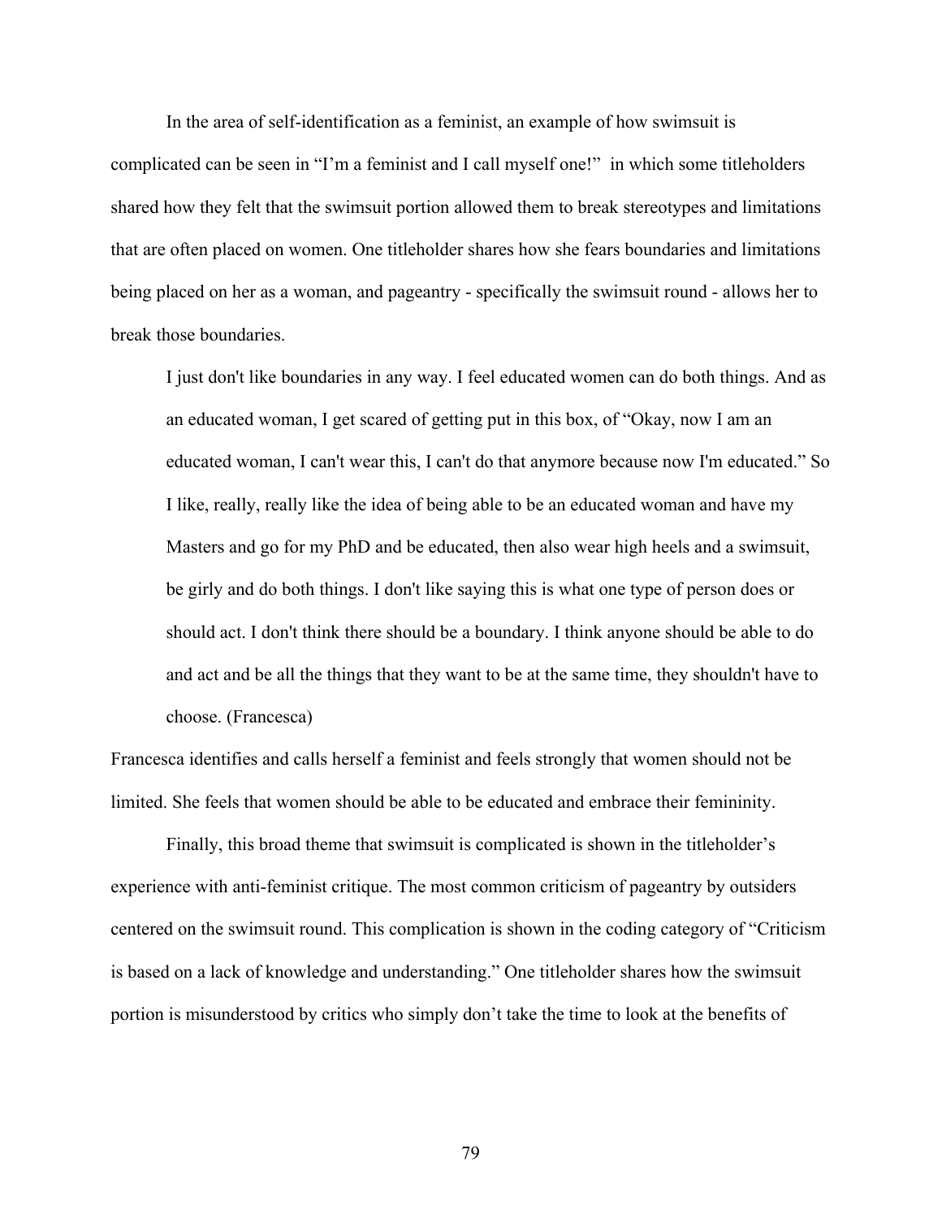In the area of self-identification as a feminist, an example of how swimsuit is complicated can be seen in "I'm a feminist and I call myself one!" in which some titleholders shared how they felt that the swimsuit portion allowed them to break stereotypes and limitations that are often placed on women. One titleholder shares how she fears boundaries and limitations being placed on her as a woman, and pageantry - specifically the swimsuit round - allows her to break those boundaries.

> I just don't like boundaries in any way. I feel educated women can do both things. And as an educated woman, I get scared of getting put in this box, of "Okay, now I am an educated woman, I can't wear this, I can't do that anymore because now I'm educated." So I like, really, really like the idea of being able to be an educated woman and have my Masters and go for my PhD and be educated, then also wear high heels and a swimsuit, be girly and do both things. I don't like saying this is what one type of person does or should act. I don't think there should be a boundary. I think anyone should be able to do and act and be all the things that they want to be at the same time, they shouldn't have to choose. (Francesca)

Francesca identifies and calls herself a feminist and feels strongly that women should not be limited. She feels that women should be able to be educated and embrace their femininity.

Finally, this broad theme that swimsuit is complicated is shown in the titleholder's experience with anti-feminist critique. The most common criticism of pageantry by outsiders centered on the swimsuit round. This complication is shown in the coding category of "Criticism is based on a lack of knowledge and understanding." One titleholder shares how the swimsuit portion is misunderstood by critics who simply don't take the time to look at the benefits of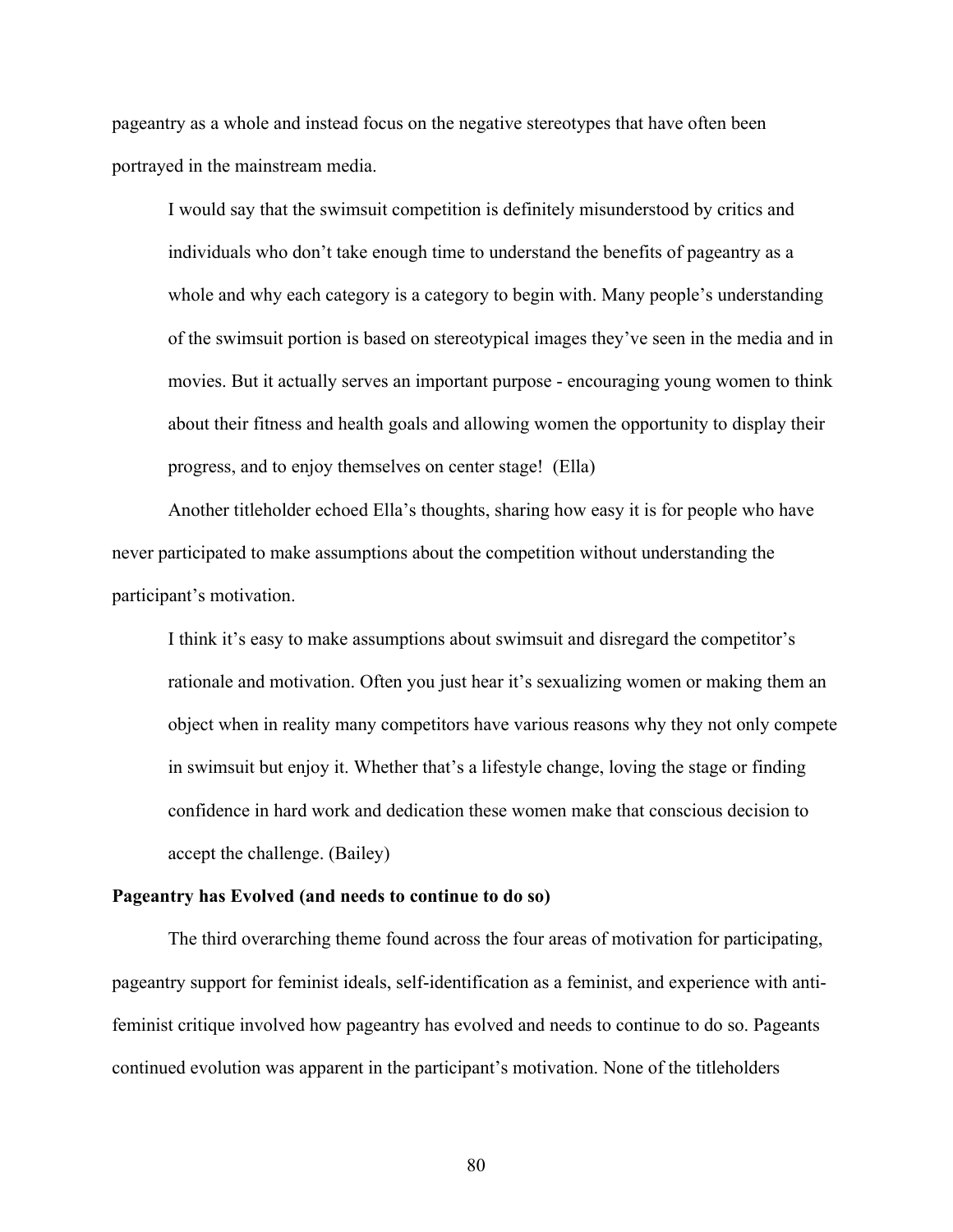pageantry as a whole and instead focus on the negative stereotypes that have often been portrayed in the mainstream media.

> I would say that the swimsuit competition is definitely misunderstood by critics and individuals who don't take enough time to understand the benefits of pageantry as a whole and why each category is a category to begin with. Many people's understanding of the swimsuit portion is based on stereotypical images they've seen in the media and in movies. But it actually serves an important purpose - encouraging young women to think about their fitness and health goals and allowing women the opportunity to display their progress, and to enjoy themselves on center stage! (Ella)

Another titleholder echoed Ella's thoughts, sharing how easy it is for people who have never participated to make assumptions about the competition without understanding the participant's motivation.

> I think it's easy to make assumptions about swimsuit and disregard the competitor's rationale and motivation. Often you just hear it's sexualizing women or making them an object when in reality many competitors have various reasons why they not only compete in swimsuit but enjoy it. Whether that's a lifestyle change, loving the stage or finding confidence in hard work and dedication these women make that conscious decision to accept the challenge. (Bailey)

**Pageantry has Evolved (and needs to continue to do so)**

The third overarching theme found across the four areas of motivation for participating, pageantry support for feminist ideals, self-identification as a feminist, and experience with anti-feminist critique involved how pageantry has evolved and needs to continue to do so. Pageants continued evolution was apparent in the participant's motivation. None of the titleholders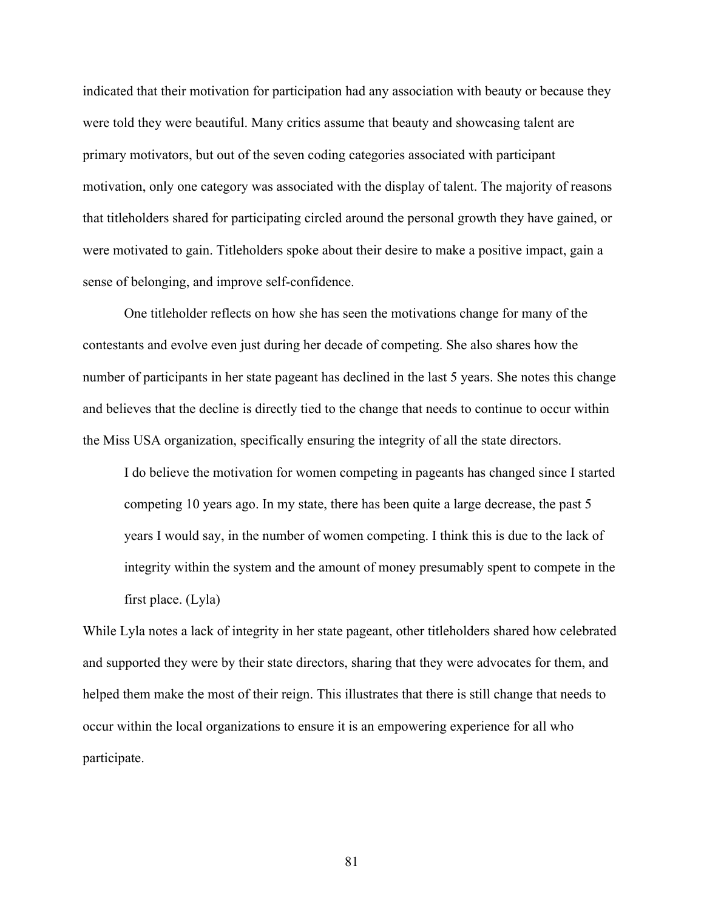indicated that their motivation for participation had any association with beauty or because they were told they were beautiful. Many critics assume that beauty and showcasing talent are primary motivators, but out of the seven coding categories associated with participant motivation, only one category was associated with the display of talent. The majority of reasons that titleholders shared for participating circled around the personal growth they have gained, or were motivated to gain. Titleholders spoke about their desire to make a positive impact, gain a sense of belonging, and improve self-confidence.

One titleholder reflects on how she has seen the motivations change for many of the contestants and evolve even just during her decade of competing. She also shares how the number of participants in her state pageant has declined in the last 5 years. She notes this change and believes that the decline is directly tied to the change that needs to continue to occur within the Miss USA organization, specifically ensuring the integrity of all the state directors.

> I do believe the motivation for women competing in pageants has changed since I started competing 10 years ago. In my state, there has been quite a large decrease, the past 5 years I would say, in the number of women competing. I think this is due to the lack of integrity within the system and the amount of money presumably spent to compete in the first place. (Lyla)

While Lyla notes a lack of integrity in her state pageant, other titleholders shared how celebrated and supported they were by their state directors, sharing that they were advocates for them, and helped them make the most of their reign. This illustrates that there is still change that needs to occur within the local organizations to ensure it is an empowering experience for all who participate.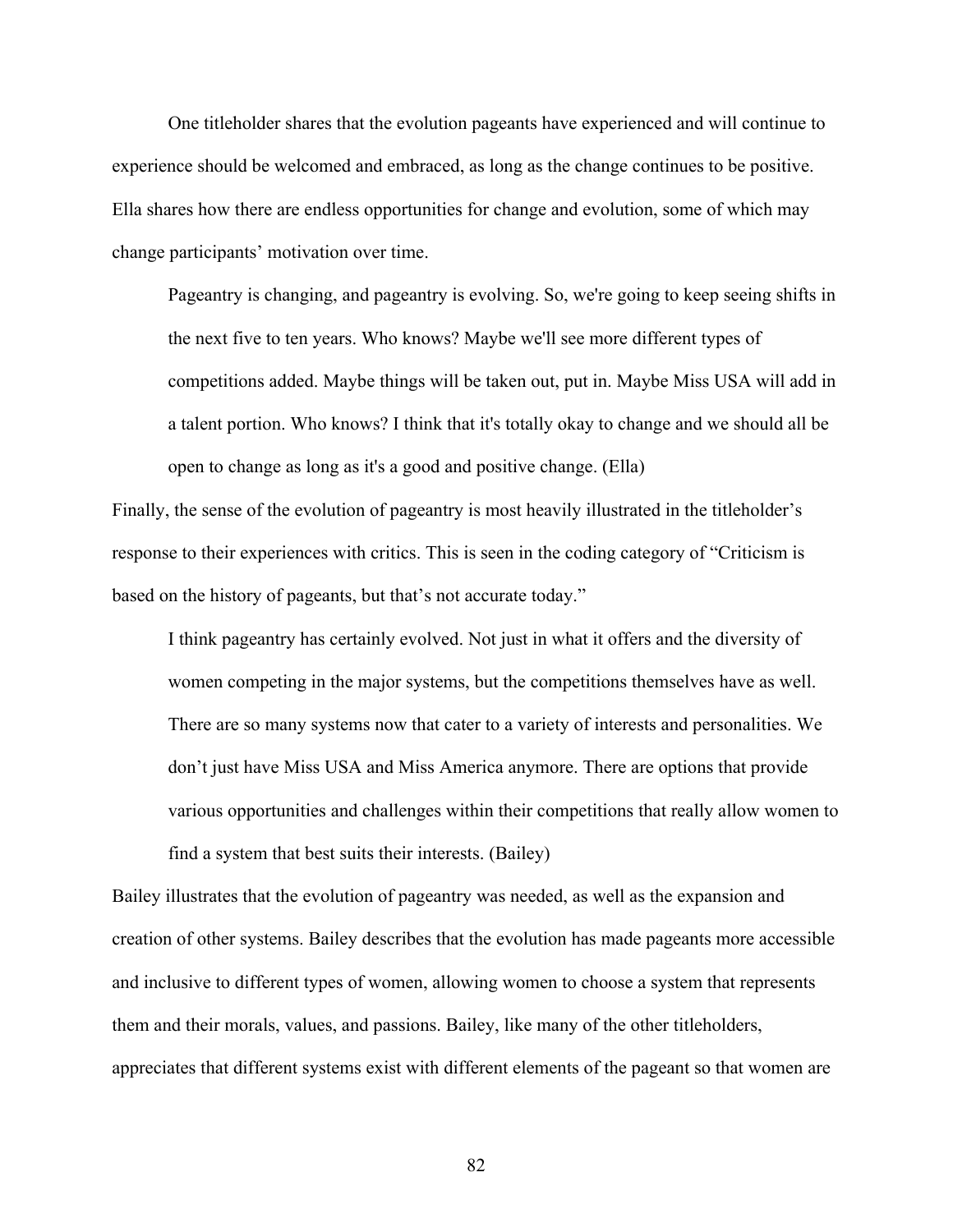One titleholder shares that the evolution pageants have experienced and will continue to experience should be welcomed and embraced, as long as the change continues to be positive. Ella shares how there are endless opportunities for change and evolution, some of which may change participants' motivation over time.

> Pageantry is changing, and pageantry is evolving. So, we're going to keep seeing shifts in the next five to ten years. Who knows? Maybe we'll see more different types of competitions added. Maybe things will be taken out, put in. Maybe Miss USA will add in a talent portion. Who knows? I think that it's totally okay to change and we should all be open to change as long as it's a good and positive change. (Ella)

Finally, the sense of the evolution of pageantry is most heavily illustrated in the titleholder's response to their experiences with critics. This is seen in the coding category of "Criticism is based on the history of pageants, but that's not accurate today."

> I think pageantry has certainly evolved. Not just in what it offers and the diversity of women competing in the major systems, but the competitions themselves have as well. There are so many systems now that cater to a variety of interests and personalities. We don't just have Miss USA and Miss America anymore. There are options that provide various opportunities and challenges within their competitions that really allow women to find a system that best suits their interests. (Bailey)

Bailey illustrates that the evolution of pageantry was needed, as well as the expansion and creation of other systems. Bailey describes that the evolution has made pageants more accessible and inclusive to different types of women, allowing women to choose a system that represents them and their morals, values, and passions. Bailey, like many of the other titleholders, appreciates that different systems exist with different elements of the pageant so that women are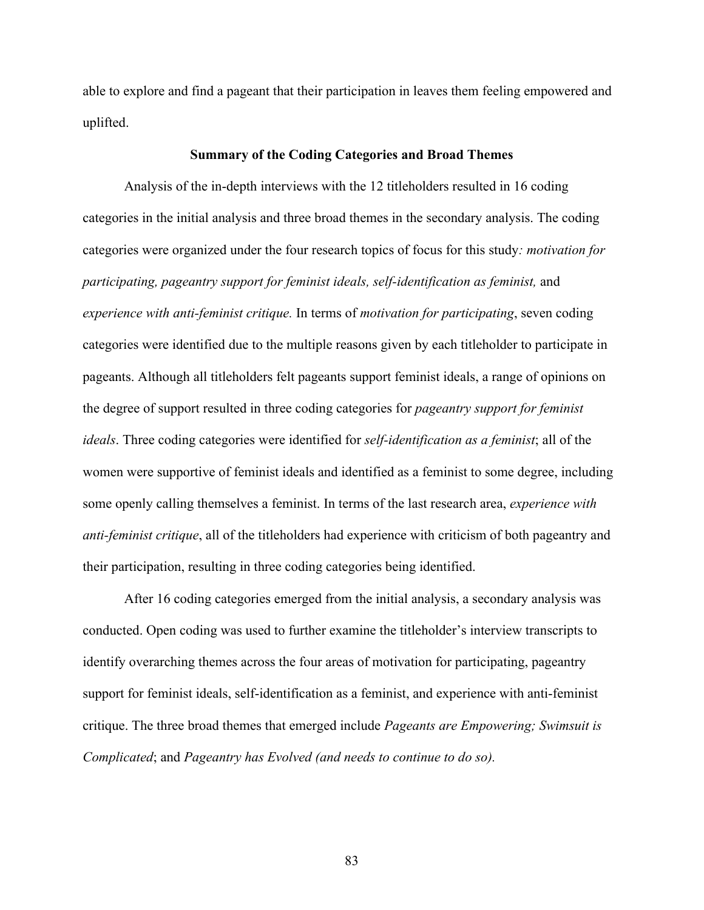able to explore and find a pageant that their participation in leaves them feeling empowered and uplifted.

## Summary of the Coding Categories and Broad Themes

Analysis of the in-depth interviews with the 12 titleholders resulted in 16 coding categories in the initial analysis and three broad themes in the secondary analysis. The coding categories were organized under the four research topics of focus for this study*: motivation for participating, pageantry support for feminist ideals, self-identification as feminist,* and *experience with anti-feminist critique.* In terms of *motivation for participating*, seven coding categories were identified due to the multiple reasons given by each titleholder to participate in pageants. Although all titleholders felt pageants support feminist ideals, a range of opinions on the degree of support resulted in three coding categories for *pageantry support for feminist ideals*. Three coding categories were identified for *self-identification as a feminist*; all of the women were supportive of feminist ideals and identified as a feminist to some degree, including some openly calling themselves a feminist. In terms of the last research area, *experience with anti-feminist critique*, all of the titleholders had experience with criticism of both pageantry and their participation, resulting in three coding categories being identified.

After 16 coding categories emerged from the initial analysis, a secondary analysis was conducted. Open coding was used to further examine the titleholder's interview transcripts to identify overarching themes across the four areas of motivation for participating, pageantry support for feminist ideals, self-identification as a feminist, and experience with anti-feminist critique. The three broad themes that emerged include *Pageants are Empowering; Swimsuit is Complicated*; and *Pageantry has Evolved (and needs to continue to do so).*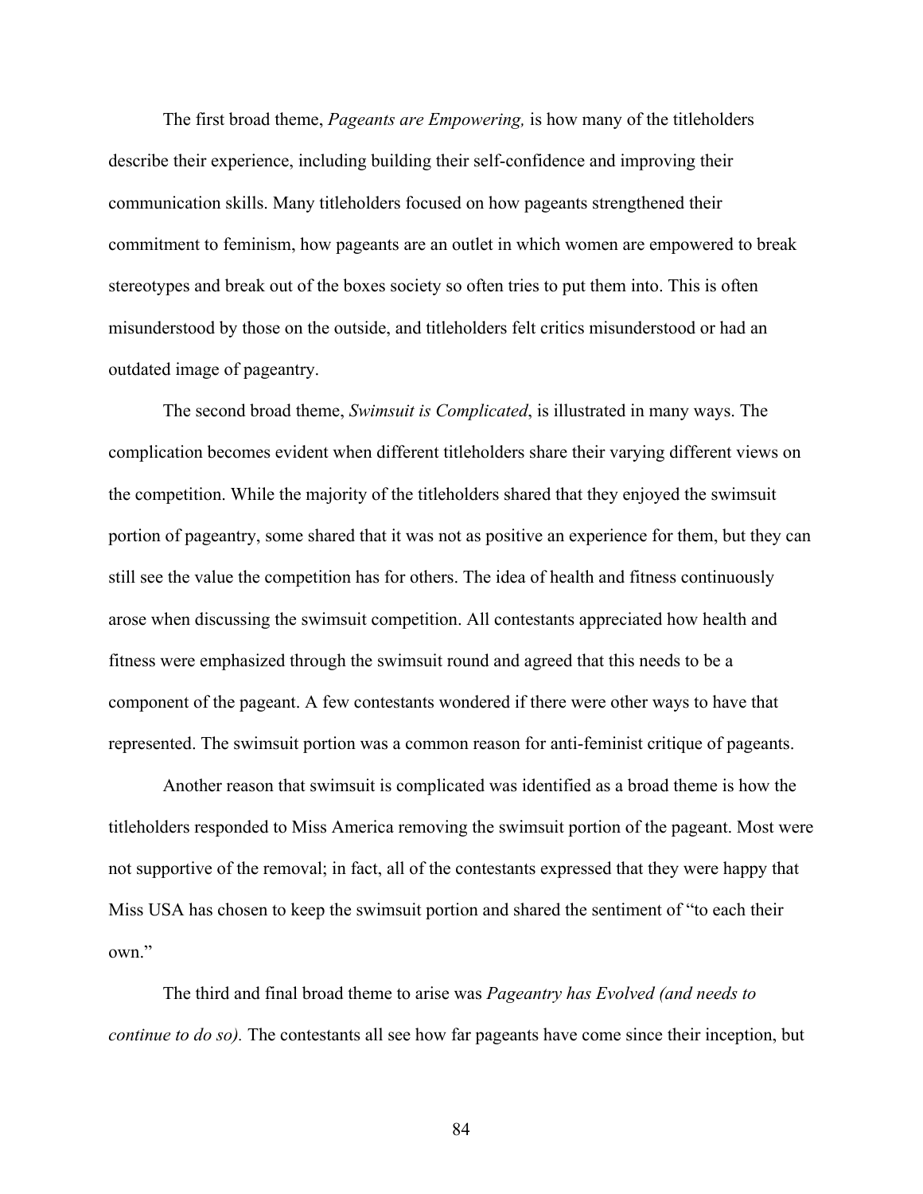The first broad theme, *Pageants are Empowering,* is how many of the titleholders describe their experience, including building their self-confidence and improving their communication skills. Many titleholders focused on how pageants strengthened their commitment to feminism, how pageants are an outlet in which women are empowered to break stereotypes and break out of the boxes society so often tries to put them into. This is often misunderstood by those on the outside, and titleholders felt critics misunderstood or had an outdated image of pageantry.

The second broad theme, *Swimsuit is Complicated*, is illustrated in many ways. The complication becomes evident when different titleholders share their varying different views on the competition. While the majority of the titleholders shared that they enjoyed the swimsuit portion of pageantry, some shared that it was not as positive an experience for them, but they can still see the value the competition has for others. The idea of health and fitness continuously arose when discussing the swimsuit competition. All contestants appreciated how health and fitness were emphasized through the swimsuit round and agreed that this needs to be a component of the pageant. A few contestants wondered if there were other ways to have that represented. The swimsuit portion was a common reason for anti-feminist critique of pageants.

Another reason that swimsuit is complicated was identified as a broad theme is how the titleholders responded to Miss America removing the swimsuit portion of the pageant. Most were not supportive of the removal; in fact, all of the contestants expressed that they were happy that Miss USA has chosen to keep the swimsuit portion and shared the sentiment of "to each their own."

The third and final broad theme to arise was *Pageantry has Evolved (and needs to continue to do so).* The contestants all see how far pageants have come since their inception, but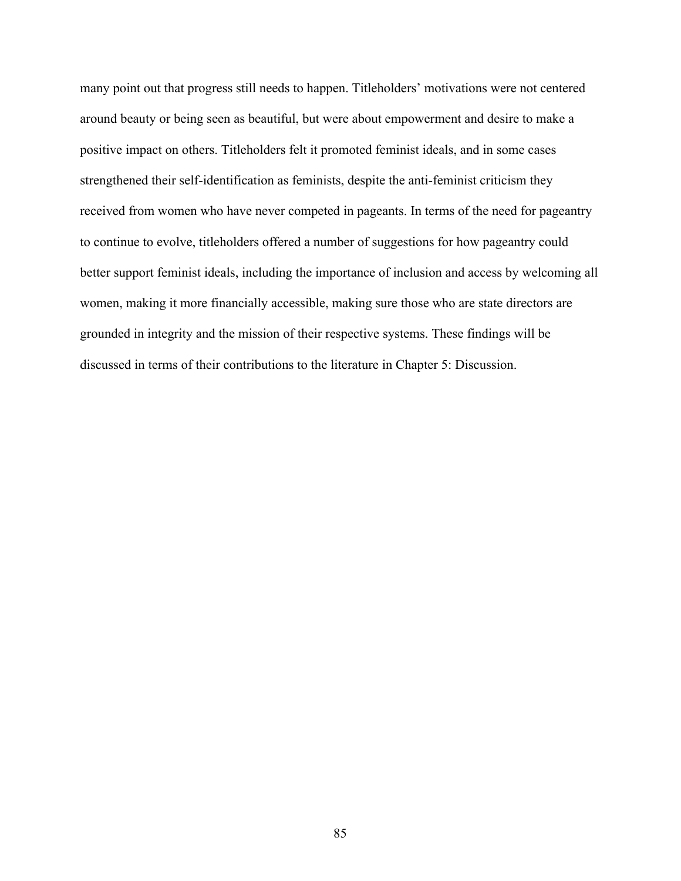many point out that progress still needs to happen. Titleholders' motivations were not centered around beauty or being seen as beautiful, but were about empowerment and desire to make a positive impact on others. Titleholders felt it promoted feminist ideals, and in some cases strengthened their self-identification as feminists, despite the anti-feminist criticism they received from women who have never competed in pageants. In terms of the need for pageantry to continue to evolve, titleholders offered a number of suggestions for how pageantry could better support feminist ideals, including the importance of inclusion and access by welcoming all women, making it more financially accessible, making sure those who are state directors are grounded in integrity and the mission of their respective systems. These findings will be discussed in terms of their contributions to the literature in Chapter 5: Discussion.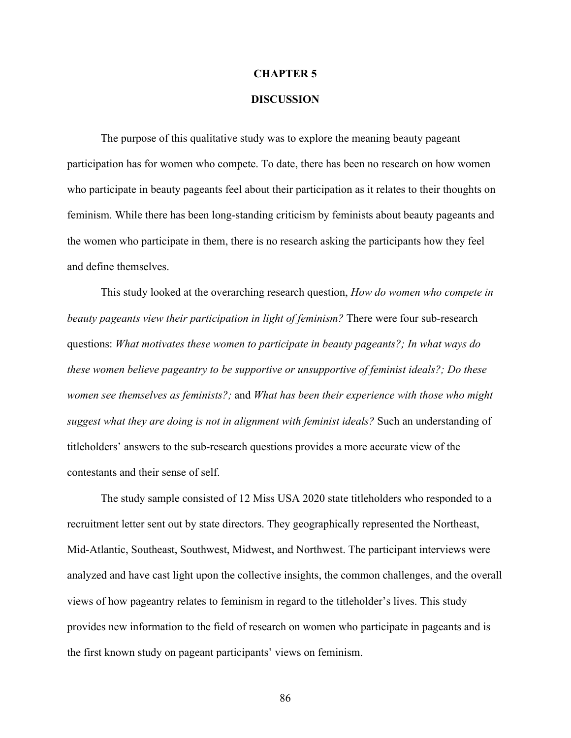# CHAPTER 5

# DISCUSSION

The purpose of this qualitative study was to explore the meaning beauty pageant participation has for women who compete. To date, there has been no research on how women who participate in beauty pageants feel about their participation as it relates to their thoughts on feminism. While there has been long-standing criticism by feminists about beauty pageants and the women who participate in them, there is no research asking the participants how they feel and define themselves.

This study looked at the overarching research question, *How do women who compete in beauty pageants view their participation in light of feminism?* There were four sub-research questions: *What motivates these women to participate in beauty pageants?; In what ways do these women believe pageantry to be supportive or unsupportive of feminist ideals?; Do these women see themselves as feminists?;* and *What has been their experience with those who might suggest what they are doing is not in alignment with feminist ideals?* Such an understanding of titleholders' answers to the sub-research questions provides a more accurate view of the contestants and their sense of self.

The study sample consisted of 12 Miss USA 2020 state titleholders who responded to a recruitment letter sent out by state directors. They geographically represented the Northeast, Mid-Atlantic, Southeast, Southwest, Midwest, and Northwest. The participant interviews were analyzed and have cast light upon the collective insights, the common challenges, and the overall views of how pageantry relates to feminism in regard to the titleholder's lives. This study provides new information to the field of research on women who participate in pageants and is the first known study on pageant participants' views on feminism.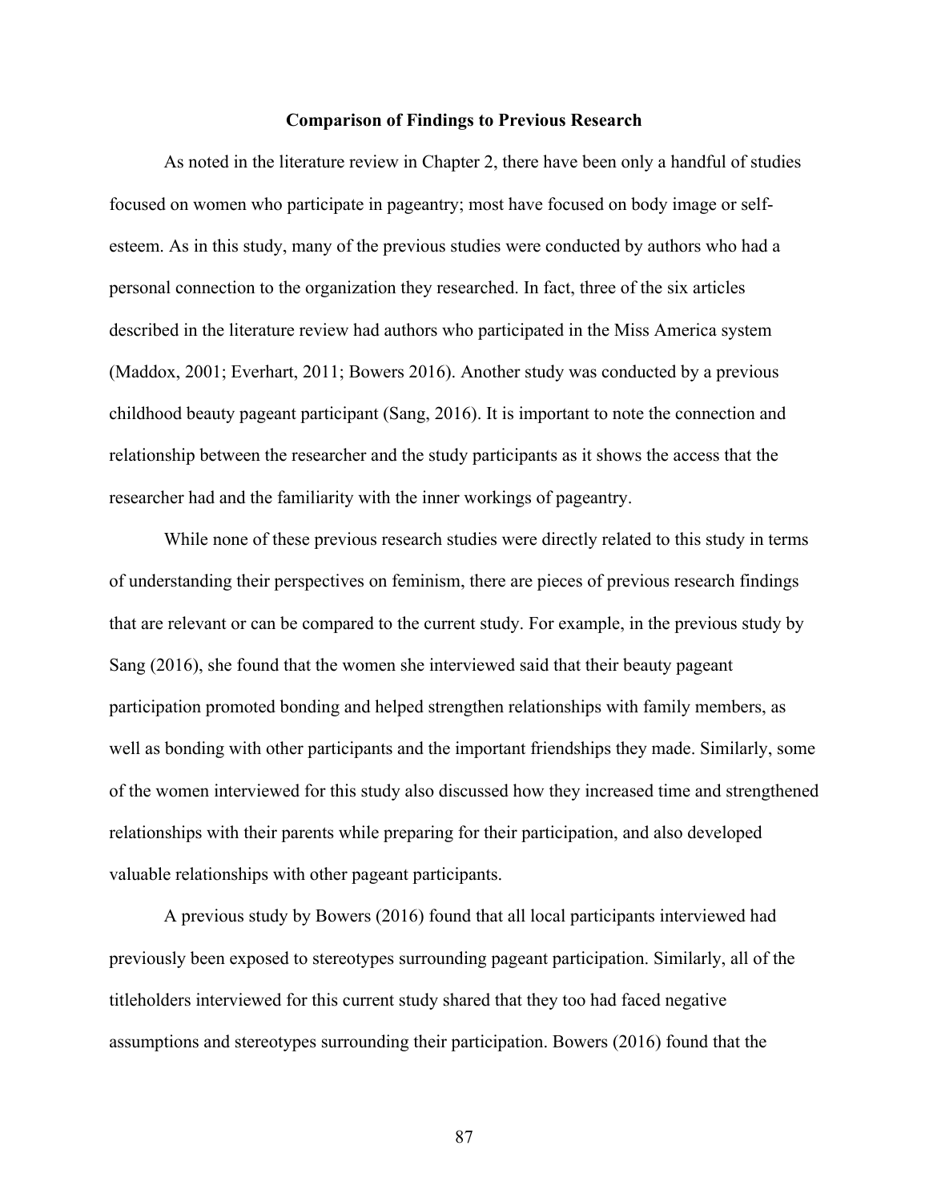## Comparison of Findings to Previous Research

As noted in the literature review in Chapter 2, there have been only a handful of studies focused on women who participate in pageantry; most have focused on body image or self-esteem. As in this study, many of the previous studies were conducted by authors who had a personal connection to the organization they researched. In fact, three of the six articles described in the literature review had authors who participated in the Miss America system (Maddox, 2001; Everhart, 2011; Bowers 2016). Another study was conducted by a previous childhood beauty pageant participant (Sang, 2016). It is important to note the connection and relationship between the researcher and the study participants as it shows the access that the researcher had and the familiarity with the inner workings of pageantry.

While none of these previous research studies were directly related to this study in terms of understanding their perspectives on feminism, there are pieces of previous research findings that are relevant or can be compared to the current study. For example, in the previous study by Sang (2016), she found that the women she interviewed said that their beauty pageant participation promoted bonding and helped strengthen relationships with family members, as well as bonding with other participants and the important friendships they made. Similarly, some of the women interviewed for this study also discussed how they increased time and strengthened relationships with their parents while preparing for their participation, and also developed valuable relationships with other pageant participants.

A previous study by Bowers (2016) found that all local participants interviewed had previously been exposed to stereotypes surrounding pageant participation. Similarly, all of the titleholders interviewed for this current study shared that they too had faced negative assumptions and stereotypes surrounding their participation. Bowers (2016) found that the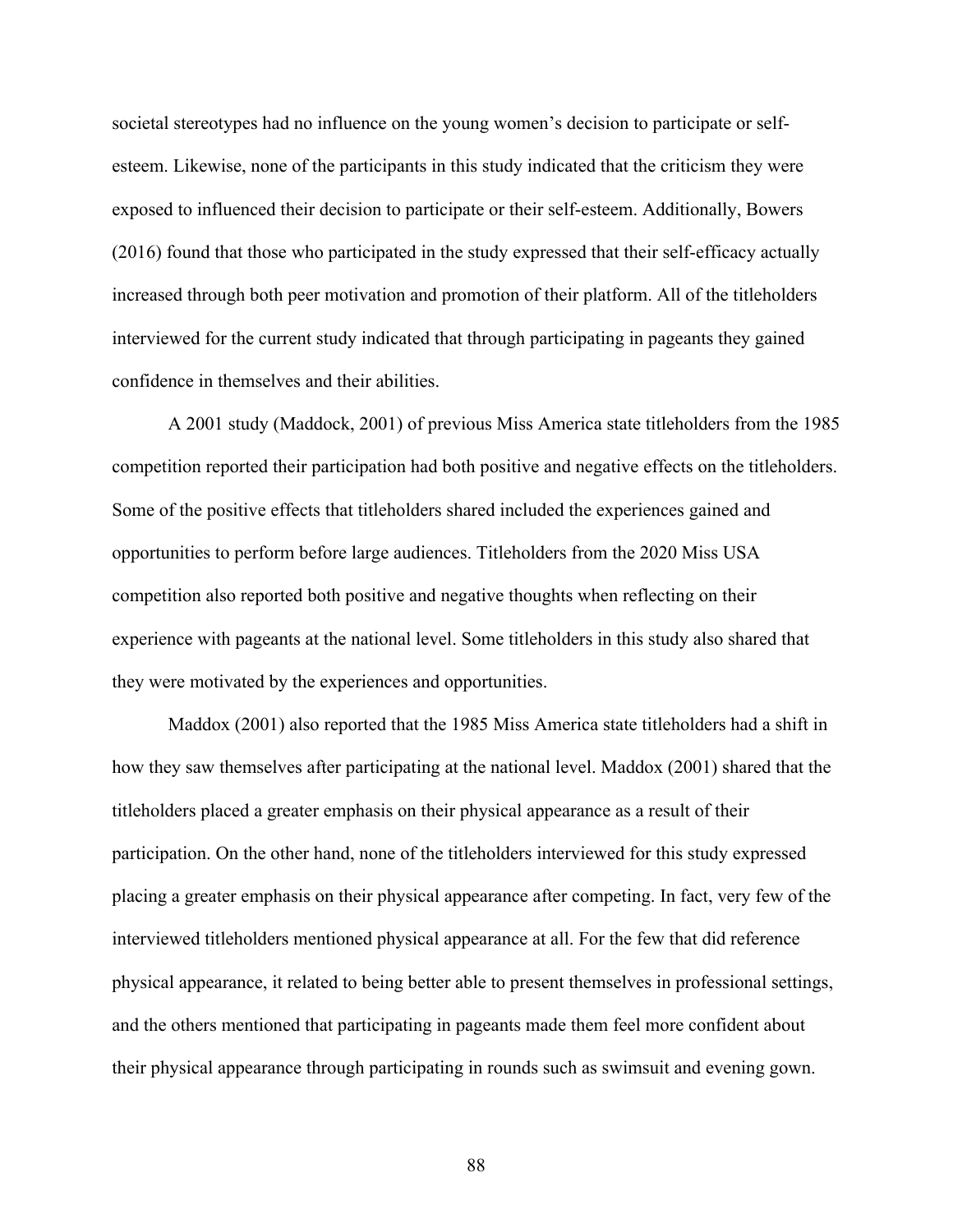societal stereotypes had no influence on the young women's decision to participate or self-esteem. Likewise, none of the participants in this study indicated that the criticism they were exposed to influenced their decision to participate or their self-esteem. Additionally, Bowers (2016) found that those who participated in the study expressed that their self-efficacy actually increased through both peer motivation and promotion of their platform. All of the titleholders interviewed for the current study indicated that through participating in pageants they gained confidence in themselves and their abilities.

A 2001 study (Maddock, 2001) of previous Miss America state titleholders from the 1985 competition reported their participation had both positive and negative effects on the titleholders. Some of the positive effects that titleholders shared included the experiences gained and opportunities to perform before large audiences. Titleholders from the 2020 Miss USA competition also reported both positive and negative thoughts when reflecting on their experience with pageants at the national level. Some titleholders in this study also shared that they were motivated by the experiences and opportunities.

Maddox (2001) also reported that the 1985 Miss America state titleholders had a shift in how they saw themselves after participating at the national level. Maddox (2001) shared that the titleholders placed a greater emphasis on their physical appearance as a result of their participation. On the other hand, none of the titleholders interviewed for this study expressed placing a greater emphasis on their physical appearance after competing. In fact, very few of the interviewed titleholders mentioned physical appearance at all. For the few that did reference physical appearance, it related to being better able to present themselves in professional settings, and the others mentioned that participating in pageants made them feel more confident about their physical appearance through participating in rounds such as swimsuit and evening gown.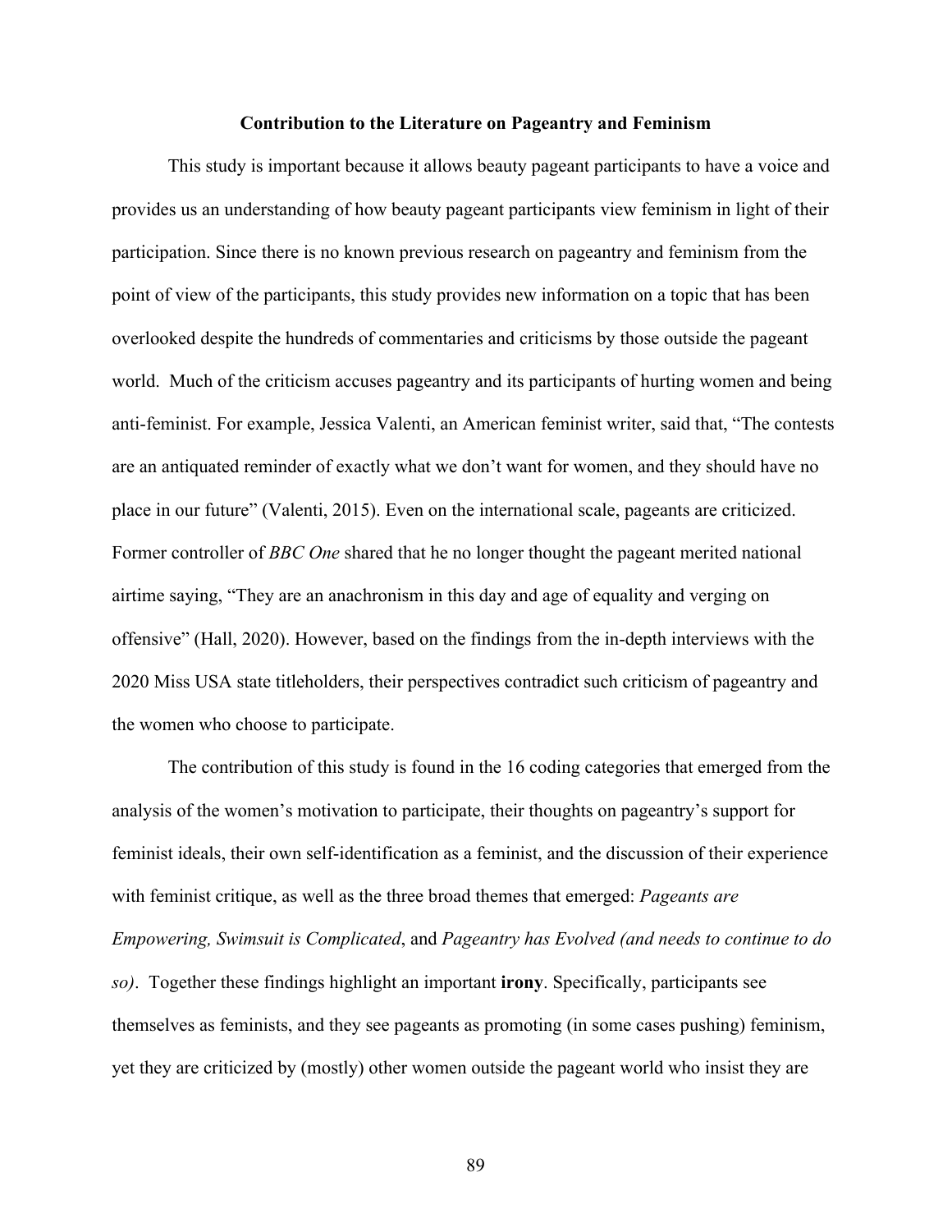## Contribution to the Literature on Pageantry and Feminism

This study is important because it allows beauty pageant participants to have a voice and provides us an understanding of how beauty pageant participants view feminism in light of their participation. Since there is no known previous research on pageantry and feminism from the point of view of the participants, this study provides new information on a topic that has been overlooked despite the hundreds of commentaries and criticisms by those outside the pageant world. Much of the criticism accuses pageantry and its participants of hurting women and being anti-feminist. For example, Jessica Valenti, an American feminist writer, said that, "The contests are an antiquated reminder of exactly what we don't want for women, and they should have no place in our future" (Valenti, 2015). Even on the international scale, pageants are criticized. Former controller of *BBC One* shared that he no longer thought the pageant merited national airtime saying, "They are an anachronism in this day and age of equality and verging on offensive" (Hall, 2020). However, based on the findings from the in-depth interviews with the 2020 Miss USA state titleholders, their perspectives contradict such criticism of pageantry and the women who choose to participate.

The contribution of this study is found in the 16 coding categories that emerged from the analysis of the women's motivation to participate, their thoughts on pageantry's support for feminist ideals, their own self-identification as a feminist, and the discussion of their experience with feminist critique, as well as the three broad themes that emerged: *Pageants are Empowering, Swimsuit is Complicated*, and *Pageantry has Evolved (and needs to continue to do so)*. Together these findings highlight an important **irony**. Specifically, participants see themselves as feminists, and they see pageants as promoting (in some cases pushing) feminism, yet they are criticized by (mostly) other women outside the pageant world who insist they are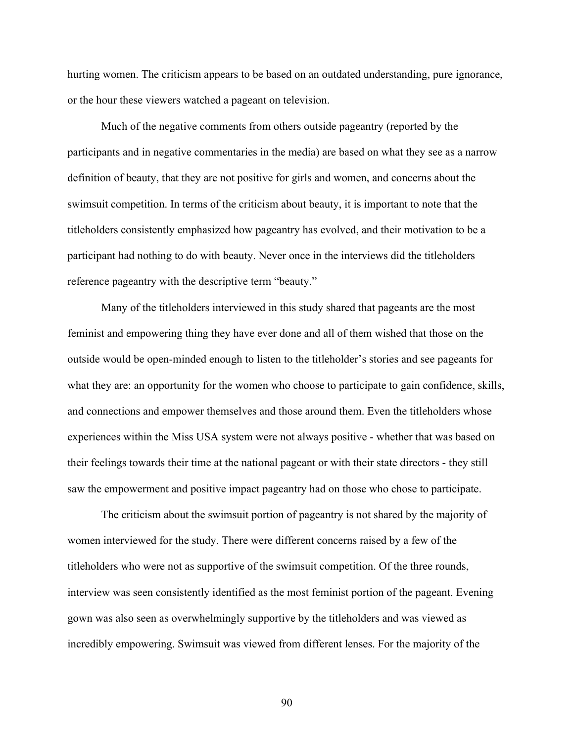hurting women. The criticism appears to be based on an outdated understanding, pure ignorance, or the hour these viewers watched a pageant on television.

Much of the negative comments from others outside pageantry (reported by the participants and in negative commentaries in the media) are based on what they see as a narrow definition of beauty, that they are not positive for girls and women, and concerns about the swimsuit competition. In terms of the criticism about beauty, it is important to note that the titleholders consistently emphasized how pageantry has evolved, and their motivation to be a participant had nothing to do with beauty. Never once in the interviews did the titleholders reference pageantry with the descriptive term "beauty."

Many of the titleholders interviewed in this study shared that pageants are the most feminist and empowering thing they have ever done and all of them wished that those on the outside would be open-minded enough to listen to the titleholder's stories and see pageants for what they are: an opportunity for the women who choose to participate to gain confidence, skills, and connections and empower themselves and those around them. Even the titleholders whose experiences within the Miss USA system were not always positive - whether that was based on their feelings towards their time at the national pageant or with their state directors - they still saw the empowerment and positive impact pageantry had on those who chose to participate.

The criticism about the swimsuit portion of pageantry is not shared by the majority of women interviewed for the study. There were different concerns raised by a few of the titleholders who were not as supportive of the swimsuit competition. Of the three rounds, interview was seen consistently identified as the most feminist portion of the pageant. Evening gown was also seen as overwhelmingly supportive by the titleholders and was viewed as incredibly empowering. Swimsuit was viewed from different lenses. For the majority of the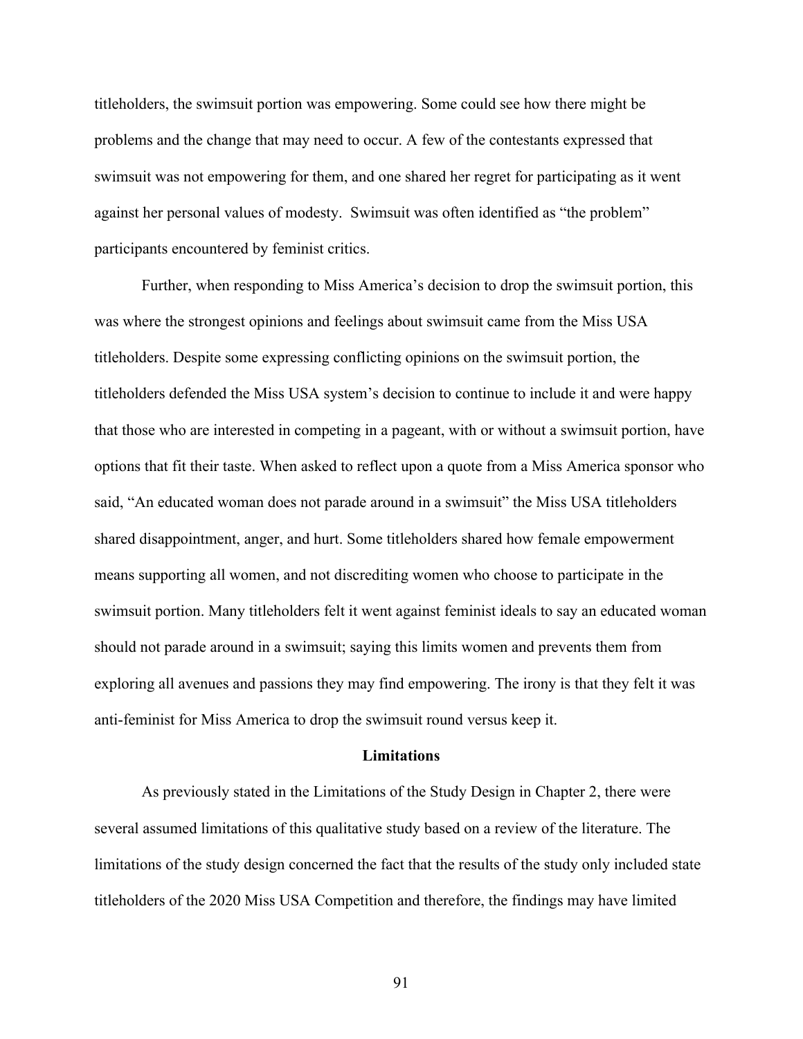titleholders, the swimsuit portion was empowering. Some could see how there might be problems and the change that may need to occur. A few of the contestants expressed that swimsuit was not empowering for them, and one shared her regret for participating as it went against her personal values of modesty. Swimsuit was often identified as "the problem" participants encountered by feminist critics.

Further, when responding to Miss America's decision to drop the swimsuit portion, this was where the strongest opinions and feelings about swimsuit came from the Miss USA titleholders. Despite some expressing conflicting opinions on the swimsuit portion, the titleholders defended the Miss USA system's decision to continue to include it and were happy that those who are interested in competing in a pageant, with or without a swimsuit portion, have options that fit their taste. When asked to reflect upon a quote from a Miss America sponsor who said, "An educated woman does not parade around in a swimsuit" the Miss USA titleholders shared disappointment, anger, and hurt. Some titleholders shared how female empowerment means supporting all women, and not discrediting women who choose to participate in the swimsuit portion. Many titleholders felt it went against feminist ideals to say an educated woman should not parade around in a swimsuit; saying this limits women and prevents them from exploring all avenues and passions they may find empowering. The irony is that they felt it was anti-feminist for Miss America to drop the swimsuit round versus keep it.

## Limitations

As previously stated in the Limitations of the Study Design in Chapter 2, there were several assumed limitations of this qualitative study based on a review of the literature. The limitations of the study design concerned the fact that the results of the study only included state titleholders of the 2020 Miss USA Competition and therefore, the findings may have limited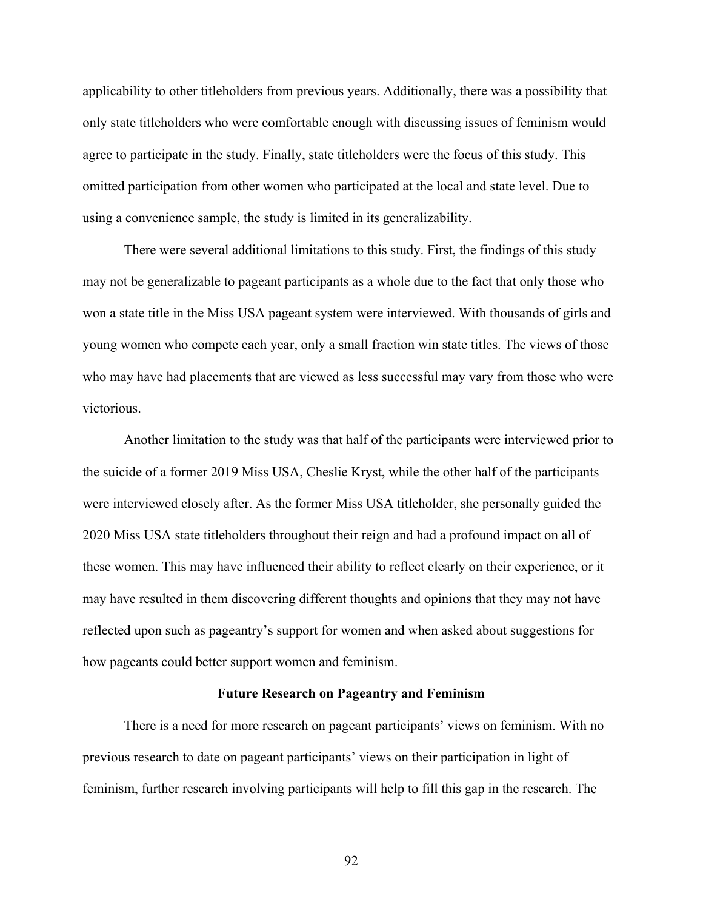applicability to other titleholders from previous years. Additionally, there was a possibility that only state titleholders who were comfortable enough with discussing issues of feminism would agree to participate in the study. Finally, state titleholders were the focus of this study. This omitted participation from other women who participated at the local and state level. Due to using a convenience sample, the study is limited in its generalizability.

There were several additional limitations to this study. First, the findings of this study may not be generalizable to pageant participants as a whole due to the fact that only those who won a state title in the Miss USA pageant system were interviewed. With thousands of girls and young women who compete each year, only a small fraction win state titles. The views of those who may have had placements that are viewed as less successful may vary from those who were victorious.

Another limitation to the study was that half of the participants were interviewed prior to the suicide of a former 2019 Miss USA, Cheslie Kryst, while the other half of the participants were interviewed closely after. As the former Miss USA titleholder, she personally guided the 2020 Miss USA state titleholders throughout their reign and had a profound impact on all of these women. This may have influenced their ability to reflect clearly on their experience, or it may have resulted in them discovering different thoughts and opinions that they may not have reflected upon such as pageantry's support for women and when asked about suggestions for how pageants could better support women and feminism.

### Future Research on Pageantry and Feminism

There is a need for more research on pageant participants' views on feminism. With no previous research to date on pageant participants' views on their participation in light of feminism, further research involving participants will help to fill this gap in the research. The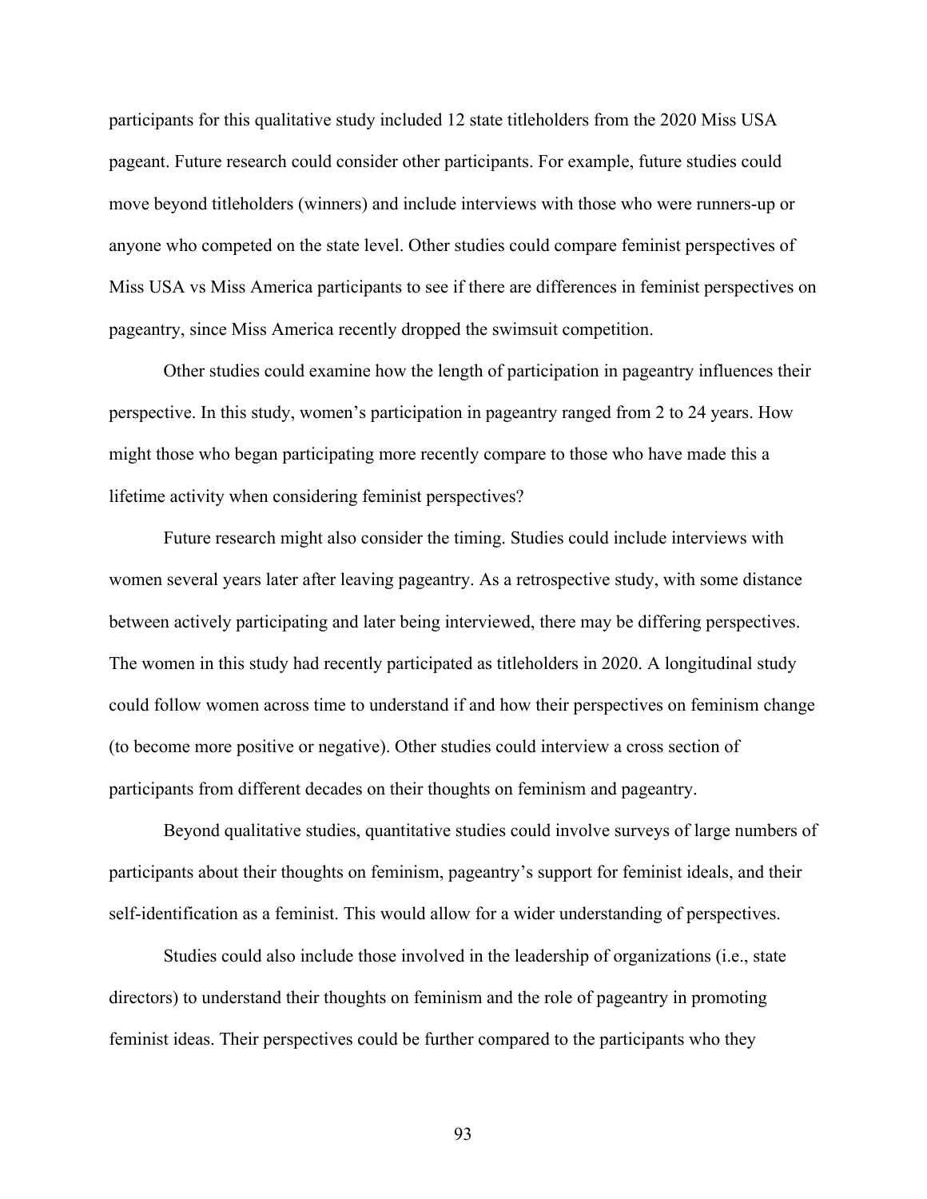participants for this qualitative study included 12 state titleholders from the 2020 Miss USA pageant. Future research could consider other participants. For example, future studies could move beyond titleholders (winners) and include interviews with those who were runners-up or anyone who competed on the state level. Other studies could compare feminist perspectives of Miss USA vs Miss America participants to see if there are differences in feminist perspectives on pageantry, since Miss America recently dropped the swimsuit competition.

Other studies could examine how the length of participation in pageantry influences their perspective. In this study, women's participation in pageantry ranged from 2 to 24 years. How might those who began participating more recently compare to those who have made this a lifetime activity when considering feminist perspectives?

Future research might also consider the timing. Studies could include interviews with women several years later after leaving pageantry. As a retrospective study, with some distance between actively participating and later being interviewed, there may be differing perspectives. The women in this study had recently participated as titleholders in 2020. A longitudinal study could follow women across time to understand if and how their perspectives on feminism change (to become more positive or negative). Other studies could interview a cross section of participants from different decades on their thoughts on feminism and pageantry.

Beyond qualitative studies, quantitative studies could involve surveys of large numbers of participants about their thoughts on feminism, pageantry's support for feminist ideals, and their self-identification as a feminist. This would allow for a wider understanding of perspectives.

Studies could also include those involved in the leadership of organizations (i.e., state directors) to understand their thoughts on feminism and the role of pageantry in promoting feminist ideas. Their perspectives could be further compared to the participants who they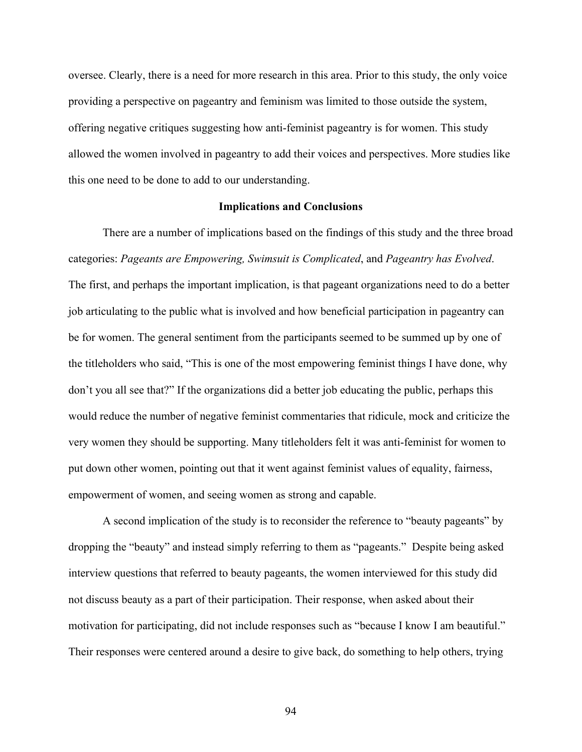oversee. Clearly, there is a need for more research in this area. Prior to this study, the only voice providing a perspective on pageantry and feminism was limited to those outside the system, offering negative critiques suggesting how anti-feminist pageantry is for women. This study allowed the women involved in pageantry to add their voices and perspectives. More studies like this one need to be done to add to our understanding.

## Implications and Conclusions

There are a number of implications based on the findings of this study and the three broad categories: *Pageants are Empowering, Swimsuit is Complicated*, and *Pageantry has Evolved*. The first, and perhaps the important implication, is that pageant organizations need to do a better job articulating to the public what is involved and how beneficial participation in pageantry can be for women. The general sentiment from the participants seemed to be summed up by one of the titleholders who said, "This is one of the most empowering feminist things I have done, why don't you all see that?" If the organizations did a better job educating the public, perhaps this would reduce the number of negative feminist commentaries that ridicule, mock and criticize the very women they should be supporting. Many titleholders felt it was anti-feminist for women to put down other women, pointing out that it went against feminist values of equality, fairness, empowerment of women, and seeing women as strong and capable.

A second implication of the study is to reconsider the reference to "beauty pageants" by dropping the "beauty" and instead simply referring to them as "pageants." Despite being asked interview questions that referred to beauty pageants, the women interviewed for this study did not discuss beauty as a part of their participation. Their response, when asked about their motivation for participating, did not include responses such as "because I know I am beautiful." Their responses were centered around a desire to give back, do something to help others, trying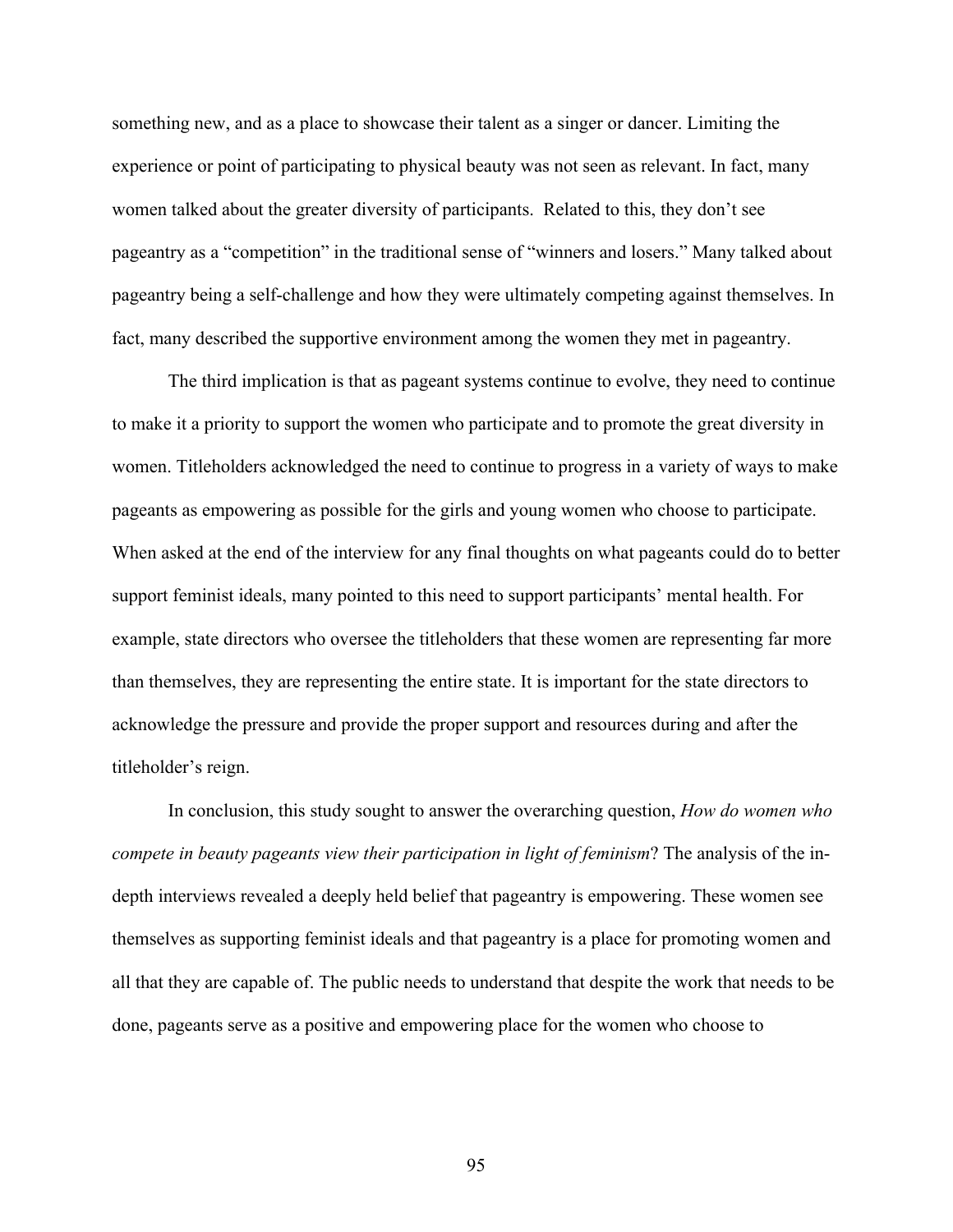something new, and as a place to showcase their talent as a singer or dancer. Limiting the experience or point of participating to physical beauty was not seen as relevant. In fact, many women talked about the greater diversity of participants. Related to this, they don't see pageantry as a "competition" in the traditional sense of "winners and losers." Many talked about pageantry being a self-challenge and how they were ultimately competing against themselves. In fact, many described the supportive environment among the women they met in pageantry.

The third implication is that as pageant systems continue to evolve, they need to continue to make it a priority to support the women who participate and to promote the great diversity in women. Titleholders acknowledged the need to continue to progress in a variety of ways to make pageants as empowering as possible for the girls and young women who choose to participate. When asked at the end of the interview for any final thoughts on what pageants could do to better support feminist ideals, many pointed to this need to support participants' mental health. For example, state directors who oversee the titleholders that these women are representing far more than themselves, they are representing the entire state. It is important for the state directors to acknowledge the pressure and provide the proper support and resources during and after the titleholder's reign.

In conclusion, this study sought to answer the overarching question, *How do women who compete in beauty pageants view their participation in light of feminism*? The analysis of the in-depth interviews revealed a deeply held belief that pageantry is empowering. These women see themselves as supporting feminist ideals and that pageantry is a place for promoting women and all that they are capable of. The public needs to understand that despite the work that needs to be done, pageants serve as a positive and empowering place for the women who choose to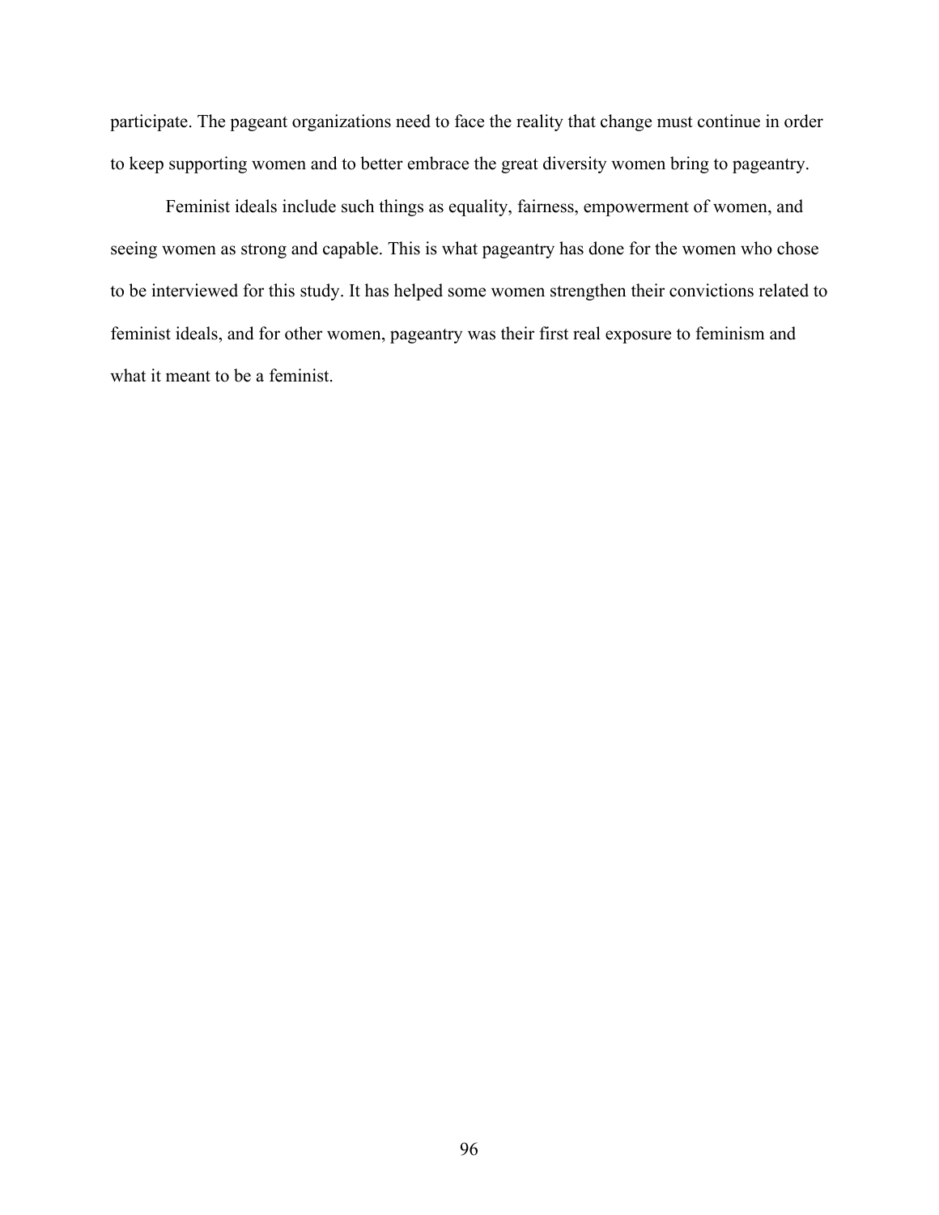participate. The pageant organizations need to face the reality that change must continue in order to keep supporting women and to better embrace the great diversity women bring to pageantry.

Feminist ideals include such things as equality, fairness, empowerment of women, and seeing women as strong and capable. This is what pageantry has done for the women who chose to be interviewed for this study. It has helped some women strengthen their convictions related to feminist ideals, and for other women, pageantry was their first real exposure to feminism and what it meant to be a feminist.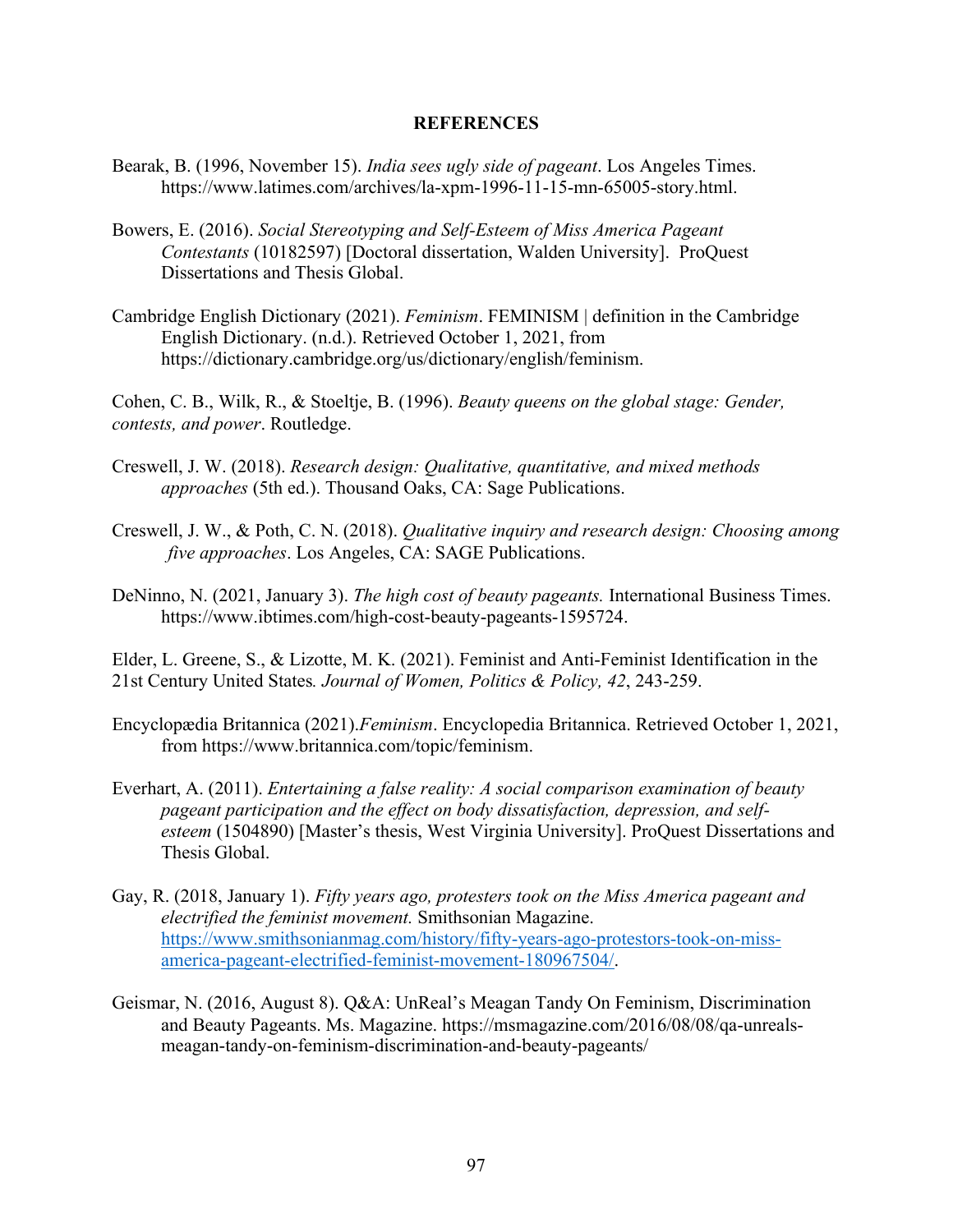# REFERENCES

Bearak, B. (1996, November 15). *India sees ugly side of pageant*. Los Angeles Times. https://www.latimes.com/archives/la-xpm-1996-11-15-mn-65005-story.html.

Bowers, E. (2016). *Social Stereotyping and Self-Esteem of Miss America Pageant Contestants* (10182597) [Doctoral dissertation, Walden University]. ProQuest Dissertations and Thesis Global.

Cambridge English Dictionary (2021). *Feminism*. FEMINISM | definition in the Cambridge English Dictionary. (n.d.). Retrieved October 1, 2021, from https://dictionary.cambridge.org/us/dictionary/english/feminism.

Cohen, C. B., Wilk, R., & Stoeltje, B. (1996). *Beauty queens on the global stage: Gender, contests, and power*. Routledge.

Creswell, J. W. (2018). *Research design: Qualitative, quantitative, and mixed methods approaches* (5th ed.). Thousand Oaks, CA: Sage Publications.

Creswell, J. W., & Poth, C. N. (2018). *Qualitative inquiry and research design: Choosing among five approaches*. Los Angeles, CA: SAGE Publications.

DeNinno, N. (2021, January 3). *The high cost of beauty pageants.* International Business Times. https://www.ibtimes.com/high-cost-beauty-pageants-1595724.

Elder, L. Greene, S., & Lizotte, M. K. (2021). Feminist and Anti-Feminist Identification in the 21st Century United States*. Journal of Women, Politics & Policy, 42*, 243-259.

Encyclopædia Britannica (2021).*Feminism*. Encyclopedia Britannica. Retrieved October 1, 2021, from https://www.britannica.com/topic/feminism.

Everhart, A. (2011). *Entertaining a false reality: A social comparison examination of beauty pageant participation and the effect on body dissatisfaction, depression, and self-esteem* (1504890) [Master's thesis, West Virginia University]. ProQuest Dissertations and Thesis Global.

Gay, R. (2018, January 1). *Fifty years ago, protesters took on the Miss America pageant and electrified the feminist movement.* Smithsonian Magazine. https://www.smithsonianmag.com/history/fifty-years-ago-protestors-took-on-miss-america-pageant-electrified-feminist-movement-180967504/.

Geismar, N. (2016, August 8). Q&A: UnReal's Meagan Tandy On Feminism, Discrimination and Beauty Pageants. Ms. Magazine. https://msmagazine.com/2016/08/08/qa-unreals-meagan-tandy-on-feminism-discrimination-and-beauty-pageants/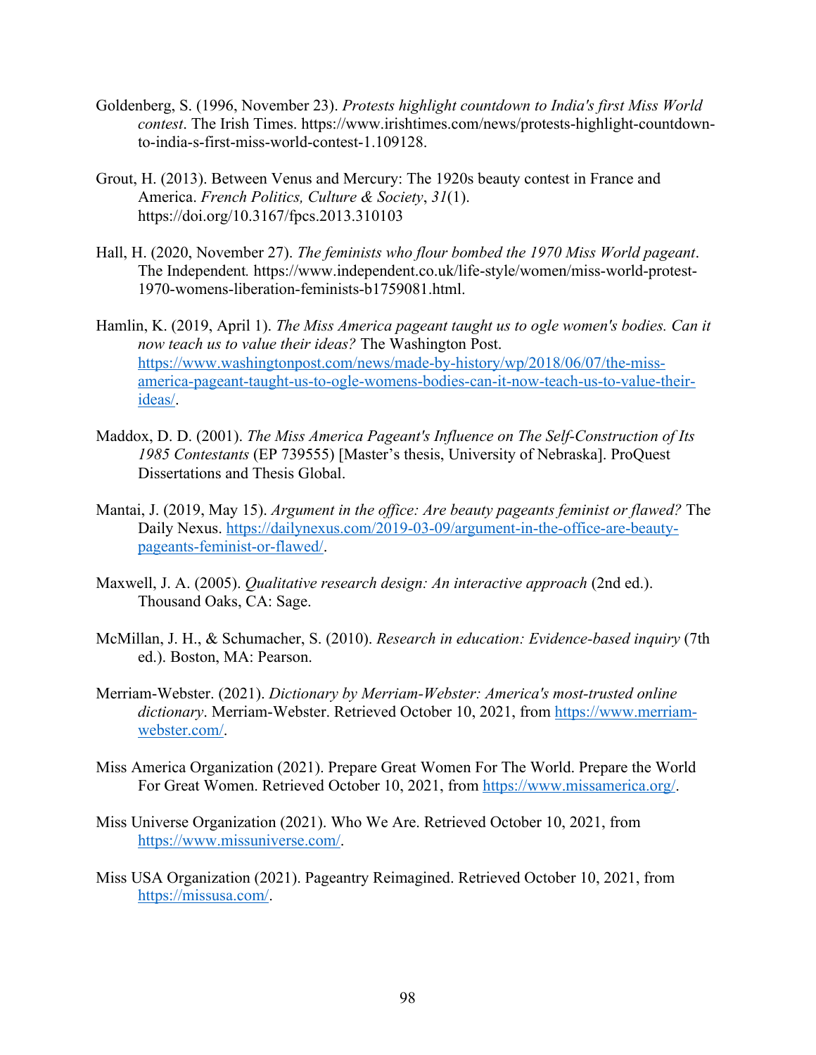Goldenberg, S. (1996, November 23). *Protests highlight countdown to India's first Miss World contest*. The Irish Times. https://www.irishtimes.com/news/protests-highlight-countdown-to-india-s-first-miss-world-contest-1.109128.

Grout, H. (2013). Between Venus and Mercury: The 1920s beauty contest in France and America. *French Politics, Culture & Society*, *31*(1). https://doi.org/10.3167/fpcs.2013.310103

Hall, H. (2020, November 27). *The feminists who flour bombed the 1970 Miss World pageant*. The Independent*.* https://www.independent.co.uk/life-style/women/miss-world-protest-1970-womens-liberation-feminists-b1759081.html.

Hamlin, K. (2019, April 1). *The Miss America pageant taught us to ogle women's bodies. Can it now teach us to value their ideas?* The Washington Post. https://www.washingtonpost.com/news/made-by-history/wp/2018/06/07/the-miss-america-pageant-taught-us-to-ogle-womens-bodies-can-it-now-teach-us-to-value-their-ideas/.

Maddox, D. D. (2001). *The Miss America Pageant's Influence on The Self-Construction of Its 1985 Contestants* (EP 739555) [Master's thesis, University of Nebraska]. ProQuest Dissertations and Thesis Global.

Mantai, J. (2019, May 15). *Argument in the office: Are beauty pageants feminist or flawed?* The Daily Nexus. https://dailynexus.com/2019-03-09/argument-in-the-office-are-beauty-pageants-feminist-or-flawed/.

Maxwell, J. A. (2005). *Qualitative research design: An interactive approach* (2nd ed.). Thousand Oaks, CA: Sage.

McMillan, J. H., & Schumacher, S. (2010). *Research in education: Evidence-based inquiry* (7th ed.). Boston, MA: Pearson.

Merriam-Webster. (2021). *Dictionary by Merriam-Webster: America's most-trusted online dictionary*. Merriam-Webster. Retrieved October 10, 2021, from https://www.merriam-webster.com/.

Miss America Organization (2021). Prepare Great Women For The World. Prepare the World For Great Women. Retrieved October 10, 2021, from https://www.missamerica.org/.

Miss Universe Organization (2021). Who We Are. Retrieved October 10, 2021, from https://www.missuniverse.com/.

Miss USA Organization (2021). Pageantry Reimagined. Retrieved October 10, 2021, from https://missusa.com/.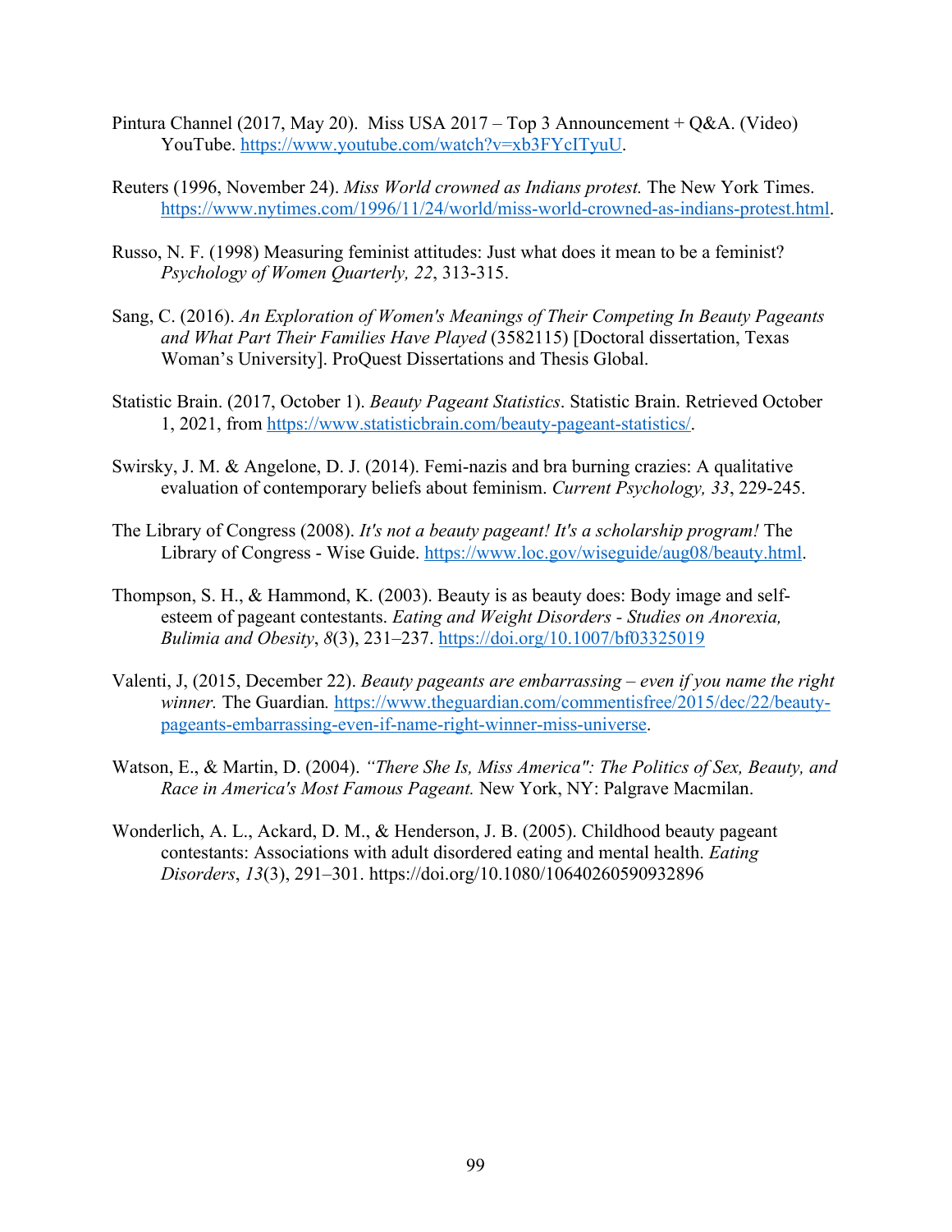Pintura Channel (2017, May 20). Miss USA 2017 – Top 3 Announcement + Q&A. (Video) YouTube. https://www.youtube.com/watch?v=xb3FYcITyuU.

Reuters (1996, November 24). *Miss World crowned as Indians protest.* The New York Times. https://www.nytimes.com/1996/11/24/world/miss-world-crowned-as-indians-protest.html.

Russo, N. F. (1998) Measuring feminist attitudes: Just what does it mean to be a feminist? *Psychology of Women Quarterly, 22*, 313-315.

Sang, C. (2016). *An Exploration of Women's Meanings of Their Competing In Beauty Pageants and What Part Their Families Have Played* (3582115) [Doctoral dissertation, Texas Woman's University]. ProQuest Dissertations and Thesis Global.

Statistic Brain. (2017, October 1). *Beauty Pageant Statistics*. Statistic Brain. Retrieved October 1, 2021, from https://www.statisticbrain.com/beauty-pageant-statistics/.

Swirsky, J. M. & Angelone, D. J. (2014). Femi-nazis and bra burning crazies: A qualitative evaluation of contemporary beliefs about feminism. *Current Psychology, 33*, 229-245.

The Library of Congress (2008). *It's not a beauty pageant! It's a scholarship program!* The Library of Congress - Wise Guide. https://www.loc.gov/wiseguide/aug08/beauty.html.

Thompson, S. H., & Hammond, K. (2003). Beauty is as beauty does: Body image and self-esteem of pageant contestants. *Eating and Weight Disorders - Studies on Anorexia, Bulimia and Obesity*, *8*(3), 231–237. https://doi.org/10.1007/bf03325019

Valenti, J, (2015, December 22). *Beauty pageants are embarrassing – even if you name the right winner.* The Guardian*.* https://www.theguardian.com/commentisfree/2015/dec/22/beauty-pageants-embarrassing-even-if-name-right-winner-miss-universe.

Watson, E., & Martin, D. (2004). *"There She Is, Miss America": The Politics of Sex, Beauty, and Race in America's Most Famous Pageant.* New York, NY: Palgrave Macmilan.

Wonderlich, A. L., Ackard, D. M., & Henderson, J. B. (2005). Childhood beauty pageant contestants: Associations with adult disordered eating and mental health. *Eating Disorders*, *13*(3), 291–301. https://doi.org/10.1080/10640260590932896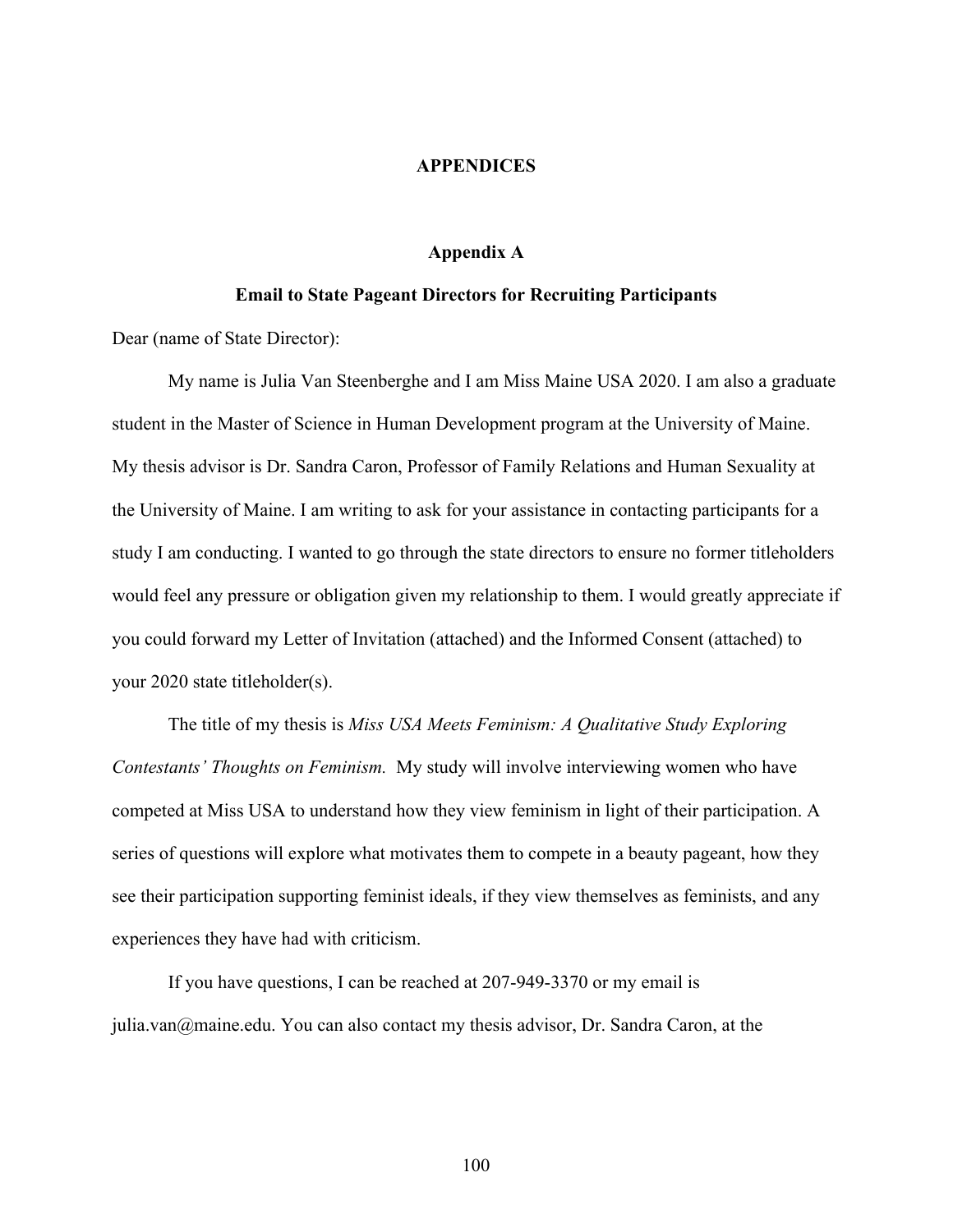# APPENDICES

## Appendix A

### Email to State Pageant Directors for Recruiting Participants

Dear (name of State Director):

My name is Julia Van Steenberghe and I am Miss Maine USA 2020. I am also a graduate student in the Master of Science in Human Development program at the University of Maine. My thesis advisor is Dr. Sandra Caron, Professor of Family Relations and Human Sexuality at the University of Maine. I am writing to ask for your assistance in contacting participants for a study I am conducting. I wanted to go through the state directors to ensure no former titleholders would feel any pressure or obligation given my relationship to them. I would greatly appreciate if you could forward my Letter of Invitation (attached) and the Informed Consent (attached) to your 2020 state titleholder(s).

The title of my thesis is *Miss USA Meets Feminism: A Qualitative Study Exploring Contestants' Thoughts on Feminism.* My study will involve interviewing women who have competed at Miss USA to understand how they view feminism in light of their participation. A series of questions will explore what motivates them to compete in a beauty pageant, how they see their participation supporting feminist ideals, if they view themselves as feminists, and any experiences they have had with criticism.

If you have questions, I can be reached at 207-949-3370 or my email is julia.van@maine.edu. You can also contact my thesis advisor, Dr. Sandra Caron, at the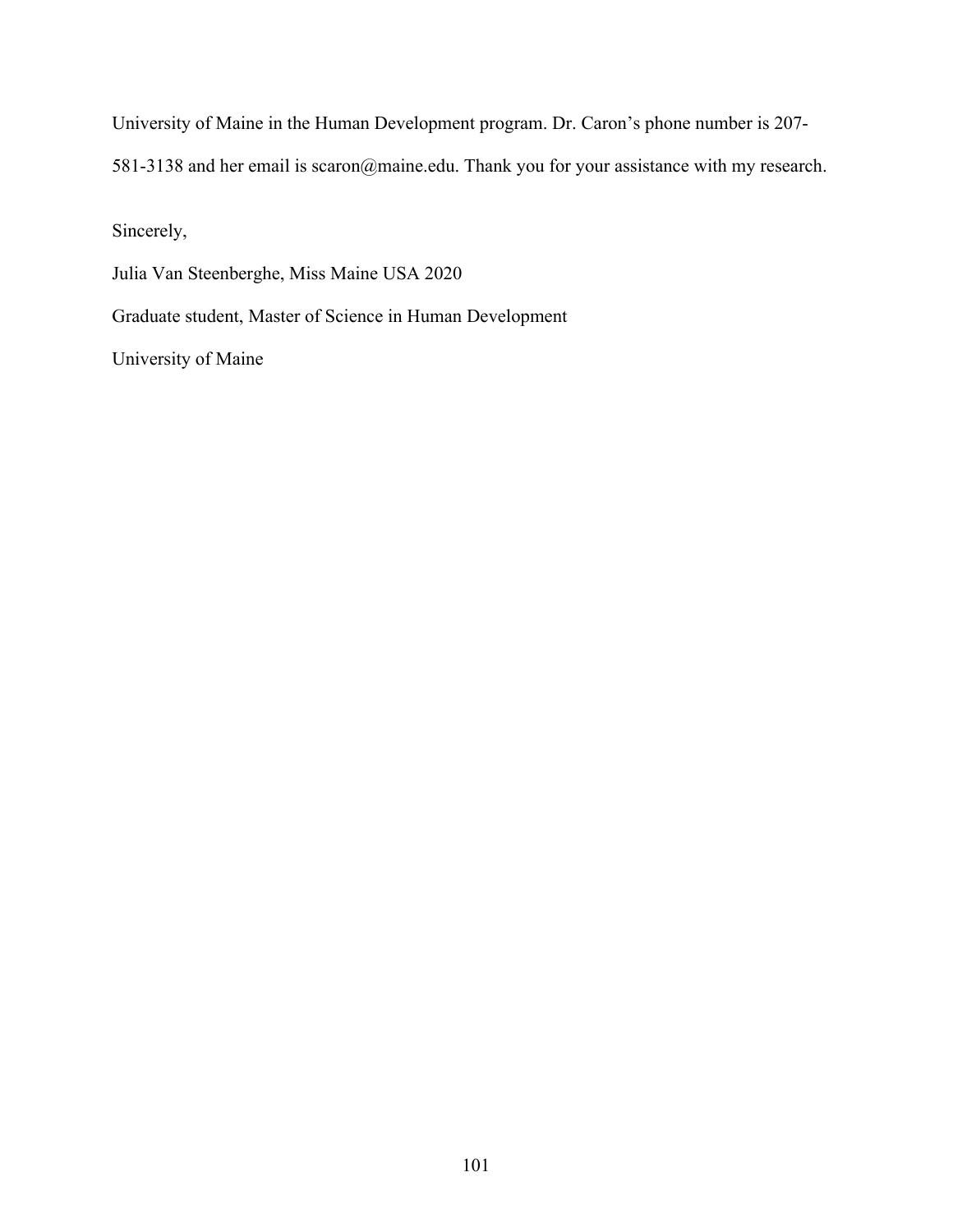University of Maine in the Human Development program. Dr. Caron's phone number is 207-581-3138 and her email is scaron@maine.edu. Thank you for your assistance with my research.

Sincerely,

Julia Van Steenberghe, Miss Maine USA 2020

Graduate student, Master of Science in Human Development

University of Maine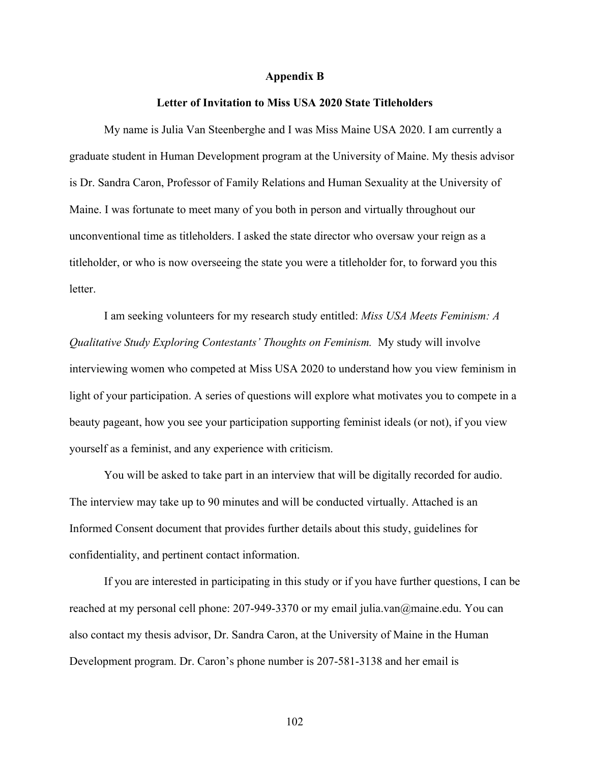## Appendix B

### Letter of Invitation to Miss USA 2020 State Titleholders

My name is Julia Van Steenberghe and I was Miss Maine USA 2020. I am currently a graduate student in Human Development program at the University of Maine. My thesis advisor is Dr. Sandra Caron, Professor of Family Relations and Human Sexuality at the University of Maine. I was fortunate to meet many of you both in person and virtually throughout our unconventional time as titleholders. I asked the state director who oversaw your reign as a titleholder, or who is now overseeing the state you were a titleholder for, to forward you this letter.

I am seeking volunteers for my research study entitled: *Miss USA Meets Feminism: A Qualitative Study Exploring Contestants' Thoughts on Feminism.* My study will involve interviewing women who competed at Miss USA 2020 to understand how you view feminism in light of your participation. A series of questions will explore what motivates you to compete in a beauty pageant, how you see your participation supporting feminist ideals (or not), if you view yourself as a feminist, and any experience with criticism.

You will be asked to take part in an interview that will be digitally recorded for audio. The interview may take up to 90 minutes and will be conducted virtually. Attached is an Informed Consent document that provides further details about this study, guidelines for confidentiality, and pertinent contact information.

If you are interested in participating in this study or if you have further questions, I can be reached at my personal cell phone: 207-949-3370 or my email julia.van@maine.edu. You can also contact my thesis advisor, Dr. Sandra Caron, at the University of Maine in the Human Development program. Dr. Caron's phone number is 207-581-3138 and her email is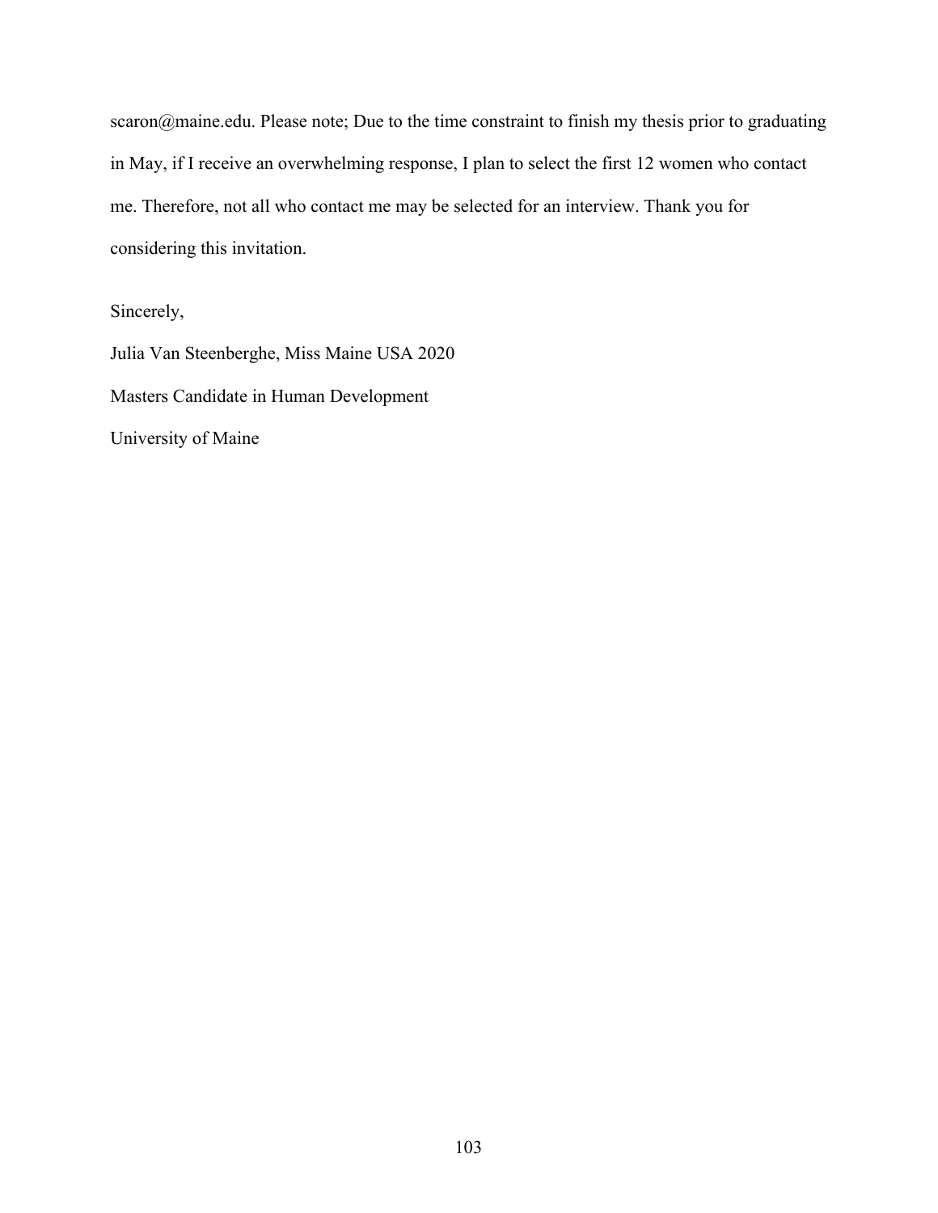scaron@maine.edu. Please note; Due to the time constraint to finish my thesis prior to graduating in May, if I receive an overwhelming response, I plan to select the first 12 women who contact me. Therefore, not all who contact me may be selected for an interview. Thank you for considering this invitation.

Sincerely,

Julia Van Steenberghe, Miss Maine USA 2020

Masters Candidate in Human Development

University of Maine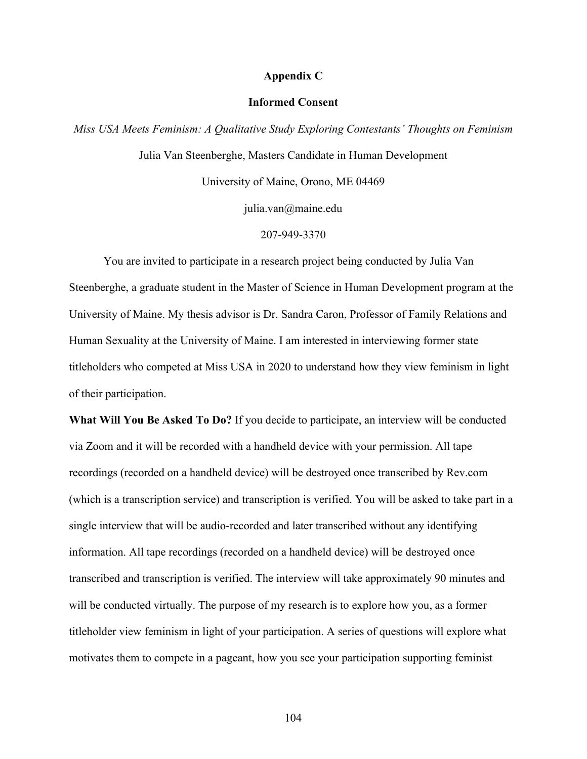## Appendix C

## Informed Consent

*Miss USA Meets Feminism: A Qualitative Study Exploring Contestants' Thoughts on Feminism*

Julia Van Steenberghe, Masters Candidate in Human Development

University of Maine, Orono, ME 04469

julia.van@maine.edu

207-949-3370

You are invited to participate in a research project being conducted by Julia Van Steenberghe, a graduate student in the Master of Science in Human Development program at the University of Maine. My thesis advisor is Dr. Sandra Caron, Professor of Family Relations and Human Sexuality at the University of Maine. I am interested in interviewing former state titleholders who competed at Miss USA in 2020 to understand how they view feminism in light of their participation.

**What Will You Be Asked To Do?** If you decide to participate, an interview will be conducted via Zoom and it will be recorded with a handheld device with your permission. All tape recordings (recorded on a handheld device) will be destroyed once transcribed by Rev.com (which is a transcription service) and transcription is verified. You will be asked to take part in a single interview that will be audio-recorded and later transcribed without any identifying information. All tape recordings (recorded on a handheld device) will be destroyed once transcribed and transcription is verified. The interview will take approximately 90 minutes and will be conducted virtually. The purpose of my research is to explore how you, as a former titleholder view feminism in light of your participation. A series of questions will explore what motivates them to compete in a pageant, how you see your participation supporting feminist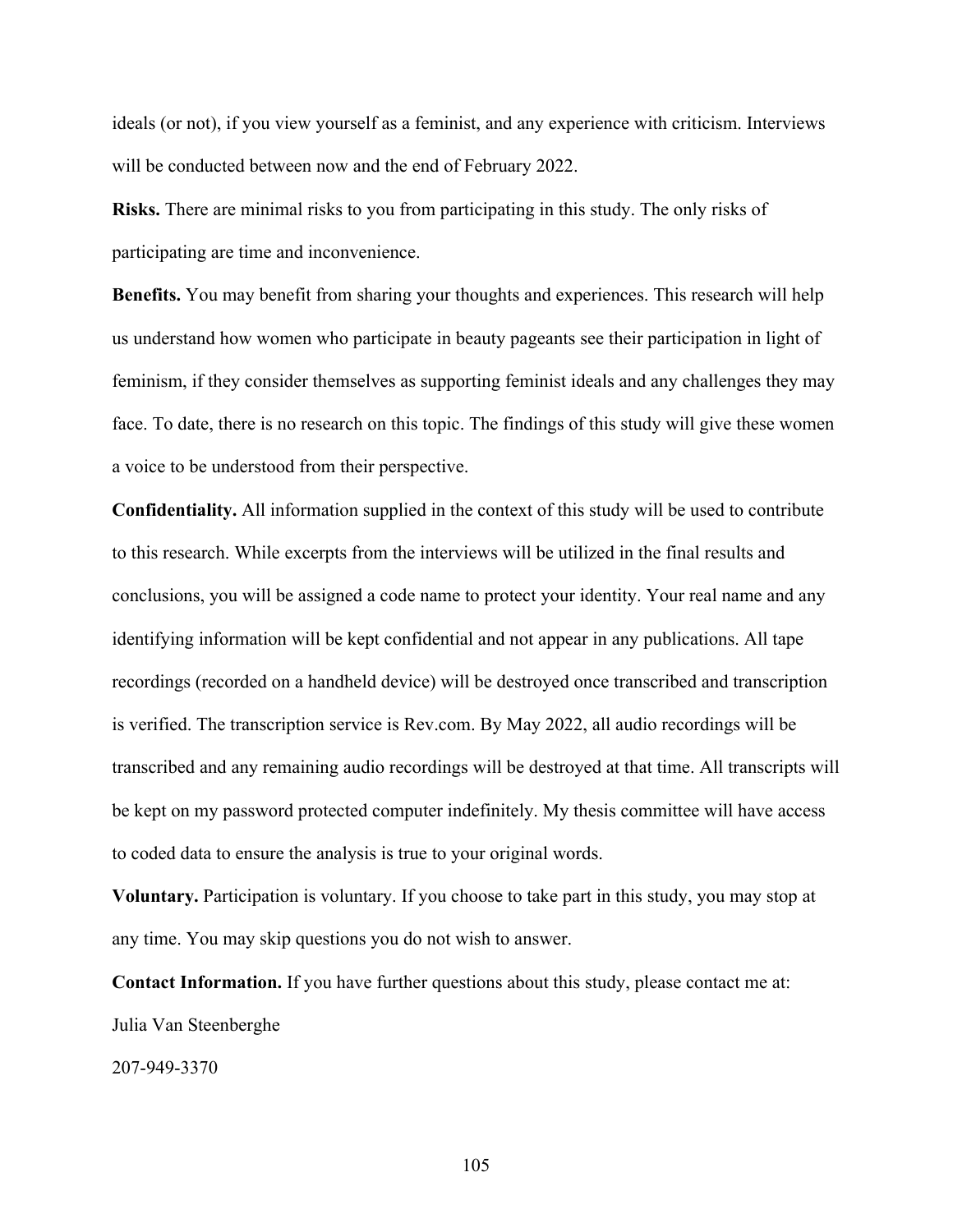ideals (or not), if you view yourself as a feminist, and any experience with criticism. Interviews will be conducted between now and the end of February 2022.

**Risks.** There are minimal risks to you from participating in this study. The only risks of participating are time and inconvenience.

**Benefits.** You may benefit from sharing your thoughts and experiences. This research will help us understand how women who participate in beauty pageants see their participation in light of feminism, if they consider themselves as supporting feminist ideals and any challenges they may face. To date, there is no research on this topic. The findings of this study will give these women a voice to be understood from their perspective.

**Confidentiality.** All information supplied in the context of this study will be used to contribute to this research. While excerpts from the interviews will be utilized in the final results and conclusions, you will be assigned a code name to protect your identity. Your real name and any identifying information will be kept confidential and not appear in any publications. All tape recordings (recorded on a handheld device) will be destroyed once transcribed and transcription is verified. The transcription service is Rev.com. By May 2022, all audio recordings will be transcribed and any remaining audio recordings will be destroyed at that time. All transcripts will be kept on my password protected computer indefinitely. My thesis committee will have access to coded data to ensure the analysis is true to your original words.

**Voluntary.** Participation is voluntary. If you choose to take part in this study, you may stop at any time. You may skip questions you do not wish to answer.

**Contact Information.** If you have further questions about this study, please contact me at:

Julia Van Steenberghe

207-949-3370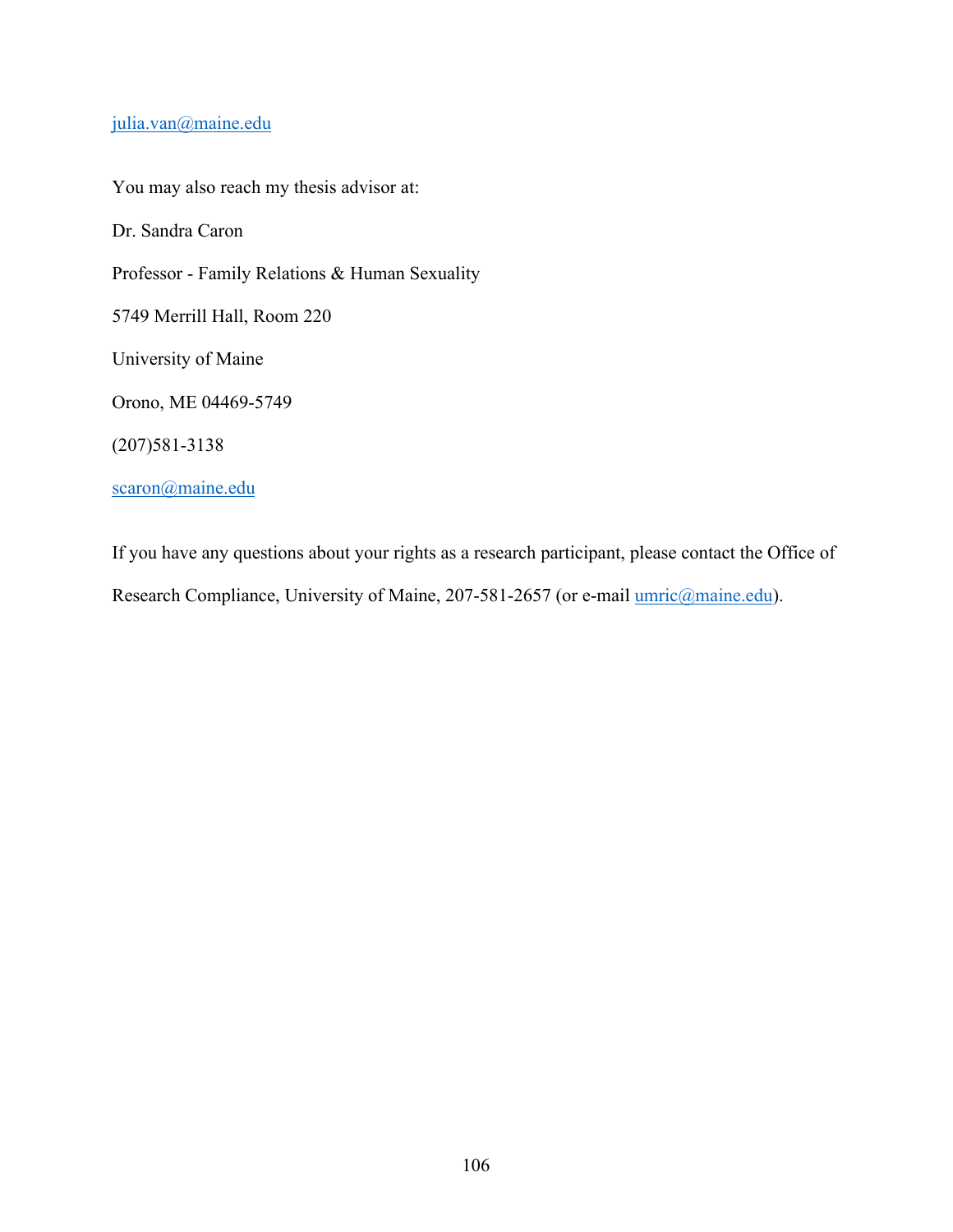julia.van@maine.edu

You may also reach my thesis advisor at:

Dr. Sandra Caron

Professor - Family Relations & Human Sexuality

5749 Merrill Hall, Room 220

University of Maine

Orono, ME 04469-5749

(207)581-3138

scaron@maine.edu

If you have any questions about your rights as a research participant, please contact the Office of Research Compliance, University of Maine, 207-581-2657 (or e-mail umric@maine.edu).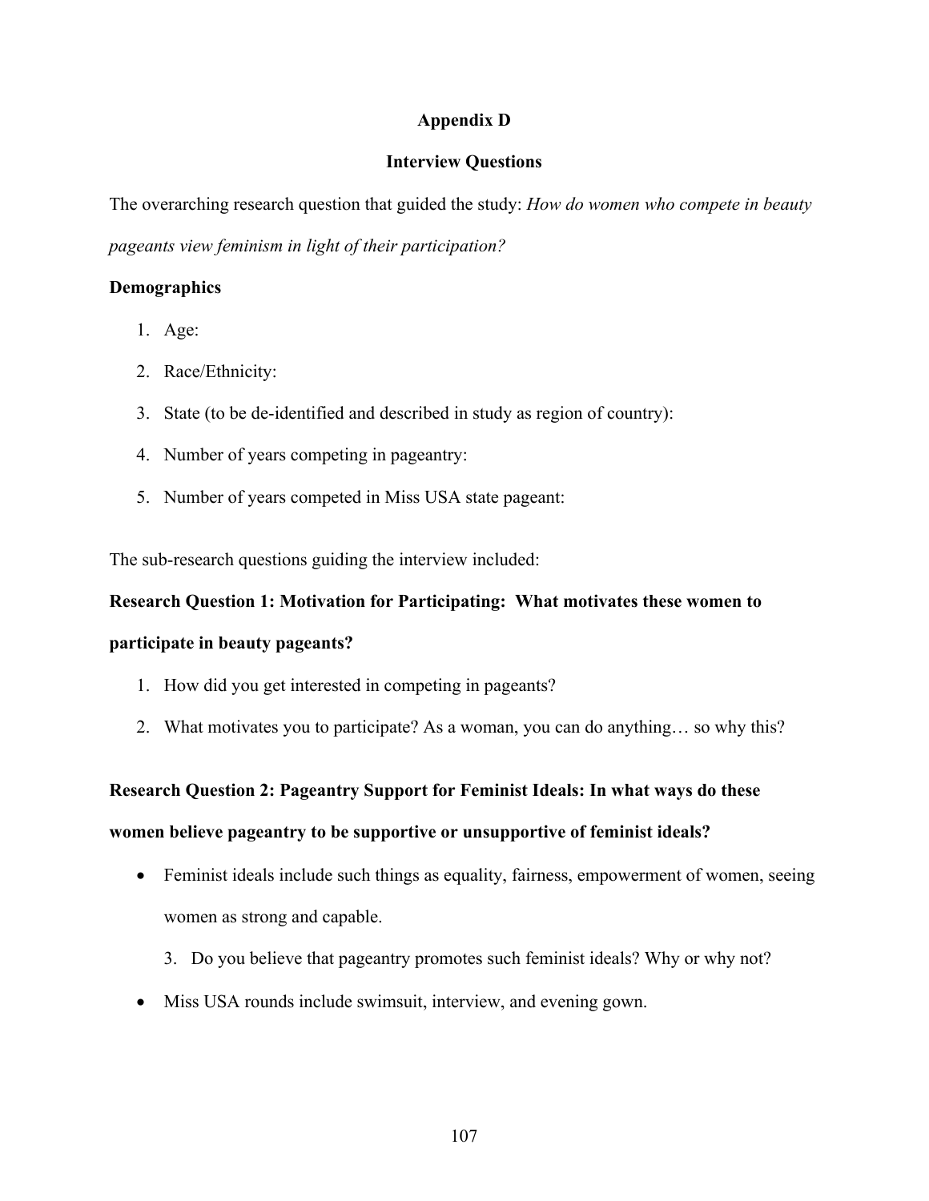## Appendix D

## Interview Questions

The overarching research question that guided the study: *How do women who compete in beauty pageants view feminism in light of their participation?*

**Demographics**

1. Age:
2. Race/Ethnicity:
3. State (to be de-identified and described in study as region of country):
4. Number of years competing in pageantry:
5. Number of years competed in Miss USA state pageant:

The sub-research questions guiding the interview included:

**Research Question 1: Motivation for Participating: What motivates these women to participate in beauty pageants?**

1. How did you get interested in competing in pageants?
2. What motivates you to participate? As a woman, you can do anything… so why this?

**Research Question 2: Pageantry Support for Feminist Ideals: In what ways do these women believe pageantry to be supportive or unsupportive of feminist ideals?**

- Feminist ideals include such things as equality, fairness, empowerment of women, seeing women as strong and capable.
  3. Do you believe that pageantry promotes such feminist ideals? Why or why not?
- Miss USA rounds include swimsuit, interview, and evening gown.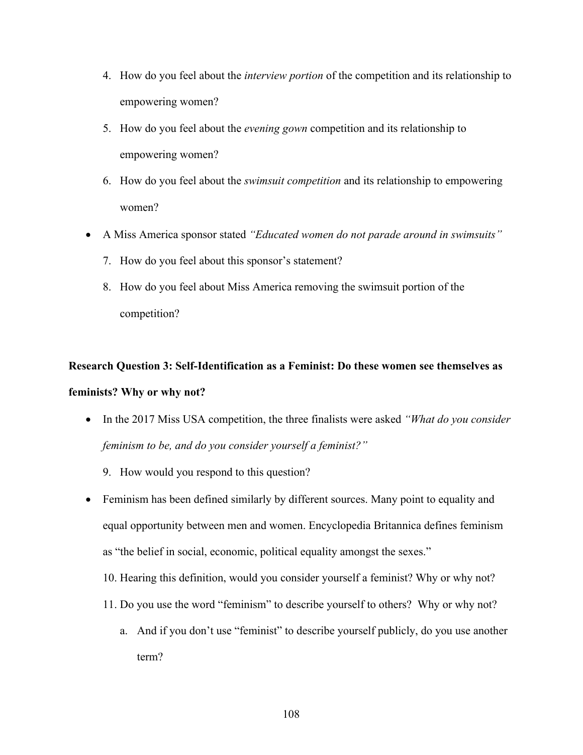4. How do you feel about the *interview portion* of the competition and its relationship to empowering women?
5. How do you feel about the *evening gown* competition and its relationship to empowering women?
6. How do you feel about the *swimsuit competition* and its relationship to empowering women?

- A Miss America sponsor stated *"Educated women do not parade around in swimsuits"*

7. How do you feel about this sponsor's statement?
8. How do you feel about Miss America removing the swimsuit portion of the competition?

**Research Question 3: Self-Identification as a Feminist: Do these women see themselves as feminists? Why or why not?**

- In the 2017 Miss USA competition, the three finalists were asked *"What do you consider feminism to be, and do you consider yourself a feminist?"*

9. How would you respond to this question?

- Feminism has been defined similarly by different sources. Many point to equality and equal opportunity between men and women. Encyclopedia Britannica defines feminism as "the belief in social, economic, political equality amongst the sexes."

10. Hearing this definition, would you consider yourself a feminist? Why or why not?
11. Do you use the word "feminism" to describe yourself to others? Why or why not?
    a. And if you don't use "feminist" to describe yourself publicly, do you use another term?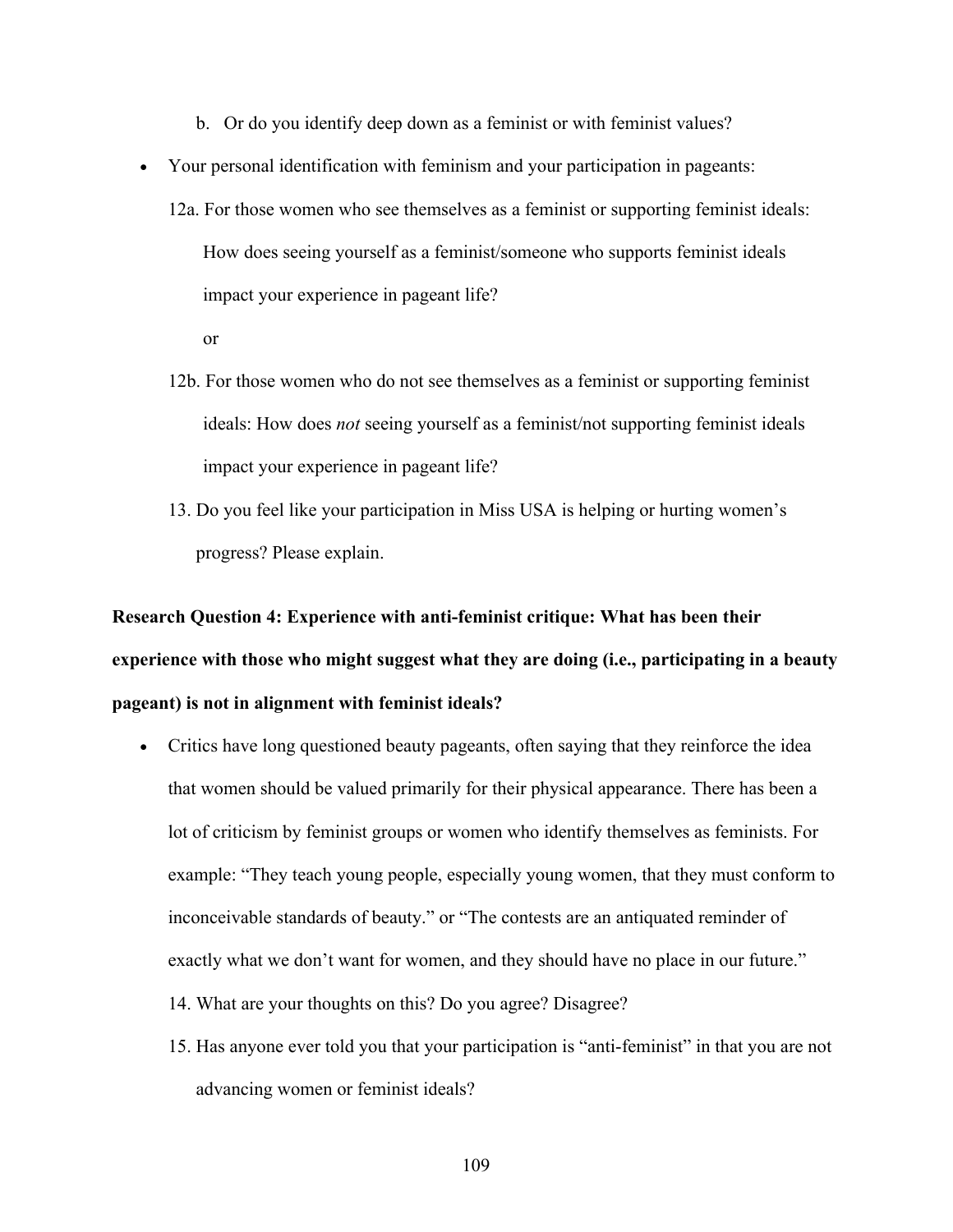b. Or do you identify deep down as a feminist or with feminist values?

- Your personal identification with feminism and your participation in pageants:

  12a. For those women who see themselves as a feminist or supporting feminist ideals: How does seeing yourself as a feminist/someone who supports feminist ideals impact your experience in pageant life?

  or

  12b. For those women who do not see themselves as a feminist or supporting feminist ideals: How does *not* seeing yourself as a feminist/not supporting feminist ideals impact your experience in pageant life?

  13. Do you feel like your participation in Miss USA is helping or hurting women's progress? Please explain.

**Research Question 4: Experience with anti-feminist critique: What has been their experience with those who might suggest what they are doing (i.e., participating in a beauty pageant) is not in alignment with feminist ideals?**

- Critics have long questioned beauty pageants, often saying that they reinforce the idea that women should be valued primarily for their physical appearance. There has been a lot of criticism by feminist groups or women who identify themselves as feminists. For example: "They teach young people, especially young women, that they must conform to inconceivable standards of beauty." or "The contests are an antiquated reminder of exactly what we don't want for women, and they should have no place in our future."

  14. What are your thoughts on this? Do you agree? Disagree?

  15. Has anyone ever told you that your participation is "anti-feminist" in that you are not advancing women or feminist ideals?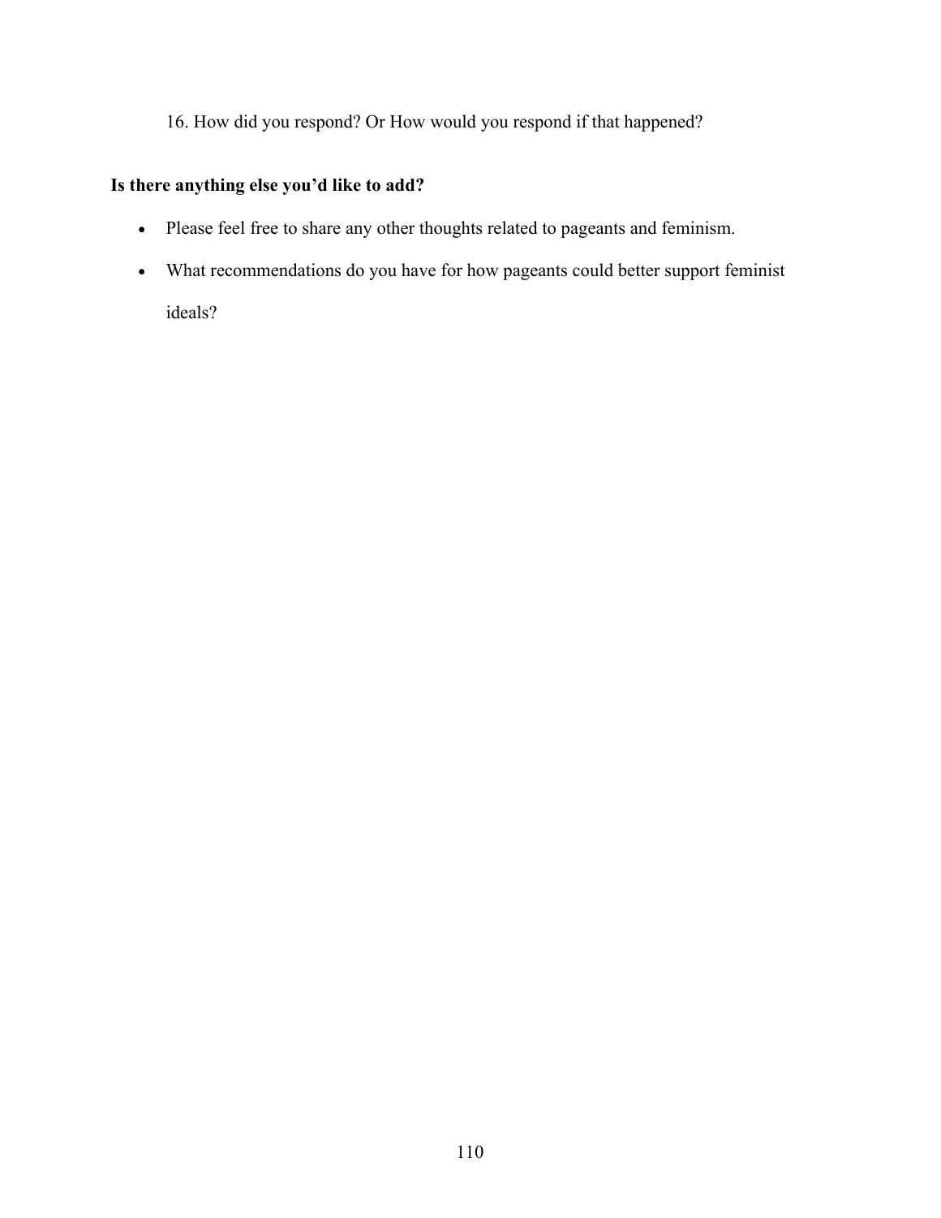16. How did you respond? Or How would you respond if that happened?

**Is there anything else you'd like to add?**

- Please feel free to share any other thoughts related to pageants and feminism.
- What recommendations do you have for how pageants could better support feminist ideals?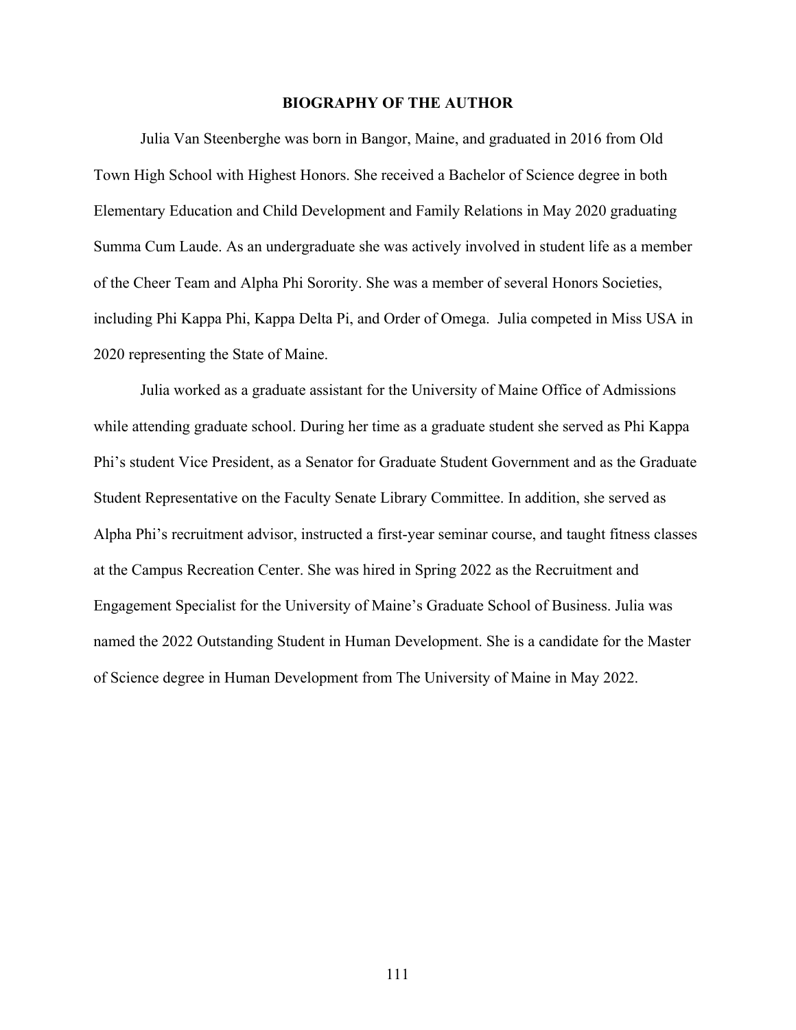# BIOGRAPHY OF THE AUTHOR

Julia Van Steenberghe was born in Bangor, Maine, and graduated in 2016 from Old Town High School with Highest Honors. She received a Bachelor of Science degree in both Elementary Education and Child Development and Family Relations in May 2020 graduating Summa Cum Laude. As an undergraduate she was actively involved in student life as a member of the Cheer Team and Alpha Phi Sorority. She was a member of several Honors Societies, including Phi Kappa Phi, Kappa Delta Pi, and Order of Omega.  Julia competed in Miss USA in 2020 representing the State of Maine.

Julia worked as a graduate assistant for the University of Maine Office of Admissions while attending graduate school. During her time as a graduate student she served as Phi Kappa Phi's student Vice President, as a Senator for Graduate Student Government and as the Graduate Student Representative on the Faculty Senate Library Committee. In addition, she served as Alpha Phi's recruitment advisor, instructed a first-year seminar course, and taught fitness classes at the Campus Recreation Center. She was hired in Spring 2022 as the Recruitment and Engagement Specialist for the University of Maine's Graduate School of Business. Julia was named the 2022 Outstanding Student in Human Development. She is a candidate for the Master of Science degree in Human Development from The University of Maine in May 2022.